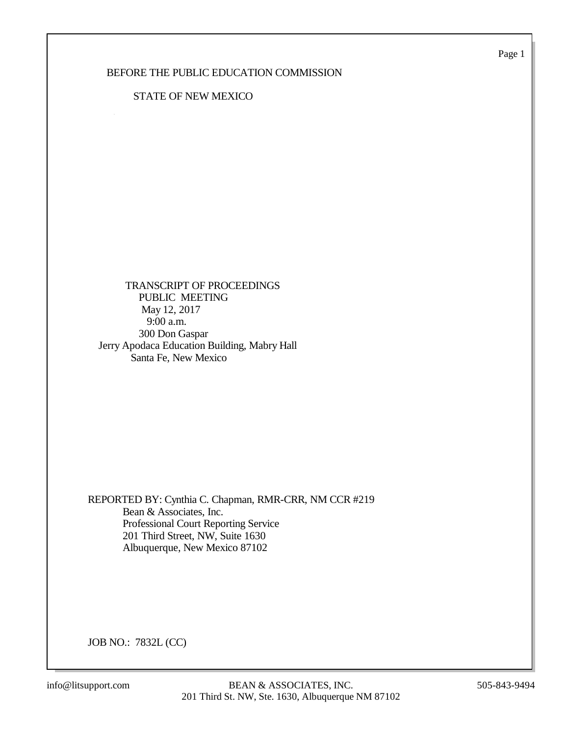BEFORE THE PUBLIC EDUCATION COMMISSION

STATE OF NEW MEXICO

TRANSCRIPT OF PROCEEDINGS
PUBLIC MEETING
May 12, 2017
9:00 a.m.
300 Don Gaspar
Jerry Apodaca Education Building, Mabry Hall
Santa Fe, New Mexico

REPORTED BY: Cynthia C. Chapman, RMR-CRR, NM CCR #219
Bean & Associates, Inc.
Professional Court Reporting Service
201 Third Street, NW, Suite 1630
Albuquerque, New Mexico 87102

JOB NO.: 7832L (CC)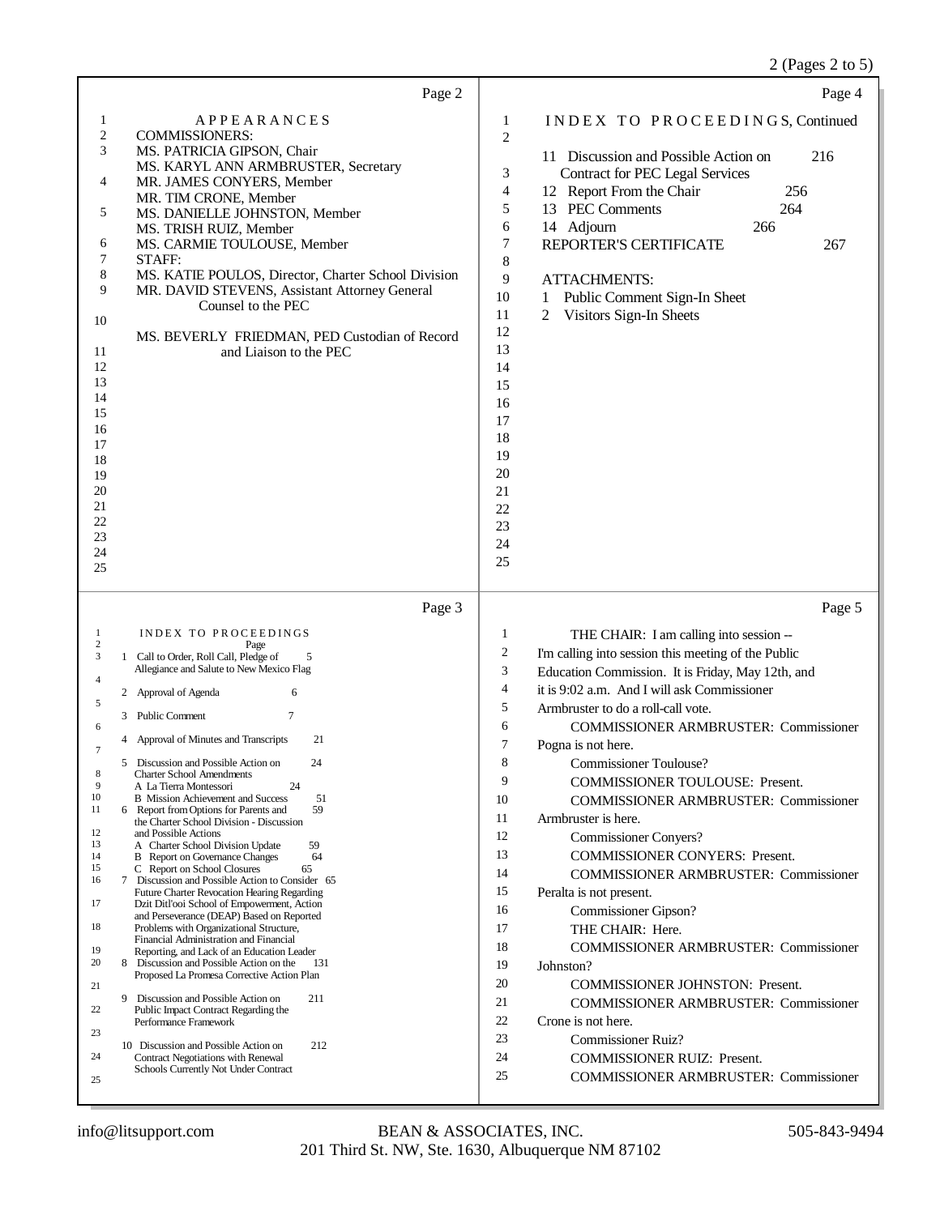## Page 2

APPEARANCES

COMMISSIONERS:
- MS. PATRICIA GIPSON, Chair
- MS. KARYL ANN ARMBRUSTER, Secretary
- MR. JAMES CONYERS, Member
- MR. TIM CRONE, Member
- MS. DANIELLE JOHNSTON, Member
- MS. TRISH RUIZ, Member
- MS. CARMIE TOULOUSE, Member

STAFF:
- MS. KATIE POULOS, Director, Charter School Division
- MR. DAVID STEVENS, Assistant Attorney General Counsel to the PEC
- MS. BEVERLY FRIEDMAN, PED Custodian of Record and Liaison to the PEC

## Page 3

INDEX TO PROCEEDINGS

| | | Page |
|---|---|---|
| 1 | Call to Order, Roll Call, Pledge of Allegiance and Salute to New Mexico Flag | 5 |
| 2 | Approval of Agenda | 6 |
| 3 | Public Comment | 7 |
| 4 | Approval of Minutes and Transcripts | 21 |
| 5 | Discussion and Possible Action on Charter School Amendments | 24 |
| | A La Tierra Montessori | 24 |
| | B Mission Achievement and Success | 51 |
| 6 | Report from Options for Parents and the Charter School Division - Discussion and Possible Actions | 59 |
| | A Charter School Division Update | 59 |
| | B Report on Governance Changes | 64 |
| | C Report on School Closures | 65 |
| 7 | Discussion and Possible Action to Consider Future Charter Revocation Hearing Regarding Dzit Ditl'ooi School of Empowerment, Action and Perseverance (DEAP) Based on Reported Problems with Organizational Structure, Financial Administration and Financial Reporting, and Lack of an Education Leader | 65 |
| 8 | Discussion and Possible Action on the Proposed La Promesa Corrective Action Plan | 131 |
| 9 | Discussion and Possible Action on Public Impact Contract Regarding the Performance Framework | 211 |
| 10 | Discussion and Possible Action on Contract Negotiations with Renewal Schools Currently Not Under Contract | 212 |

## Page 4

INDEX TO PROCEEDINGS, Continued

| | | |
|---|---|---|
| 11 | Discussion and Possible Action on Contract for PEC Legal Services | 216 |
| 12 | Report From the Chair | 256 |
| 13 | PEC Comments | 264 |
| 14 | Adjourn | 266 |
| | REPORTER'S CERTIFICATE | 267 |

ATTACHMENTS:
1. Public Comment Sign-In Sheet
2. Visitors Sign-In Sheets

## Page 5

1 THE CHAIR: I am calling into session --
2 I'm calling into session this meeting of the Public
3 Education Commission. It is Friday, May 12th, and
4 it is 9:02 a.m. And I will ask Commissioner
5 Armbruster to do a roll-call vote.
6 COMMISSIONER ARMBRUSTER: Commissioner
7 Pogna is not here.
8 Commissioner Toulouse?
9 COMMISSIONER TOULOUSE: Present.
10 COMMISSIONER ARMBRUSTER: Commissioner
11 Armbruster is here.
12 Commissioner Conyers?
13 COMMISSIONER CONYERS: Present.
14 COMMISSIONER ARMBRUSTER: Commissioner
15 Peralta is not present.
16 Commissioner Gipson?
17 THE CHAIR: Here.
18 COMMISSIONER ARMBRUSTER: Commissioner
19 Johnston?
20 COMMISSIONER JOHNSTON: Present.
21 COMMISSIONER ARMBRUSTER: Commissioner
22 Crone is not here.
23 Commissioner Ruiz?
24 COMMISSIONER RUIZ: Present.
25 COMMISSIONER ARMBRUSTER: Commissioner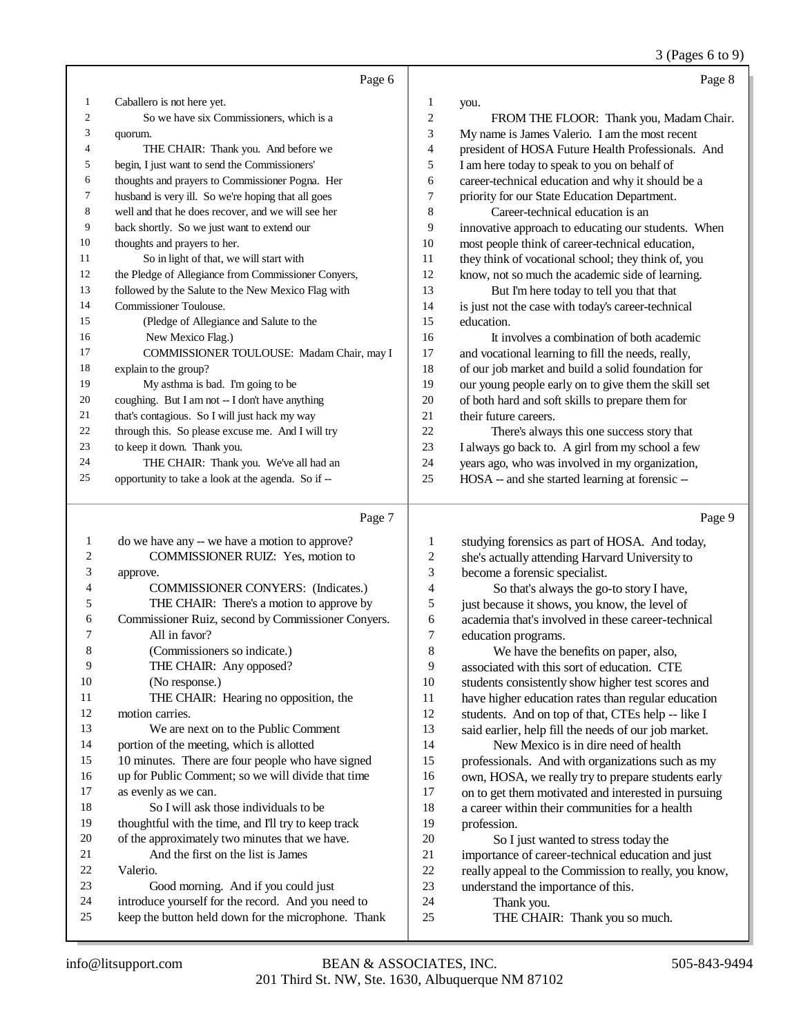Page 6

1 Caballero is not here yet.
2 So we have six Commissioners, which is a
3 quorum.
4 THE CHAIR: Thank you. And before we
5 begin, I just want to send the Commissioners'
6 thoughts and prayers to Commissioner Pogna. Her
7 husband is very ill. So we're hoping that all goes
8 well and that he does recover, and we will see her
9 back shortly. So we just want to extend our
10 thoughts and prayers to her.
11 So in light of that, we will start with
12 the Pledge of Allegiance from Commissioner Conyers,
13 followed by the Salute to the New Mexico Flag with
14 Commissioner Toulouse.
15 (Pledge of Allegiance and Salute to the
16 New Mexico Flag.)
17 COMMISSIONER TOULOUSE: Madam Chair, may I
18 explain to the group?
19 My asthma is bad. I'm going to be
20 coughing. But I am not -- I don't have anything
21 that's contagious. So I will just hack my way
22 through this. So please excuse me. And I will try
23 to keep it down. Thank you.
24 THE CHAIR: Thank you. We've all had an
25 opportunity to take a look at the agenda. So if --

Page 7

1 do we have any -- we have a motion to approve?
2 COMMISSIONER RUIZ: Yes, motion to
3 approve.
4 COMMISSIONER CONYERS: (Indicates.)
5 THE CHAIR: There's a motion to approve by
6 Commissioner Ruiz, second by Commissioner Conyers.
7 All in favor?
8 (Commissioners so indicate.)
9 THE CHAIR: Any opposed?
10 (No response.)
11 THE CHAIR: Hearing no opposition, the
12 motion carries.
13 We are next on to the Public Comment
14 portion of the meeting, which is allotted
15 10 minutes. There are four people who have signed
16 up for Public Comment; so we will divide that time
17 as evenly as we can.
18 So I will ask those individuals to be
19 thoughtful with the time, and I'll try to keep track
20 of the approximately two minutes that we have.
21 And the first on the list is James
22 Valerio.
23 Good morning. And if you could just
24 introduce yourself for the record. And you need to
25 keep the button held down for the microphone. Thank

Page 8

1 you.
2 FROM THE FLOOR: Thank you, Madam Chair.
3 My name is James Valerio. I am the most recent
4 president of HOSA Future Health Professionals. And
5 I am here today to speak to you on behalf of
6 career-technical education and why it should be a
7 priority for our State Education Department.
8 Career-technical education is an
9 innovative approach to educating our students. When
10 most people think of career-technical education,
11 they think of vocational school; they think of, you
12 know, not so much the academic side of learning.
13 But I'm here today to tell you that that
14 is just not the case with today's career-technical
15 education.
16 It involves a combination of both academic
17 and vocational learning to fill the needs, really,
18 of our job market and build a solid foundation for
19 our young people early on to give them the skill set
20 of both hard and soft skills to prepare them for
21 their future careers.
22 There's always this one success story that
23 I always go back to. A girl from my school a few
24 years ago, who was involved in my organization,
25 HOSA -- and she started learning at forensic --

Page 9

1 studying forensics as part of HOSA. And today,
2 she's actually attending Harvard University to
3 become a forensic specialist.
4 So that's always the go-to story I have,
5 just because it shows, you know, the level of
6 academia that's involved in these career-technical
7 education programs.
8 We have the benefits on paper, also,
9 associated with this sort of education. CTE
10 students consistently show higher test scores and
11 have higher education rates than regular education
12 students. And on top of that, CTEs help -- like I
13 said earlier, help fill the needs of our job market.
14 New Mexico is in dire need of health
15 professionals. And with organizations such as my
16 own, HOSA, we really try to prepare students early
17 on to get them motivated and interested in pursuing
18 a career within their communities for a health
19 profession.
20 So I just wanted to stress today the
21 importance of career-technical education and just
22 really appeal to the Commission to really, you know,
23 understand the importance of this.
24 Thank you.
25 THE CHAIR: Thank you so much.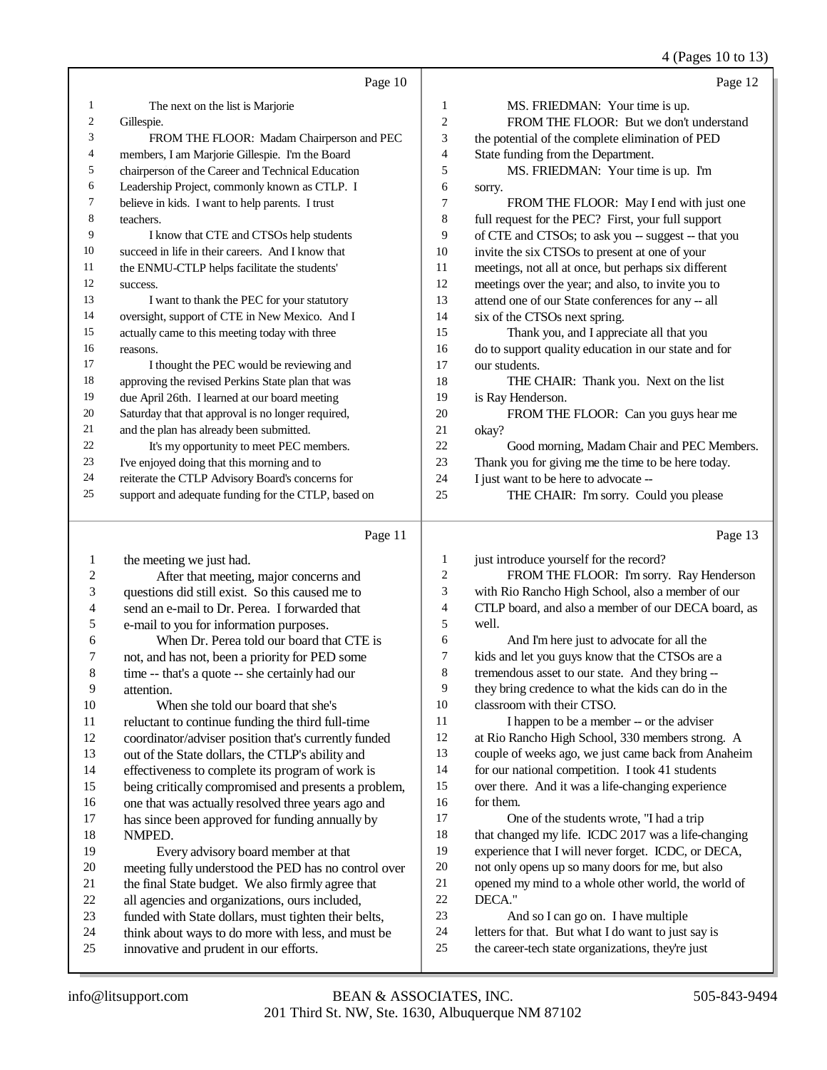Page 10

The next on the list is Marjorie Gillespie.

FROM THE FLOOR: Madam Chairperson and PEC members, I am Marjorie Gillespie. I'm the Board chairperson of the Career and Technical Education Leadership Project, commonly known as CTLP. I believe in kids. I want to help parents. I trust teachers.

I know that CTE and CTSOs help students succeed in life in their careers. And I know that the ENMU-CTLP helps facilitate the students' success.

I want to thank the PEC for your statutory oversight, support of CTE in New Mexico. And I actually came to this meeting today with three reasons.

I thought the PEC would be reviewing and approving the revised Perkins State plan that was due April 26th. I learned at our board meeting Saturday that that approval is no longer required, and the plan has already been submitted.

It's my opportunity to meet PEC members. I've enjoyed doing that this morning and to reiterate the CTLP Advisory Board's concerns for support and adequate funding for the CTLP, based on

Page 11

the meeting we just had.

After that meeting, major concerns and questions did still exist. So this caused me to send an e-mail to Dr. Perea. I forwarded that e-mail to you for information purposes.

When Dr. Perea told our board that CTE is not, and has not, been a priority for PED some time -- that's a quote -- she certainly had our attention.

When she told our board that she's reluctant to continue funding the third full-time coordinator/adviser position that's currently funded out of the State dollars, the CTLP's ability and effectiveness to complete its program of work is being critically compromised and presents a problem, one that was actually resolved three years ago and has since been approved for funding annually by NMPED.

Every advisory board member at that meeting fully understood the PED has no control over the final State budget. We also firmly agree that all agencies and organizations, ours included, funded with State dollars, must tighten their belts, think about ways to do more with less, and must be innovative and prudent in our efforts.

Page 12

MS. FRIEDMAN: Your time is up.

FROM THE FLOOR: But we don't understand the potential of the complete elimination of PED State funding from the Department.

MS. FRIEDMAN: Your time is up. I'm sorry.

FROM THE FLOOR: May I end with just one full request for the PEC? First, your full support of CTE and CTSOs; to ask you -- suggest -- that you invite the six CTSOs to present at one of your meetings, not all at once, but perhaps six different meetings over the year; and also, to invite you to attend one of our State conferences for any -- all six of the CTSOs next spring.

Thank you, and I appreciate all that you do to support quality education in our state and for our students.

THE CHAIR: Thank you. Next on the list is Ray Henderson.

FROM THE FLOOR: Can you guys hear me okay?

Good morning, Madam Chair and PEC Members. Thank you for giving me the time to be here today. I just want to be here to advocate --

THE CHAIR: I'm sorry. Could you please

Page 13

just introduce yourself for the record?

FROM THE FLOOR: I'm sorry. Ray Henderson with Rio Rancho High School, also a member of our CTLP board, and also a member of our DECA board, as well.

And I'm here just to advocate for all the kids and let you guys know that the CTSOs are a tremendous asset to our state. And they bring -- they bring credence to what the kids can do in the classroom with their CTSO.

I happen to be a member -- or the adviser at Rio Rancho High School, 330 members strong. A couple of weeks ago, we just came back from Anaheim for our national competition. I took 41 students over there. And it was a life-changing experience for them.

One of the students wrote, "I had a trip that changed my life. ICDC 2017 was a life-changing experience that I will never forget. ICDC, or DECA, not only opens up so many doors for me, but also opened my mind to a whole other world, the world of DECA."

And so I can go on. I have multiple letters for that. But what I do want to just say is the career-tech state organizations, they're just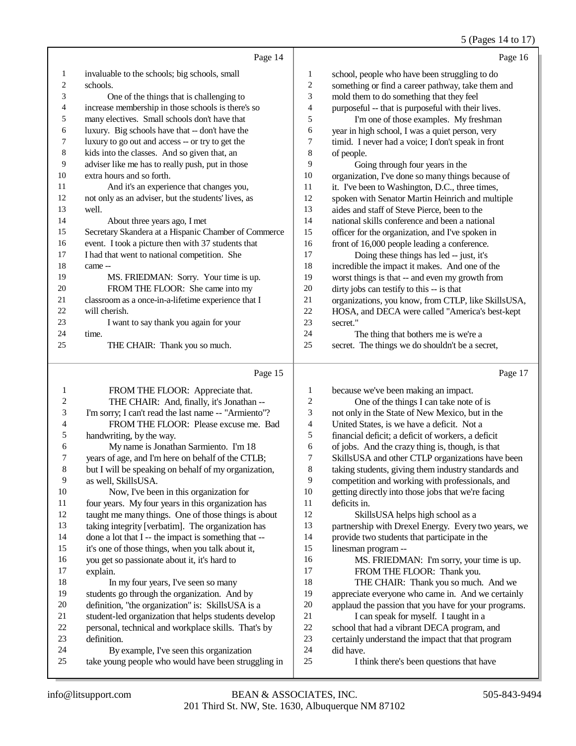Page 14

invaluable to the schools; big schools, small schools.

One of the things that is challenging to increase membership in those schools is there's so many electives. Small schools don't have that luxury. Big schools have that -- don't have the luxury to go out and access -- or try to get the kids into the classes. And so given that, an adviser like me has to really push, put in those extra hours and so forth.

And it's an experience that changes you, not only as an adviser, but the students' lives, as well.

About three years ago, I met Secretary Skandera at a Hispanic Chamber of Commerce event. I took a picture then with 37 students that I had that went to national competition. She came --

MS. FRIEDMAN: Sorry. Your time is up.

FROM THE FLOOR: She came into my classroom as a once-in-a-lifetime experience that I will cherish.

I want to say thank you again for your time.

THE CHAIR: Thank you so much.

Page 15

FROM THE FLOOR: Appreciate that.

THE CHAIR: And, finally, it's Jonathan -- I'm sorry; I can't read the last name -- "Armiento"?

FROM THE FLOOR: Please excuse me. Bad handwriting, by the way.

My name is Jonathan Sarmiento. I'm 18 years of age, and I'm here on behalf of the CTLB; but I will be speaking on behalf of my organization, as well, SkillsUSA.

Now, I've been in this organization for four years. My four years in this organization has taught me many things. One of those things is about taking integrity [verbatim]. The organization has done a lot that I -- the impact is something that -- it's one of those things, when you talk about it, you get so passionate about it, it's hard to explain.

In my four years, I've seen so many students go through the organization. And by definition, "the organization" is: SkillsUSA is a student-led organization that helps students develop personal, technical and workplace skills. That's by definition.

By example, I've seen this organization take young people who would have been struggling in

Page 16

school, people who have been struggling to do something or find a career pathway, take them and mold them to do something that they feel purposeful -- that is purposeful with their lives.

I'm one of those examples. My freshman year in high school, I was a quiet person, very timid. I never had a voice; I don't speak in front of people.

Going through four years in the organization, I've done so many things because of it. I've been to Washington, D.C., three times, spoken with Senator Martin Heinrich and multiple aides and staff of Steve Pierce, been to the national skills conference and been a national officer for the organization, and I've spoken in front of 16,000 people leading a conference.

Doing these things has led -- just, it's incredible the impact it makes. And one of the worst things is that -- and even my growth from dirty jobs can testify to this -- is that organizations, you know, from CTLP, like SkillsUSA, HOSA, and DECA were called "America's best-kept secret."

The thing that bothers me is we're a secret. The things we do shouldn't be a secret,

Page 17

because we've been making an impact.

One of the things I can take note of is not only in the State of New Mexico, but in the United States, is we have a deficit. Not a financial deficit; a deficit of workers, a deficit of jobs. And the crazy thing is, though, is that SkillsUSA and other CTLP organizations have been taking students, giving them industry standards and competition and working with professionals, and getting directly into those jobs that we're facing deficits in.

SkillsUSA helps high school as a partnership with Drexel Energy. Every two years, we provide two students that participate in the linesman program --

MS. FRIEDMAN: I'm sorry, your time is up.

FROM THE FLOOR: Thank you.

THE CHAIR: Thank you so much. And we appreciate everyone who came in. And we certainly applaud the passion that you have for your programs.

I can speak for myself. I taught in a school that had a vibrant DECA program, and certainly understand the impact that that program did have.

I think there's been questions that have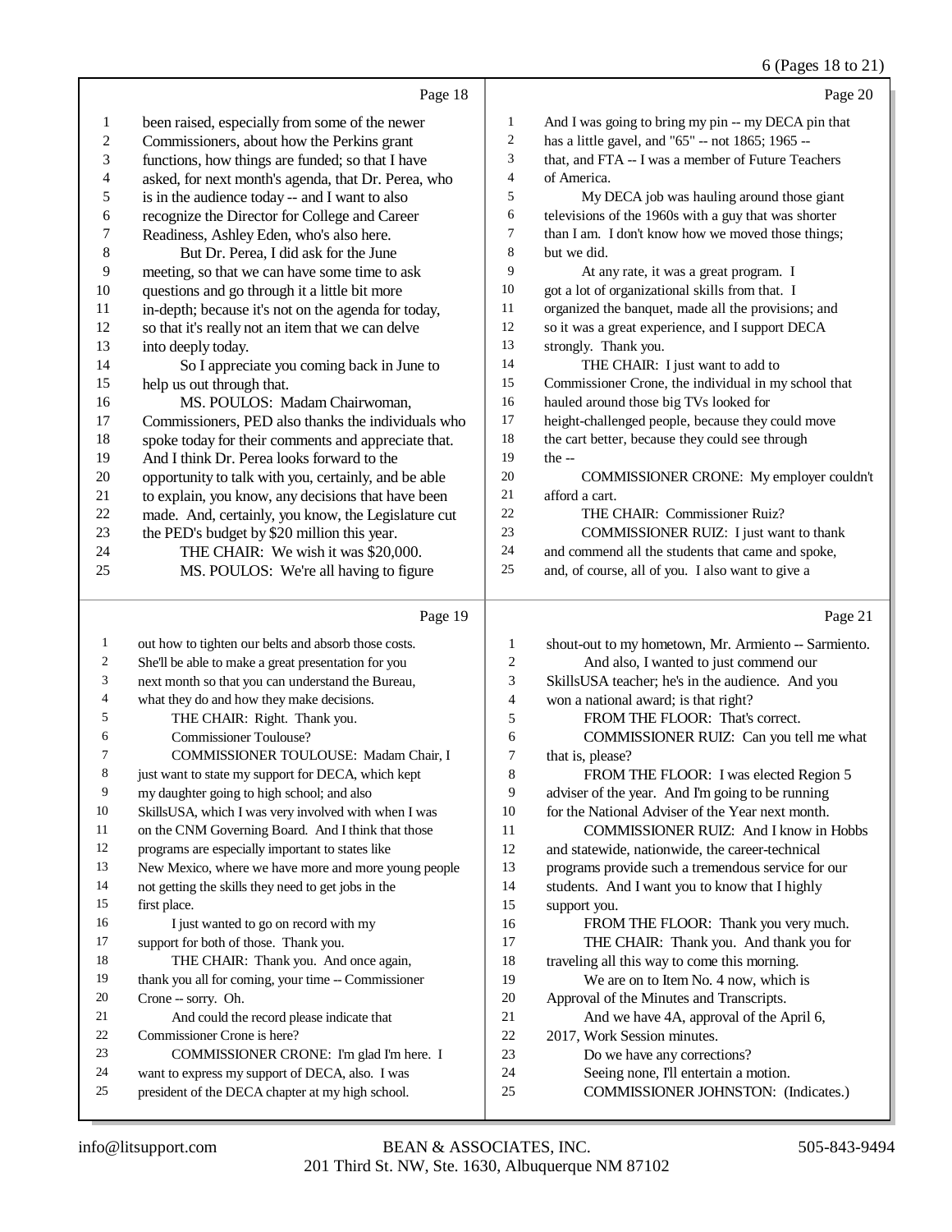Page 18

been raised, especially from some of the newer Commissioners, about how the Perkins grant functions, how things are funded; so that I have asked, for next month's agenda, that Dr. Perea, who is in the audience today -- and I want to also recognize the Director for College and Career Readiness, Ashley Eden, who's also here.

But Dr. Perea, I did ask for the June meeting, so that we can have some time to ask questions and go through it a little bit more in-depth; because it's not on the agenda for today, so that it's really not an item that we can delve into deeply today.

So I appreciate you coming back in June to help us out through that.

MS. POULOS: Madam Chairwoman, Commissioners, PED also thanks the individuals who spoke today for their comments and appreciate that. And I think Dr. Perea looks forward to the opportunity to talk with you, certainly, and be able to explain, you know, any decisions that have been made. And, certainly, you know, the Legislature cut the PED's budget by $20 million this year.

THE CHAIR: We wish it was $20,000.

MS. POULOS: We're all having to figure

Page 19

out how to tighten our belts and absorb those costs. She'll be able to make a great presentation for you next month so that you can understand the Bureau, what they do and how they make decisions.

THE CHAIR: Right. Thank you.

Commissioner Toulouse?

COMMISSIONER TOULOUSE: Madam Chair, I just want to state my support for DECA, which kept my daughter going to high school; and also SkillsUSA, which I was very involved with when I was on the CNM Governing Board. And I think that those programs are especially important to states like New Mexico, where we have more and more young people not getting the skills they need to get jobs in the first place.

I just wanted to go on record with my support for both of those. Thank you.

THE CHAIR: Thank you. And once again, thank you all for coming, your time -- Commissioner Crone -- sorry. Oh.

And could the record please indicate that Commissioner Crone is here?

COMMISSIONER CRONE: I'm glad I'm here. I want to express my support of DECA, also. I was president of the DECA chapter at my high school.

Page 20

And I was going to bring my pin -- my DECA pin that has a little gavel, and "65" -- not 1865; 1965 -- that, and FTA -- I was a member of Future Teachers of America.

My DECA job was hauling around those giant televisions of the 1960s with a guy that was shorter than I am. I don't know how we moved those things; but we did.

At any rate, it was a great program. I got a lot of organizational skills from that. I organized the banquet, made all the provisions; and so it was a great experience, and I support DECA strongly. Thank you.

THE CHAIR: I just want to add to Commissioner Crone, the individual in my school that hauled around those big TVs looked for height-challenged people, because they could move the cart better, because they could see through the --

COMMISSIONER CRONE: My employer couldn't afford a cart.

THE CHAIR: Commissioner Ruiz?

COMMISSIONER RUIZ: I just want to thank and commend all the students that came and spoke, and, of course, all of you. I also want to give a

Page 21

shout-out to my hometown, Mr. Armiento -- Sarmiento.

And also, I wanted to just commend our SkillsUSA teacher; he's in the audience. And you won a national award; is that right?

FROM THE FLOOR: That's correct.

COMMISSIONER RUIZ: Can you tell me what that is, please?

FROM THE FLOOR: I was elected Region 5 adviser of the year. And I'm going to be running for the National Adviser of the Year next month.

COMMISSIONER RUIZ: And I know in Hobbs and statewide, nationwide, the career-technical programs provide such a tremendous service for our students. And I want you to know that I highly support you.

FROM THE FLOOR: Thank you very much.

THE CHAIR: Thank you. And thank you for traveling all this way to come this morning.

We are on to Item No. 4 now, which is Approval of the Minutes and Transcripts.

And we have 4A, approval of the April 6, 2017, Work Session minutes.

Do we have any corrections?

Seeing none, I'll entertain a motion.

COMMISSIONER JOHNSTON: (Indicates.)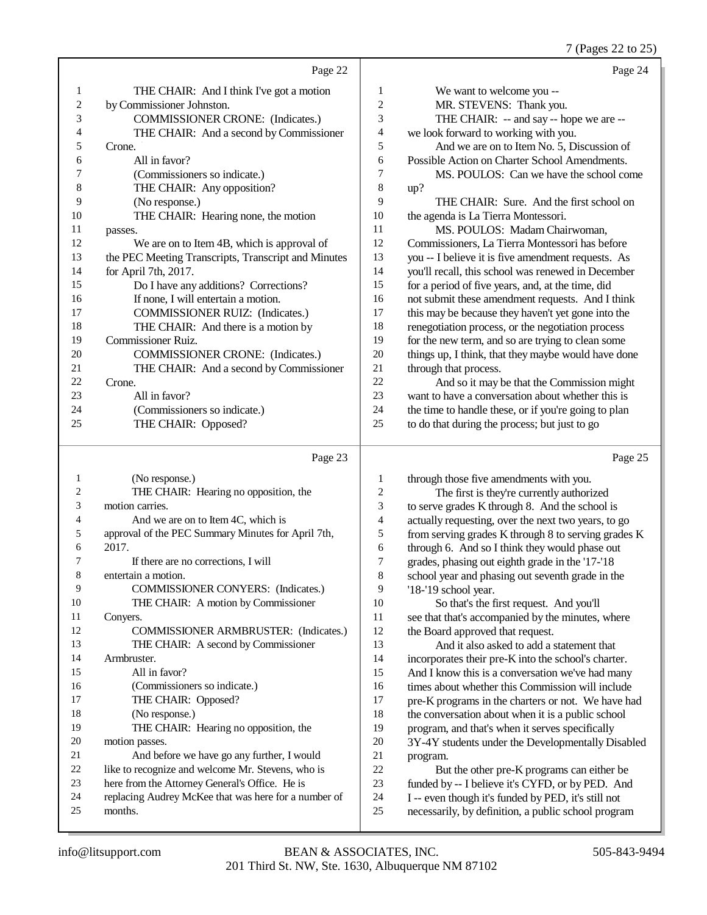Page 22

1 THE CHAIR: And I think I've got a motion
2 by Commissioner Johnston.
3 COMMISSIONER CRONE: (Indicates.)
4 THE CHAIR: And a second by Commissioner
5 Crone.
6 All in favor?
7 (Commissioners so indicate.)
8 THE CHAIR: Any opposition?
9 (No response.)
10 THE CHAIR: Hearing none, the motion
11 passes.
12 We are on to Item 4B, which is approval of
13 the PEC Meeting Transcripts, Transcript and Minutes
14 for April 7th, 2017.
15 Do I have any additions? Corrections?
16 If none, I will entertain a motion.
17 COMMISSIONER RUIZ: (Indicates.)
18 THE CHAIR: And there is a motion by
19 Commissioner Ruiz.
20 COMMISSIONER CRONE: (Indicates.)
21 THE CHAIR: And a second by Commissioner
22 Crone.
23 All in favor?
24 (Commissioners so indicate.)
25 THE CHAIR: Opposed?

Page 23

1 (No response.)
2 THE CHAIR: Hearing no opposition, the
3 motion carries.
4 And we are on to Item 4C, which is
5 approval of the PEC Summary Minutes for April 7th,
6 2017.
7 If there are no corrections, I will
8 entertain a motion.
9 COMMISSIONER CONYERS: (Indicates.)
10 THE CHAIR: A motion by Commissioner
11 Conyers.
12 COMMISSIONER ARMBRUSTER: (Indicates.)
13 THE CHAIR: A second by Commissioner
14 Armbruster.
15 All in favor?
16 (Commissioners so indicate.)
17 THE CHAIR: Opposed?
18 (No response.)
19 THE CHAIR: Hearing no opposition, the
20 motion passes.
21 And before we have go any further, I would
22 like to recognize and welcome Mr. Stevens, who is
23 here from the Attorney General's Office. He is
24 replacing Audrey McKee that was here for a number of
25 months.

Page 24

1 We want to welcome you --
2 MR. STEVENS: Thank you.
3 THE CHAIR: -- and say -- hope we are --
4 we look forward to working with you.
5 And we are on to Item No. 5, Discussion of
6 Possible Action on Charter School Amendments.
7 MS. POULOS: Can we have the school come
8 up?
9 THE CHAIR: Sure. And the first school on
10 the agenda is La Tierra Montessori.
11 MS. POULOS: Madam Chairwoman,
12 Commissioners, La Tierra Montessori has before
13 you -- I believe it is five amendment requests. As
14 you'll recall, this school was renewed in December
15 for a period of five years, and, at the time, did
16 not submit these amendment requests. And I think
17 this may be because they haven't yet gone into the
18 renegotiation process, or the negotiation process
19 for the new term, and so are trying to clean some
20 things up, I think, that they maybe would have done
21 through that process.
22 And so it may be that the Commission might
23 want to have a conversation about whether this is
24 the time to handle these, or if you're going to plan
25 to do that during the process; but just to go

Page 25

1 through those five amendments with you.
2 The first is they're currently authorized
3 to serve grades K through 8. And the school is
4 actually requesting, over the next two years, to go
5 from serving grades K through 8 to serving grades K
6 through 6. And so I think they would phase out
7 grades, phasing out eighth grade in the '17-'18
8 school year and phasing out seventh grade in the
9 '18-'19 school year.
10 So that's the first request. And you'll
11 see that that's accompanied by the minutes, where
12 the Board approved that request.
13 And it also asked to add a statement that
14 incorporates their pre-K into the school's charter.
15 And I know this is a conversation we've had many
16 times about whether this Commission will include
17 pre-K programs in the charters or not. We have had
18 the conversation about when it is a public school
19 program, and that's when it serves specifically
20 3Y-4Y students under the Developmentally Disabled
21 program.
22 But the other pre-K programs can either be
23 funded by -- I believe it's CYFD, or by PED. And
24 I -- even though it's funded by PED, it's still not
25 necessarily, by definition, a public school program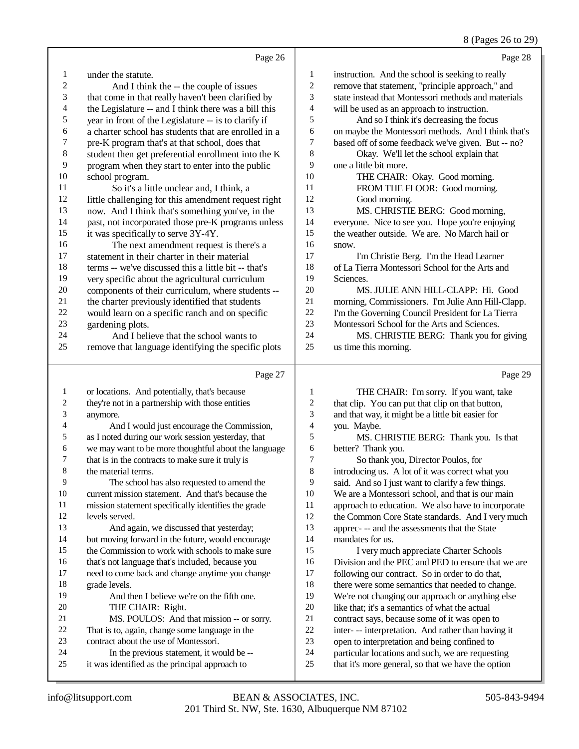Page 26

under the statute.

And I think the -- the couple of issues that come in that really haven't been clarified by the Legislature -- and I think there was a bill this year in front of the Legislature -- is to clarify if a charter school has students that are enrolled in a pre-K program that's at that school, does that student then get preferential enrollment into the K program when they start to enter into the public school program.

So it's a little unclear and, I think, a little challenging for this amendment request right now. And I think that's something you've, in the past, not incorporated those pre-K programs unless it was specifically to serve 3Y-4Y.

The next amendment request is there's a statement in their charter in their material terms -- we've discussed this a little bit -- that's very specific about the agricultural curriculum components of their curriculum, where students -- the charter previously identified that students would learn on a specific ranch and on specific gardening plots.

And I believe that the school wants to remove that language identifying the specific plots

Page 27

or locations. And potentially, that's because they're not in a partnership with those entities anymore.

And I would just encourage the Commission, as I noted during our work session yesterday, that we may want to be more thoughtful about the language that is in the contracts to make sure it truly is the material terms.

The school has also requested to amend the current mission statement. And that's because the mission statement specifically identifies the grade levels served.

And again, we discussed that yesterday; but moving forward in the future, would encourage the Commission to work with schools to make sure that's not language that's included, because you need to come back and change anytime you change grade levels.

And then I believe we're on the fifth one.

THE CHAIR: Right.

MS. POULOS: And that mission -- or sorry. That is to, again, change some language in the contract about the use of Montessori.

In the previous statement, it would be -- it was identified as the principal approach to

Page 28

instruction. And the school is seeking to really remove that statement, "principle approach," and state instead that Montessori methods and materials will be used as an approach to instruction.

And so I think it's decreasing the focus on maybe the Montessori methods. And I think that's based off of some feedback we've given. But -- no?

Okay. We'll let the school explain that one a little bit more.

THE CHAIR: Okay. Good morning.

FROM THE FLOOR: Good morning.

Good morning.

MS. CHRISTIE BERG: Good morning, everyone. Nice to see you. Hope you're enjoying the weather outside. We are. No March hail or snow.

I'm Christie Berg. I'm the Head Learner of La Tierra Montessori School for the Arts and Sciences.

MS. JULIE ANN HILL-CLAPP: Hi. Good morning, Commissioners. I'm Julie Ann Hill-Clapp. I'm the Governing Council President for La Tierra Montessori School for the Arts and Sciences.

MS. CHRISTIE BERG: Thank you for giving us time this morning.

Page 29

THE CHAIR: I'm sorry. If you want, take that clip. You can put that clip on that button, and that way, it might be a little bit easier for you. Maybe.

MS. CHRISTIE BERG: Thank you. Is that better? Thank you.

So thank you, Director Poulos, for introducing us. A lot of it was correct what you said. And so I just want to clarify a few things. We are a Montessori school, and that is our main approach to education. We also have to incorporate the Common Core State standards. And I very much apprec- -- and the assessments that the State mandates for us.

I very much appreciate Charter Schools Division and the PEC and PED to ensure that we are following our contract. So in order to do that, there were some semantics that needed to change. We're not changing our approach or anything else like that; it's a semantics of what the actual contract says, because some of it was open to inter- -- interpretation. And rather than having it open to interpretation and being confined to particular locations and such, we are requesting that it's more general, so that we have the option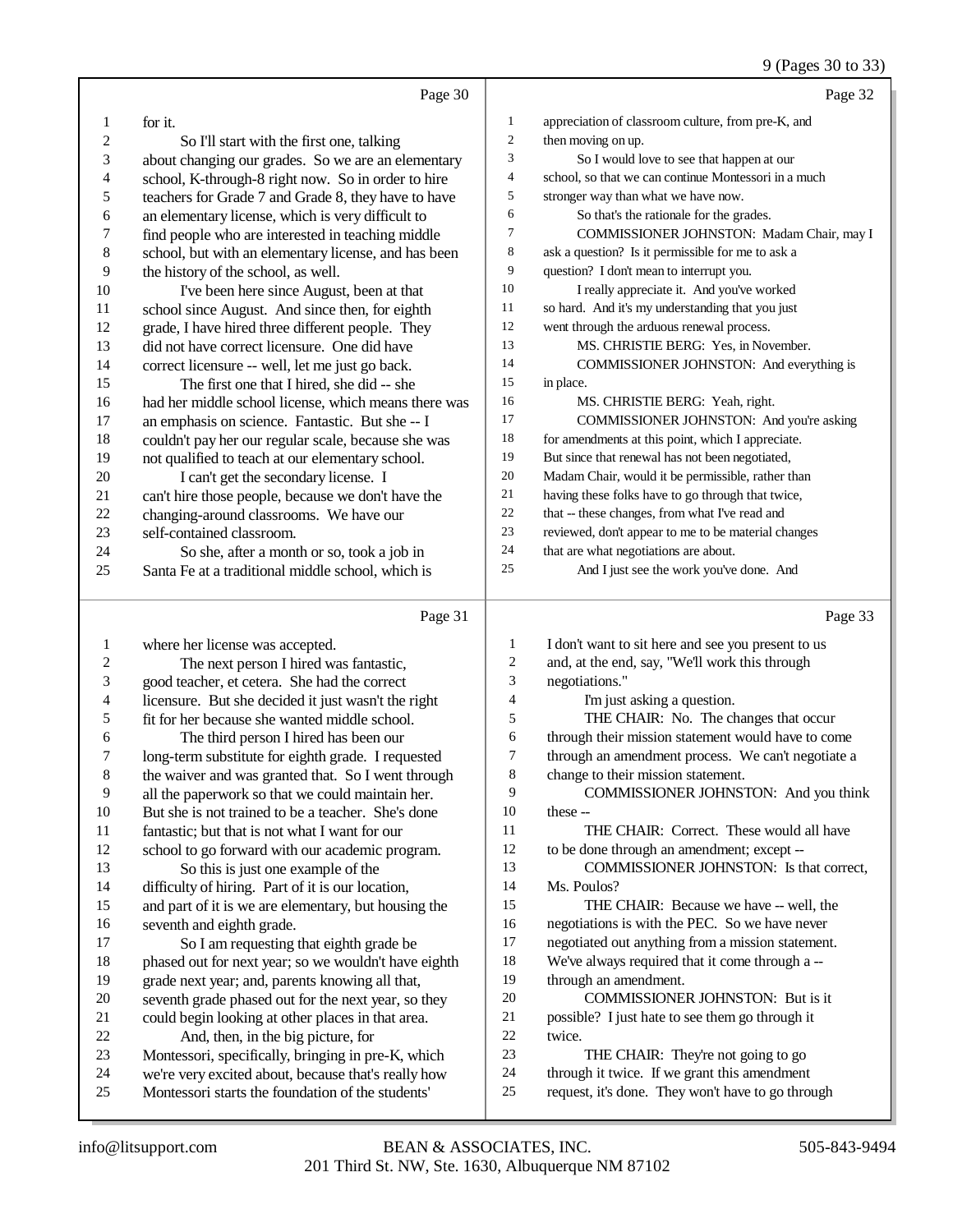Page 30

1 for it.
2 So I'll start with the first one, talking
3 about changing our grades. So we are an elementary
4 school, K-through-8 right now. So in order to hire
5 teachers for Grade 7 and Grade 8, they have to have
6 an elementary license, which is very difficult to
7 find people who are interested in teaching middle
8 school, but with an elementary license, and has been
9 the history of the school, as well.
10 I've been here since August, been at that
11 school since August. And since then, for eighth
12 grade, I have hired three different people. They
13 did not have correct licensure. One did have
14 correct licensure -- well, let me just go back.
15 The first one that I hired, she did -- she
16 had her middle school license, which means there was
17 an emphasis on science. Fantastic. But she -- I
18 couldn't pay her our regular scale, because she was
19 not qualified to teach at our elementary school.
20 I can't get the secondary license. I
21 can't hire those people, because we don't have the
22 changing-around classrooms. We have our
23 self-contained classroom.
24 So she, after a month or so, took a job in
25 Santa Fe at a traditional middle school, which is

Page 31

1 where her license was accepted.
2 The next person I hired was fantastic,
3 good teacher, et cetera. She had the correct
4 licensure. But she decided it just wasn't the right
5 fit for her because she wanted middle school.
6 The third person I hired has been our
7 long-term substitute for eighth grade. I requested
8 the waiver and was granted that. So I went through
9 all the paperwork so that we could maintain her.
10 But she is not trained to be a teacher. She's done
11 fantastic; but that is not what I want for our
12 school to go forward with our academic program.
13 So this is just one example of the
14 difficulty of hiring. Part of it is our location,
15 and part of it is we are elementary, but housing the
16 seventh and eighth grade.
17 So I am requesting that eighth grade be
18 phased out for next year; so we wouldn't have eighth
19 grade next year; and, parents knowing all that,
20 seventh grade phased out for the next year, so they
21 could begin looking at other places in that area.
22 And, then, in the big picture, for
23 Montessori, specifically, bringing in pre-K, which
24 we're very excited about, because that's really how
25 Montessori starts the foundation of the students'

Page 32

1 appreciation of classroom culture, from pre-K, and
2 then moving on up.
3 So I would love to see that happen at our
4 school, so that we can continue Montessori in a much
5 stronger way than what we have now.
6 So that's the rationale for the grades.
7 COMMISSIONER JOHNSTON: Madam Chair, may I
8 ask a question? Is it permissible for me to ask a
9 question? I don't mean to interrupt you.
10 I really appreciate it. And you've worked
11 so hard. And it's my understanding that you just
12 went through the arduous renewal process.
13 MS. CHRISTIE BERG: Yes, in November.
14 COMMISSIONER JOHNSTON: And everything is
15 in place.
16 MS. CHRISTIE BERG: Yeah, right.
17 COMMISSIONER JOHNSTON: And you're asking
18 for amendments at this point, which I appreciate.
19 But since that renewal has not been negotiated,
20 Madam Chair, would it be permissible, rather than
21 having these folks have to go through that twice,
22 that -- these changes, from what I've read and
23 reviewed, don't appear to me to be material changes
24 that are what negotiations are about.
25 And I just see the work you've done. And

Page 33

1 I don't want to sit here and see you present to us
2 and, at the end, say, "We'll work this through
3 negotiations."
4 I'm just asking a question.
5 THE CHAIR: No. The changes that occur
6 through their mission statement would have to come
7 through an amendment process. We can't negotiate a
8 change to their mission statement.
9 COMMISSIONER JOHNSTON: And you think
10 these --
11 THE CHAIR: Correct. These would all have
12 to be done through an amendment; except --
13 COMMISSIONER JOHNSTON: Is that correct,
14 Ms. Poulos?
15 THE CHAIR: Because we have -- well, the
16 negotiations is with the PEC. So we have never
17 negotiated out anything from a mission statement.
18 We've always required that it come through a --
19 through an amendment.
20 COMMISSIONER JOHNSTON: But is it
21 possible? I just hate to see them go through it
22 twice.
23 THE CHAIR: They're not going to go
24 through it twice. If we grant this amendment
25 request, it's done. They won't have to go through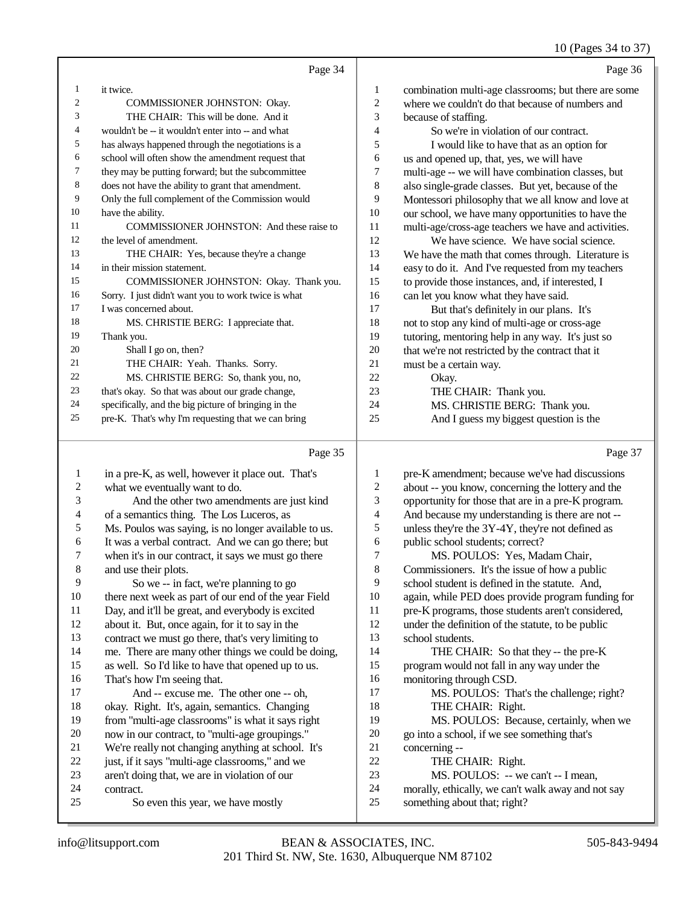Page 34

it twice.

COMMISSIONER JOHNSTON: Okay.

THE CHAIR: This will be done. And it wouldn't be -- it wouldn't enter into -- and what has always happened through the negotiations is a school will often show the amendment request that they may be putting forward; but the subcommittee does not have the ability to grant that amendment. Only the full complement of the Commission would have the ability.

COMMISSIONER JOHNSTON: And these raise to the level of amendment.

THE CHAIR: Yes, because they're a change in their mission statement.

COMMISSIONER JOHNSTON: Okay. Thank you. Sorry. I just didn't want you to work twice is what I was concerned about.

MS. CHRISTIE BERG: I appreciate that. Thank you.

Shall I go on, then?

THE CHAIR: Yeah. Thanks. Sorry.

MS. CHRISTIE BERG: So, thank you, no, that's okay. So that was about our grade change, specifically, and the big picture of bringing in the pre-K. That's why I'm requesting that we can bring

Page 35

in a pre-K, as well, however it place out. That's what we eventually want to do.

And the other two amendments are just kind of a semantics thing. The Los Luceros, as Ms. Poulos was saying, is no longer available to us. It was a verbal contract. And we can go there; but when it's in our contract, it says we must go there and use their plots.

So we -- in fact, we're planning to go there next week as part of our end of the year Field Day, and it'll be great, and everybody is excited about it. But, once again, for it to say in the contract we must go there, that's very limiting to me. There are many other things we could be doing, as well. So I'd like to have that opened up to us. That's how I'm seeing that.

And -- excuse me. The other one -- oh, okay. Right. It's, again, semantics. Changing from "multi-age classrooms" is what it says right now in our contract, to "multi-age groupings." We're really not changing anything at school. It's just, if it says "multi-age classrooms," and we aren't doing that, we are in violation of our contract.

So even this year, we have mostly

Page 36

combination multi-age classrooms; but there are some where we couldn't do that because of numbers and because of staffing.

So we're in violation of our contract.

I would like to have that as an option for us and opened up, that, yes, we will have multi-age -- we will have combination classes, but also single-grade classes. But yet, because of the Montessori philosophy that we all know and love at our school, we have many opportunities to have the multi-age/cross-age teachers we have and activities.

We have science. We have social science. We have the math that comes through. Literature is easy to do it. And I've requested from my teachers to provide those instances, and, if interested, I can let you know what they have said.

But that's definitely in our plans. It's not to stop any kind of multi-age or cross-age tutoring, mentoring help in any way. It's just so that we're not restricted by the contract that it must be a certain way.

Okay.

THE CHAIR: Thank you.

MS. CHRISTIE BERG: Thank you.

And I guess my biggest question is the

Page 37

pre-K amendment; because we've had discussions about -- you know, concerning the lottery and the opportunity for those that are in a pre-K program. And because my understanding is there are not -- unless they're the 3Y-4Y, they're not defined as public school students; correct?

MS. POULOS: Yes, Madam Chair, Commissioners. It's the issue of how a public school student is defined in the statute. And, again, while PED does provide program funding for pre-K programs, those students aren't considered, under the definition of the statute, to be public school students.

THE CHAIR: So that they -- the pre-K program would not fall in any way under the monitoring through CSD.

MS. POULOS: That's the challenge; right?

THE CHAIR: Right.

MS. POULOS: Because, certainly, when we go into a school, if we see something that's concerning --

THE CHAIR: Right.

MS. POULOS: -- we can't -- I mean, morally, ethically, we can't walk away and not say something about that; right?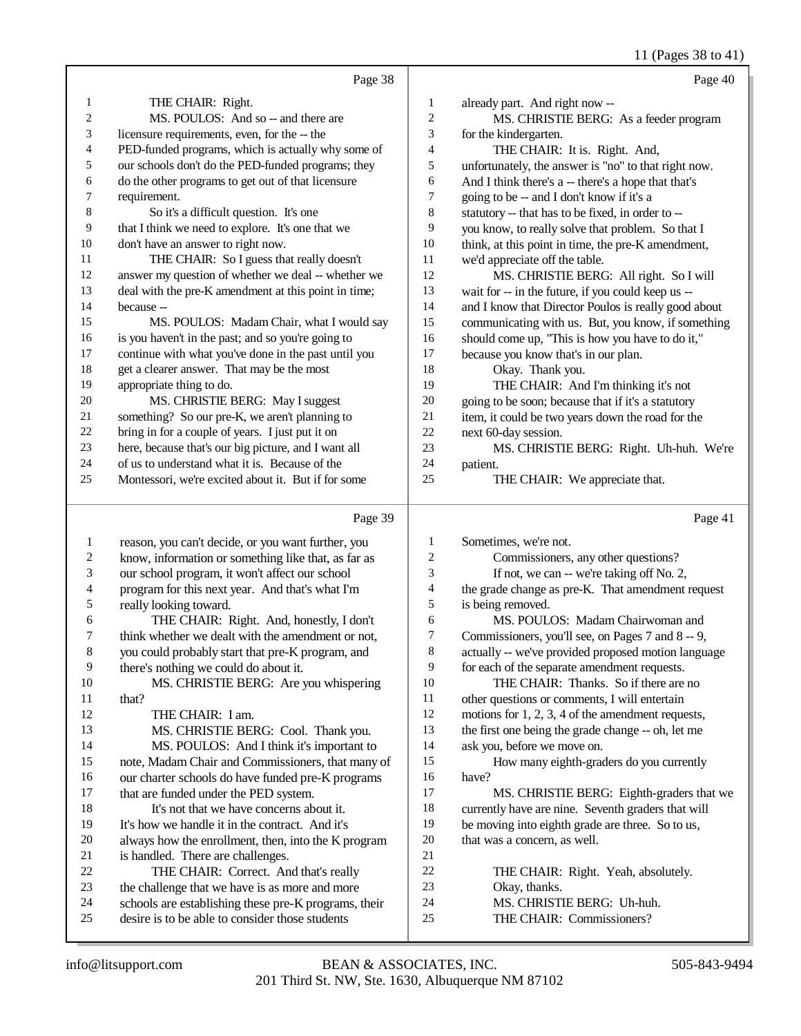Page 38

1 THE CHAIR: Right.
2 MS. POULOS: And so -- and there are
3 licensure requirements, even, for the -- the
4 PED-funded programs, which is actually why some of
5 our schools don't do the PED-funded programs; they
6 do the other programs to get out of that licensure
7 requirement.
8 So it's a difficult question. It's one
9 that I think we need to explore. It's one that we
10 don't have an answer to right now.
11 THE CHAIR: So I guess that really doesn't
12 answer my question of whether we deal -- whether we
13 deal with the pre-K amendment at this point in time;
14 because --
15 MS. POULOS: Madam Chair, what I would say
16 is you haven't in the past; and so you're going to
17 continue with what you've done in the past until you
18 get a clearer answer. That may be the most
19 appropriate thing to do.
20 MS. CHRISTIE BERG: May I suggest
21 something? So our pre-K, we aren't planning to
22 bring in for a couple of years. I just put it on
23 here, because that's our big picture, and I want all
24 of us to understand what it is. Because of the
25 Montessori, we're excited about it. But if for some

Page 39

1 reason, you can't decide, or you want further, you
2 know, information or something like that, as far as
3 our school program, it won't affect our school
4 program for this next year. And that's what I'm
5 really looking toward.
6 THE CHAIR: Right. And, honestly, I don't
7 think whether we dealt with the amendment or not,
8 you could probably start that pre-K program, and
9 there's nothing we could do about it.
10 MS. CHRISTIE BERG: Are you whispering
11 that?
12 THE CHAIR: I am.
13 MS. CHRISTIE BERG: Cool. Thank you.
14 MS. POULOS: And I think it's important to
15 note, Madam Chair and Commissioners, that many of
16 our charter schools do have funded pre-K programs
17 that are funded under the PED system.
18 It's not that we have concerns about it.
19 It's how we handle it in the contract. And it's
20 always how the enrollment, then, into the K program
21 is handled. There are challenges.
22 THE CHAIR: Correct. And that's really
23 the challenge that we have is as more and more
24 schools are establishing these pre-K programs, their
25 desire is to be able to consider those students

Page 40

1 already part. And right now --
2 MS. CHRISTIE BERG: As a feeder program
3 for the kindergarten.
4 THE CHAIR: It is. Right. And,
5 unfortunately, the answer is "no" to that right now.
6 And I think there's a -- there's a hope that that's
7 going to be -- and I don't know if it's a
8 statutory -- that has to be fixed, in order to --
9 you know, to really solve that problem. So that I
10 think, at this point in time, the pre-K amendment,
11 we'd appreciate off the table.
12 MS. CHRISTIE BERG: All right. So I will
13 wait for -- in the future, if you could keep us --
14 and I know that Director Poulos is really good about
15 communicating with us. But, you know, if something
16 should come up, "This is how you have to do it,"
17 because you know that's in our plan.
18 Okay. Thank you.
19 THE CHAIR: And I'm thinking it's not
20 going to be soon; because that if it's a statutory
21 item, it could be two years down the road for the
22 next 60-day session.
23 MS. CHRISTIE BERG: Right. Uh-huh. We're
24 patient.
25 THE CHAIR: We appreciate that.

Page 41

1 Sometimes, we're not.
2 Commissioners, any other questions?
3 If not, we can -- we're taking off No. 2,
4 the grade change as pre-K. That amendment request
5 is being removed.
6 MS. POULOS: Madam Chairwoman and
7 Commissioners, you'll see, on Pages 7 and 8 -- 9,
8 actually -- we've provided proposed motion language
9 for each of the separate amendment requests.
10 THE CHAIR: Thanks. So if there are no
11 other questions or comments, I will entertain
12 motions for 1, 2, 3, 4 of the amendment requests,
13 the first one being the grade change -- oh, let me
14 ask you, before we move on.
15 How many eighth-graders do you currently
16 have?
17 MS. CHRISTIE BERG: Eighth-graders that we
18 currently have are nine. Seventh graders that will
19 be moving into eighth grade are three. So to us,
20 that was a concern, as well.
21
22 THE CHAIR: Right. Yeah, absolutely.
23 Okay, thanks.
24 MS. CHRISTIE BERG: Uh-huh.
25 THE CHAIR: Commissioners?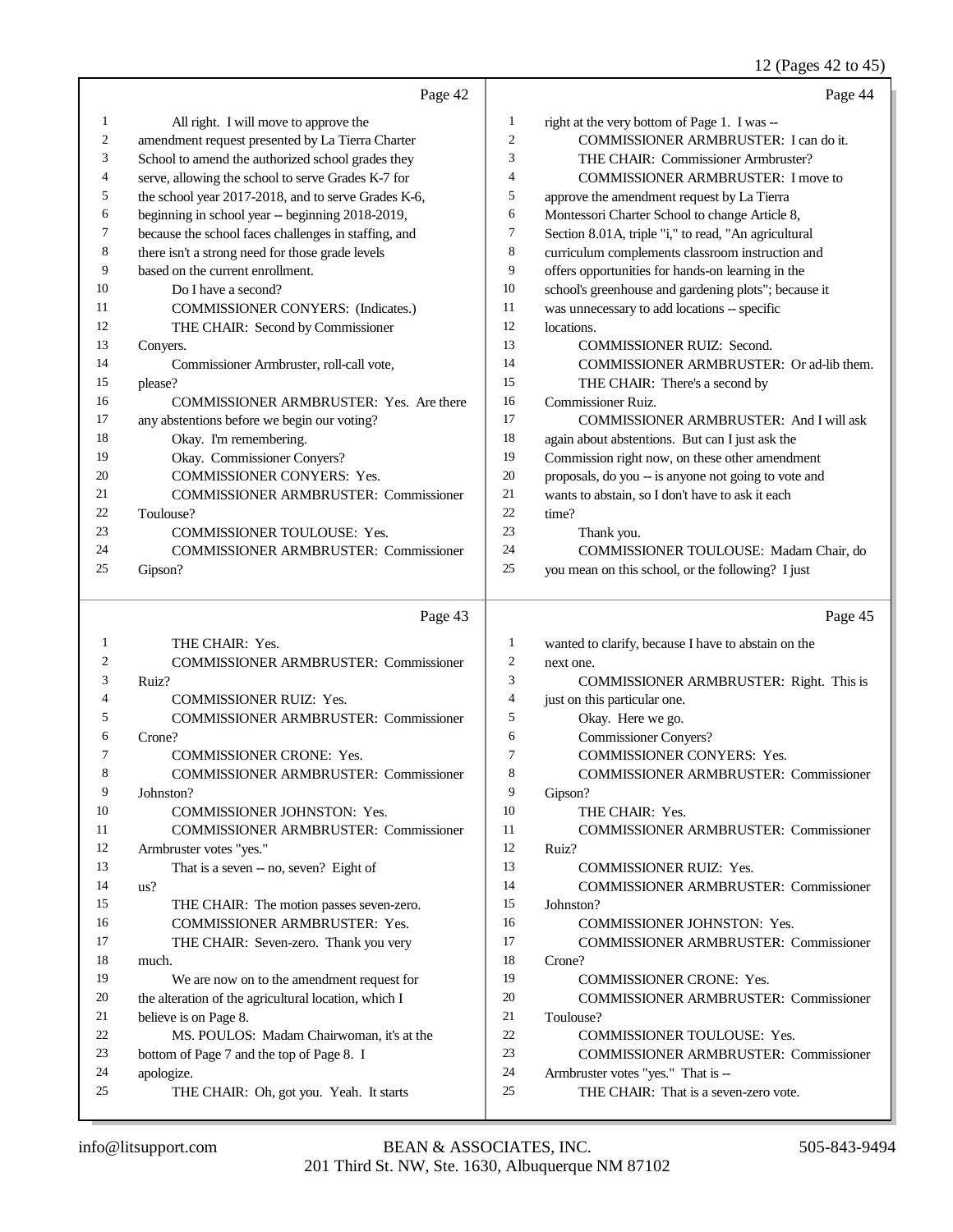Page 42

1 All right. I will move to approve the
2 amendment request presented by La Tierra Charter
3 School to amend the authorized school grades they
4 serve, allowing the school to serve Grades K-7 for
5 the school year 2017-2018, and to serve Grades K-6,
6 beginning in school year -- beginning 2018-2019,
7 because the school faces challenges in staffing, and
8 there isn't a strong need for those grade levels
9 based on the current enrollment.
10 Do I have a second?
11 COMMISSIONER CONYERS: (Indicates.)
12 THE CHAIR: Second by Commissioner
13 Conyers.
14 Commissioner Armbruster, roll-call vote,
15 please?
16 COMMISSIONER ARMBRUSTER: Yes. Are there
17 any abstentions before we begin our voting?
18 Okay. I'm remembering.
19 Okay. Commissioner Conyers?
20 COMMISSIONER CONYERS: Yes.
21 COMMISSIONER ARMBRUSTER: Commissioner
22 Toulouse?
23 COMMISSIONER TOULOUSE: Yes.
24 COMMISSIONER ARMBRUSTER: Commissioner
25 Gipson?

Page 43

1 THE CHAIR: Yes.
2 COMMISSIONER ARMBRUSTER: Commissioner
3 Ruiz?
4 COMMISSIONER RUIZ: Yes.
5 COMMISSIONER ARMBRUSTER: Commissioner
6 Crone?
7 COMMISSIONER CRONE: Yes.
8 COMMISSIONER ARMBRUSTER: Commissioner
9 Johnston?
10 COMMISSIONER JOHNSTON: Yes.
11 COMMISSIONER ARMBRUSTER: Commissioner
12 Armbruster votes "yes."
13 That is a seven -- no, seven? Eight of
14 us?
15 THE CHAIR: The motion passes seven-zero.
16 COMMISSIONER ARMBRUSTER: Yes.
17 THE CHAIR: Seven-zero. Thank you very
18 much.
19 We are now on to the amendment request for
20 the alteration of the agricultural location, which I
21 believe is on Page 8.
22 MS. POULOS: Madam Chairwoman, it's at the
23 bottom of Page 7 and the top of Page 8. I
24 apologize.
25 THE CHAIR: Oh, got you. Yeah. It starts

Page 44

1 right at the very bottom of Page 1. I was --
2 COMMISSIONER ARMBRUSTER: I can do it.
3 THE CHAIR: Commissioner Armbruster?
4 COMMISSIONER ARMBRUSTER: I move to
5 approve the amendment request by La Tierra
6 Montessori Charter School to change Article 8,
7 Section 8.01A, triple "i," to read, "An agricultural
8 curriculum complements classroom instruction and
9 offers opportunities for hands-on learning in the
10 school's greenhouse and gardening plots"; because it
11 was unnecessary to add locations -- specific
12 locations.
13 COMMISSIONER RUIZ: Second.
14 COMMISSIONER ARMBRUSTER: Or ad-lib them.
15 THE CHAIR: There's a second by
16 Commissioner Ruiz.
17 COMMISSIONER ARMBRUSTER: And I will ask
18 again about abstentions. But can I just ask the
19 Commission right now, on these other amendment
20 proposals, do you -- is anyone not going to vote and
21 wants to abstain, so I don't have to ask it each
22 time?
23 Thank you.
24 COMMISSIONER TOULOUSE: Madam Chair, do
25 you mean on this school, or the following? I just

Page 45

1 wanted to clarify, because I have to abstain on the
2 next one.
3 COMMISSIONER ARMBRUSTER: Right. This is
4 just on this particular one.
5 Okay. Here we go.
6 Commissioner Conyers?
7 COMMISSIONER CONYERS: Yes.
8 COMMISSIONER ARMBRUSTER: Commissioner
9 Gipson?
10 THE CHAIR: Yes.
11 COMMISSIONER ARMBRUSTER: Commissioner
12 Ruiz?
13 COMMISSIONER RUIZ: Yes.
14 COMMISSIONER ARMBRUSTER: Commissioner
15 Johnston?
16 COMMISSIONER JOHNSTON: Yes.
17 COMMISSIONER ARMBRUSTER: Commissioner
18 Crone?
19 COMMISSIONER CRONE: Yes.
20 COMMISSIONER ARMBRUSTER: Commissioner
21 Toulouse?
22 COMMISSIONER TOULOUSE: Yes.
23 COMMISSIONER ARMBRUSTER: Commissioner
24 Armbruster votes "yes." That is --
25 THE CHAIR: That is a seven-zero vote.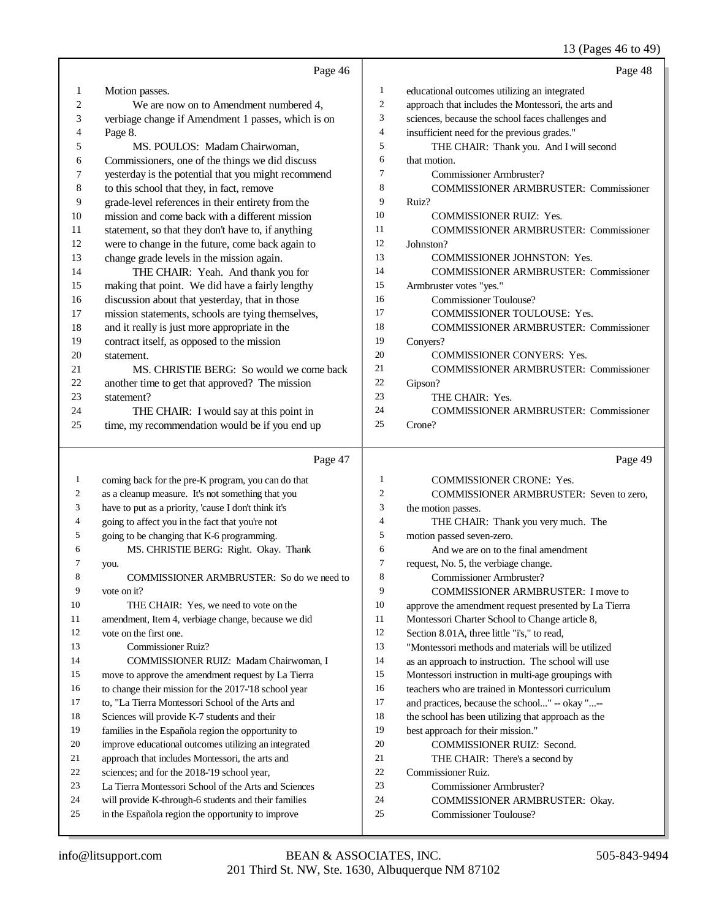Page 46

1 Motion passes.
2 We are now on to Amendment numbered 4,
3 verbiage change if Amendment 1 passes, which is on
4 Page 8.
5 MS. POULOS: Madam Chairwoman,
6 Commissioners, one of the things we did discuss
7 yesterday is the potential that you might recommend
8 to this school that they, in fact, remove
9 grade-level references in their entirety from the
10 mission and come back with a different mission
11 statement, so that they don't have to, if anything
12 were to change in the future, come back again to
13 change grade levels in the mission again.
14 THE CHAIR: Yeah. And thank you for
15 making that point. We did have a fairly lengthy
16 discussion about that yesterday, that in those
17 mission statements, schools are tying themselves,
18 and it really is just more appropriate in the
19 contract itself, as opposed to the mission
20 statement.
21 MS. CHRISTIE BERG: So would we come back
22 another time to get that approved? The mission
23 statement?
24 THE CHAIR: I would say at this point in
25 time, my recommendation would be if you end up

Page 47

1 coming back for the pre-K program, you can do that
2 as a cleanup measure. It's not something that you
3 have to put as a priority, 'cause I don't think it's
4 going to affect you in the fact that you're not
5 going to be changing that K-6 programming.
6 MS. CHRISTIE BERG: Right. Okay. Thank
7 you.
8 COMMISSIONER ARMBRUSTER: So do we need to
9 vote on it?
10 THE CHAIR: Yes, we need to vote on the
11 amendment, Item 4, verbiage change, because we did
12 vote on the first one.
13 Commissioner Ruiz?
14 COMMISSIONER RUIZ: Madam Chairwoman, I
15 move to approve the amendment request by La Tierra
16 to change their mission for the 2017-'18 school year
17 to, "La Tierra Montessori School of the Arts and
18 Sciences will provide K-7 students and their
19 families in the Española region the opportunity to
20 improve educational outcomes utilizing an integrated
21 approach that includes Montessori, the arts and
22 sciences; and for the 2018-'19 school year,
23 La Tierra Montessori School of the Arts and Sciences
24 will provide K-through-6 students and their families
25 in the Española region the opportunity to improve

Page 48

1 educational outcomes utilizing an integrated
2 approach that includes the Montessori, the arts and
3 sciences, because the school faces challenges and
4 insufficient need for the previous grades."
5 THE CHAIR: Thank you. And I will second
6 that motion.
7 Commissioner Armbruster?
8 COMMISSIONER ARMBRUSTER: Commissioner
9 Ruiz?
10 COMMISSIONER RUIZ: Yes.
11 COMMISSIONER ARMBRUSTER: Commissioner
12 Johnston?
13 COMMISSIONER JOHNSTON: Yes.
14 COMMISSIONER ARMBRUSTER: Commissioner
15 Armbruster votes "yes."
16 Commissioner Toulouse?
17 COMMISSIONER TOULOUSE: Yes.
18 COMMISSIONER ARMBRUSTER: Commissioner
19 Conyers?
20 COMMISSIONER CONYERS: Yes.
21 COMMISSIONER ARMBRUSTER: Commissioner
22 Gipson?
23 THE CHAIR: Yes.
24 COMMISSIONER ARMBRUSTER: Commissioner
25 Crone?

Page 49

1 COMMISSIONER CRONE: Yes.
2 COMMISSIONER ARMBRUSTER: Seven to zero,
3 the motion passes.
4 THE CHAIR: Thank you very much. The
5 motion passed seven-zero.
6 And we are on to the final amendment
7 request, No. 5, the verbiage change.
8 Commissioner Armbruster?
9 COMMISSIONER ARMBRUSTER: I move to
10 approve the amendment request presented by La Tierra
11 Montessori Charter School to Change article 8,
12 Section 8.01A, three little "i's," to read,
13 "Montessori methods and materials will be utilized
14 as an approach to instruction. The school will use
15 Montessori instruction in multi-age groupings with
16 teachers who are trained in Montessori curriculum
17 and practices, because the school..." -- okay "...--
18 the school has been utilizing that approach as the
19 best approach for their mission."
20 COMMISSIONER RUIZ: Second.
21 THE CHAIR: There's a second by
22 Commissioner Ruiz.
23 Commissioner Armbruster?
24 COMMISSIONER ARMBRUSTER: Okay.
25 Commissioner Toulouse?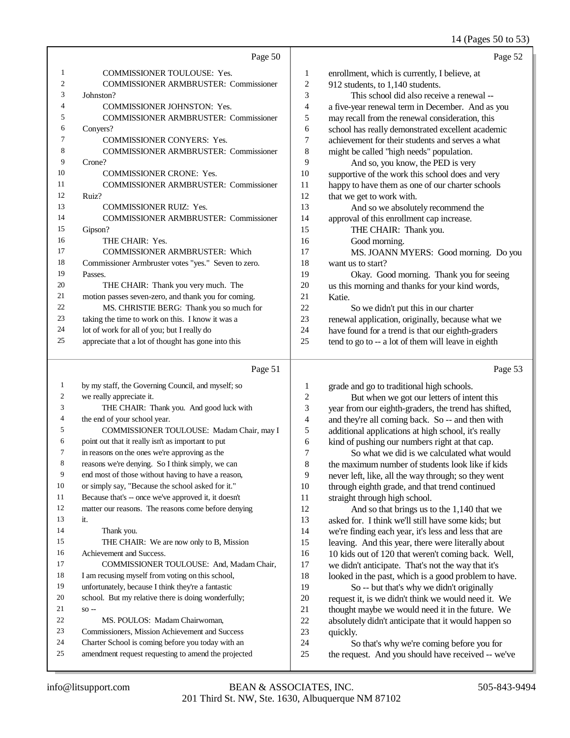Page 50

COMMISSIONER TOULOUSE: Yes.

COMMISSIONER ARMBRUSTER: Commissioner Johnston?

COMMISSIONER JOHNSTON: Yes.

COMMISSIONER ARMBRUSTER: Commissioner Conyers?

COMMISSIONER CONYERS: Yes.

COMMISSIONER ARMBRUSTER: Commissioner Crone?

COMMISSIONER CRONE: Yes.

COMMISSIONER ARMBRUSTER: Commissioner Ruiz?

COMMISSIONER RUIZ: Yes.

COMMISSIONER ARMBRUSTER: Commissioner Gipson?

THE CHAIR: Yes.

COMMISSIONER ARMBRUSTER: Which Commissioner Armbruster votes "yes." Seven to zero. Passes.

THE CHAIR: Thank you very much. The motion passes seven-zero, and thank you for coming.

MS. CHRISTIE BERG: Thank you so much for taking the time to work on this. I know it was a lot of work for all of you; but I really do appreciate that a lot of thought has gone into this

Page 51

by my staff, the Governing Council, and myself; so we really appreciate it.

THE CHAIR: Thank you. And good luck with the end of your school year.

COMMISSIONER TOULOUSE: Madam Chair, may I point out that it really isn't as important to put in reasons on the ones we're approving as the reasons we're denying. So I think simply, we can end most of those without having to have a reason, or simply say, "Because the school asked for it." Because that's -- once we've approved it, it doesn't matter our reasons. The reasons come before denying it.

Thank you.

THE CHAIR: We are now only to B, Mission Achievement and Success.

COMMISSIONER TOULOUSE: And, Madam Chair, I am recusing myself from voting on this school, unfortunately, because I think they're a fantastic school. But my relative there is doing wonderfully; so --

MS. POULOS: Madam Chairwoman, Commissioners, Mission Achievement and Success Charter School is coming before you today with an amendment request requesting to amend the projected

Page 52

enrollment, which is currently, I believe, at 912 students, to 1,140 students.

This school did also receive a renewal -- a five-year renewal term in December. And as you may recall from the renewal consideration, this school has really demonstrated excellent academic achievement for their students and serves a what might be called "high needs" population.

And so, you know, the PED is very supportive of the work this school does and very happy to have them as one of our charter schools that we get to work with.

And so we absolutely recommend the approval of this enrollment cap increase.

THE CHAIR: Thank you.

Good morning.

MS. JOANN MYERS: Good morning. Do you want us to start?

Okay. Good morning. Thank you for seeing us this morning and thanks for your kind words, Katie.

So we didn't put this in our charter renewal application, originally, because what we have found for a trend is that our eighth-graders tend to go to -- a lot of them will leave in eighth

Page 53

grade and go to traditional high schools.

But when we got our letters of intent this year from our eighth-graders, the trend has shifted, and they're all coming back. So -- and then with additional applications at high school, it's really kind of pushing our numbers right at that cap.

So what we did is we calculated what would the maximum number of students look like if kids never left, like, all the way through; so they went through eighth grade, and that trend continued straight through high school.

And so that brings us to the 1,140 that we asked for. I think we'll still have some kids; but we're finding each year, it's less and less that are leaving. And this year, there were literally about 10 kids out of 120 that weren't coming back. Well, we didn't anticipate. That's not the way that it's looked in the past, which is a good problem to have.

So -- but that's why we didn't originally request it, is we didn't think we would need it. We thought maybe we would need it in the future. We absolutely didn't anticipate that it would happen so quickly.

So that's why we're coming before you for the request. And you should have received -- we've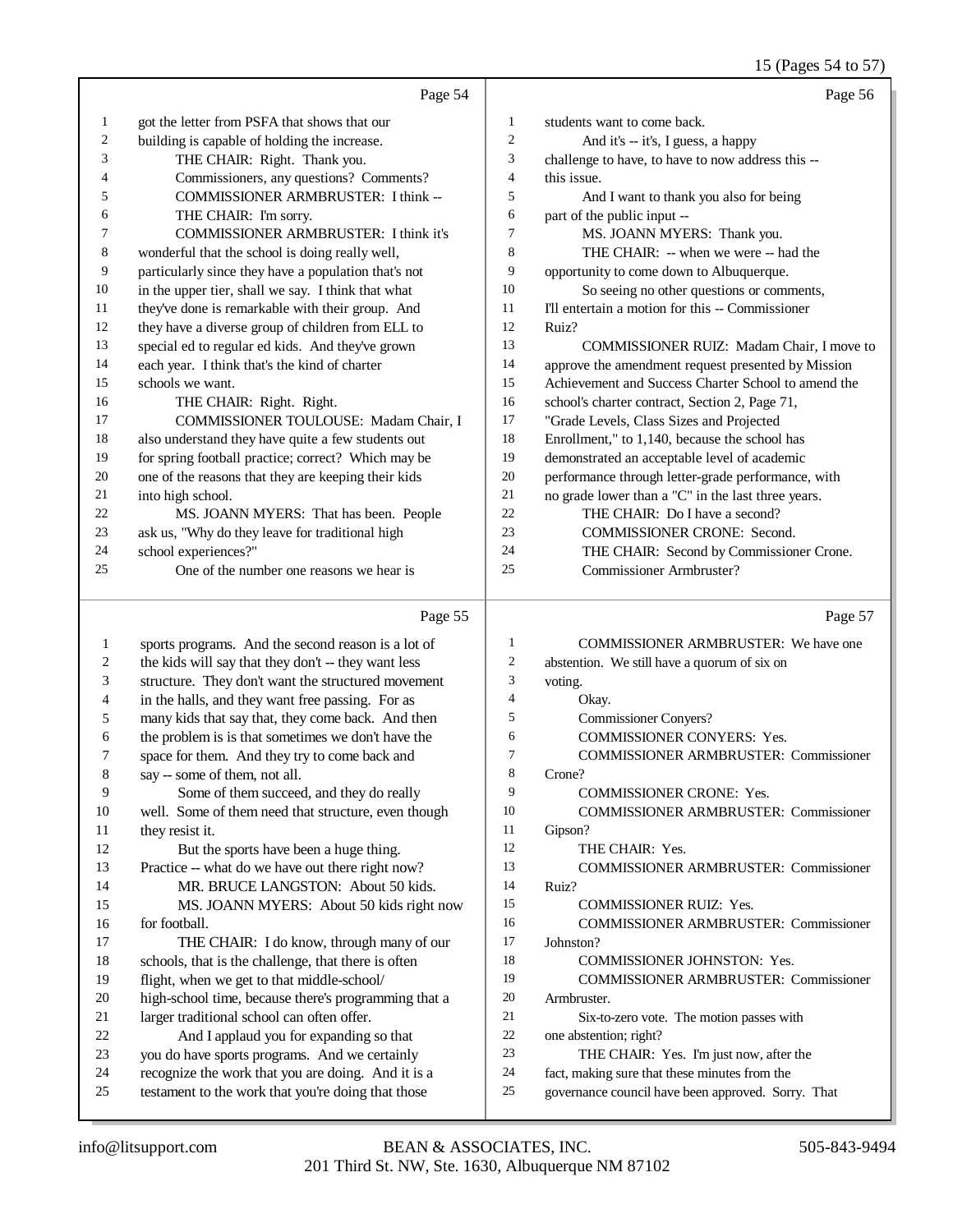Page 54

got the letter from PSFA that shows that our building is capable of holding the increase.

THE CHAIR: Right. Thank you.

Commissioners, any questions? Comments?

COMMISSIONER ARMBRUSTER: I think --

THE CHAIR: I'm sorry.

COMMISSIONER ARMBRUSTER: I think it's wonderful that the school is doing really well, particularly since they have a population that's not in the upper tier, shall we say. I think that what they've done is remarkable with their group. And they have a diverse group of children from ELL to special ed to regular ed kids. And they've grown each year. I think that's the kind of charter schools we want.

THE CHAIR: Right. Right.

COMMISSIONER TOULOUSE: Madam Chair, I also understand they have quite a few students out for spring football practice; correct? Which may be one of the reasons that they are keeping their kids into high school.

MS. JOANN MYERS: That has been. People ask us, "Why do they leave for traditional high school experiences?"

One of the number one reasons we hear is

Page 55

sports programs. And the second reason is a lot of the kids will say that they don't -- they want less structure. They don't want the structured movement in the halls, and they want free passing. For as many kids that say that, they come back. And then the problem is is that sometimes we don't have the space for them. And they try to come back and say -- some of them, not all.

Some of them succeed, and they do really well. Some of them need that structure, even though they resist it.

But the sports have been a huge thing. Practice -- what do we have out there right now?

MR. BRUCE LANGSTON: About 50 kids.

MS. JOANN MYERS: About 50 kids right now for football.

THE CHAIR: I do know, through many of our schools, that is the challenge, that there is often flight, when we get to that middle-school/ high-school time, because there's programming that a larger traditional school can often offer.

And I applaud you for expanding so that you do have sports programs. And we certainly recognize the work that you are doing. And it is a testament to the work that you're doing that those

Page 56

students want to come back.

And it's -- it's, I guess, a happy challenge to have, to have to now address this -- this issue.

And I want to thank you also for being part of the public input --

MS. JOANN MYERS: Thank you.

THE CHAIR: -- when we were -- had the opportunity to come down to Albuquerque.

So seeing no other questions or comments, I'll entertain a motion for this -- Commissioner Ruiz?

COMMISSIONER RUIZ: Madam Chair, I move to approve the amendment request presented by Mission Achievement and Success Charter School to amend the school's charter contract, Section 2, Page 71, "Grade Levels, Class Sizes and Projected Enrollment," to 1,140, because the school has demonstrated an acceptable level of academic performance through letter-grade performance, with no grade lower than a "C" in the last three years.

THE CHAIR: Do I have a second?

COMMISSIONER CRONE: Second.

THE CHAIR: Second by Commissioner Crone.

Commissioner Armbruster?

Page 57

COMMISSIONER ARMBRUSTER: We have one abstention. We still have a quorum of six on voting.

Okay.

Commissioner Conyers?

COMMISSIONER CONYERS: Yes.

COMMISSIONER ARMBRUSTER: Commissioner Crone?

COMMISSIONER CRONE: Yes.

COMMISSIONER ARMBRUSTER: Commissioner Gipson?

THE CHAIR: Yes.

COMMISSIONER ARMBRUSTER: Commissioner Ruiz?

COMMISSIONER RUIZ: Yes.

COMMISSIONER ARMBRUSTER: Commissioner Johnston?

COMMISSIONER JOHNSTON: Yes.

COMMISSIONER ARMBRUSTER: Commissioner Armbruster.

Six-to-zero vote. The motion passes with one abstention; right?

THE CHAIR: Yes. I'm just now, after the fact, making sure that these minutes from the governance council have been approved. Sorry. That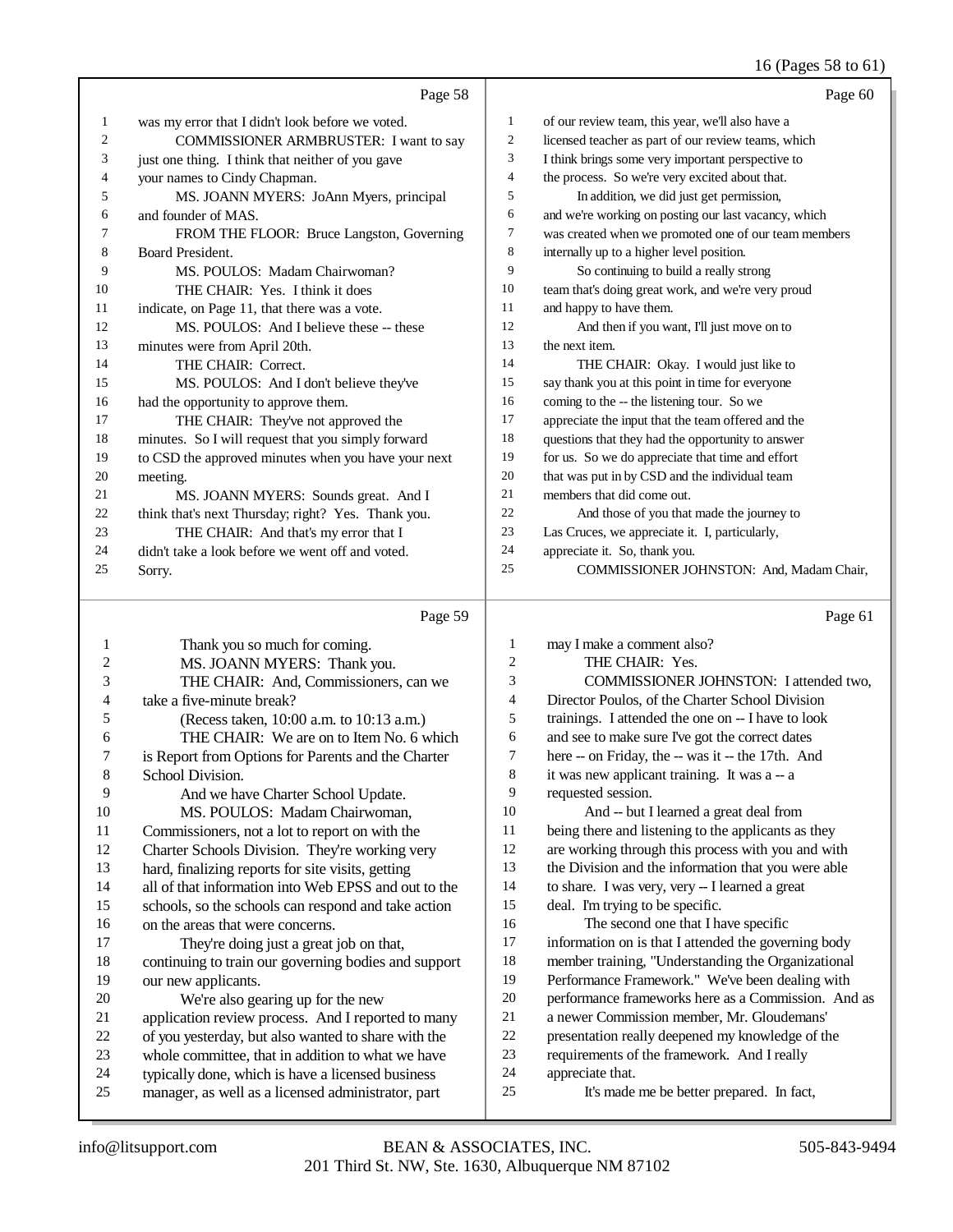Page 58

1 was my error that I didn't look before we voted.
2 COMMISSIONER ARMBRUSTER: I want to say
3 just one thing. I think that neither of you gave
4 your names to Cindy Chapman.
5 MS. JOANN MYERS: JoAnn Myers, principal
6 and founder of MAS.
7 FROM THE FLOOR: Bruce Langston, Governing
8 Board President.
9 MS. POULOS: Madam Chairwoman?
10 THE CHAIR: Yes. I think it does
11 indicate, on Page 11, that there was a vote.
12 MS. POULOS: And I believe these -- these
13 minutes were from April 20th.
14 THE CHAIR: Correct.
15 MS. POULOS: And I don't believe they've
16 had the opportunity to approve them.
17 THE CHAIR: They've not approved the
18 minutes. So I will request that you simply forward
19 to CSD the approved minutes when you have your next
20 meeting.
21 MS. JOANN MYERS: Sounds great. And I
22 think that's next Thursday; right? Yes. Thank you.
23 THE CHAIR: And that's my error that I
24 didn't take a look before we went off and voted.
25 Sorry.

Page 59

1 Thank you so much for coming.
2 MS. JOANN MYERS: Thank you.
3 THE CHAIR: And, Commissioners, can we
4 take a five-minute break?
5 (Recess taken, 10:00 a.m. to 10:13 a.m.)
6 THE CHAIR: We are on to Item No. 6 which
7 is Report from Options for Parents and the Charter
8 School Division.
9 And we have Charter School Update.
10 MS. POULOS: Madam Chairwoman,
11 Commissioners, not a lot to report on with the
12 Charter Schools Division. They're working very
13 hard, finalizing reports for site visits, getting
14 all of that information into Web EPSS and out to the
15 schools, so the schools can respond and take action
16 on the areas that were concerns.
17 They're doing just a great job on that,
18 continuing to train our governing bodies and support
19 our new applicants.
20 We're also gearing up for the new
21 application review process. And I reported to many
22 of you yesterday, but also wanted to share with the
23 whole committee, that in addition to what we have
24 typically done, which is have a licensed business
25 manager, as well as a licensed administrator, part

Page 60

1 of our review team, this year, we'll also have a
2 licensed teacher as part of our review teams, which
3 I think brings some very important perspective to
4 the process. So we're very excited about that.
5 In addition, we did just get permission,
6 and we're working on posting our last vacancy, which
7 was created when we promoted one of our team members
8 internally up to a higher level position.
9 So continuing to build a really strong
10 team that's doing great work, and we're very proud
11 and happy to have them.
12 And then if you want, I'll just move on to
13 the next item.
14 THE CHAIR: Okay. I would just like to
15 say thank you at this point in time for everyone
16 coming to the -- the listening tour. So we
17 appreciate the input that the team offered and the
18 questions that they had the opportunity to answer
19 for us. So we do appreciate that time and effort
20 that was put in by CSD and the individual team
21 members that did come out.
22 And those of you that made the journey to
23 Las Cruces, we appreciate it. I, particularly,
24 appreciate it. So, thank you.
25 COMMISSIONER JOHNSTON: And, Madam Chair,

Page 61

1 may I make a comment also?
2 THE CHAIR: Yes.
3 COMMISSIONER JOHNSTON: I attended two,
4 Director Poulos, of the Charter School Division
5 trainings. I attended the one on -- I have to look
6 and see to make sure I've got the correct dates
7 here -- on Friday, the -- was it -- the 17th. And
8 it was new applicant training. It was a -- a
9 requested session.
10 And -- but I learned a great deal from
11 being there and listening to the applicants as they
12 are working through this process with you and with
13 the Division and the information that you were able
14 to share. I was very, very -- I learned a great
15 deal. I'm trying to be specific.
16 The second one that I have specific
17 information on is that I attended the governing body
18 member training, "Understanding the Organizational
19 Performance Framework." We've been dealing with
20 performance frameworks here as a Commission. And as
21 a newer Commission member, Mr. Gloudemans'
22 presentation really deepened my knowledge of the
23 requirements of the framework. And I really
24 appreciate that.
25 It's made me be better prepared. In fact,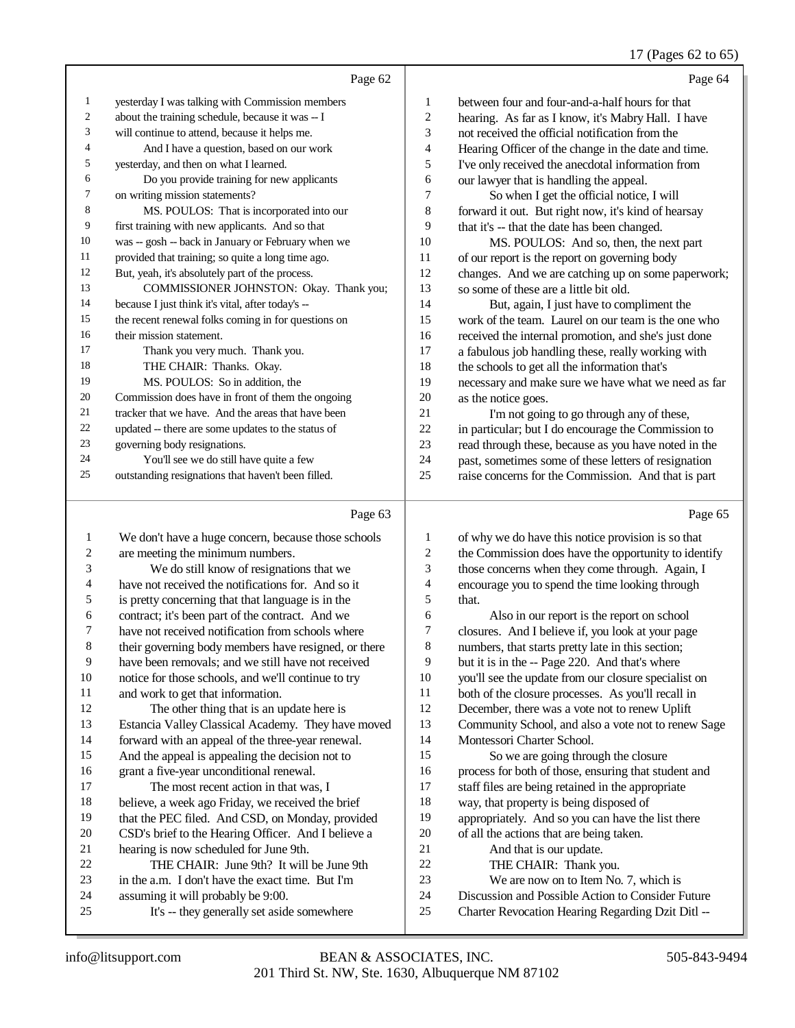Page 62

1 yesterday I was talking with Commission members
2 about the training schedule, because it was -- I
3 will continue to attend, because it helps me.
4 And I have a question, based on our work
5 yesterday, and then on what I learned.
6 Do you provide training for new applicants
7 on writing mission statements?
8 MS. POULOS: That is incorporated into our
9 first training with new applicants. And so that
10 was -- gosh -- back in January or February when we
11 provided that training; so quite a long time ago.
12 But, yeah, it's absolutely part of the process.
13 COMMISSIONER JOHNSTON: Okay. Thank you;
14 because I just think it's vital, after today's --
15 the recent renewal folks coming in for questions on
16 their mission statement.
17 Thank you very much. Thank you.
18 THE CHAIR: Thanks. Okay.
19 MS. POULOS: So in addition, the
20 Commission does have in front of them the ongoing
21 tracker that we have. And the areas that have been
22 updated -- there are some updates to the status of
23 governing body resignations.
24 You'll see we do still have quite a few
25 outstanding resignations that haven't been filled.

Page 63

1 We don't have a huge concern, because those schools
2 are meeting the minimum numbers.
3 We do still know of resignations that we
4 have not received the notifications for. And so it
5 is pretty concerning that that language is in the
6 contract; it's been part of the contract. And we
7 have not received notification from schools where
8 their governing body members have resigned, or there
9 have been removals; and we still have not received
10 notice for those schools, and we'll continue to try
11 and work to get that information.
12 The other thing that is an update here is
13 Estancia Valley Classical Academy. They have moved
14 forward with an appeal of the three-year renewal.
15 And the appeal is appealing the decision not to
16 grant a five-year unconditional renewal.
17 The most recent action in that was, I
18 believe, a week ago Friday, we received the brief
19 that the PEC filed. And CSD, on Monday, provided
20 CSD's brief to the Hearing Officer. And I believe a
21 hearing is now scheduled for June 9th.
22 THE CHAIR: June 9th? It will be June 9th
23 in the a.m. I don't have the exact time. But I'm
24 assuming it will probably be 9:00.
25 It's -- they generally set aside somewhere

Page 64

1 between four and four-and-a-half hours for that
2 hearing. As far as I know, it's Mabry Hall. I have
3 not received the official notification from the
4 Hearing Officer of the change in the date and time.
5 I've only received the anecdotal information from
6 our lawyer that is handling the appeal.
7 So when I get the official notice, I will
8 forward it out. But right now, it's kind of hearsay
9 that it's -- that the date has been changed.
10 MS. POULOS: And so, then, the next part
11 of our report is the report on governing body
12 changes. And we are catching up on some paperwork;
13 so some of these are a little bit old.
14 But, again, I just have to compliment the
15 work of the team. Laurel on our team is the one who
16 received the internal promotion, and she's just done
17 a fabulous job handling these, really working with
18 the schools to get all the information that's
19 necessary and make sure we have what we need as far
20 as the notice goes.
21 I'm not going to go through any of these,
22 in particular; but I do encourage the Commission to
23 read through these, because as you have noted in the
24 past, sometimes some of these letters of resignation
25 raise concerns for the Commission. And that is part

Page 65

1 of why we do have this notice provision is so that
2 the Commission does have the opportunity to identify
3 those concerns when they come through. Again, I
4 encourage you to spend the time looking through
5 that.
6 Also in our report is the report on school
7 closures. And I believe if, you look at your page
8 numbers, that starts pretty late in this section;
9 but it is in the -- Page 220. And that's where
10 you'll see the update from our closure specialist on
11 both of the closure processes. As you'll recall in
12 December, there was a vote not to renew Uplift
13 Community School, and also a vote not to renew Sage
14 Montessori Charter School.
15 So we are going through the closure
16 process for both of those, ensuring that student and
17 staff files are being retained in the appropriate
18 way, that property is being disposed of
19 appropriately. And so you can have the list there
20 of all the actions that are being taken.
21 And that is our update.
22 THE CHAIR: Thank you.
23 We are now on to Item No. 7, which is
24 Discussion and Possible Action to Consider Future
25 Charter Revocation Hearing Regarding Dzit Ditl --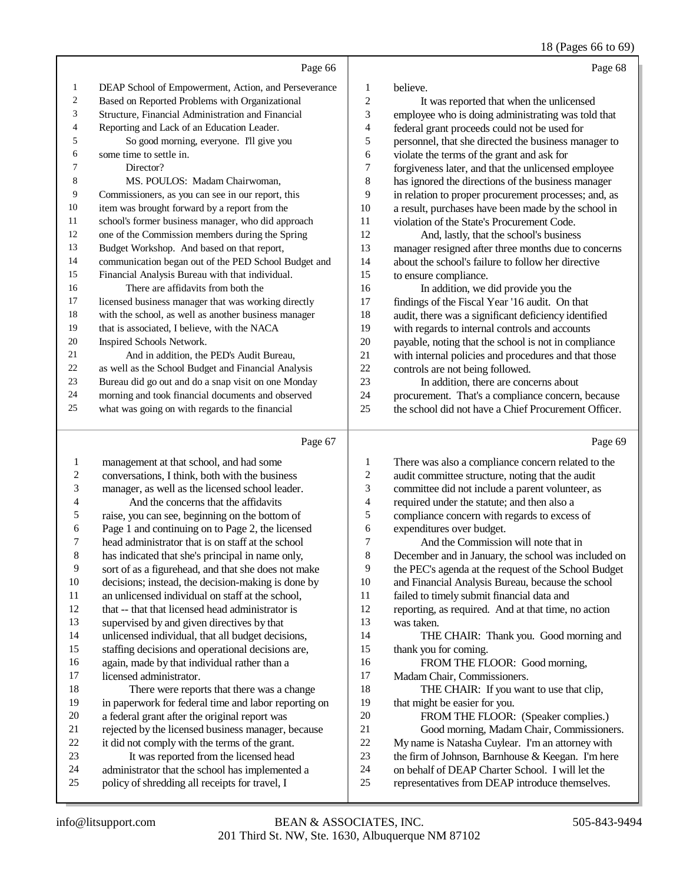Page 66

DEAP School of Empowerment, Action, and Perseverance Based on Reported Problems with Organizational Structure, Financial Administration and Financial Reporting and Lack of an Education Leader.

So good morning, everyone. I'll give you some time to settle in.

Director?

MS. POULOS: Madam Chairwoman, Commissioners, as you can see in our report, this item was brought forward by a report from the school's former business manager, who did approach one of the Commission members during the Spring Budget Workshop. And based on that report, communication began out of the PED School Budget and Financial Analysis Bureau with that individual.

There are affidavits from both the licensed business manager that was working directly with the school, as well as another business manager that is associated, I believe, with the NACA Inspired Schools Network.

And in addition, the PED's Audit Bureau, as well as the School Budget and Financial Analysis Bureau did go out and do a snap visit on one Monday morning and took financial documents and observed what was going on with regards to the financial

Page 67

management at that school, and had some conversations, I think, both with the business manager, as well as the licensed school leader.

And the concerns that the affidavits raise, you can see, beginning on the bottom of Page 1 and continuing on to Page 2, the licensed head administrator that is on staff at the school has indicated that she's principal in name only, sort of as a figurehead, and that she does not make decisions; instead, the decision-making is done by an unlicensed individual on staff at the school, that -- that that licensed head administrator is supervised by and given directives by that unlicensed individual, that all budget decisions, staffing decisions and operational decisions are, again, made by that individual rather than a licensed administrator.

There were reports that there was a change in paperwork for federal time and labor reporting on a federal grant after the original report was rejected by the licensed business manager, because it did not comply with the terms of the grant.

It was reported from the licensed head administrator that the school has implemented a policy of shredding all receipts for travel, I

Page 68

believe.

It was reported that when the unlicensed employee who is doing administrating was told that federal grant proceeds could not be used for personnel, that she directed the business manager to violate the terms of the grant and ask for forgiveness later, and that the unlicensed employee has ignored the directions of the business manager in relation to proper procurement processes; and, as a result, purchases have been made by the school in violation of the State's Procurement Code.

And, lastly, that the school's business manager resigned after three months due to concerns about the school's failure to follow her directive to ensure compliance.

In addition, we did provide you the findings of the Fiscal Year '16 audit. On that audit, there was a significant deficiency identified with regards to internal controls and accounts payable, noting that the school is not in compliance with internal policies and procedures and that those controls are not being followed.

In addition, there are concerns about procurement. That's a compliance concern, because the school did not have a Chief Procurement Officer.

Page 69

There was also a compliance concern related to the audit committee structure, noting that the audit committee did not include a parent volunteer, as required under the statute; and then also a compliance concern with regards to excess of expenditures over budget.

And the Commission will note that in December and in January, the school was included on the PEC's agenda at the request of the School Budget and Financial Analysis Bureau, because the school failed to timely submit financial data and reporting, as required. And at that time, no action was taken.

THE CHAIR: Thank you. Good morning and thank you for coming.

FROM THE FLOOR: Good morning, Madam Chair, Commissioners.

THE CHAIR: If you want to use that clip, that might be easier for you.

FROM THE FLOOR: (Speaker complies.) Good morning, Madam Chair, Commissioners. My name is Natasha Cuylear. I'm an attorney with the firm of Johnson, Barnhouse & Keegan. I'm here on behalf of DEAP Charter School. I will let the representatives from DEAP introduce themselves.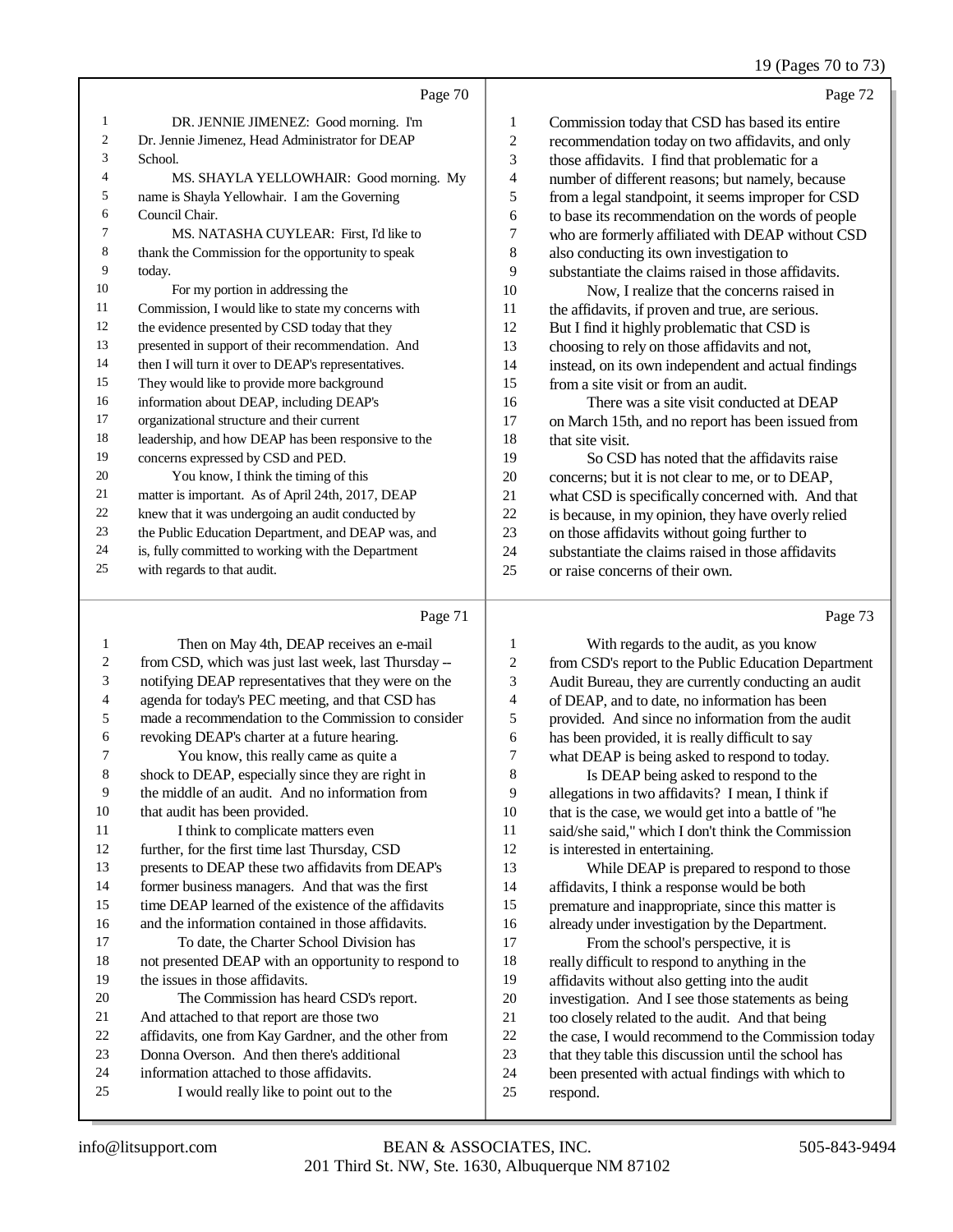Page 70

DR. JENNIE JIMENEZ: Good morning. I'm Dr. Jennie Jimenez, Head Administrator for DEAP School.

MS. SHAYLA YELLOWHAIR: Good morning. My name is Shayla Yellowhair. I am the Governing Council Chair.

MS. NATASHA CUYLEAR: First, I'd like to thank the Commission for the opportunity to speak today.

For my portion in addressing the Commission, I would like to state my concerns with the evidence presented by CSD today that they presented in support of their recommendation. And then I will turn it over to DEAP's representatives. They would like to provide more background information about DEAP, including DEAP's organizational structure and their current leadership, and how DEAP has been responsive to the concerns expressed by CSD and PED.

You know, I think the timing of this matter is important. As of April 24th, 2017, DEAP knew that it was undergoing an audit conducted by the Public Education Department, and DEAP was, and is, fully committed to working with the Department with regards to that audit.

Page 71

Then on May 4th, DEAP receives an e-mail from CSD, which was just last week, last Thursday -- notifying DEAP representatives that they were on the agenda for today's PEC meeting, and that CSD has made a recommendation to the Commission to consider revoking DEAP's charter at a future hearing.

You know, this really came as quite a shock to DEAP, especially since they are right in the middle of an audit. And no information from that audit has been provided.

I think to complicate matters even further, for the first time last Thursday, CSD presents to DEAP these two affidavits from DEAP's former business managers. And that was the first time DEAP learned of the existence of the affidavits and the information contained in those affidavits.

To date, the Charter School Division has not presented DEAP with an opportunity to respond to the issues in those affidavits.

The Commission has heard CSD's report. And attached to that report are those two affidavits, one from Kay Gardner, and the other from Donna Overson. And then there's additional information attached to those affidavits.

I would really like to point out to the

Page 72

Commission today that CSD has based its entire recommendation today on two affidavits, and only those affidavits. I find that problematic for a number of different reasons; but namely, because from a legal standpoint, it seems improper for CSD to base its recommendation on the words of people who are formerly affiliated with DEAP without CSD also conducting its own investigation to substantiate the claims raised in those affidavits.

Now, I realize that the concerns raised in the affidavits, if proven and true, are serious. But I find it highly problematic that CSD is choosing to rely on those affidavits and not, instead, on its own independent and actual findings from a site visit or from an audit.

There was a site visit conducted at DEAP on March 15th, and no report has been issued from that site visit.

So CSD has noted that the affidavits raise concerns; but it is not clear to me, or to DEAP, what CSD is specifically concerned with. And that is because, in my opinion, they have overly relied on those affidavits without going further to substantiate the claims raised in those affidavits or raise concerns of their own.

Page 73

With regards to the audit, as you know from CSD's report to the Public Education Department Audit Bureau, they are currently conducting an audit of DEAP, and to date, no information has been provided. And since no information from the audit has been provided, it is really difficult to say what DEAP is being asked to respond to today.

Is DEAP being asked to respond to the allegations in two affidavits? I mean, I think if that is the case, we would get into a battle of "he said/she said," which I don't think the Commission is interested in entertaining.

While DEAP is prepared to respond to those affidavits, I think a response would be both premature and inappropriate, since this matter is already under investigation by the Department.

From the school's perspective, it is really difficult to respond to anything in the affidavits without also getting into the audit investigation. And I see those statements as being too closely related to the audit. And that being the case, I would recommend to the Commission today that they table this discussion until the school has been presented with actual findings with which to respond.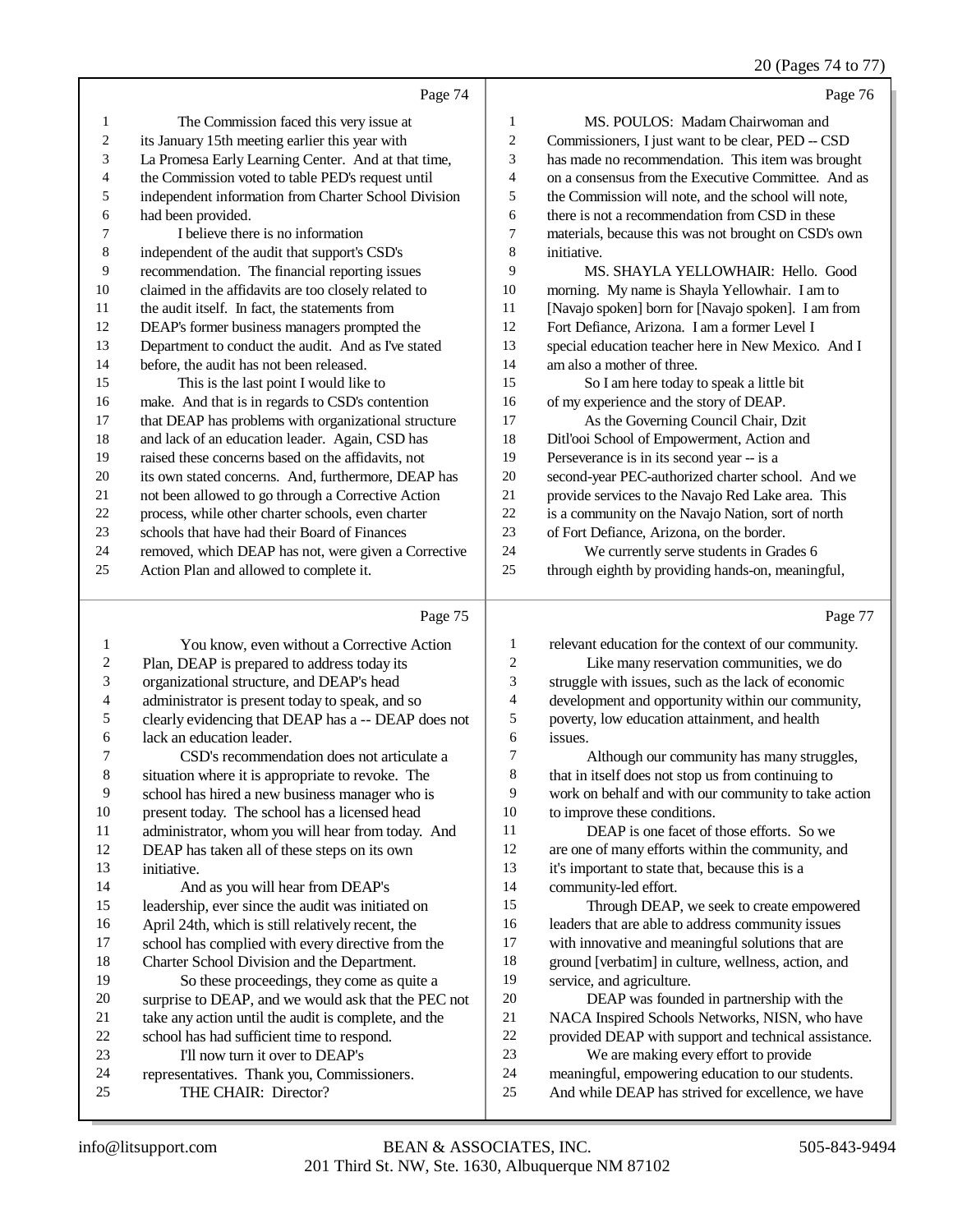Page 74

1 The Commission faced this very issue at
2 its January 15th meeting earlier this year with
3 La Promesa Early Learning Center. And at that time,
4 the Commission voted to table PED's request until
5 independent information from Charter School Division
6 had been provided.
7 I believe there is no information
8 independent of the audit that support's CSD's
9 recommendation. The financial reporting issues
10 claimed in the affidavits are too closely related to
11 the audit itself. In fact, the statements from
12 DEAP's former business managers prompted the
13 Department to conduct the audit. And as I've stated
14 before, the audit has not been released.
15 This is the last point I would like to
16 make. And that is in regards to CSD's contention
17 that DEAP has problems with organizational structure
18 and lack of an education leader. Again, CSD has
19 raised these concerns based on the affidavits, not
20 its own stated concerns. And, furthermore, DEAP has
21 not been allowed to go through a Corrective Action
22 process, while other charter schools, even charter
23 schools that have had their Board of Finances
24 removed, which DEAP has not, were given a Corrective
25 Action Plan and allowed to complete it.

Page 75

1 You know, even without a Corrective Action
2 Plan, DEAP is prepared to address today its
3 organizational structure, and DEAP's head
4 administrator is present today to speak, and so
5 clearly evidencing that DEAP has a -- DEAP does not
6 lack an education leader.
7 CSD's recommendation does not articulate a
8 situation where it is appropriate to revoke. The
9 school has hired a new business manager who is
10 present today. The school has a licensed head
11 administrator, whom you will hear from today. And
12 DEAP has taken all of these steps on its own
13 initiative.
14 And as you will hear from DEAP's
15 leadership, ever since the audit was initiated on
16 April 24th, which is still relatively recent, the
17 school has complied with every directive from the
18 Charter School Division and the Department.
19 So these proceedings, they come as quite a
20 surprise to DEAP, and we would ask that the PEC not
21 take any action until the audit is complete, and the
22 school has had sufficient time to respond.
23 I'll now turn it over to DEAP's
24 representatives. Thank you, Commissioners.
25 THE CHAIR: Director?

Page 76

1 MS. POULOS: Madam Chairwoman and
2 Commissioners, I just want to be clear, PED -- CSD
3 has made no recommendation. This item was brought
4 on a consensus from the Executive Committee. And as
5 the Commission will note, and the school will note,
6 there is not a recommendation from CSD in these
7 materials, because this was not brought on CSD's own
8 initiative.
9 MS. SHAYLA YELLOWHAIR: Hello. Good
10 morning. My name is Shayla Yellowhair. I am to
11 [Navajo spoken] born for [Navajo spoken]. I am from
12 Fort Defiance, Arizona. I am a former Level I
13 special education teacher here in New Mexico. And I
14 am also a mother of three.
15 So I am here today to speak a little bit
16 of my experience and the story of DEAP.
17 As the Governing Council Chair, Dzit
18 Ditl'ooi School of Empowerment, Action and
19 Perseverance is in its second year -- is a
20 second-year PEC-authorized charter school. And we
21 provide services to the Navajo Red Lake area. This
22 is a community on the Navajo Nation, sort of north
23 of Fort Defiance, Arizona, on the border.
24 We currently serve students in Grades 6
25 through eighth by providing hands-on, meaningful,

Page 77

1 relevant education for the context of our community.
2 Like many reservation communities, we do
3 struggle with issues, such as the lack of economic
4 development and opportunity within our community,
5 poverty, low education attainment, and health
6 issues.
7 Although our community has many struggles,
8 that in itself does not stop us from continuing to
9 work on behalf and with our community to take action
10 to improve these conditions.
11 DEAP is one facet of those efforts. So we
12 are one of many efforts within the community, and
13 it's important to state that, because this is a
14 community-led effort.
15 Through DEAP, we seek to create empowered
16 leaders that are able to address community issues
17 with innovative and meaningful solutions that are
18 ground [verbatim] in culture, wellness, action, and
19 service, and agriculture.
20 DEAP was founded in partnership with the
21 NACA Inspired Schools Networks, NISN, who have
22 provided DEAP with support and technical assistance.
23 We are making every effort to provide
24 meaningful, empowering education to our students.
25 And while DEAP has strived for excellence, we have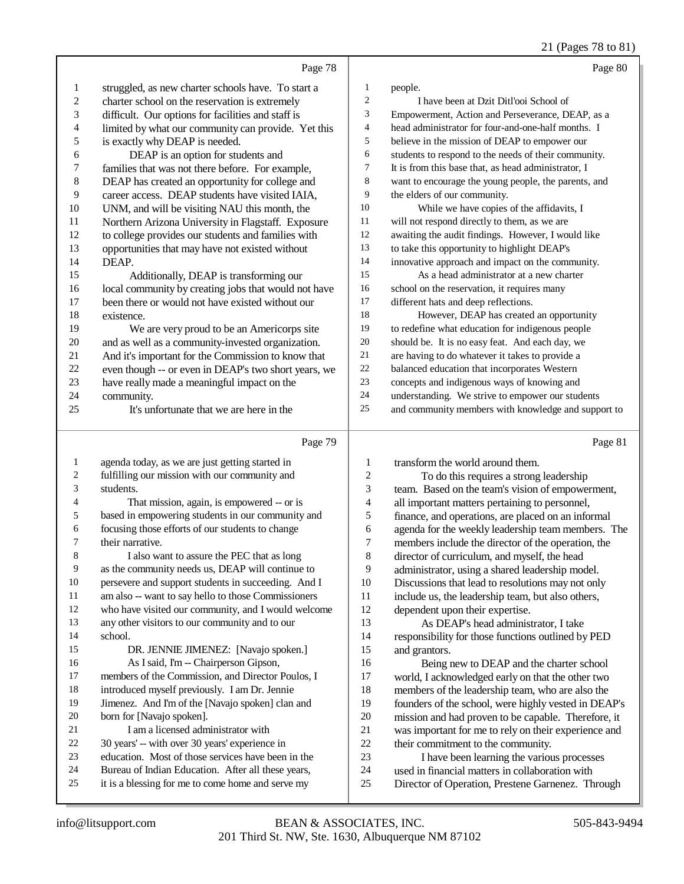Page 78

struggled, as new charter schools have. To start a charter school on the reservation is extremely difficult. Our options for facilities and staff is limited by what our community can provide. Yet this is exactly why DEAP is needed.

DEAP is an option for students and families that was not there before. For example, DEAP has created an opportunity for college and career access. DEAP students have visited IAIA, UNM, and will be visiting NAU this month, the Northern Arizona University in Flagstaff. Exposure to college provides our students and families with opportunities that may have not existed without DEAP.

Additionally, DEAP is transforming our local community by creating jobs that would not have been there or would not have existed without our existence.

We are very proud to be an Americorps site and as well as a community-invested organization. And it's important for the Commission to know that even though -- or even in DEAP's two short years, we have really made a meaningful impact on the community.

It's unfortunate that we are here in the

Page 79

agenda today, as we are just getting started in fulfilling our mission with our community and students.

That mission, again, is empowered -- or is based in empowering students in our community and focusing those efforts of our students to change their narrative.

I also want to assure the PEC that as long as the community needs us, DEAP will continue to persevere and support students in succeeding. And I am also -- want to say hello to those Commissioners who have visited our community, and I would welcome any other visitors to our community and to our school.

DR. JENNIE JIMENEZ: [Navajo spoken.]

As I said, I'm -- Chairperson Gipson, members of the Commission, and Director Poulos, I introduced myself previously. I am Dr. Jennie Jimenez. And I'm of the [Navajo spoken] clan and born for [Navajo spoken].

I am a licensed administrator with 30 years' -- with over 30 years' experience in education. Most of those services have been in the Bureau of Indian Education. After all these years, it is a blessing for me to come home and serve my

Page 80

people.

I have been at Dzit Ditl'ooi School of Empowerment, Action and Perseverance, DEAP, as a head administrator for four-and-one-half months. I believe in the mission of DEAP to empower our students to respond to the needs of their community. It is from this base that, as head administrator, I want to encourage the young people, the parents, and the elders of our community.

While we have copies of the affidavits, I will not respond directly to them, as we are awaiting the audit findings. However, I would like to take this opportunity to highlight DEAP's innovative approach and impact on the community.

As a head administrator at a new charter school on the reservation, it requires many different hats and deep reflections.

However, DEAP has created an opportunity to redefine what education for indigenous people should be. It is no easy feat. And each day, we are having to do whatever it takes to provide a balanced education that incorporates Western concepts and indigenous ways of knowing and understanding. We strive to empower our students and community members with knowledge and support to

Page 81

transform the world around them.

To do this requires a strong leadership team. Based on the team's vision of empowerment, all important matters pertaining to personnel, finance, and operations, are placed on an informal agenda for the weekly leadership team members. The members include the director of the operation, the director of curriculum, and myself, the head administrator, using a shared leadership model. Discussions that lead to resolutions may not only include us, the leadership team, but also others, dependent upon their expertise.

As DEAP's head administrator, I take responsibility for those functions outlined by PED and grantors.

Being new to DEAP and the charter school world, I acknowledged early on that the other two members of the leadership team, who are also the founders of the school, were highly vested in DEAP's mission and had proven to be capable. Therefore, it was important for me to rely on their experience and their commitment to the community.

I have been learning the various processes used in financial matters in collaboration with Director of Operation, Prestene Garnenez. Through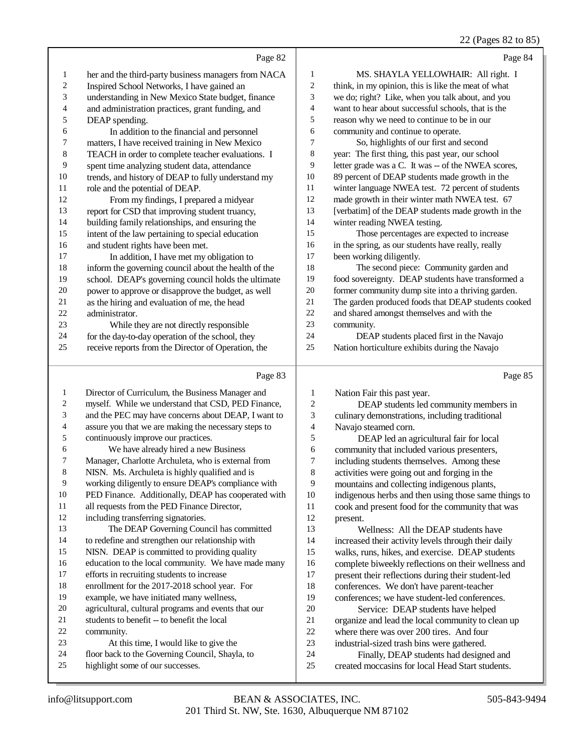her and the third-party business managers from NACA Inspired School Networks, I have gained an understanding in New Mexico State budget, finance and administration practices, grant funding, and DEAP spending.

In addition to the financial and personnel matters, I have received training in New Mexico TEACH in order to complete teacher evaluations. I spent time analyzing student data, attendance trends, and history of DEAP to fully understand my role and the potential of DEAP.

From my findings, I prepared a midyear report for CSD that improving student truancy, building family relationships, and ensuring the intent of the law pertaining to special education and student rights have been met.

In addition, I have met my obligation to inform the governing council about the health of the school. DEAP's governing council holds the ultimate power to approve or disapprove the budget, as well as the hiring and evaluation of me, the head administrator.

While they are not directly responsible for the day-to-day operation of the school, they receive reports from the Director of Operation, the Director of Curriculum, the Business Manager and myself. While we understand that CSD, PED Finance, and the PEC may have concerns about DEAP, I want to assure you that we are making the necessary steps to continuously improve our practices.

We have already hired a new Business Manager, Charlotte Archuleta, who is external from NISN. Ms. Archuleta is highly qualified and is working diligently to ensure DEAP's compliance with PED Finance. Additionally, DEAP has cooperated with all requests from the PED Finance Director, including transferring signatories.

The DEAP Governing Council has committed to redefine and strengthen our relationship with NISN. DEAP is committed to providing quality education to the local community. We have made many efforts in recruiting students to increase enrollment for the 2017-2018 school year. For example, we have initiated many wellness, agricultural, cultural programs and events that our students to benefit -- to benefit the local community.

At this time, I would like to give the floor back to the Governing Council, Shayla, to highlight some of our successes.

MS. SHAYLA YELLOWHAIR: All right. I think, in my opinion, this is like the meat of what we do; right? Like, when you talk about, and you want to hear about successful schools, that is the reason why we need to continue to be in our community and continue to operate.

So, highlights of our first and second year: The first thing, this past year, our school letter grade was a C. It was -- of the NWEA scores, 89 percent of DEAP students made growth in the winter language NWEA test. 72 percent of students made growth in their winter math NWEA test. 67 [verbatim] of the DEAP students made growth in the winter reading NWEA testing.

Those percentages are expected to increase in the spring, as our students have really, really been working diligently.

The second piece: Community garden and food sovereignty. DEAP students have transformed a former community dump site into a thriving garden. The garden produced foods that DEAP students cooked and shared amongst themselves and with the community.

DEAP students placed first in the Navajo Nation horticulture exhibits during the Navajo Nation Fair this past year.

DEAP students led community members in culinary demonstrations, including traditional Navajo steamed corn.

DEAP led an agricultural fair for local community that included various presenters, including students themselves. Among these activities were going out and forging in the mountains and collecting indigenous plants, indigenous herbs and then using those same things to cook and present food for the community that was present.

Wellness: All the DEAP students have increased their activity levels through their daily walks, runs, hikes, and exercise. DEAP students complete biweekly reflections on their wellness and present their reflections during their student-led conferences. We don't have parent-teacher conferences; we have student-led conferences.

Service: DEAP students have helped organize and lead the local community to clean up where there was over 200 tires. And four industrial-sized trash bins were gathered.

Finally, DEAP students had designed and created moccasins for local Head Start students.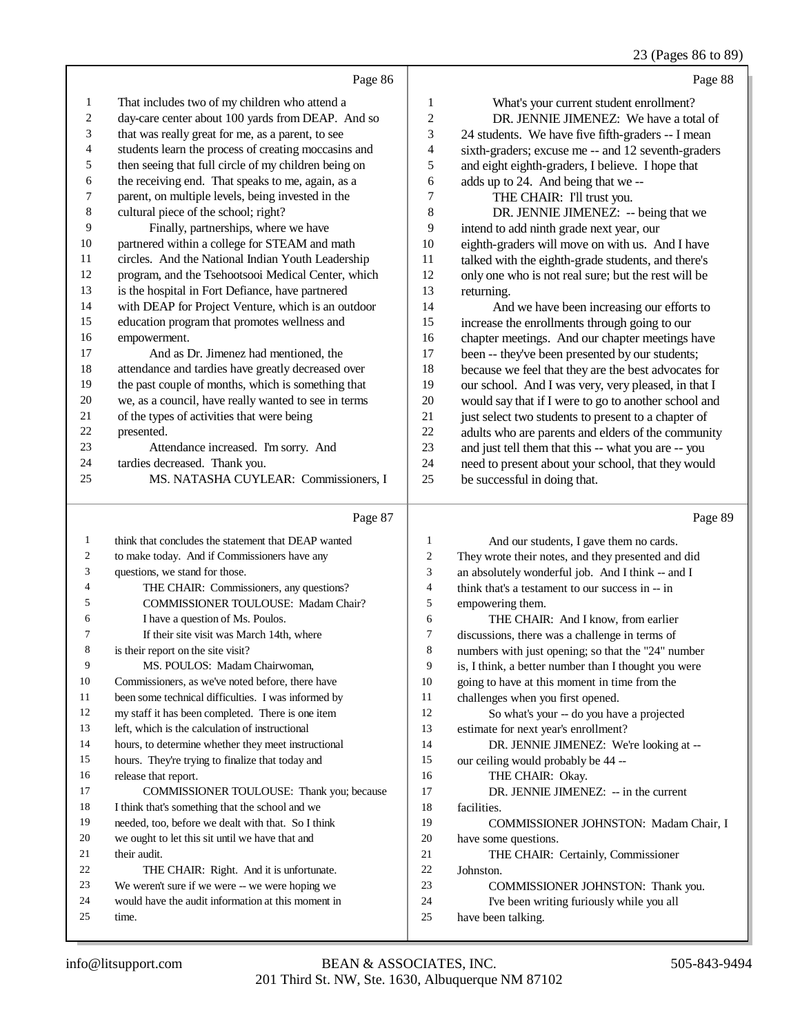Page 86

1 That includes two of my children who attend a
2 day-care center about 100 yards from DEAP. And so
3 that was really great for me, as a parent, to see
4 students learn the process of creating moccasins and
5 then seeing that full circle of my children being on
6 the receiving end. That speaks to me, again, as a
7 parent, on multiple levels, being invested in the
8 cultural piece of the school; right?
9 Finally, partnerships, where we have
10 partnered within a college for STEAM and math
11 circles. And the National Indian Youth Leadership
12 program, and the Tsehootsooi Medical Center, which
13 is the hospital in Fort Defiance, have partnered
14 with DEAP for Project Venture, which is an outdoor
15 education program that promotes wellness and
16 empowerment.
17 And as Dr. Jimenez had mentioned, the
18 attendance and tardies have greatly decreased over
19 the past couple of months, which is something that
20 we, as a council, have really wanted to see in terms
21 of the types of activities that were being
22 presented.
23 Attendance increased. I'm sorry. And
24 tardies decreased. Thank you.
25 MS. NATASHA CUYLEAR: Commissioners, I

Page 87

1 think that concludes the statement that DEAP wanted
2 to make today. And if Commissioners have any
3 questions, we stand for those.
4 THE CHAIR: Commissioners, any questions?
5 COMMISSIONER TOULOUSE: Madam Chair?
6 I have a question of Ms. Poulos.
7 If their site visit was March 14th, where
8 is their report on the site visit?
9 MS. POULOS: Madam Chairwoman,
10 Commissioners, as we've noted before, there have
11 been some technical difficulties. I was informed by
12 my staff it has been completed. There is one item
13 left, which is the calculation of instructional
14 hours, to determine whether they meet instructional
15 hours. They're trying to finalize that today and
16 release that report.
17 COMMISSIONER TOULOUSE: Thank you; because
18 I think that's something that the school and we
19 needed, too, before we dealt with that. So I think
20 we ought to let this sit until we have that and
21 their audit.
22 THE CHAIR: Right. And it is unfortunate.
23 We weren't sure if we were -- we were hoping we
24 would have the audit information at this moment in
25 time.

Page 88

1 What's your current student enrollment?
2 DR. JENNIE JIMENEZ: We have a total of
3 24 students. We have five fifth-graders -- I mean
4 sixth-graders; excuse me -- and 12 seventh-graders
5 and eight eighth-graders, I believe. I hope that
6 adds up to 24. And being that we --
7 THE CHAIR: I'll trust you.
8 DR. JENNIE JIMENEZ: -- being that we
9 intend to add ninth grade next year, our
10 eighth-graders will move on with us. And I have
11 talked with the eighth-grade students, and there's
12 only one who is not real sure; but the rest will be
13 returning.
14 And we have been increasing our efforts to
15 increase the enrollments through going to our
16 chapter meetings. And our chapter meetings have
17 been -- they've been presented by our students;
18 because we feel that they are the best advocates for
19 our school. And I was very, very pleased, in that I
20 would say that if I were to go to another school and
21 just select two students to present to a chapter of
22 adults who are parents and elders of the community
23 and just tell them that this -- what you are -- you
24 need to present about your school, that they would
25 be successful in doing that.

Page 89

1 And our students, I gave them no cards.
2 They wrote their notes, and they presented and did
3 an absolutely wonderful job. And I think -- and I
4 think that's a testament to our success in -- in
5 empowering them.
6 THE CHAIR: And I know, from earlier
7 discussions, there was a challenge in terms of
8 numbers with just opening; so that the "24" number
9 is, I think, a better number than I thought you were
10 going to have at this moment in time from the
11 challenges when you first opened.
12 So what's your -- do you have a projected
13 estimate for next year's enrollment?
14 DR. JENNIE JIMENEZ: We're looking at --
15 our ceiling would probably be 44 --
16 THE CHAIR: Okay.
17 DR. JENNIE JIMENEZ: -- in the current
18 facilities.
19 COMMISSIONER JOHNSTON: Madam Chair, I
20 have some questions.
21 THE CHAIR: Certainly, Commissioner
22 Johnston.
23 COMMISSIONER JOHNSTON: Thank you.
24 I've been writing furiously while you all
25 have been talking.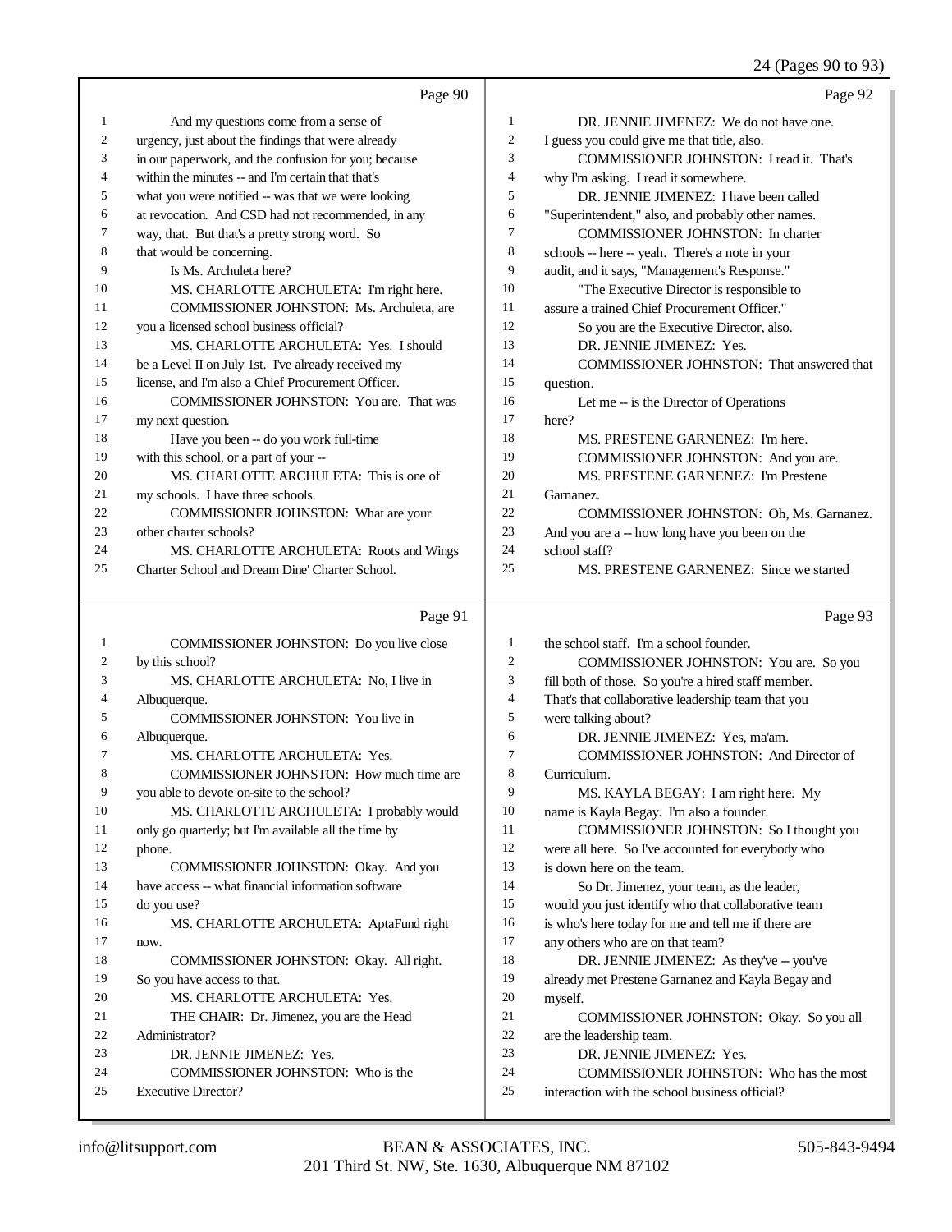Page 90

1 And my questions come from a sense of
2 urgency, just about the findings that were already
3 in our paperwork, and the confusion for you; because
4 within the minutes -- and I'm certain that that's
5 what you were notified -- was that we were looking
6 at revocation. And CSD had not recommended, in any
7 way, that. But that's a pretty strong word. So
8 that would be concerning.
9 Is Ms. Archuleta here?
10 MS. CHARLOTTE ARCHULETA: I'm right here.
11 COMMISSIONER JOHNSTON: Ms. Archuleta, are
12 you a licensed school business official?
13 MS. CHARLOTTE ARCHULETA: Yes. I should
14 be a Level II on July 1st. I've already received my
15 license, and I'm also a Chief Procurement Officer.
16 COMMISSIONER JOHNSTON: You are. That was
17 my next question.
18 Have you been -- do you work full-time
19 with this school, or a part of your --
20 MS. CHARLOTTE ARCHULETA: This is one of
21 my schools. I have three schools.
22 COMMISSIONER JOHNSTON: What are your
23 other charter schools?
24 MS. CHARLOTTE ARCHULETA: Roots and Wings
25 Charter School and Dream Dine' Charter School.

Page 91

1 COMMISSIONER JOHNSTON: Do you live close
2 by this school?
3 MS. CHARLOTTE ARCHULETA: No, I live in
4 Albuquerque.
5 COMMISSIONER JOHNSTON: You live in
6 Albuquerque.
7 MS. CHARLOTTE ARCHULETA: Yes.
8 COMMISSIONER JOHNSTON: How much time are
9 you able to devote on-site to the school?
10 MS. CHARLOTTE ARCHULETA: I probably would
11 only go quarterly; but I'm available all the time by
12 phone.
13 COMMISSIONER JOHNSTON: Okay. And you
14 have access -- what financial information software
15 do you use?
16 MS. CHARLOTTE ARCHULETA: AptaFund right
17 now.
18 COMMISSIONER JOHNSTON: Okay. All right.
19 So you have access to that.
20 MS. CHARLOTTE ARCHULETA: Yes.
21 THE CHAIR: Dr. Jimenez, you are the Head
22 Administrator?
23 DR. JENNIE JIMENEZ: Yes.
24 COMMISSIONER JOHNSTON: Who is the
25 Executive Director?

Page 92

1 DR. JENNIE JIMENEZ: We do not have one.
2 I guess you could give me that title, also.
3 COMMISSIONER JOHNSTON: I read it. That's
4 why I'm asking. I read it somewhere.
5 DR. JENNIE JIMENEZ: I have been called
6 "Superintendent," also, and probably other names.
7 COMMISSIONER JOHNSTON: In charter
8 schools -- here -- yeah. There's a note in your
9 audit, and it says, "Management's Response."
10 "The Executive Director is responsible to
11 assure a trained Chief Procurement Officer."
12 So you are the Executive Director, also.
13 DR. JENNIE JIMENEZ: Yes.
14 COMMISSIONER JOHNSTON: That answered that
15 question.
16 Let me -- is the Director of Operations
17 here?
18 MS. PRESTENE GARNENEZ: I'm here.
19 COMMISSIONER JOHNSTON: And you are.
20 MS. PRESTENE GARNENEZ: I'm Prestene
21 Garnanez.
22 COMMISSIONER JOHNSTON: Oh, Ms. Garnanez.
23 And you are a -- how long have you been on the
24 school staff?
25 MS. PRESTENE GARNENEZ: Since we started

Page 93

1 the school staff. I'm a school founder.
2 COMMISSIONER JOHNSTON: You are. So you
3 fill both of those. So you're a hired staff member.
4 That's that collaborative leadership team that you
5 were talking about?
6 DR. JENNIE JIMENEZ: Yes, ma'am.
7 COMMISSIONER JOHNSTON: And Director of
8 Curriculum.
9 MS. KAYLA BEGAY: I am right here. My
10 name is Kayla Begay. I'm also a founder.
11 COMMISSIONER JOHNSTON: So I thought you
12 were all here. So I've accounted for everybody who
13 is down here on the team.
14 So Dr. Jimenez, your team, as the leader,
15 would you just identify who that collaborative team
16 is who's here today for me and tell me if there are
17 any others who are on that team?
18 DR. JENNIE JIMENEZ: As they've -- you've
19 already met Prestene Garnanez and Kayla Begay and
20 myself.
21 COMMISSIONER JOHNSTON: Okay. So you all
22 are the leadership team.
23 DR. JENNIE JIMENEZ: Yes.
24 COMMISSIONER JOHNSTON: Who has the most
25 interaction with the school business official?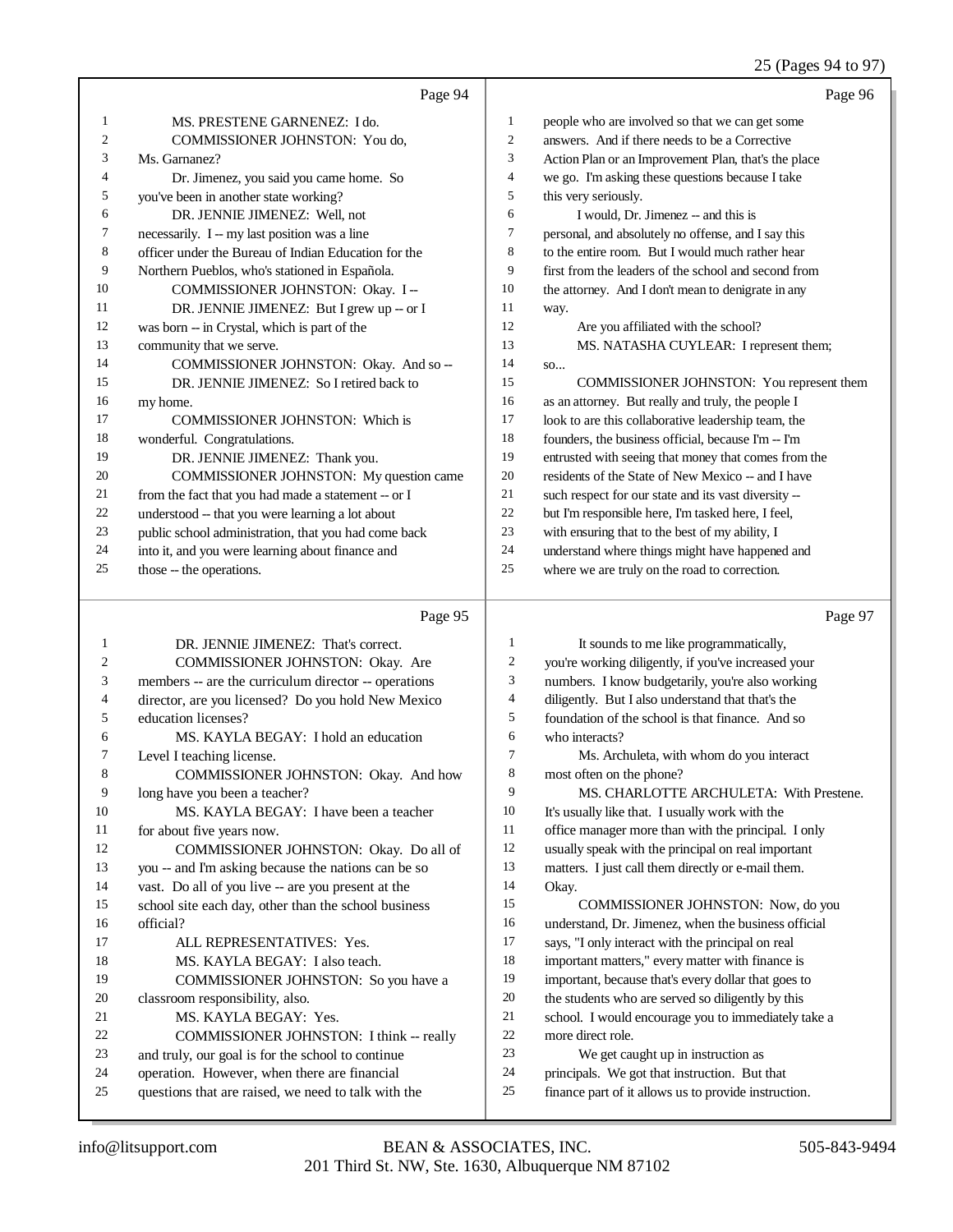Page 94

1 MS. PRESTENE GARNENEZ: I do.
2 COMMISSIONER JOHNSTON: You do,
3 Ms. Garnanez?
4 Dr. Jimenez, you said you came home. So
5 you've been in another state working?
6 DR. JENNIE JIMENEZ: Well, not
7 necessarily. I -- my last position was a line
8 officer under the Bureau of Indian Education for the
9 Northern Pueblos, who's stationed in Española.
10 COMMISSIONER JOHNSTON: Okay. I --
11 DR. JENNIE JIMENEZ: But I grew up -- or I
12 was born -- in Crystal, which is part of the
13 community that we serve.
14 COMMISSIONER JOHNSTON: Okay. And so --
15 DR. JENNIE JIMENEZ: So I retired back to
16 my home.
17 COMMISSIONER JOHNSTON: Which is
18 wonderful. Congratulations.
19 DR. JENNIE JIMENEZ: Thank you.
20 COMMISSIONER JOHNSTON: My question came
21 from the fact that you had made a statement -- or I
22 understood -- that you were learning a lot about
23 public school administration, that you had come back
24 into it, and you were learning about finance and
25 those -- the operations.

Page 95

1 DR. JENNIE JIMENEZ: That's correct.
2 COMMISSIONER JOHNSTON: Okay. Are
3 members -- are the curriculum director -- operations
4 director, are you licensed? Do you hold New Mexico
5 education licenses?
6 MS. KAYLA BEGAY: I hold an education
7 Level I teaching license.
8 COMMISSIONER JOHNSTON: Okay. And how
9 long have you been a teacher?
10 MS. KAYLA BEGAY: I have been a teacher
11 for about five years now.
12 COMMISSIONER JOHNSTON: Okay. Do all of
13 you -- and I'm asking because the nations can be so
14 vast. Do all of you live -- are you present at the
15 school site each day, other than the school business
16 official?
17 ALL REPRESENTATIVES: Yes.
18 MS. KAYLA BEGAY: I also teach.
19 COMMISSIONER JOHNSTON: So you have a
20 classroom responsibility, also.
21 MS. KAYLA BEGAY: Yes.
22 COMMISSIONER JOHNSTON: I think -- really
23 and truly, our goal is for the school to continue
24 operation. However, when there are financial
25 questions that are raised, we need to talk with the

Page 96

1 people who are involved so that we can get some
2 answers. And if there needs to be a Corrective
3 Action Plan or an Improvement Plan, that's the place
4 we go. I'm asking these questions because I take
5 this very seriously.
6 I would, Dr. Jimenez -- and this is
7 personal, and absolutely no offense, and I say this
8 to the entire room. But I would much rather hear
9 first from the leaders of the school and second from
10 the attorney. And I don't mean to denigrate in any
11 way.
12 Are you affiliated with the school?
13 MS. NATASHA CUYLEAR: I represent them;
14 so...
15 COMMISSIONER JOHNSTON: You represent them
16 as an attorney. But really and truly, the people I
17 look to are this collaborative leadership team, the
18 founders, the business official, because I'm -- I'm
19 entrusted with seeing that money that comes from the
20 residents of the State of New Mexico -- and I have
21 such respect for our state and its vast diversity --
22 but I'm responsible here, I'm tasked here, I feel,
23 with ensuring that to the best of my ability, I
24 understand where things might have happened and
25 where we are truly on the road to correction.

Page 97

1 It sounds to me like programmatically,
2 you're working diligently, if you've increased your
3 numbers. I know budgetarily, you're also working
4 diligently. But I also understand that that's the
5 foundation of the school is that finance. And so
6 who interacts?
7 Ms. Archuleta, with whom do you interact
8 most often on the phone?
9 MS. CHARLOTTE ARCHULETA: With Prestene.
10 It's usually like that. I usually work with the
11 office manager more than with the principal. I only
12 usually speak with the principal on real important
13 matters. I just call them directly or e-mail them.
14 Okay.
15 COMMISSIONER JOHNSTON: Now, do you
16 understand, Dr. Jimenez, when the business official
17 says, "I only interact with the principal on real
18 important matters," every matter with finance is
19 important, because that's every dollar that goes to
20 the students who are served so diligently by this
21 school. I would encourage you to immediately take a
22 more direct role.
23 We get caught up in instruction as
24 principals. We got that instruction. But that
25 finance part of it allows us to provide instruction.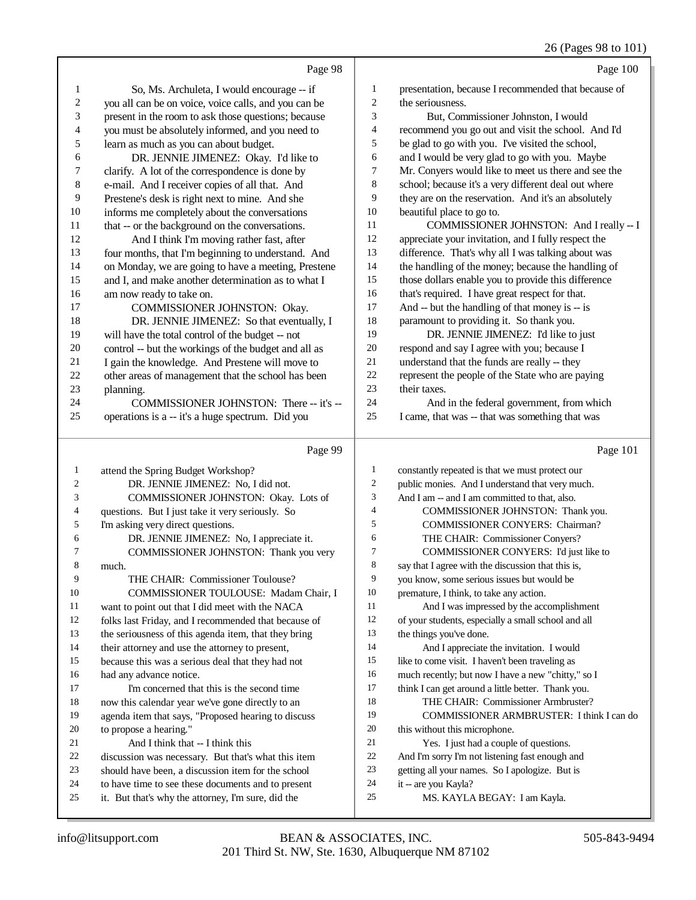Page 98

1 So, Ms. Archuleta, I would encourage -- if
2 you all can be on voice, voice calls, and you can be
3 present in the room to ask those questions; because
4 you must be absolutely informed, and you need to
5 learn as much as you can about budget.
6 DR. JENNIE JIMENEZ: Okay. I'd like to
7 clarify. A lot of the correspondence is done by
8 e-mail. And I receiver copies of all that. And
9 Prestene's desk is right next to mine. And she
10 informs me completely about the conversations
11 that -- or the background on the conversations.
12 And I think I'm moving rather fast, after
13 four months, that I'm beginning to understand. And
14 on Monday, we are going to have a meeting, Prestene
15 and I, and make another determination as to what I
16 am now ready to take on.
17 COMMISSIONER JOHNSTON: Okay.
18 DR. JENNIE JIMENEZ: So that eventually, I
19 will have the total control of the budget -- not
20 control -- but the workings of the budget and all as
21 I gain the knowledge. And Prestene will move to
22 other areas of management that the school has been
23 planning.
24 COMMISSIONER JOHNSTON: There -- it's --
25 operations is a -- it's a huge spectrum. Did you

Page 99

1 attend the Spring Budget Workshop?
2 DR. JENNIE JIMENEZ: No, I did not.
3 COMMISSIONER JOHNSTON: Okay. Lots of
4 questions. But I just take it very seriously. So
5 I'm asking very direct questions.
6 DR. JENNIE JIMENEZ: No, I appreciate it.
7 COMMISSIONER JOHNSTON: Thank you very
8 much.
9 THE CHAIR: Commissioner Toulouse?
10 COMMISSIONER TOULOUSE: Madam Chair, I
11 want to point out that I did meet with the NACA
12 folks last Friday, and I recommended that because of
13 the seriousness of this agenda item, that they bring
14 their attorney and use the attorney to present,
15 because this was a serious deal that they had not
16 had any advance notice.
17 I'm concerned that this is the second time
18 now this calendar year we've gone directly to an
19 agenda item that says, "Proposed hearing to discuss
20 to propose a hearing."
21 And I think that -- I think this
22 discussion was necessary. But that's what this item
23 should have been, a discussion item for the school
24 to have time to see these documents and to present
25 it. But that's why the attorney, I'm sure, did the

Page 100

1 presentation, because I recommended that because of
2 the seriousness.
3 But, Commissioner Johnston, I would
4 recommend you go out and visit the school. And I'd
5 be glad to go with you. I've visited the school,
6 and I would be very glad to go with you. Maybe
7 Mr. Conyers would like to meet us there and see the
8 school; because it's a very different deal out where
9 they are on the reservation. And it's an absolutely
10 beautiful place to go to.
11 COMMISSIONER JOHNSTON: And I really -- I
12 appreciate your invitation, and I fully respect the
13 difference. That's why all I was talking about was
14 the handling of the money; because the handling of
15 those dollars enable you to provide this difference
16 that's required. I have great respect for that.
17 And -- but the handling of that money is -- is
18 paramount to providing it. So thank you.
19 DR. JENNIE JIMENEZ: I'd like to just
20 respond and say I agree with you; because I
21 understand that the funds are really -- they
22 represent the people of the State who are paying
23 their taxes.
24 And in the federal government, from which
25 I came, that was -- that was something that was

Page 101

1 constantly repeated is that we must protect our
2 public monies. And I understand that very much.
3 And I am -- and I am committed to that, also.
4 COMMISSIONER JOHNSTON: Thank you.
5 COMMISSIONER CONYERS: Chairman?
6 THE CHAIR: Commissioner Conyers?
7 COMMISSIONER CONYERS: I'd just like to
8 say that I agree with the discussion that this is,
9 you know, some serious issues but would be
10 premature, I think, to take any action.
11 And I was impressed by the accomplishment
12 of your students, especially a small school and all
13 the things you've done.
14 And I appreciate the invitation. I would
15 like to come visit. I haven't been traveling as
16 much recently; but now I have a new "chitty," so I
17 think I can get around a little better. Thank you.
18 THE CHAIR: Commissioner Armbruster?
19 COMMISSIONER ARMBRUSTER: I think I can do
20 this without this microphone.
21 Yes. I just had a couple of questions.
22 And I'm sorry I'm not listening fast enough and
23 getting all your names. So I apologize. But is
24 it -- are you Kayla?
25 MS. KAYLA BEGAY: I am Kayla.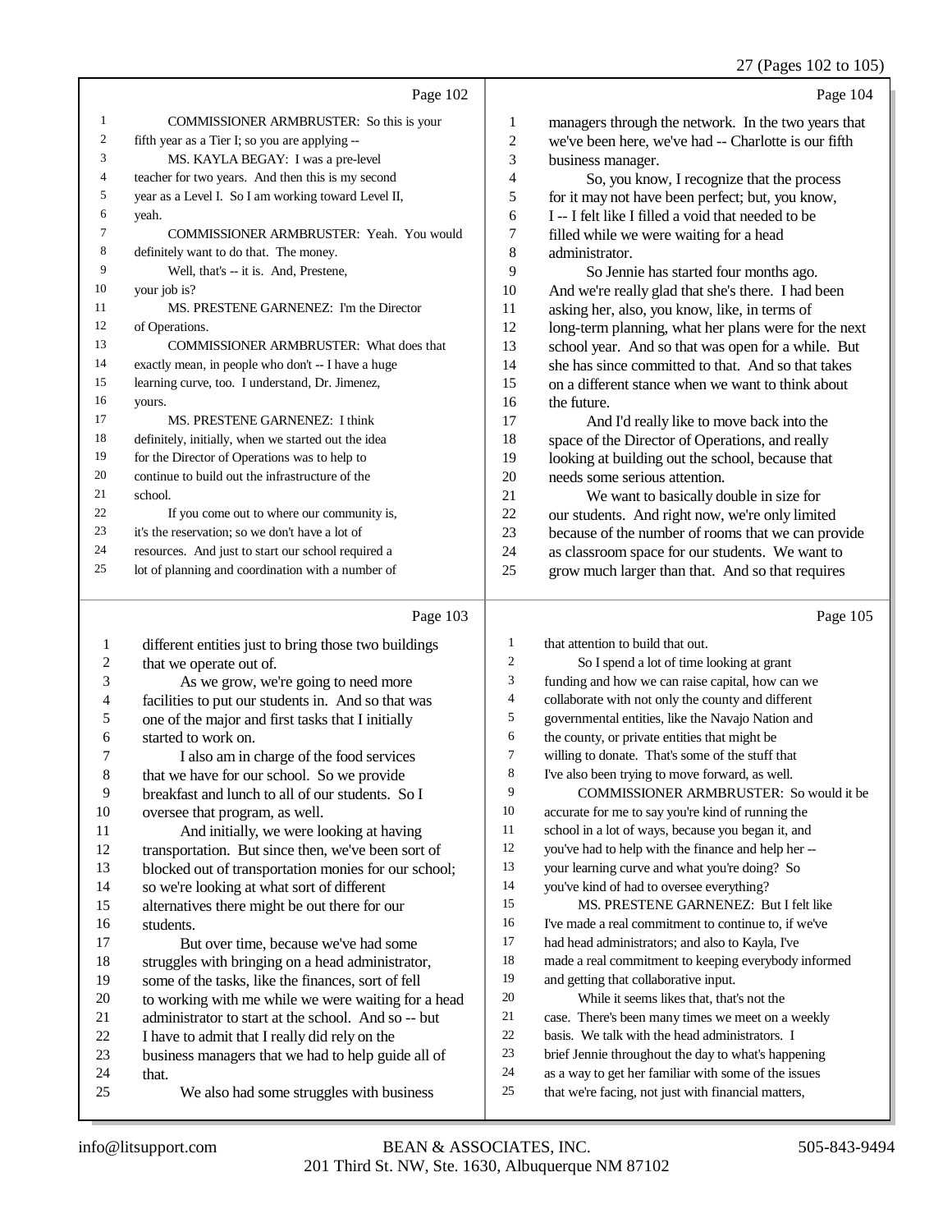Page 102

COMMISSIONER ARMBRUSTER: So this is your fifth year as a Tier I; so you are applying --

MS. KAYLA BEGAY: I was a pre-level teacher for two years. And then this is my second year as a Level I. So I am working toward Level II, yeah.

COMMISSIONER ARMBRUSTER: Yeah. You would definitely want to do that. The money.

Well, that's -- it is. And, Prestene, your job is?

MS. PRESTENE GARNENEZ: I'm the Director of Operations.

COMMISSIONER ARMBRUSTER: What does that exactly mean, in people who don't -- I have a huge learning curve, too. I understand, Dr. Jimenez, yours.

MS. PRESTENE GARNENEZ: I think definitely, initially, when we started out the idea for the Director of Operations was to help to continue to build out the infrastructure of the school.

If you come out to where our community is, it's the reservation; so we don't have a lot of resources. And just to start our school required a lot of planning and coordination with a number of

Page 103

different entities just to bring those two buildings that we operate out of.

As we grow, we're going to need more facilities to put our students in. And so that was one of the major and first tasks that I initially started to work on.

I also am in charge of the food services that we have for our school. So we provide breakfast and lunch to all of our students. So I oversee that program, as well.

And initially, we were looking at having transportation. But since then, we've been sort of blocked out of transportation monies for our school; so we're looking at what sort of different alternatives there might be out there for our students.

But over time, because we've had some struggles with bringing on a head administrator, some of the tasks, like the finances, sort of fell to working with me while we were waiting for a head administrator to start at the school. And so -- but I have to admit that I really did rely on the business managers that we had to guide all of that.

We also had some struggles with business

Page 104

managers through the network. In the two years that we've been here, we've had -- Charlotte is our fifth business manager.

So, you know, I recognize that the process for it may not have been perfect; but, you know, I -- I felt like I filled a void that needed to be filled while we were waiting for a head administrator.

So Jennie has started four months ago. And we're really glad that she's there. I had been asking her, also, you know, like, in terms of long-term planning, what her plans were for the next school year. And so that was open for a while. But she has since committed to that. And so that takes on a different stance when we want to think about the future.

And I'd really like to move back into the space of the Director of Operations, and really looking at building out the school, because that needs some serious attention.

We want to basically double in size for our students. And right now, we're only limited because of the number of rooms that we can provide as classroom space for our students. We want to grow much larger than that. And so that requires

Page 105

that attention to build that out.

So I spend a lot of time looking at grant funding and how we can raise capital, how can we collaborate with not only the county and different governmental entities, like the Navajo Nation and the county, or private entities that might be willing to donate. That's some of the stuff that I've also been trying to move forward, as well.

COMMISSIONER ARMBRUSTER: So would it be accurate for me to say you're kind of running the school in a lot of ways, because you began it, and you've had to help with the finance and help her -- your learning curve and what you're doing? So you've kind of had to oversee everything?

MS. PRESTENE GARNENEZ: But I felt like I've made a real commitment to continue to, if we've had head administrators; and also to Kayla, I've made a real commitment to keeping everybody informed and getting that collaborative input.

While it seems likes that, that's not the case. There's been many times we meet on a weekly basis. We talk with the head administrators. I brief Jennie throughout the day to what's happening as a way to get her familiar with some of the issues that we're facing, not just with financial matters,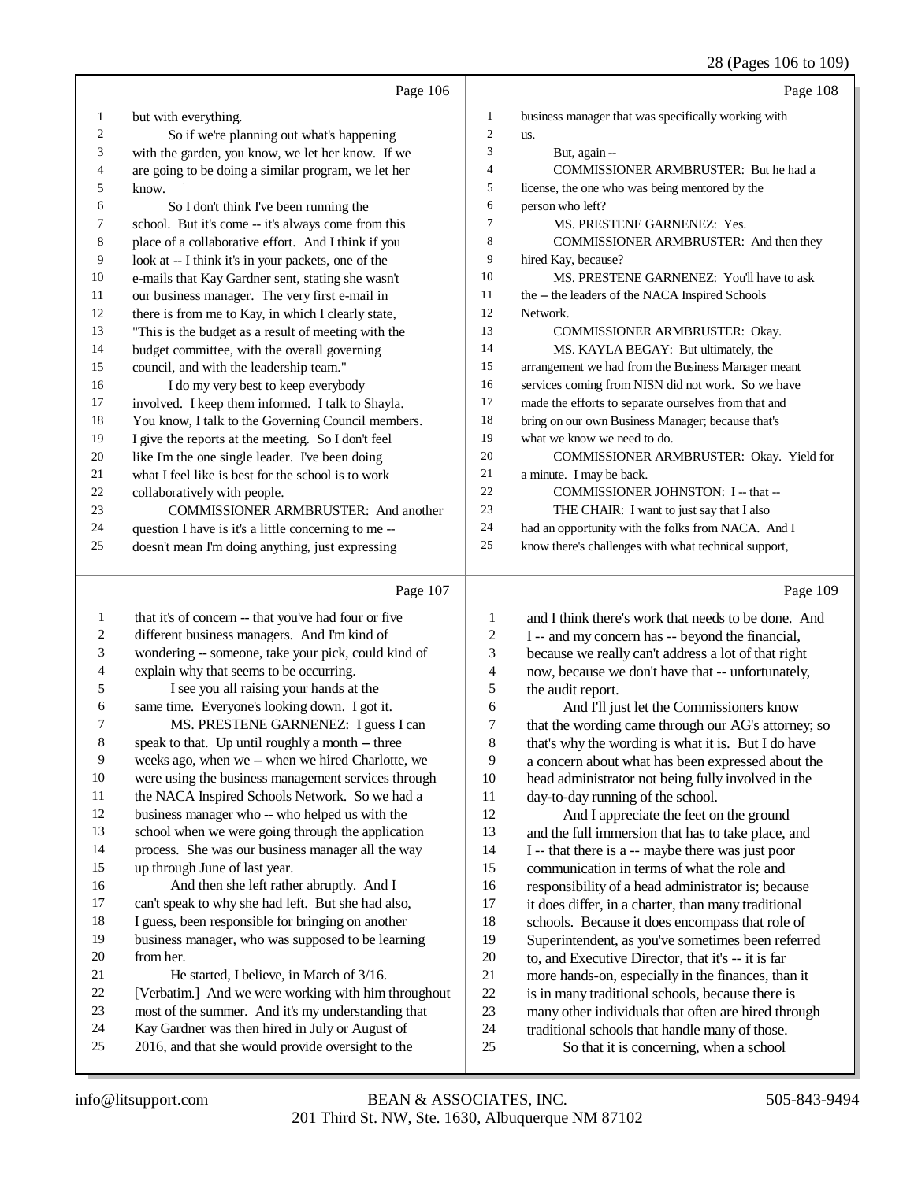Page 106

but with everything.

So if we're planning out what's happening with the garden, you know, we let her know. If we are going to be doing a similar program, we let her know.

So I don't think I've been running the school. But it's come -- it's always come from this place of a collaborative effort. And I think if you look at -- I think it's in your packets, one of the e-mails that Kay Gardner sent, stating she wasn't our business manager. The very first e-mail in there is from me to Kay, in which I clearly state, "This is the budget as a result of meeting with the budget committee, with the overall governing council, and with the leadership team."

I do my very best to keep everybody involved. I keep them informed. I talk to Shayla. You know, I talk to the Governing Council members. I give the reports at the meeting. So I don't feel like I'm the one single leader. I've been doing what I feel like is best for the school is to work collaboratively with people.

COMMISSIONER ARMBRUSTER: And another question I have is it's a little concerning to me -- doesn't mean I'm doing anything, just expressing

Page 107

that it's of concern -- that you've had four or five different business managers. And I'm kind of wondering -- someone, take your pick, could kind of explain why that seems to be occurring.

I see you all raising your hands at the same time. Everyone's looking down. I got it.

MS. PRESTENE GARNENEZ: I guess I can speak to that. Up until roughly a month -- three weeks ago, when we -- when we hired Charlotte, we were using the business management services through the NACA Inspired Schools Network. So we had a business manager who -- who helped us with the school when we were going through the application process. She was our business manager all the way up through June of last year.

And then she left rather abruptly. And I can't speak to why she had left. But she had also, I guess, been responsible for bringing on another business manager, who was supposed to be learning from her.

He started, I believe, in March of 3/16. [Verbatim.] And we were working with him throughout most of the summer. And it's my understanding that Kay Gardner was then hired in July or August of 2016, and that she would provide oversight to the

Page 108

business manager that was specifically working with us.

But, again --

COMMISSIONER ARMBRUSTER: But he had a license, the one who was being mentored by the person who left?

MS. PRESTENE GARNENEZ: Yes.

COMMISSIONER ARMBRUSTER: And then they hired Kay, because?

MS. PRESTENE GARNENEZ: You'll have to ask the -- the leaders of the NACA Inspired Schools Network.

COMMISSIONER ARMBRUSTER: Okay.

MS. KAYLA BEGAY: But ultimately, the arrangement we had from the Business Manager meant services coming from NISN did not work. So we have made the efforts to separate ourselves from that and bring on our own Business Manager; because that's what we know we need to do.

COMMISSIONER ARMBRUSTER: Okay. Yield for a minute. I may be back.

COMMISSIONER JOHNSTON: I -- that --

THE CHAIR: I want to just say that I also had an opportunity with the folks from NACA. And I know there's challenges with what technical support,

Page 109

and I think there's work that needs to be done. And I -- and my concern has -- beyond the financial, because we really can't address a lot of that right now, because we don't have that -- unfortunately, the audit report.

And I'll just let the Commissioners know that the wording came through our AG's attorney; so that's why the wording is what it is. But I do have a concern about what has been expressed about the head administrator not being fully involved in the day-to-day running of the school.

And I appreciate the feet on the ground and the full immersion that has to take place, and I -- that there is a -- maybe there was just poor communication in terms of what the role and responsibility of a head administrator is; because it does differ, in a charter, than many traditional schools. Because it does encompass that role of Superintendent, as you've sometimes been referred to, and Executive Director, that it's -- it is far more hands-on, especially in the finances, than it is in many traditional schools, because there is many other individuals that often are hired through traditional schools that handle many of those.

So that it is concerning, when a school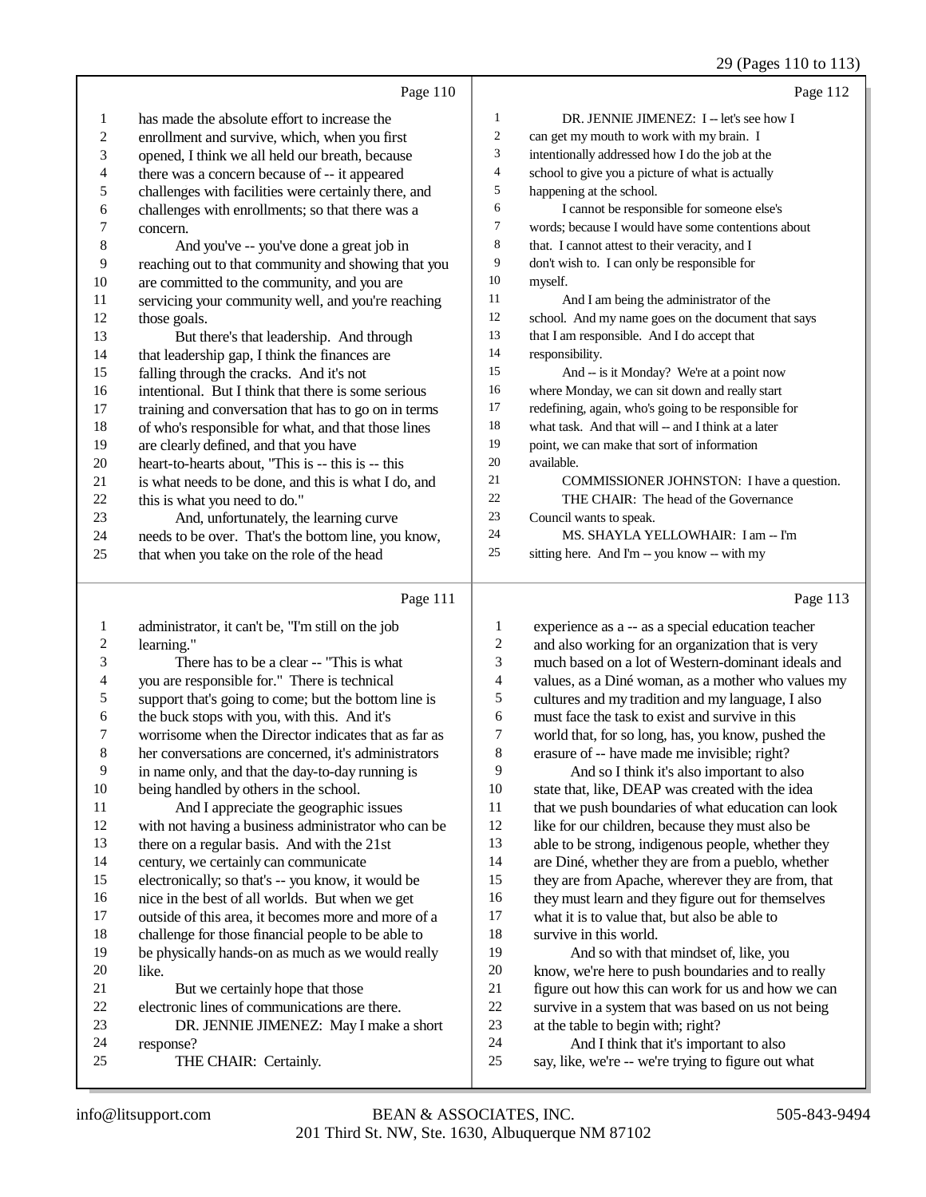Page 110

1 has made the absolute effort to increase the
2 enrollment and survive, which, when you first
3 opened, I think we all held our breath, because
4 there was a concern because of -- it appeared
5 challenges with facilities were certainly there, and
6 challenges with enrollments; so that there was a
7 concern.
8 And you've -- you've done a great job in
9 reaching out to that community and showing that you
10 are committed to the community, and you are
11 servicing your community well, and you're reaching
12 those goals.
13 But there's that leadership. And through
14 that leadership gap, I think the finances are
15 falling through the cracks. And it's not
16 intentional. But I think that there is some serious
17 training and conversation that has to go on in terms
18 of who's responsible for what, and that those lines
19 are clearly defined, and that you have
20 heart-to-hearts about, "This is -- this is -- this
21 is what needs to be done, and this is what I do, and
22 this is what you need to do."
23 And, unfortunately, the learning curve
24 needs to be over. That's the bottom line, you know,
25 that when you take on the role of the head

Page 111

1 administrator, it can't be, "I'm still on the job
2 learning."
3 There has to be a clear -- "This is what
4 you are responsible for." There is technical
5 support that's going to come; but the bottom line is
6 the buck stops with you, with this. And it's
7 worrisome when the Director indicates that as far as
8 her conversations are concerned, it's administrators
9 in name only, and that the day-to-day running is
10 being handled by others in the school.
11 And I appreciate the geographic issues
12 with not having a business administrator who can be
13 there on a regular basis. And with the 21st
14 century, we certainly can communicate
15 electronically; so that's -- you know, it would be
16 nice in the best of all worlds. But when we get
17 outside of this area, it becomes more and more of a
18 challenge for those financial people to be able to
19 be physically hands-on as much as we would really
20 like.
21 But we certainly hope that those
22 electronic lines of communications are there.
23 DR. JENNIE JIMENEZ: May I make a short
24 response?
25 THE CHAIR: Certainly.

Page 112

1 DR. JENNIE JIMENEZ: I -- let's see how I
2 can get my mouth to work with my brain. I
3 intentionally addressed how I do the job at the
4 school to give you a picture of what is actually
5 happening at the school.
6 I cannot be responsible for someone else's
7 words; because I would have some contentions about
8 that. I cannot attest to their veracity, and I
9 don't wish to. I can only be responsible for
10 myself.
11 And I am being the administrator of the
12 school. And my name goes on the document that says
13 that I am responsible. And I do accept that
14 responsibility.
15 And -- is it Monday? We're at a point now
16 where Monday, we can sit down and really start
17 redefining, again, who's going to be responsible for
18 what task. And that will -- and I think at a later
19 point, we can make that sort of information
20 available.
21 COMMISSIONER JOHNSTON: I have a question.
22 THE CHAIR: The head of the Governance
23 Council wants to speak.
24 MS. SHAYLA YELLOWHAIR: I am -- I'm
25 sitting here. And I'm -- you know -- with my

Page 113

1 experience as a -- as a special education teacher
2 and also working for an organization that is very
3 much based on a lot of Western-dominant ideals and
4 values, as a Diné woman, as a mother who values my
5 cultures and my tradition and my language, I also
6 must face the task to exist and survive in this
7 world that, for so long, has, you know, pushed the
8 erasure of -- have made me invisible; right?
9 And so I think it's also important to also
10 state that, like, DEAP was created with the idea
11 that we push boundaries of what education can look
12 like for our children, because they must also be
13 able to be strong, indigenous people, whether they
14 are Diné, whether they are from a pueblo, whether
15 they are from Apache, wherever they are from, that
16 they must learn and they figure out for themselves
17 what it is to value that, but also be able to
18 survive in this world.
19 And so with that mindset of, like, you
20 know, we're here to push boundaries and to really
21 figure out how this can work for us and how we can
22 survive in a system that was based on us not being
23 at the table to begin with; right?
24 And I think that it's important to also
25 say, like, we're -- we're trying to figure out what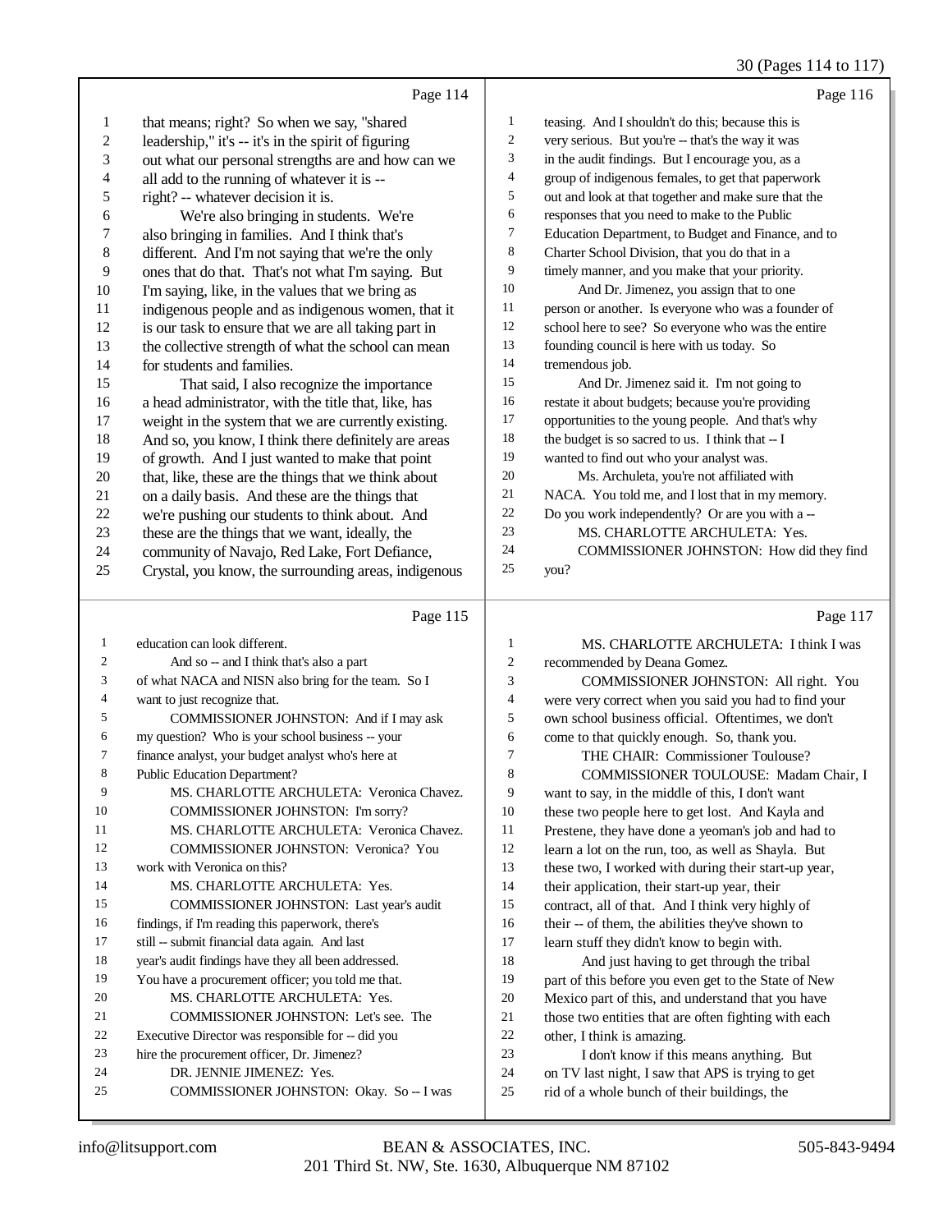Page 114

1 that means; right? So when we say, "shared
2 leadership," it's -- it's in the spirit of figuring
3 out what our personal strengths are and how can we
4 all add to the running of whatever it is --
5 right? -- whatever decision it is.
6 We're also bringing in students. We're
7 also bringing in families. And I think that's
8 different. And I'm not saying that we're the only
9 ones that do that. That's not what I'm saying. But
10 I'm saying, like, in the values that we bring as
11 indigenous people and as indigenous women, that it
12 is our task to ensure that we are all taking part in
13 the collective strength of what the school can mean
14 for students and families.
15 That said, I also recognize the importance
16 a head administrator, with the title that, like, has
17 weight in the system that we are currently existing.
18 And so, you know, I think there definitely are areas
19 of growth. And I just wanted to make that point
20 that, like, these are the things that we think about
21 on a daily basis. And these are the things that
22 we're pushing our students to think about. And
23 these are the things that we want, ideally, the
24 community of Navajo, Red Lake, Fort Defiance,
25 Crystal, you know, the surrounding areas, indigenous

Page 115

1 education can look different.
2 And so -- and I think that's also a part
3 of what NACA and NISN also bring for the team. So I
4 want to just recognize that.
5 COMMISSIONER JOHNSTON: And if I may ask
6 my question? Who is your school business -- your
7 finance analyst, your budget analyst who's here at
8 Public Education Department?
9 MS. CHARLOTTE ARCHULETA: Veronica Chavez.
10 COMMISSIONER JOHNSTON: I'm sorry?
11 MS. CHARLOTTE ARCHULETA: Veronica Chavez.
12 COMMISSIONER JOHNSTON: Veronica? You
13 work with Veronica on this?
14 MS. CHARLOTTE ARCHULETA: Yes.
15 COMMISSIONER JOHNSTON: Last year's audit
16 findings, if I'm reading this paperwork, there's
17 still -- submit financial data again. And last
18 year's audit findings have they all been addressed.
19 You have a procurement officer; you told me that.
20 MS. CHARLOTTE ARCHULETA: Yes.
21 COMMISSIONER JOHNSTON: Let's see. The
22 Executive Director was responsible for -- did you
23 hire the procurement officer, Dr. Jimenez?
24 DR. JENNIE JIMENEZ: Yes.
25 COMMISSIONER JOHNSTON: Okay. So -- I was

Page 116

1 teasing. And I shouldn't do this; because this is
2 very serious. But you're -- that's the way it was
3 in the audit findings. But I encourage you, as a
4 group of indigenous females, to get that paperwork
5 out and look at that together and make sure that the
6 responses that you need to make to the Public
7 Education Department, to Budget and Finance, and to
8 Charter School Division, that you do that in a
9 timely manner, and you make that your priority.
10 And Dr. Jimenez, you assign that to one
11 person or another. Is everyone who was a founder of
12 school here to see? So everyone who was the entire
13 founding council is here with us today. So
14 tremendous job.
15 And Dr. Jimenez said it. I'm not going to
16 restate it about budgets; because you're providing
17 opportunities to the young people. And that's why
18 the budget is so sacred to us. I think that -- I
19 wanted to find out who your analyst was.
20 Ms. Archuleta, you're not affiliated with
21 NACA. You told me, and I lost that in my memory.
22 Do you work independently? Or are you with a --
23 MS. CHARLOTTE ARCHULETA: Yes.
24 COMMISSIONER JOHNSTON: How did they find
25 you?

Page 117

1 MS. CHARLOTTE ARCHULETA: I think I was
2 recommended by Deana Gomez.
3 COMMISSIONER JOHNSTON: All right. You
4 were very correct when you said you had to find your
5 own school business official. Oftentimes, we don't
6 come to that quickly enough. So, thank you.
7 THE CHAIR: Commissioner Toulouse?
8 COMMISSIONER TOULOUSE: Madam Chair, I
9 want to say, in the middle of this, I don't want
10 these two people here to get lost. And Kayla and
11 Prestene, they have done a yeoman's job and had to
12 learn a lot on the run, too, as well as Shayla. But
13 these two, I worked with during their start-up year,
14 their application, their start-up year, their
15 contract, all of that. And I think very highly of
16 their -- of them, the abilities they've shown to
17 learn stuff they didn't know to begin with.
18 And just having to get through the tribal
19 part of this before you even get to the State of New
20 Mexico part of this, and understand that you have
21 those two entities that are often fighting with each
22 other, I think is amazing.
23 I don't know if this means anything. But
24 on TV last night, I saw that APS is trying to get
25 rid of a whole bunch of their buildings, the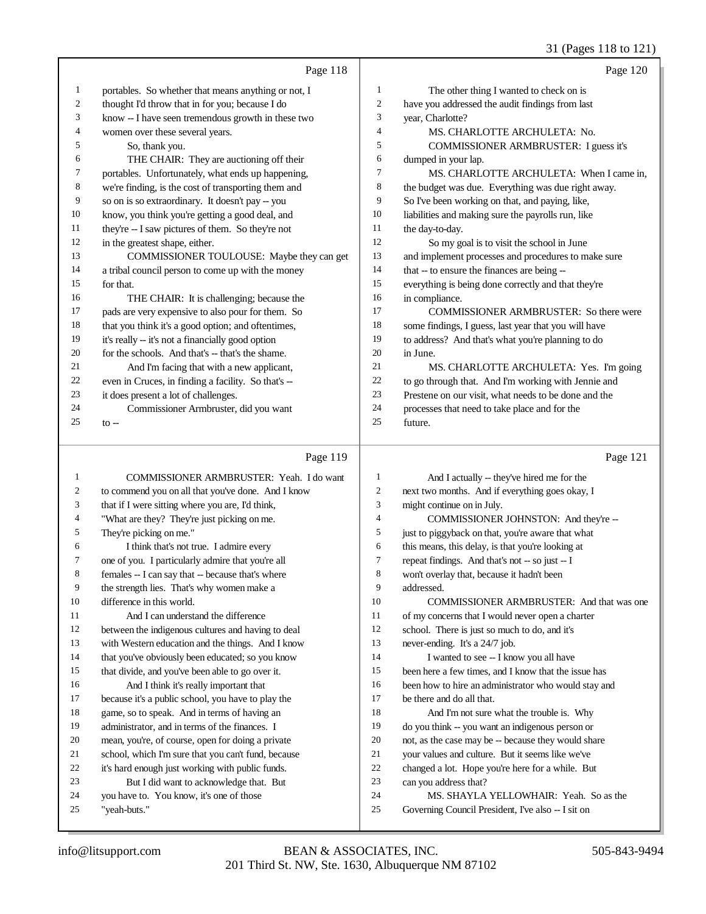Page 118

1 portables. So whether that means anything or not, I
2 thought I'd throw that in for you; because I do
3 know -- I have seen tremendous growth in these two
4 women over these several years.
5 So, thank you.
6 THE CHAIR: They are auctioning off their
7 portables. Unfortunately, what ends up happening,
8 we're finding, is the cost of transporting them and
9 so on is so extraordinary. It doesn't pay -- you
10 know, you think you're getting a good deal, and
11 they're -- I saw pictures of them. So they're not
12 in the greatest shape, either.
13 COMMISSIONER TOULOUSE: Maybe they can get
14 a tribal council person to come up with the money
15 for that.
16 THE CHAIR: It is challenging; because the
17 pads are very expensive to also pour for them. So
18 that you think it's a good option; and oftentimes,
19 it's really -- it's not a financially good option
20 for the schools. And that's -- that's the shame.
21 And I'm facing that with a new applicant,
22 even in Cruces, in finding a facility. So that's --
23 it does present a lot of challenges.
24 Commissioner Armbruster, did you want
25 to --

Page 119

1 COMMISSIONER ARMBRUSTER: Yeah. I do want
2 to commend you on all that you've done. And I know
3 that if I were sitting where you are, I'd think,
4 "What are they? They're just picking on me.
5 They're picking on me."
6 I think that's not true. I admire every
7 one of you. I particularly admire that you're all
8 females -- I can say that -- because that's where
9 the strength lies. That's why women make a
10 difference in this world.
11 And I can understand the difference
12 between the indigenous cultures and having to deal
13 with Western education and the things. And I know
14 that you've obviously been educated; so you know
15 that divide, and you've been able to go over it.
16 And I think it's really important that
17 because it's a public school, you have to play the
18 game, so to speak. And in terms of having an
19 administrator, and in terms of the finances. I
20 mean, you're, of course, open for doing a private
21 school, which I'm sure that you can't fund, because
22 it's hard enough just working with public funds.
23 But I did want to acknowledge that. But
24 you have to. You know, it's one of those
25 "yeah-buts."

Page 120

1 The other thing I wanted to check on is
2 have you addressed the audit findings from last
3 year, Charlotte?
4 MS. CHARLOTTE ARCHULETA: No.
5 COMMISSIONER ARMBRUSTER: I guess it's
6 dumped in your lap.
7 MS. CHARLOTTE ARCHULETA: When I came in,
8 the budget was due. Everything was due right away.
9 So I've been working on that, and paying, like,
10 liabilities and making sure the payrolls run, like
11 the day-to-day.
12 So my goal is to visit the school in June
13 and implement processes and procedures to make sure
14 that -- to ensure the finances are being --
15 everything is being done correctly and that they're
16 in compliance.
17 COMMISSIONER ARMBRUSTER: So there were
18 some findings, I guess, last year that you will have
19 to address? And that's what you're planning to do
20 in June.
21 MS. CHARLOTTE ARCHULETA: Yes. I'm going
22 to go through that. And I'm working with Jennie and
23 Prestene on our visit, what needs to be done and the
24 processes that need to take place and for the
25 future.

Page 121

1 And I actually -- they've hired me for the
2 next two months. And if everything goes okay, I
3 might continue on in July.
4 COMMISSIONER JOHNSTON: And they're --
5 just to piggyback on that, you're aware that what
6 this means, this delay, is that you're looking at
7 repeat findings. And that's not -- so just -- I
8 won't overlay that, because it hadn't been
9 addressed.
10 COMMISSIONER ARMBRUSTER: And that was one
11 of my concerns that I would never open a charter
12 school. There is just so much to do, and it's
13 never-ending. It's a 24/7 job.
14 I wanted to see -- I know you all have
15 been here a few times, and I know that the issue has
16 been how to hire an administrator who would stay and
17 be there and do all that.
18 And I'm not sure what the trouble is. Why
19 do you think -- you want an indigenous person or
20 not, as the case may be -- because they would share
21 your values and culture. But it seems like we've
22 changed a lot. Hope you're here for a while. But
23 can you address that?
24 MS. SHAYLA YELLOWHAIR: Yeah. So as the
25 Governing Council President, I've also -- I sit on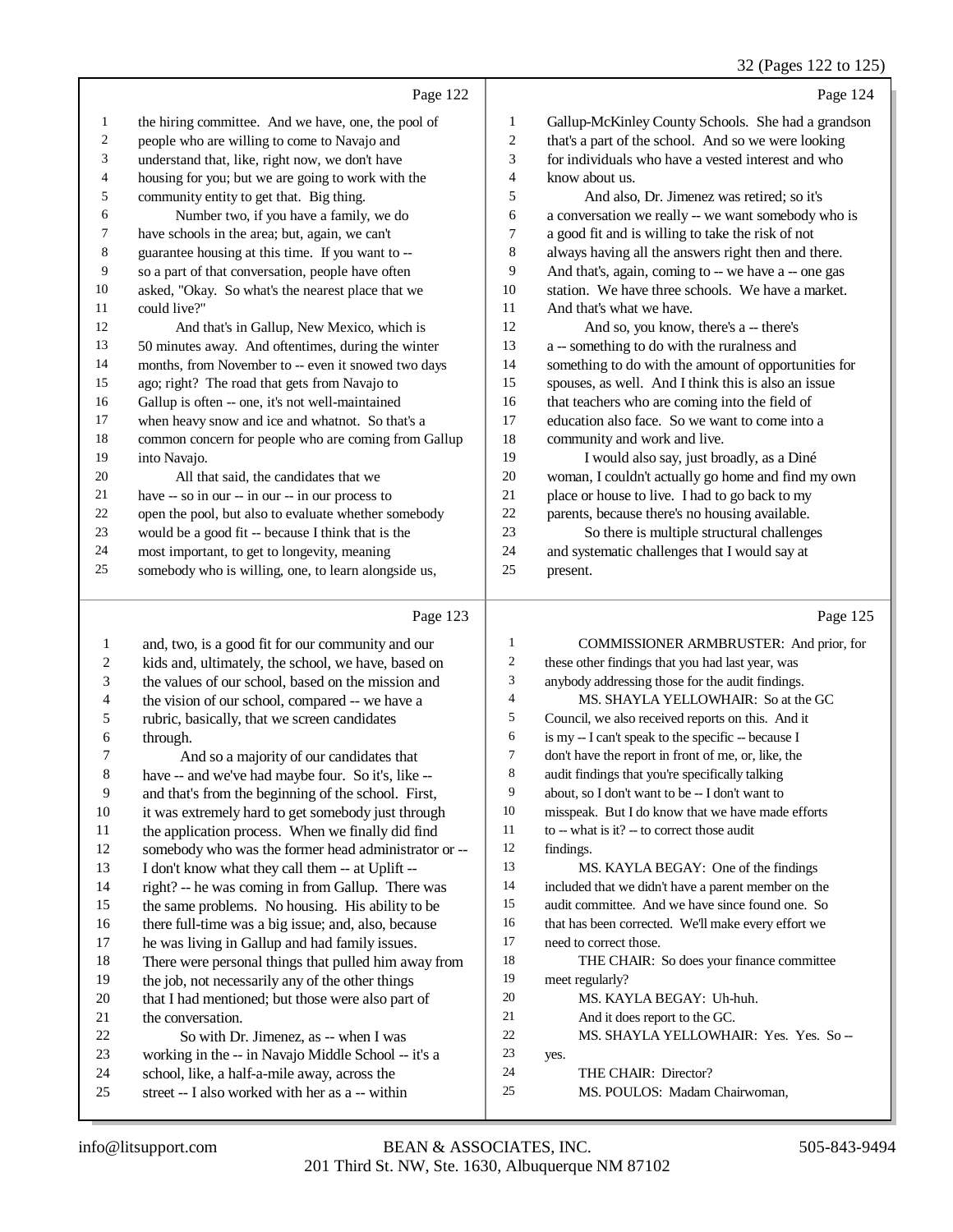Page 122

1 the hiring committee. And we have, one, the pool of
2 people who are willing to come to Navajo and
3 understand that, like, right now, we don't have
4 housing for you; but we are going to work with the
5 community entity to get that. Big thing.
6 Number two, if you have a family, we do
7 have schools in the area; but, again, we can't
8 guarantee housing at this time. If you want to --
9 so a part of that conversation, people have often
10 asked, "Okay. So what's the nearest place that we
11 could live?"
12 And that's in Gallup, New Mexico, which is
13 50 minutes away. And oftentimes, during the winter
14 months, from November to -- even it snowed two days
15 ago; right? The road that gets from Navajo to
16 Gallup is often -- one, it's not well-maintained
17 when heavy snow and ice and whatnot. So that's a
18 common concern for people who are coming from Gallup
19 into Navajo.
20 All that said, the candidates that we
21 have -- so in our -- in our -- in our process to
22 open the pool, but also to evaluate whether somebody
23 would be a good fit -- because I think that is the
24 most important, to get to longevity, meaning
25 somebody who is willing, one, to learn alongside us,

Page 123

1 and, two, is a good fit for our community and our
2 kids and, ultimately, the school, we have, based on
3 the values of our school, based on the mission and
4 the vision of our school, compared -- we have a
5 rubric, basically, that we screen candidates
6 through.
7 And so a majority of our candidates that
8 have -- and we've had maybe four. So it's, like --
9 and that's from the beginning of the school. First,
10 it was extremely hard to get somebody just through
11 the application process. When we finally did find
12 somebody who was the former head administrator or --
13 I don't know what they call them -- at Uplift --
14 right? -- he was coming in from Gallup. There was
15 the same problems. No housing. His ability to be
16 there full-time was a big issue; and, also, because
17 he was living in Gallup and had family issues.
18 There were personal things that pulled him away from
19 the job, not necessarily any of the other things
20 that I had mentioned; but those were also part of
21 the conversation.
22 So with Dr. Jimenez, as -- when I was
23 working in the -- in Navajo Middle School -- it's a
24 school, like, a half-a-mile away, across the
25 street -- I also worked with her as a -- within

Page 124

1 Gallup-McKinley County Schools. She had a grandson
2 that's a part of the school. And so we were looking
3 for individuals who have a vested interest and who
4 know about us.
5 And also, Dr. Jimenez was retired; so it's
6 a conversation we really -- we want somebody who is
7 a good fit and is willing to take the risk of not
8 always having all the answers right then and there.
9 And that's, again, coming to -- we have a -- one gas
10 station. We have three schools. We have a market.
11 And that's what we have.
12 And so, you know, there's a -- there's
13 a -- something to do with the ruralness and
14 something to do with the amount of opportunities for
15 spouses, as well. And I think this is also an issue
16 that teachers who are coming into the field of
17 education also face. So we want to come into a
18 community and work and live.
19 I would also say, just broadly, as a Diné
20 woman, I couldn't actually go home and find my own
21 place or house to live. I had to go back to my
22 parents, because there's no housing available.
23 So there is multiple structural challenges
24 and systematic challenges that I would say at
25 present.

Page 125

1 COMMISSIONER ARMBRUSTER: And prior, for
2 these other findings that you had last year, was
3 anybody addressing those for the audit findings.
4 MS. SHAYLA YELLOWHAIR: So at the GC
5 Council, we also received reports on this. And it
6 is my -- I can't speak to the specific -- because I
7 don't have the report in front of me, or, like, the
8 audit findings that you're specifically talking
9 about, so I don't want to be -- I don't want to
10 misspeak. But I do know that we have made efforts
11 to -- what is it? -- to correct those audit
12 findings.
13 MS. KAYLA BEGAY: One of the findings
14 included that we didn't have a parent member on the
15 audit committee. And we have since found one. So
16 that has been corrected. We'll make every effort we
17 need to correct those.
18 THE CHAIR: So does your finance committee
19 meet regularly?
20 MS. KAYLA BEGAY: Uh-huh.
21 And it does report to the GC.
22 MS. SHAYLA YELLOWHAIR: Yes. Yes. So --
23 yes.
24 THE CHAIR: Director?
25 MS. POULOS: Madam Chairwoman,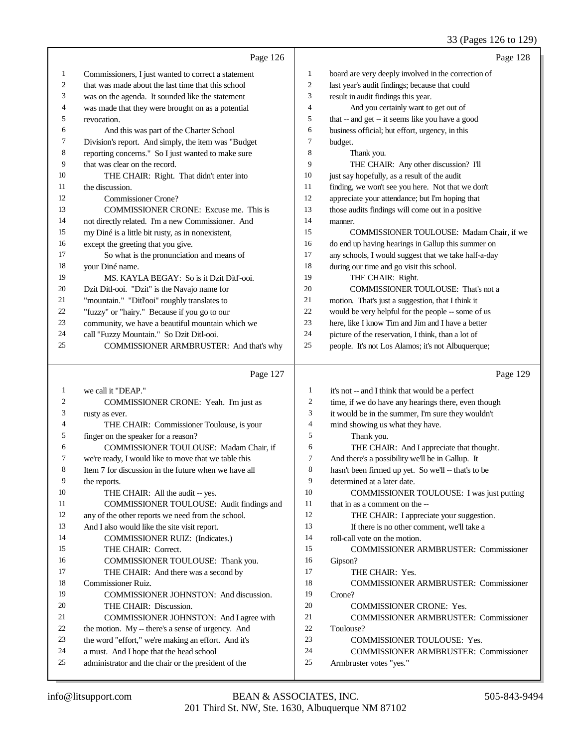Page 126

1 Commissioners, I just wanted to correct a statement
2 that was made about the last time that this school
3 was on the agenda. It sounded like the statement
4 was made that they were brought on as a potential
5 revocation.
6 And this was part of the Charter School
7 Division's report. And simply, the item was "Budget
8 reporting concerns." So I just wanted to make sure
9 that was clear on the record.
10 THE CHAIR: Right. That didn't enter into
11 the discussion.
12 Commissioner Crone?
13 COMMISSIONER CRONE: Excuse me. This is
14 not directly related. I'm a new Commissioner. And
15 my Diné is a little bit rusty, as in nonexistent,
16 except the greeting that you give.
17 So what is the pronunciation and means of
18 your Diné name.
19 MS. KAYLA BEGAY: So is it Dzit Ditl'-ooi.
20 Dzit Ditl-ooi. "Dzit" is the Navajo name for
21 "mountain." "Ditl'ooi" roughly translates to
22 "fuzzy" or "hairy." Because if you go to our
23 community, we have a beautiful mountain which we
24 call "Fuzzy Mountain." So Dzit Ditl-ooi.
25 COMMISSIONER ARMBRUSTER: And that's why

Page 127

1 we call it "DEAP."
2 COMMISSIONER CRONE: Yeah. I'm just as
3 rusty as ever.
4 THE CHAIR: Commissioner Toulouse, is your
5 finger on the speaker for a reason?
6 COMMISSIONER TOULOUSE: Madam Chair, if
7 we're ready, I would like to move that we table this
8 Item 7 for discussion in the future when we have all
9 the reports.
10 THE CHAIR: All the audit -- yes.
11 COMMISSIONER TOULOUSE: Audit findings and
12 any of the other reports we need from the school.
13 And I also would like the site visit report.
14 COMMISSIONER RUIZ: (Indicates.)
15 THE CHAIR: Correct.
16 COMMISSIONER TOULOUSE: Thank you.
17 THE CHAIR: And there was a second by
18 Commissioner Ruiz.
19 COMMISSIONER JOHNSTON: And discussion.
20 THE CHAIR: Discussion.
21 COMMISSIONER JOHNSTON: And I agree with
22 the motion. My -- there's a sense of urgency. And
23 the word "effort," we're making an effort. And it's
24 a must. And I hope that the head school
25 administrator and the chair or the president of the

Page 128

1 board are very deeply involved in the correction of
2 last year's audit findings; because that could
3 result in audit findings this year.
4 And you certainly want to get out of
5 that -- and get -- it seems like you have a good
6 business official; but effort, urgency, in this
7 budget.
8 Thank you.
9 THE CHAIR: Any other discussion? I'll
10 just say hopefully, as a result of the audit
11 finding, we won't see you here. Not that we don't
12 appreciate your attendance; but I'm hoping that
13 those audits findings will come out in a positive
14 manner.
15 COMMISSIONER TOULOUSE: Madam Chair, if we
16 do end up having hearings in Gallup this summer on
17 any schools, I would suggest that we take half-a-day
18 during our time and go visit this school.
19 THE CHAIR: Right.
20 COMMISSIONER TOULOUSE: That's not a
21 motion. That's just a suggestion, that I think it
22 would be very helpful for the people -- some of us
23 here, like I know Tim and Jim and I have a better
24 picture of the reservation, I think, than a lot of
25 people. It's not Los Alamos; it's not Albuquerque;

Page 129

1 it's not -- and I think that would be a perfect
2 time, if we do have any hearings there, even though
3 it would be in the summer, I'm sure they wouldn't
4 mind showing us what they have.
5 Thank you.
6 THE CHAIR: And I appreciate that thought.
7 And there's a possibility we'll be in Gallup. It
8 hasn't been firmed up yet. So we'll -- that's to be
9 determined at a later date.
10 COMMISSIONER TOULOUSE: I was just putting
11 that in as a comment on the --
12 THE CHAIR: I appreciate your suggestion.
13 If there is no other comment, we'll take a
14 roll-call vote on the motion.
15 COMMISSIONER ARMBRUSTER: Commissioner
16 Gipson?
17 THE CHAIR: Yes.
18 COMMISSIONER ARMBRUSTER: Commissioner
19 Crone?
20 COMMISSIONER CRONE: Yes.
21 COMMISSIONER ARMBRUSTER: Commissioner
22 Toulouse?
23 COMMISSIONER TOULOUSE: Yes.
24 COMMISSIONER ARMBRUSTER: Commissioner
25 Armbruster votes "yes."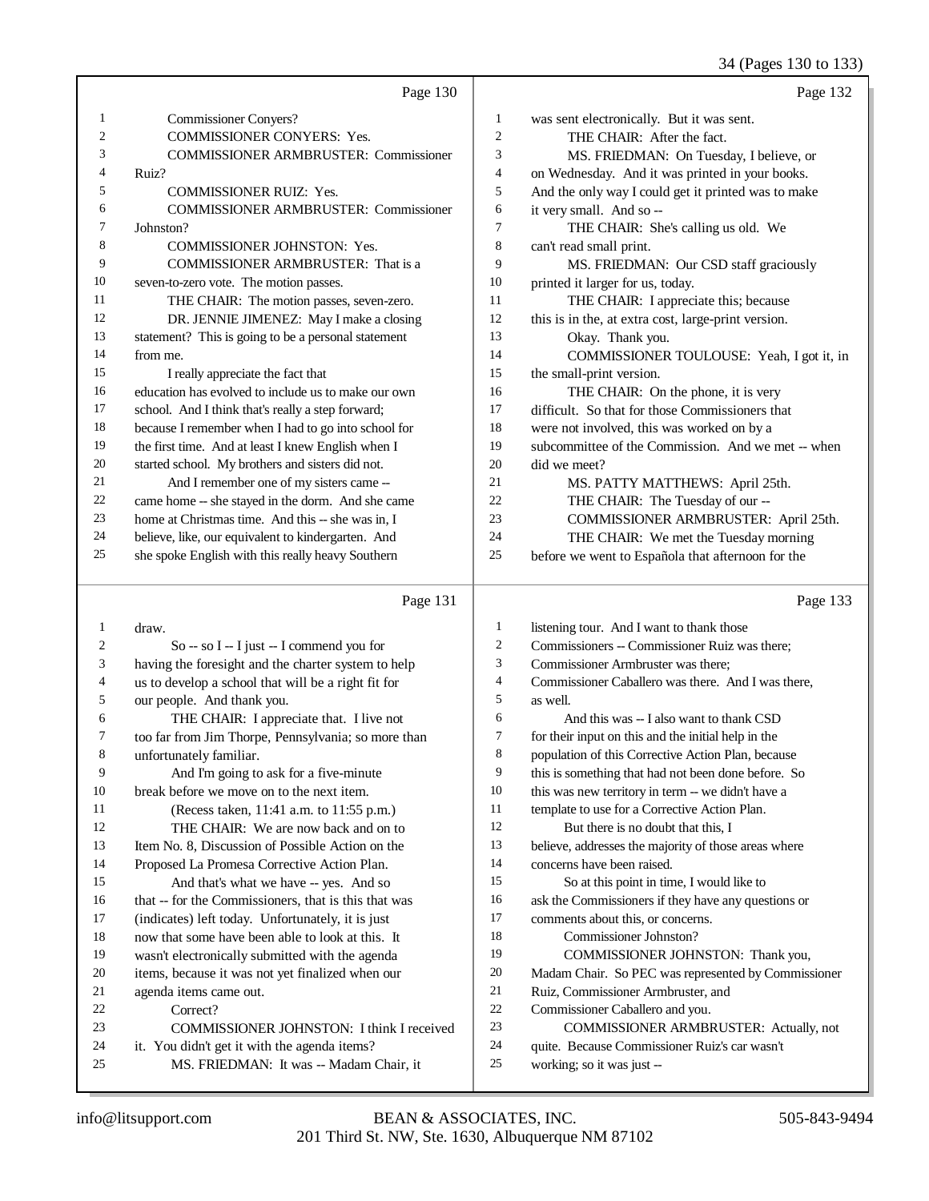Page 130

1 Commissioner Conyers?
2 COMMISSIONER CONYERS: Yes.
3 COMMISSIONER ARMBRUSTER: Commissioner
4 Ruiz?
5 COMMISSIONER RUIZ: Yes.
6 COMMISSIONER ARMBRUSTER: Commissioner
7 Johnston?
8 COMMISSIONER JOHNSTON: Yes.
9 COMMISSIONER ARMBRUSTER: That is a
10 seven-to-zero vote. The motion passes.
11 THE CHAIR: The motion passes, seven-zero.
12 DR. JENNIE JIMENEZ: May I make a closing
13 statement? This is going to be a personal statement
14 from me.
15 I really appreciate the fact that
16 education has evolved to include us to make our own
17 school. And I think that's really a step forward;
18 because I remember when I had to go into school for
19 the first time. And at least I knew English when I
20 started school. My brothers and sisters did not.
21 And I remember one of my sisters came --
22 came home -- she stayed in the dorm. And she came
23 home at Christmas time. And this -- she was in, I
24 believe, like, our equivalent to kindergarten. And
25 she spoke English with this really heavy Southern

Page 131

1 draw.
2 So -- so I -- I just -- I commend you for
3 having the foresight and the charter system to help
4 us to develop a school that will be a right fit for
5 our people. And thank you.
6 THE CHAIR: I appreciate that. I live not
7 too far from Jim Thorpe, Pennsylvania; so more than
8 unfortunately familiar.
9 And I'm going to ask for a five-minute
10 break before we move on to the next item.
11 (Recess taken, 11:41 a.m. to 11:55 p.m.)
12 THE CHAIR: We are now back and on to
13 Item No. 8, Discussion of Possible Action on the
14 Proposed La Promesa Corrective Action Plan.
15 And that's what we have -- yes. And so
16 that -- for the Commissioners, that is this that was
17 (indicates) left today. Unfortunately, it is just
18 now that some have been able to look at this. It
19 wasn't electronically submitted with the agenda
20 items, because it was not yet finalized when our
21 agenda items came out.
22 Correct?
23 COMMISSIONER JOHNSTON: I think I received
24 it. You didn't get it with the agenda items?
25 MS. FRIEDMAN: It was -- Madam Chair, it

Page 132

1 was sent electronically. But it was sent.
2 THE CHAIR: After the fact.
3 MS. FRIEDMAN: On Tuesday, I believe, or
4 on Wednesday. And it was printed in your books.
5 And the only way I could get it printed was to make
6 it very small. And so --
7 THE CHAIR: She's calling us old. We
8 can't read small print.
9 MS. FRIEDMAN: Our CSD staff graciously
10 printed it larger for us, today.
11 THE CHAIR: I appreciate this; because
12 this is in the, at extra cost, large-print version.
13 Okay. Thank you.
14 COMMISSIONER TOULOUSE: Yeah, I got it, in
15 the small-print version.
16 THE CHAIR: On the phone, it is very
17 difficult. So that for those Commissioners that
18 were not involved, this was worked on by a
19 subcommittee of the Commission. And we met -- when
20 did we meet?
21 MS. PATTY MATTHEWS: April 25th.
22 THE CHAIR: The Tuesday of our --
23 COMMISSIONER ARMBRUSTER: April 25th.
24 THE CHAIR: We met the Tuesday morning
25 before we went to Española that afternoon for the

Page 133

1 listening tour. And I want to thank those
2 Commissioners -- Commissioner Ruiz was there;
3 Commissioner Armbruster was there;
4 Commissioner Caballero was there. And I was there,
5 as well.
6 And this was -- I also want to thank CSD
7 for their input on this and the initial help in the
8 population of this Corrective Action Plan, because
9 this is something that had not been done before. So
10 this was new territory in term -- we didn't have a
11 template to use for a Corrective Action Plan.
12 But there is no doubt that this, I
13 believe, addresses the majority of those areas where
14 concerns have been raised.
15 So at this point in time, I would like to
16 ask the Commissioners if they have any questions or
17 comments about this, or concerns.
18 Commissioner Johnston?
19 COMMISSIONER JOHNSTON: Thank you,
20 Madam Chair. So PEC was represented by Commissioner
21 Ruiz, Commissioner Armbruster, and
22 Commissioner Caballero and you.
23 COMMISSIONER ARMBRUSTER: Actually, not
24 quite. Because Commissioner Ruiz's car wasn't
25 working; so it was just --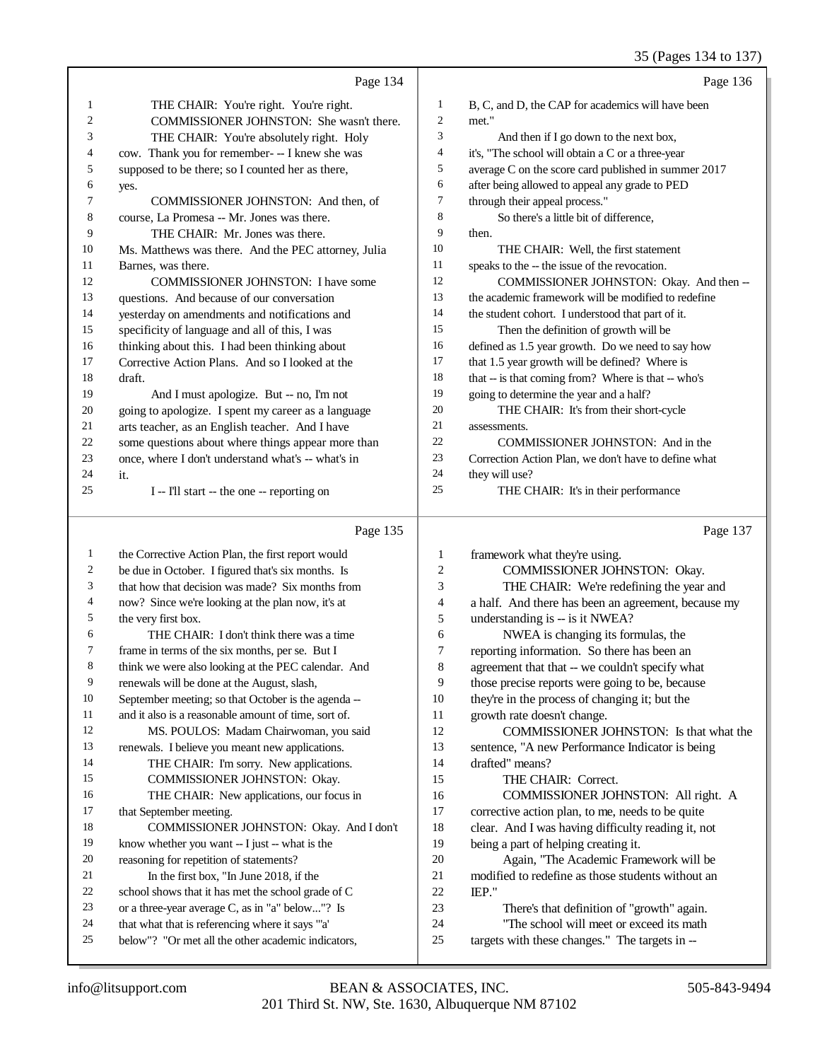Page 134

THE CHAIR: You're right. You're right.

COMMISSIONER JOHNSTON: She wasn't there.

THE CHAIR: You're absolutely right. Holy cow. Thank you for remember- -- I knew she was supposed to be there; so I counted her as there, yes.

COMMISSIONER JOHNSTON: And then, of course, La Promesa -- Mr. Jones was there.

THE CHAIR: Mr. Jones was there. Ms. Matthews was there. And the PEC attorney, Julia Barnes, was there.

COMMISSIONER JOHNSTON: I have some questions. And because of our conversation yesterday on amendments and notifications and specificity of language and all of this, I was thinking about this. I had been thinking about Corrective Action Plans. And so I looked at the draft.

And I must apologize. But -- no, I'm not going to apologize. I spent my career as a language arts teacher, as an English teacher. And I have some questions about where things appear more than once, where I don't understand what's -- what's in it.

I -- I'll start -- the one -- reporting on

Page 135

the Corrective Action Plan, the first report would be due in October. I figured that's six months. Is that how that decision was made? Six months from now? Since we're looking at the plan now, it's at the very first box.

THE CHAIR: I don't think there was a time frame in terms of the six months, per se. But I think we were also looking at the PEC calendar. And renewals will be done at the August, slash, September meeting; so that October is the agenda -- and it also is a reasonable amount of time, sort of.

MS. POULOS: Madam Chairwoman, you said renewals. I believe you meant new applications.

THE CHAIR: I'm sorry. New applications.

COMMISSIONER JOHNSTON: Okay.

THE CHAIR: New applications, our focus in that September meeting.

COMMISSIONER JOHNSTON: Okay. And I don't know whether you want -- I just -- what is the reasoning for repetition of statements?

In the first box, "In June 2018, if the school shows that it has met the school grade of C or a three-year average C, as in "a" below..."? Is that what that is referencing where it says "'a' below"? "Or met all the other academic indicators,

Page 136

B, C, and D, the CAP for academics will have been met."

And then if I go down to the next box, it's, "The school will obtain a C or a three-year average C on the score card published in summer 2017 after being allowed to appeal any grade to PED through their appeal process."

So there's a little bit of difference, then.

THE CHAIR: Well, the first statement speaks to the -- the issue of the revocation.

COMMISSIONER JOHNSTON: Okay. And then -- the academic framework will be modified to redefine the student cohort. I understood that part of it.

Then the definition of growth will be defined as 1.5 year growth. Do we need to say how that 1.5 year growth will be defined? Where is that -- is that coming from? Where is that -- who's going to determine the year and a half?

THE CHAIR: It's from their short-cycle assessments.

COMMISSIONER JOHNSTON: And in the Correction Action Plan, we don't have to define what they will use?

THE CHAIR: It's in their performance

Page 137

framework what they're using.

COMMISSIONER JOHNSTON: Okay.

THE CHAIR: We're redefining the year and a half. And there has been an agreement, because my understanding is -- is it NWEA?

NWEA is changing its formulas, the reporting information. So there has been an agreement that that -- we couldn't specify what those precise reports were going to be, because they're in the process of changing it; but the growth rate doesn't change.

COMMISSIONER JOHNSTON: Is that what the sentence, "A new Performance Indicator is being drafted" means?

THE CHAIR: Correct.

COMMISSIONER JOHNSTON: All right. A corrective action plan, to me, needs to be quite clear. And I was having difficulty reading it, not being a part of helping creating it.

Again, "The Academic Framework will be modified to redefine as those students without an IEP."

There's that definition of "growth" again.

"The school will meet or exceed its math targets with these changes." The targets in --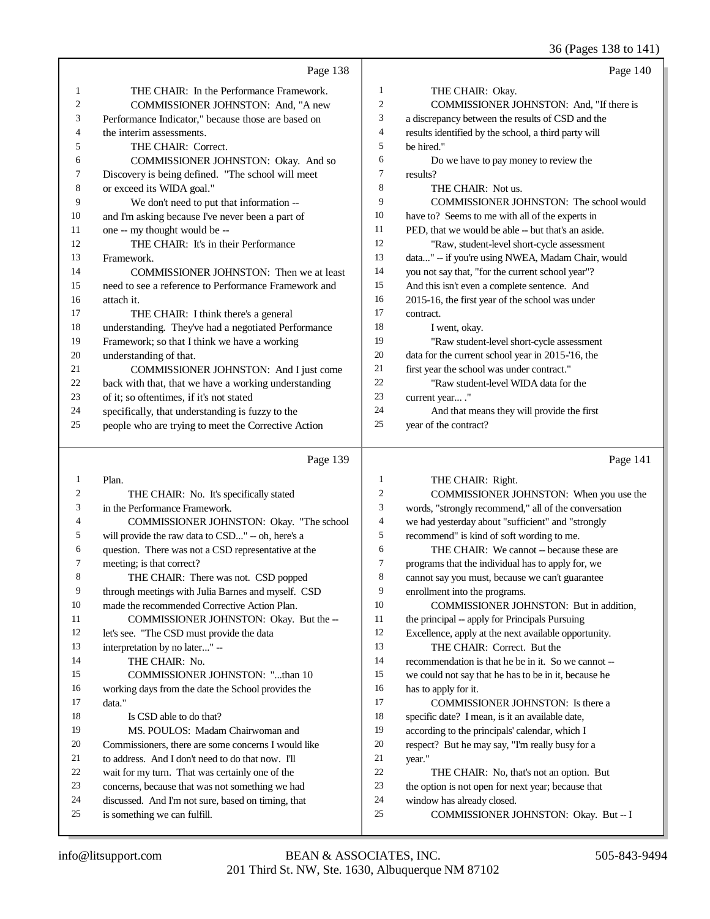Page 138

1 THE CHAIR: In the Performance Framework.
2 COMMISSIONER JOHNSTON: And, "A new
3 Performance Indicator," because those are based on
4 the interim assessments.
5 THE CHAIR: Correct.
6 COMMISSIONER JOHNSTON: Okay. And so
7 Discovery is being defined. "The school will meet
8 or exceed its WIDA goal."
9 We don't need to put that information --
10 and I'm asking because I've never been a part of
11 one -- my thought would be --
12 THE CHAIR: It's in their Performance
13 Framework.
14 COMMISSIONER JOHNSTON: Then we at least
15 need to see a reference to Performance Framework and
16 attach it.
17 THE CHAIR: I think there's a general
18 understanding. They've had a negotiated Performance
19 Framework; so that I think we have a working
20 understanding of that.
21 COMMISSIONER JOHNSTON: And I just come
22 back with that, that we have a working understanding
23 of it; so oftentimes, if it's not stated
24 specifically, that understanding is fuzzy to the
25 people who are trying to meet the Corrective Action

Page 139

1 Plan.
2 THE CHAIR: No. It's specifically stated
3 in the Performance Framework.
4 COMMISSIONER JOHNSTON: Okay. "The school
5 will provide the raw data to CSD..." -- oh, here's a
6 question. There was not a CSD representative at the
7 meeting; is that correct?
8 THE CHAIR: There was not. CSD popped
9 through meetings with Julia Barnes and myself. CSD
10 made the recommended Corrective Action Plan.
11 COMMISSIONER JOHNSTON: Okay. But the --
12 let's see. "The CSD must provide the data
13 interpretation by no later..." --
14 THE CHAIR: No.
15 COMMISSIONER JOHNSTON: "...than 10
16 working days from the date the School provides the
17 data."
18 Is CSD able to do that?
19 MS. POULOS: Madam Chairwoman and
20 Commissioners, there are some concerns I would like
21 to address. And I don't need to do that now. I'll
22 wait for my turn. That was certainly one of the
23 concerns, because that was not something we had
24 discussed. And I'm not sure, based on timing, that
25 is something we can fulfill.

Page 140

1 THE CHAIR: Okay.
2 COMMISSIONER JOHNSTON: And, "If there is
3 a discrepancy between the results of CSD and the
4 results identified by the school, a third party will
5 be hired."
6 Do we have to pay money to review the
7 results?
8 THE CHAIR: Not us.
9 COMMISSIONER JOHNSTON: The school would
10 have to? Seems to me with all of the experts in
11 PED, that we would be able -- but that's an aside.
12 "Raw, student-level short-cycle assessment
13 data..." -- if you're using NWEA, Madam Chair, would
14 you not say that, "for the current school year"?
15 And this isn't even a complete sentence. And
16 2015-16, the first year of the school was under
17 contract.
18 I went, okay.
19 "Raw student-level short-cycle assessment
20 data for the current school year in 2015-'16, the
21 first year the school was under contract."
22 "Raw student-level WIDA data for the
23 current year... ."
24 And that means they will provide the first
25 year of the contract?

Page 141

1 THE CHAIR: Right.
2 COMMISSIONER JOHNSTON: When you use the
3 words, "strongly recommend," all of the conversation
4 we had yesterday about "sufficient" and "strongly
5 recommend" is kind of soft wording to me.
6 THE CHAIR: We cannot -- because these are
7 programs that the individual has to apply for, we
8 cannot say you must, because we can't guarantee
9 enrollment into the programs.
10 COMMISSIONER JOHNSTON: But in addition,
11 the principal -- apply for Principals Pursuing
12 Excellence, apply at the next available opportunity.
13 THE CHAIR: Correct. But the
14 recommendation is that he be in it. So we cannot --
15 we could not say that he has to be in it, because he
16 has to apply for it.
17 COMMISSIONER JOHNSTON: Is there a
18 specific date? I mean, is it an available date,
19 according to the principals' calendar, which I
20 respect? But he may say, "I'm really busy for a
21 year."
22 THE CHAIR: No, that's not an option. But
23 the option is not open for next year; because that
24 window has already closed.
25 COMMISSIONER JOHNSTON: Okay. But -- I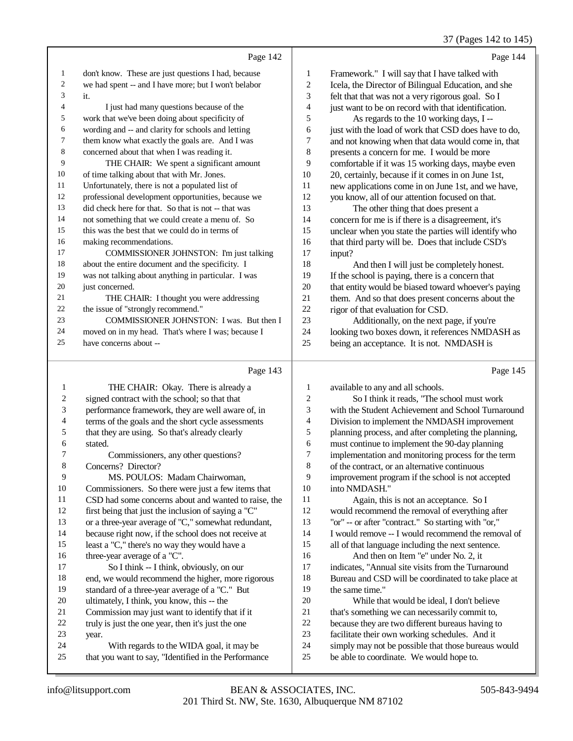Page 142

don't know. These are just questions I had, because we had spent -- and I have more; but I won't belabor it.

I just had many questions because of the work that we've been doing about specificity of wording and -- and clarity for schools and letting them know what exactly the goals are. And I was concerned about that when I was reading it.

THE CHAIR: We spent a significant amount of time talking about that with Mr. Jones. Unfortunately, there is not a populated list of professional development opportunities, because we did check here for that. So that is not -- that was not something that we could create a menu of. So this was the best that we could do in terms of making recommendations.

COMMISSIONER JOHNSTON: I'm just talking about the entire document and the specificity. I was not talking about anything in particular. I was just concerned.

THE CHAIR: I thought you were addressing the issue of "strongly recommend."

COMMISSIONER JOHNSTON: I was. But then I moved on in my head. That's where I was; because I have concerns about --

Page 143

THE CHAIR: Okay. There is already a signed contract with the school; so that that performance framework, they are well aware of, in terms of the goals and the short cycle assessments that they are using. So that's already clearly stated.

Commissioners, any other questions? Concerns? Director?

MS. POULOS: Madam Chairwoman, Commissioners. So there were just a few items that CSD had some concerns about and wanted to raise, the first being that just the inclusion of saying a "C" or a three-year average of "C," somewhat redundant, because right now, if the school does not receive at least a "C," there's no way they would have a three-year average of a "C".

So I think -- I think, obviously, on our end, we would recommend the higher, more rigorous standard of a three-year average of a "C." But ultimately, I think, you know, this -- the Commission may just want to identify that if it truly is just the one year, then it's just the one year.

With regards to the WIDA goal, it may be that you want to say, "Identified in the Performance

Page 144

Framework." I will say that I have talked with Icela, the Director of Bilingual Education, and she felt that that was not a very rigorous goal. So I just want to be on record with that identification.

As regards to the 10 working days, I -- just with the load of work that CSD does have to do, and not knowing when that data would come in, that presents a concern for me. I would be more comfortable if it was 15 working days, maybe even 20, certainly, because if it comes in on June 1st, new applications come in on June 1st, and we have, you know, all of our attention focused on that.

The other thing that does present a concern for me is if there is a disagreement, it's unclear when you state the parties will identify who that third party will be. Does that include CSD's input?

And then I will just be completely honest. If the school is paying, there is a concern that that entity would be biased toward whoever's paying them. And so that does present concerns about the rigor of that evaluation for CSD.

Additionally, on the next page, if you're looking two boxes down, it references NMDASH as being an acceptance. It is not. NMDASH is

Page 145

available to any and all schools.

So I think it reads, "The school must work with the Student Achievement and School Turnaround Division to implement the NMDASH improvement planning process, and after completing the planning, must continue to implement the 90-day planning implementation and monitoring process for the term of the contract, or an alternative continuous improvement program if the school is not accepted into NMDASH."

Again, this is not an acceptance. So I would recommend the removal of everything after "or" -- or after "contract." So starting with "or," I would remove -- I would recommend the removal of all of that language including the next sentence.

And then on Item "e" under No. 2, it indicates, "Annual site visits from the Turnaround Bureau and CSD will be coordinated to take place at the same time."

While that would be ideal, I don't believe that's something we can necessarily commit to, because they are two different bureaus having to facilitate their own working schedules. And it simply may not be possible that those bureaus would be able to coordinate. We would hope to.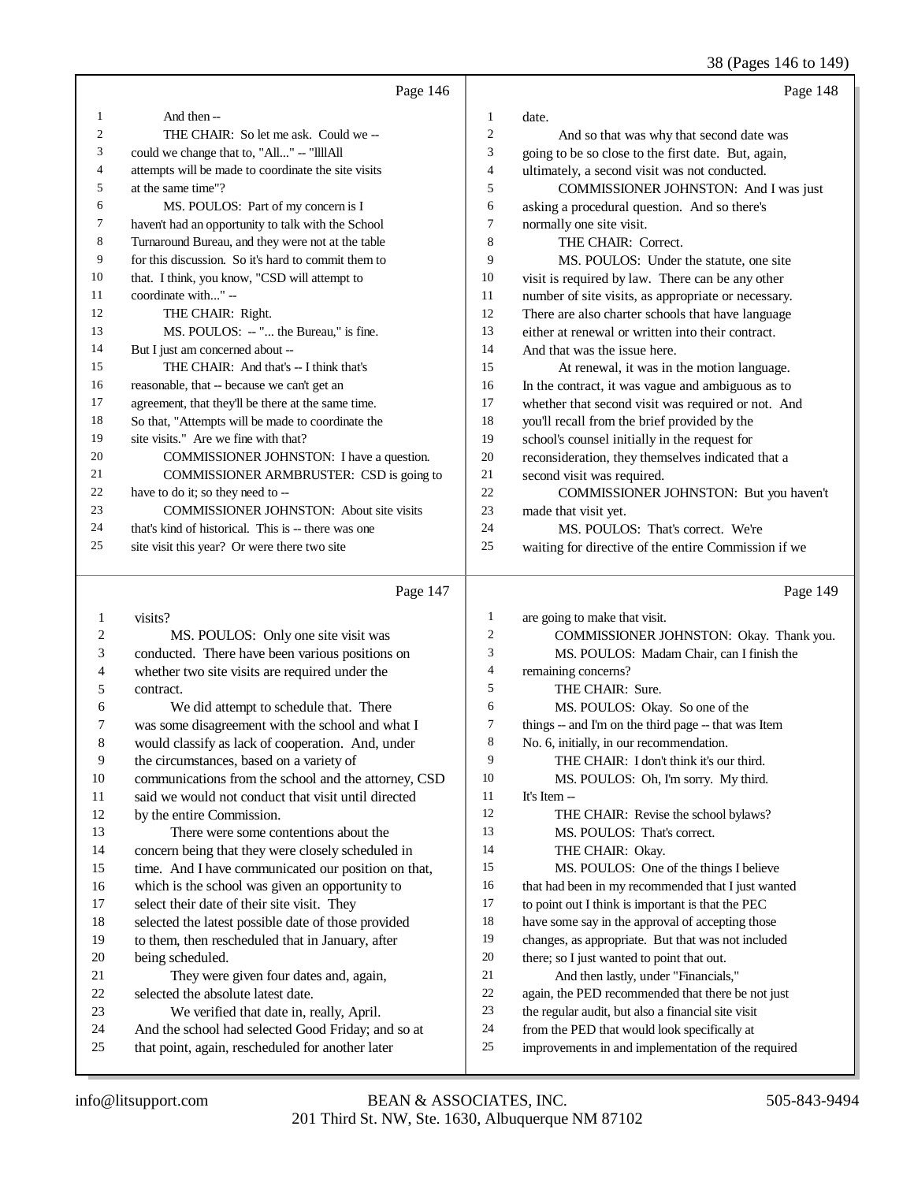Page 146

1 And then --
2 THE CHAIR: So let me ask. Could we --
3 could we change that to, "All..." -- "llllAll
4 attempts will be made to coordinate the site visits
5 at the same time"?
6 MS. POULOS: Part of my concern is I
7 haven't had an opportunity to talk with the School
8 Turnaround Bureau, and they were not at the table
9 for this discussion. So it's hard to commit them to
10 that. I think, you know, "CSD will attempt to
11 coordinate with..." --
12 THE CHAIR: Right.
13 MS. POULOS: -- "... the Bureau," is fine.
14 But I just am concerned about --
15 THE CHAIR: And that's -- I think that's
16 reasonable, that -- because we can't get an
17 agreement, that they'll be there at the same time.
18 So that, "Attempts will be made to coordinate the
19 site visits." Are we fine with that?
20 COMMISSIONER JOHNSTON: I have a question.
21 COMMISSIONER ARMBRUSTER: CSD is going to
22 have to do it; so they need to --
23 COMMISSIONER JOHNSTON: About site visits
24 that's kind of historical. This is -- there was one
25 site visit this year? Or were there two site

Page 147

1 visits?
2 MS. POULOS: Only one site visit was
3 conducted. There have been various positions on
4 whether two site visits are required under the
5 contract.
6 We did attempt to schedule that. There
7 was some disagreement with the school and what I
8 would classify as lack of cooperation. And, under
9 the circumstances, based on a variety of
10 communications from the school and the attorney, CSD
11 said we would not conduct that visit until directed
12 by the entire Commission.
13 There were some contentions about the
14 concern being that they were closely scheduled in
15 time. And I have communicated our position on that,
16 which is the school was given an opportunity to
17 select their date of their site visit. They
18 selected the latest possible date of those provided
19 to them, then rescheduled that in January, after
20 being scheduled.
21 They were given four dates and, again,
22 selected the absolute latest date.
23 We verified that date in, really, April.
24 And the school had selected Good Friday; and so at
25 that point, again, rescheduled for another later

Page 148

1 date.
2 And so that was why that second date was
3 going to be so close to the first date. But, again,
4 ultimately, a second visit was not conducted.
5 COMMISSIONER JOHNSTON: And I was just
6 asking a procedural question. And so there's
7 normally one site visit.
8 THE CHAIR: Correct.
9 MS. POULOS: Under the statute, one site
10 visit is required by law. There can be any other
11 number of site visits, as appropriate or necessary.
12 There are also charter schools that have language
13 either at renewal or written into their contract.
14 And that was the issue here.
15 At renewal, it was in the motion language.
16 In the contract, it was vague and ambiguous as to
17 whether that second visit was required or not. And
18 you'll recall from the brief provided by the
19 school's counsel initially in the request for
20 reconsideration, they themselves indicated that a
21 second visit was required.
22 COMMISSIONER JOHNSTON: But you haven't
23 made that visit yet.
24 MS. POULOS: That's correct. We're
25 waiting for directive of the entire Commission if we

Page 149

1 are going to make that visit.
2 COMMISSIONER JOHNSTON: Okay. Thank you.
3 MS. POULOS: Madam Chair, can I finish the
4 remaining concerns?
5 THE CHAIR: Sure.
6 MS. POULOS: Okay. So one of the
7 things -- and I'm on the third page -- that was Item
8 No. 6, initially, in our recommendation.
9 THE CHAIR: I don't think it's our third.
10 MS. POULOS: Oh, I'm sorry. My third.
11 It's Item --
12 THE CHAIR: Revise the school bylaws?
13 MS. POULOS: That's correct.
14 THE CHAIR: Okay.
15 MS. POULOS: One of the things I believe
16 that had been in my recommended that I just wanted
17 to point out I think is important is that the PEC
18 have some say in the approval of accepting those
19 changes, as appropriate. But that was not included
20 there; so I just wanted to point that out.
21 And then lastly, under "Financials,"
22 again, the PED recommended that there be not just
23 the regular audit, but also a financial site visit
24 from the PED that would look specifically at
25 improvements in and implementation of the required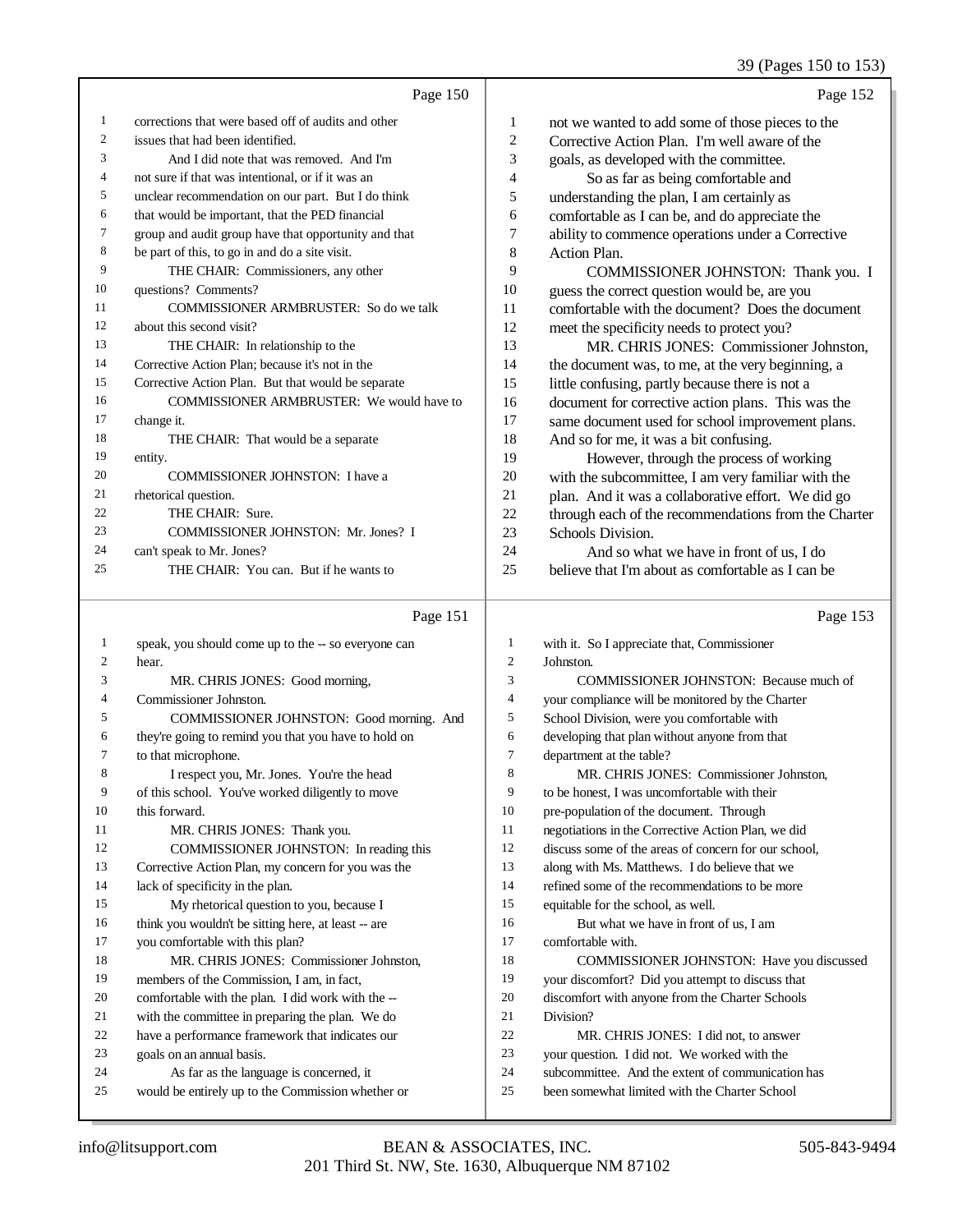Page 150

1 corrections that were based off of audits and other
2 issues that had been identified.
3 And I did note that was removed. And I'm
4 not sure if that was intentional, or if it was an
5 unclear recommendation on our part. But I do think
6 that would be important, that the PED financial
7 group and audit group have that opportunity and that
8 be part of this, to go in and do a site visit.
9 THE CHAIR: Commissioners, any other
10 questions? Comments?
11 COMMISSIONER ARMBRUSTER: So do we talk
12 about this second visit?
13 THE CHAIR: In relationship to the
14 Corrective Action Plan; because it's not in the
15 Corrective Action Plan. But that would be separate
16 COMMISSIONER ARMBRUSTER: We would have to
17 change it.
18 THE CHAIR: That would be a separate
19 entity.
20 COMMISSIONER JOHNSTON: I have a
21 rhetorical question.
22 THE CHAIR: Sure.
23 COMMISSIONER JOHNSTON: Mr. Jones? I
24 can't speak to Mr. Jones?
25 THE CHAIR: You can. But if he wants to

Page 151

1 speak, you should come up to the -- so everyone can
2 hear.
3 MR. CHRIS JONES: Good morning,
4 Commissioner Johnston.
5 COMMISSIONER JOHNSTON: Good morning. And
6 they're going to remind you that you have to hold on
7 to that microphone.
8 I respect you, Mr. Jones. You're the head
9 of this school. You've worked diligently to move
10 this forward.
11 MR. CHRIS JONES: Thank you.
12 COMMISSIONER JOHNSTON: In reading this
13 Corrective Action Plan, my concern for you was the
14 lack of specificity in the plan.
15 My rhetorical question to you, because I
16 think you wouldn't be sitting here, at least -- are
17 you comfortable with this plan?
18 MR. CHRIS JONES: Commissioner Johnston,
19 members of the Commission, I am, in fact,
20 comfortable with the plan. I did work with the --
21 with the committee in preparing the plan. We do
22 have a performance framework that indicates our
23 goals on an annual basis.
24 As far as the language is concerned, it
25 would be entirely up to the Commission whether or

Page 152

1 not we wanted to add some of those pieces to the
2 Corrective Action Plan. I'm well aware of the
3 goals, as developed with the committee.
4 So as far as being comfortable and
5 understanding the plan, I am certainly as
6 comfortable as I can be, and do appreciate the
7 ability to commence operations under a Corrective
8 Action Plan.
9 COMMISSIONER JOHNSTON: Thank you. I
10 guess the correct question would be, are you
11 comfortable with the document? Does the document
12 meet the specificity needs to protect you?
13 MR. CHRIS JONES: Commissioner Johnston,
14 the document was, to me, at the very beginning, a
15 little confusing, partly because there is not a
16 document for corrective action plans. This was the
17 same document used for school improvement plans.
18 And so for me, it was a bit confusing.
19 However, through the process of working
20 with the subcommittee, I am very familiar with the
21 plan. And it was a collaborative effort. We did go
22 through each of the recommendations from the Charter
23 Schools Division.
24 And so what we have in front of us, I do
25 believe that I'm about as comfortable as I can be

Page 153

1 with it. So I appreciate that, Commissioner
2 Johnston.
3 COMMISSIONER JOHNSTON: Because much of
4 your compliance will be monitored by the Charter
5 School Division, were you comfortable with
6 developing that plan without anyone from that
7 department at the table?
8 MR. CHRIS JONES: Commissioner Johnston,
9 to be honest, I was uncomfortable with their
10 pre-population of the document. Through
11 negotiations in the Corrective Action Plan, we did
12 discuss some of the areas of concern for our school,
13 along with Ms. Matthews. I do believe that we
14 refined some of the recommendations to be more
15 equitable for the school, as well.
16 But what we have in front of us, I am
17 comfortable with.
18 COMMISSIONER JOHNSTON: Have you discussed
19 your discomfort? Did you attempt to discuss that
20 discomfort with anyone from the Charter Schools
21 Division?
22 MR. CHRIS JONES: I did not, to answer
23 your question. I did not. We worked with the
24 subcommittee. And the extent of communication has
25 been somewhat limited with the Charter School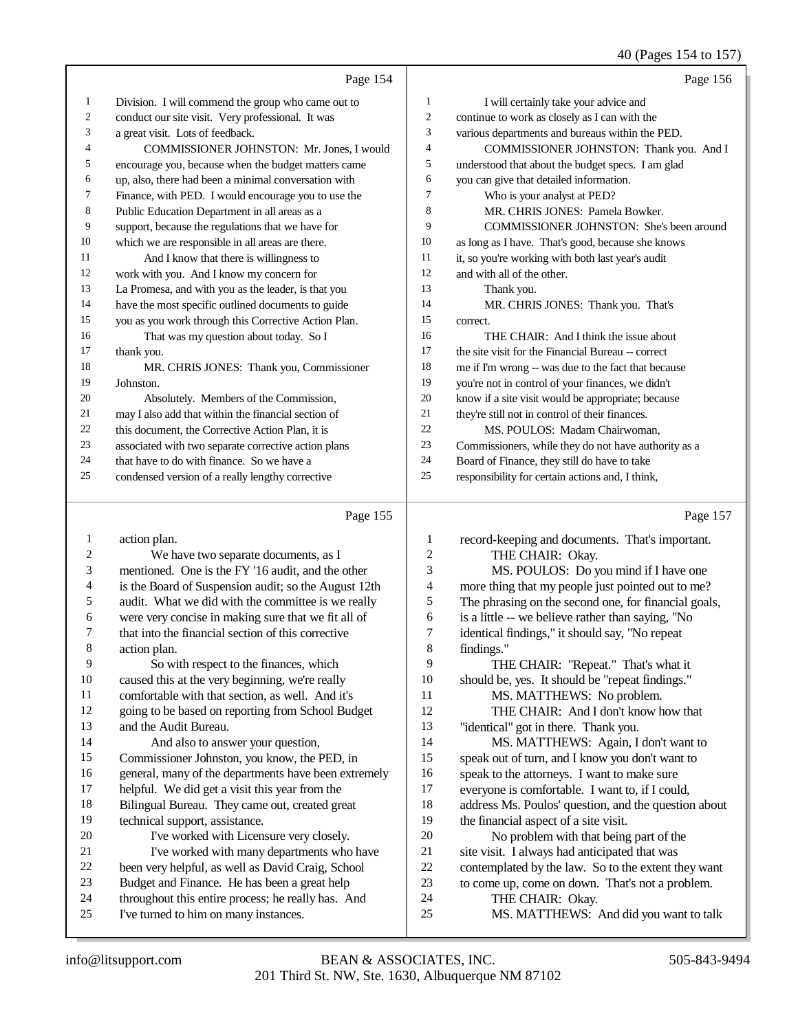Page 154

1 Division. I will commend the group who came out to
2 conduct our site visit. Very professional. It was
3 a great visit. Lots of feedback.
4 COMMISSIONER JOHNSTON: Mr. Jones, I would
5 encourage you, because when the budget matters came
6 up, also, there had been a minimal conversation with
7 Finance, with PED. I would encourage you to use the
8 Public Education Department in all areas as a
9 support, because the regulations that we have for
10 which we are responsible in all areas are there.
11 And I know that there is willingness to
12 work with you. And I know my concern for
13 La Promesa, and with you as the leader, is that you
14 have the most specific outlined documents to guide
15 you as you work through this Corrective Action Plan.
16 That was my question about today. So I
17 thank you.
18 MR. CHRIS JONES: Thank you, Commissioner
19 Johnston.
20 Absolutely. Members of the Commission,
21 may I also add that within the financial section of
22 this document, the Corrective Action Plan, it is
23 associated with two separate corrective action plans
24 that have to do with finance. So we have a
25 condensed version of a really lengthy corrective

Page 155

1 action plan.
2 We have two separate documents, as I
3 mentioned. One is the FY '16 audit, and the other
4 is the Board of Suspension audit; so the August 12th
5 audit. What we did with the committee is we really
6 were very concise in making sure that we fit all of
7 that into the financial section of this corrective
8 action plan.
9 So with respect to the finances, which
10 caused this at the very beginning, we're really
11 comfortable with that section, as well. And it's
12 going to be based on reporting from School Budget
13 and the Audit Bureau.
14 And also to answer your question,
15 Commissioner Johnston, you know, the PED, in
16 general, many of the departments have been extremely
17 helpful. We did get a visit this year from the
18 Bilingual Bureau. They came out, created great
19 technical support, assistance.
20 I've worked with Licensure very closely.
21 I've worked with many departments who have
22 been very helpful, as well as David Craig, School
23 Budget and Finance. He has been a great help
24 throughout this entire process; he really has. And
25 I've turned to him on many instances.

Page 156

1 I will certainly take your advice and
2 continue to work as closely as I can with the
3 various departments and bureaus within the PED.
4 COMMISSIONER JOHNSTON: Thank you. And I
5 understood that about the budget specs. I am glad
6 you can give that detailed information.
7 Who is your analyst at PED?
8 MR. CHRIS JONES: Pamela Bowker.
9 COMMISSIONER JOHNSTON: She's been around
10 as long as I have. That's good, because she knows
11 it, so you're working with both last year's audit
12 and with all of the other.
13 Thank you.
14 MR. CHRIS JONES: Thank you. That's
15 correct.
16 THE CHAIR: And I think the issue about
17 the site visit for the Financial Bureau -- correct
18 me if I'm wrong -- was due to the fact that because
19 you're not in control of your finances, we didn't
20 know if a site visit would be appropriate; because
21 they're still not in control of their finances.
22 MS. POULOS: Madam Chairwoman,
23 Commissioners, while they do not have authority as a
24 Board of Finance, they still do have to take
25 responsibility for certain actions and, I think,

Page 157

1 record-keeping and documents. That's important.
2 THE CHAIR: Okay.
3 MS. POULOS: Do you mind if I have one
4 more thing that my people just pointed out to me?
5 The phrasing on the second one, for financial goals,
6 is a little -- we believe rather than saying, "No
7 identical findings," it should say, "No repeat
8 findings."
9 THE CHAIR: "Repeat." That's what it
10 should be, yes. It should be "repeat findings."
11 MS. MATTHEWS: No problem.
12 THE CHAIR: And I don't know how that
13 "identical" got in there. Thank you.
14 MS. MATTHEWS: Again, I don't want to
15 speak out of turn, and I know you don't want to
16 speak to the attorneys. I want to make sure
17 everyone is comfortable. I want to, if I could,
18 address Ms. Poulos' question, and the question about
19 the financial aspect of a site visit.
20 No problem with that being part of the
21 site visit. I always had anticipated that was
22 contemplated by the law. So to the extent they want
23 to come up, come on down. That's not a problem.
24 THE CHAIR: Okay.
25 MS. MATTHEWS: And did you want to talk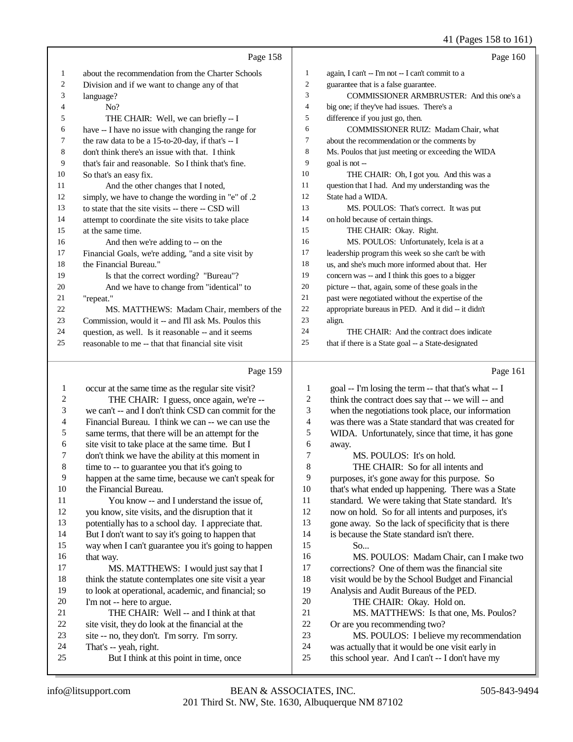Page 158

1 about the recommendation from the Charter Schools
2 Division and if we want to change any of that
3 language?
4 No?
5 THE CHAIR: Well, we can briefly -- I
6 have -- I have no issue with changing the range for
7 the raw data to be a 15-to-20-day, if that's -- I
8 don't think there's an issue with that. I think
9 that's fair and reasonable. So I think that's fine.
10 So that's an easy fix.
11 And the other changes that I noted,
12 simply, we have to change the wording in "e" of .2
13 to state that the site visits -- there -- CSD will
14 attempt to coordinate the site visits to take place
15 at the same time.
16 And then we're adding to -- on the
17 Financial Goals, we're adding, "and a site visit by
18 the Financial Bureau."
19 Is that the correct wording? "Bureau"?
20 And we have to change from "identical" to
21 "repeat."
22 MS. MATTHEWS: Madam Chair, members of the
23 Commission, would it -- and I'll ask Ms. Poulos this
24 question, as well. Is it reasonable -- and it seems
25 reasonable to me -- that that financial site visit

Page 159

1 occur at the same time as the regular site visit?
2 THE CHAIR: I guess, once again, we're --
3 we can't -- and I don't think CSD can commit for the
4 Financial Bureau. I think we can -- we can use the
5 same terms, that there will be an attempt for the
6 site visit to take place at the same time. But I
7 don't think we have the ability at this moment in
8 time to -- to guarantee you that it's going to
9 happen at the same time, because we can't speak for
10 the Financial Bureau.
11 You know -- and I understand the issue of,
12 you know, site visits, and the disruption that it
13 potentially has to a school day. I appreciate that.
14 But I don't want to say it's going to happen that
15 way when I can't guarantee you it's going to happen
16 that way.
17 MS. MATTHEWS: I would just say that I
18 think the statute contemplates one site visit a year
19 to look at operational, academic, and financial; so
20 I'm not -- here to argue.
21 THE CHAIR: Well -- and I think at that
22 site visit, they do look at the financial at the
23 site -- no, they don't. I'm sorry. I'm sorry.
24 That's -- yeah, right.
25 But I think at this point in time, once

Page 160

1 again, I can't -- I'm not -- I can't commit to a
2 guarantee that is a false guarantee.
3 COMMISSIONER ARMBRUSTER: And this one's a
4 big one; if they've had issues. There's a
5 difference if you just go, then.
6 COMMISSIONER RUIZ: Madam Chair, what
7 about the recommendation or the comments by
8 Ms. Poulos that just meeting or exceeding the WIDA
9 goal is not --
10 THE CHAIR: Oh, I got you. And this was a
11 question that I had. And my understanding was the
12 State had a WIDA.
13 MS. POULOS: That's correct. It was put
14 on hold because of certain things.
15 THE CHAIR: Okay. Right.
16 MS. POULOS: Unfortunately, Icela is at a
17 leadership program this week so she can't be with
18 us, and she's much more informed about that. Her
19 concern was -- and I think this goes to a bigger
20 picture -- that, again, some of these goals in the
21 past were negotiated without the expertise of the
22 appropriate bureaus in PED. And it did -- it didn't
23 align.
24 THE CHAIR: And the contract does indicate
25 that if there is a State goal -- a State-designated

Page 161

1 goal -- I'm losing the term -- that that's what -- I
2 think the contract does say that -- we will -- and
3 when the negotiations took place, our information
4 was there was a State standard that was created for
5 WIDA. Unfortunately, since that time, it has gone
6 away.
7 MS. POULOS: It's on hold.
8 THE CHAIR: So for all intents and
9 purposes, it's gone away for this purpose. So
10 that's what ended up happening. There was a State
11 standard. We were taking that State standard. It's
12 now on hold. So for all intents and purposes, it's
13 gone away. So the lack of specificity that is there
14 is because the State standard isn't there.
15 So...
16 MS. POULOS: Madam Chair, can I make two
17 corrections? One of them was the financial site
18 visit would be by the School Budget and Financial
19 Analysis and Audit Bureaus of the PED.
20 THE CHAIR: Okay. Hold on.
21 MS. MATTHEWS: Is that one, Ms. Poulos?
22 Or are you recommending two?
23 MS. POULOS: I believe my recommendation
24 was actually that it would be one visit early in
25 this school year. And I can't -- I don't have my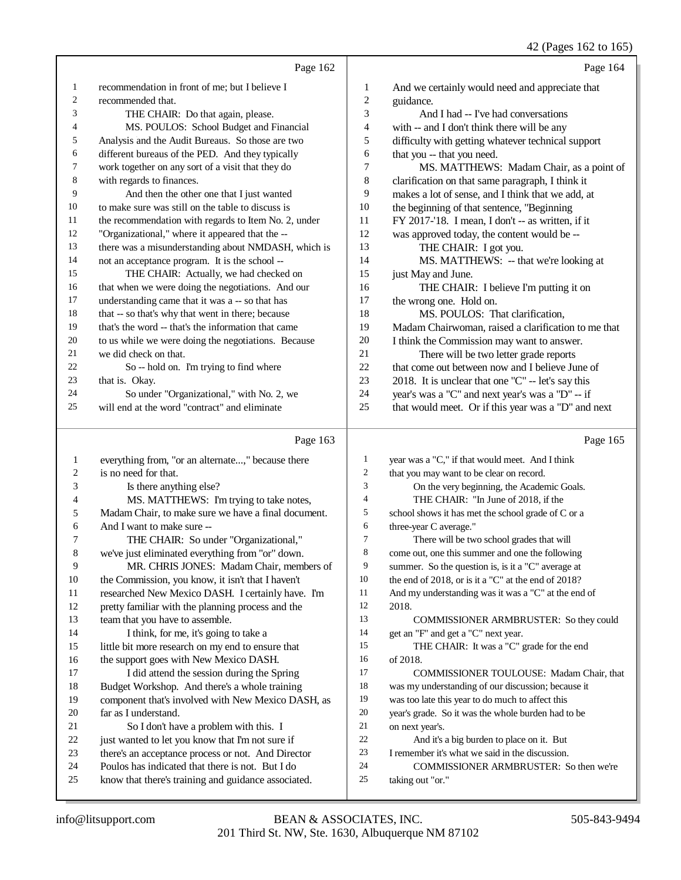Page 162

1 recommendation in front of me; but I believe I
2 recommended that.
3 THE CHAIR: Do that again, please.
4 MS. POULOS: School Budget and Financial
5 Analysis and the Audit Bureaus. So those are two
6 different bureaus of the PED. And they typically
7 work together on any sort of a visit that they do
8 with regards to finances.
9 And then the other one that I just wanted
10 to make sure was still on the table to discuss is
11 the recommendation with regards to Item No. 2, under
12 "Organizational," where it appeared that the --
13 there was a misunderstanding about NMDASH, which is
14 not an acceptance program. It is the school --
15 THE CHAIR: Actually, we had checked on
16 that when we were doing the negotiations. And our
17 understanding came that it was a -- so that has
18 that -- so that's why that went in there; because
19 that's the word -- that's the information that came
20 to us while we were doing the negotiations. Because
21 we did check on that.
22 So -- hold on. I'm trying to find where
23 that is. Okay.
24 So under "Organizational," with No. 2, we
25 will end at the word "contract" and eliminate

Page 163

1 everything from, "or an alternate...," because there
2 is no need for that.
3 Is there anything else?
4 MS. MATTHEWS: I'm trying to take notes,
5 Madam Chair, to make sure we have a final document.
6 And I want to make sure --
7 THE CHAIR: So under "Organizational,"
8 we've just eliminated everything from "or" down.
9 MR. CHRIS JONES: Madam Chair, members of
10 the Commission, you know, it isn't that I haven't
11 researched New Mexico DASH. I certainly have. I'm
12 pretty familiar with the planning process and the
13 team that you have to assemble.
14 I think, for me, it's going to take a
15 little bit more research on my end to ensure that
16 the support goes with New Mexico DASH.
17 I did attend the session during the Spring
18 Budget Workshop. And there's a whole training
19 component that's involved with New Mexico DASH, as
20 far as I understand.
21 So I don't have a problem with this. I
22 just wanted to let you know that I'm not sure if
23 there's an acceptance process or not. And Director
24 Poulos has indicated that there is not. But I do
25 know that there's training and guidance associated.

Page 164

1 And we certainly would need and appreciate that
2 guidance.
3 And I had -- I've had conversations
4 with -- and I don't think there will be any
5 difficulty with getting whatever technical support
6 that you -- that you need.
7 MS. MATTHEWS: Madam Chair, as a point of
8 clarification on that same paragraph, I think it
9 makes a lot of sense, and I think that we add, at
10 the beginning of that sentence, "Beginning
11 FY 2017-'18. I mean, I don't -- as written, if it
12 was approved today, the content would be --
13 THE CHAIR: I got you.
14 MS. MATTHEWS: -- that we're looking at
15 just May and June.
16 THE CHAIR: I believe I'm putting it on
17 the wrong one. Hold on.
18 MS. POULOS: That clarification,
19 Madam Chairwoman, raised a clarification to me that
20 I think the Commission may want to answer.
21 There will be two letter grade reports
22 that come out between now and I believe June of
23 2018. It is unclear that one "C" -- let's say this
24 year's was a "C" and next year's was a "D" -- if
25 that would meet. Or if this year was a "D" and next

Page 165

1 year was a "C," if that would meet. And I think
2 that you may want to be clear on record.
3 On the very beginning, the Academic Goals.
4 THE CHAIR: "In June of 2018, if the
5 school shows it has met the school grade of C or a
6 three-year C average."
7 There will be two school grades that will
8 come out, one this summer and one the following
9 summer. So the question is, is it a "C" average at
10 the end of 2018, or is it a "C" at the end of 2018?
11 And my understanding was it was a "C" at the end of
12 2018.
13 COMMISSIONER ARMBRUSTER: So they could
14 get an "F" and get a "C" next year.
15 THE CHAIR: It was a "C" grade for the end
16 of 2018.
17 COMMISSIONER TOULOUSE: Madam Chair, that
18 was my understanding of our discussion; because it
19 was too late this year to do much to affect this
20 year's grade. So it was the whole burden had to be
21 on next year's.
22 And it's a big burden to place on it. But
23 I remember it's what we said in the discussion.
24 COMMISSIONER ARMBRUSTER: So then we're
25 taking out "or."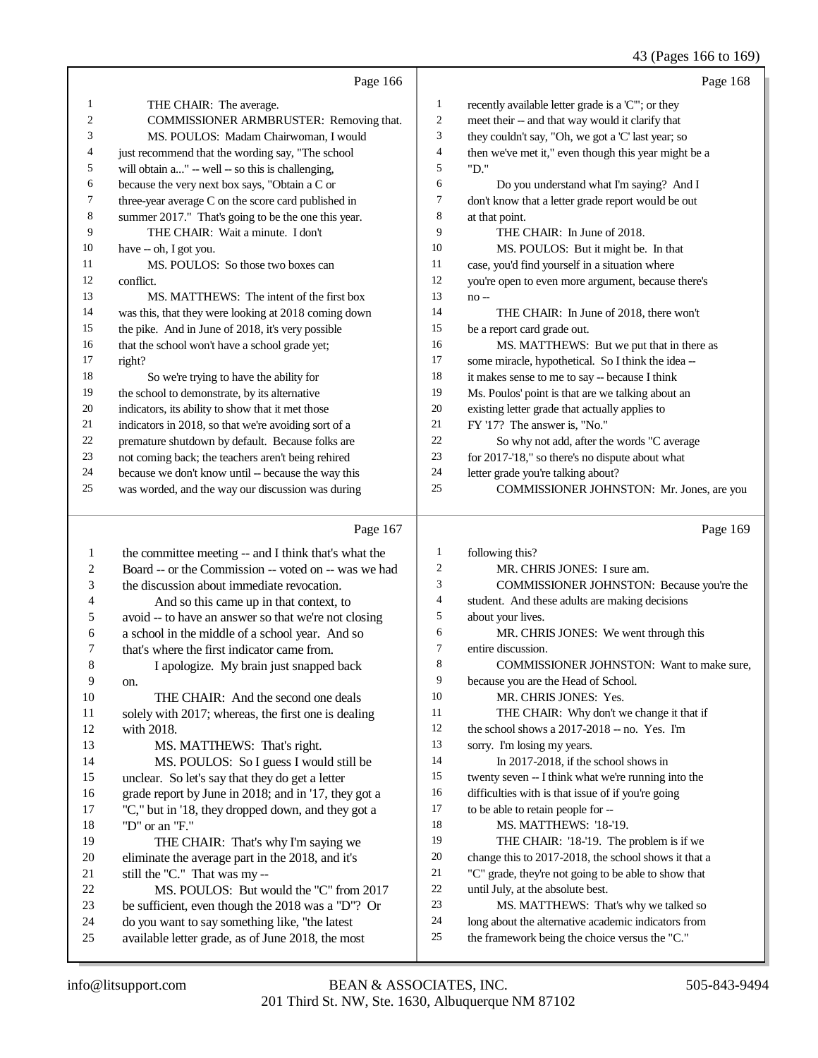Page 166

1 THE CHAIR: The average.
2 COMMISSIONER ARMBRUSTER: Removing that.
3 MS. POULOS: Madam Chairwoman, I would
4 just recommend that the wording say, "The school
5 will obtain a..." -- well -- so this is challenging,
6 because the very next box says, "Obtain a C or
7 three-year average C on the score card published in
8 summer 2017." That's going to be the one this year.
9 THE CHAIR: Wait a minute. I don't
10 have -- oh, I got you.
11 MS. POULOS: So those two boxes can
12 conflict.
13 MS. MATTHEWS: The intent of the first box
14 was this, that they were looking at 2018 coming down
15 the pike. And in June of 2018, it's very possible
16 that the school won't have a school grade yet;
17 right?
18 So we're trying to have the ability for
19 the school to demonstrate, by its alternative
20 indicators, its ability to show that it met those
21 indicators in 2018, so that we're avoiding sort of a
22 premature shutdown by default. Because folks are
23 not coming back; the teachers aren't being rehired
24 because we don't know until -- because the way this
25 was worded, and the way our discussion was during

Page 167

1 the committee meeting -- and I think that's what the
2 Board -- or the Commission -- voted on -- was we had
3 the discussion about immediate revocation.
4 And so this came up in that context, to
5 avoid -- to have an answer so that we're not closing
6 a school in the middle of a school year. And so
7 that's where the first indicator came from.
8 I apologize. My brain just snapped back
9 on.
10 THE CHAIR: And the second one deals
11 solely with 2017; whereas, the first one is dealing
12 with 2018.
13 MS. MATTHEWS: That's right.
14 MS. POULOS: So I guess I would still be
15 unclear. So let's say that they do get a letter
16 grade report by June in 2018; and in '17, they got a
17 "C," but in '18, they dropped down, and they got a
18 "D" or an "F."
19 THE CHAIR: That's why I'm saying we
20 eliminate the average part in the 2018, and it's
21 still the "C." That was my --
22 MS. POULOS: But would the "C" from 2017
23 be sufficient, even though the 2018 was a "D"? Or
24 do you want to say something like, "the latest
25 available letter grade, as of June 2018, the most

Page 168

1 recently available letter grade is a 'C'"; or they
2 meet their -- and that way would it clarify that
3 they couldn't say, "Oh, we got a 'C' last year; so
4 then we've met it," even though this year might be a
5 "D."
6 Do you understand what I'm saying? And I
7 don't know that a letter grade report would be out
8 at that point.
9 THE CHAIR: In June of 2018.
10 MS. POULOS: But it might be. In that
11 case, you'd find yourself in a situation where
12 you're open to even more argument, because there's
13 no --
14 THE CHAIR: In June of 2018, there won't
15 be a report card grade out.
16 MS. MATTHEWS: But we put that in there as
17 some miracle, hypothetical. So I think the idea --
18 it makes sense to me to say -- because I think
19 Ms. Poulos' point is that are we talking about an
20 existing letter grade that actually applies to
21 FY '17? The answer is, "No."
22 So why not add, after the words "C average
23 for 2017-'18," so there's no dispute about what
24 letter grade you're talking about?
25 COMMISSIONER JOHNSTON: Mr. Jones, are you

Page 169

1 following this?
2 MR. CHRIS JONES: I sure am.
3 COMMISSIONER JOHNSTON: Because you're the
4 student. And these adults are making decisions
5 about your lives.
6 MR. CHRIS JONES: We went through this
7 entire discussion.
8 COMMISSIONER JOHNSTON: Want to make sure,
9 because you are the Head of School.
10 MR. CHRIS JONES: Yes.
11 THE CHAIR: Why don't we change it that if
12 the school shows a 2017-2018 -- no. Yes. I'm
13 sorry. I'm losing my years.
14 In 2017-2018, if the school shows in
15 twenty seven -- I think what we're running into the
16 difficulties with is that issue of if you're going
17 to be able to retain people for --
18 MS. MATTHEWS: '18-'19.
19 THE CHAIR: '18-'19. The problem is if we
20 change this to 2017-2018, the school shows it that a
21 "C" grade, they're not going to be able to show that
22 until July, at the absolute best.
23 MS. MATTHEWS: That's why we talked so
24 long about the alternative academic indicators from
25 the framework being the choice versus the "C."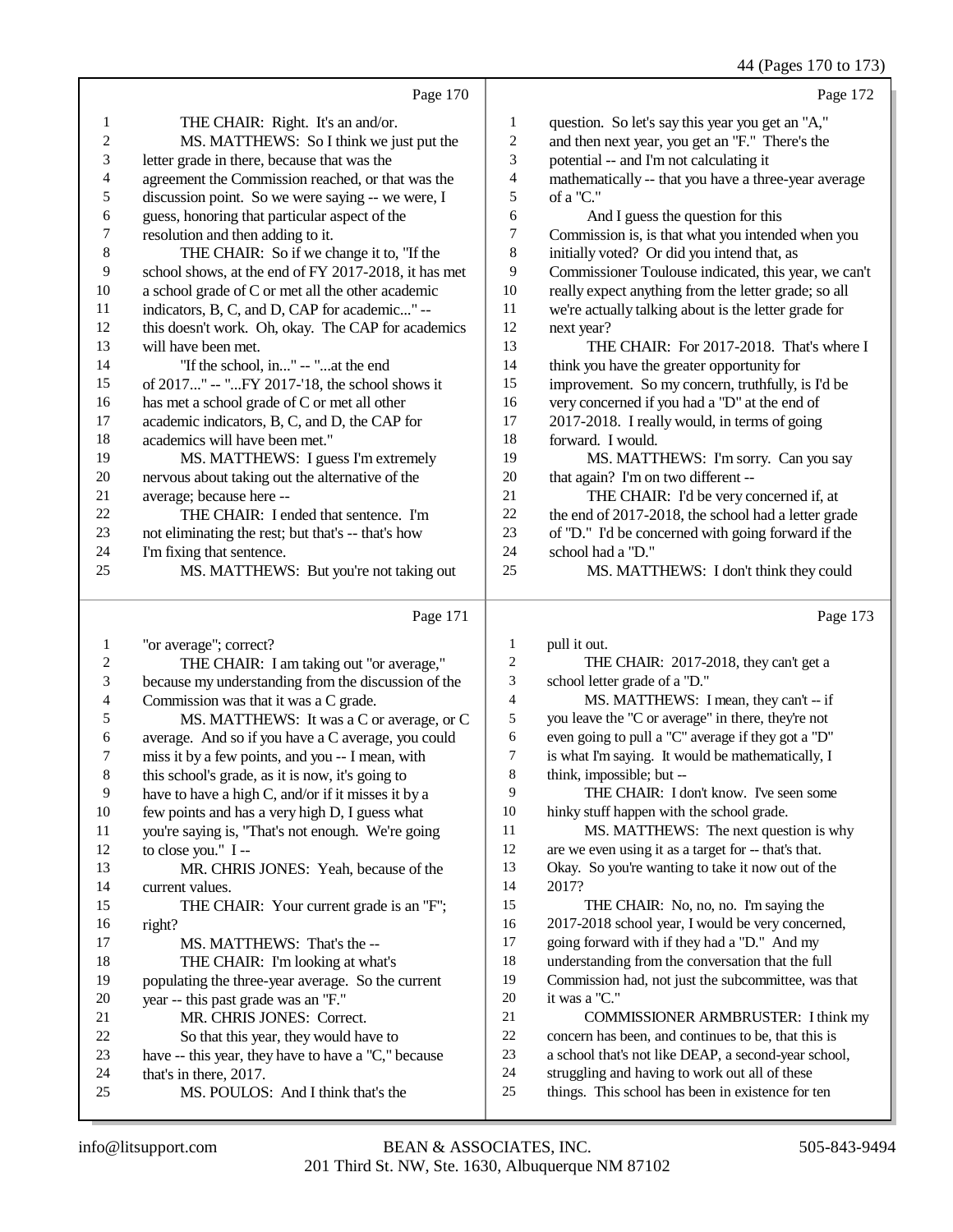Page 170

1 THE CHAIR: Right. It's an and/or.
2 MS. MATTHEWS: So I think we just put the
3 letter grade in there, because that was the
4 agreement the Commission reached, or that was the
5 discussion point. So we were saying -- we were, I
6 guess, honoring that particular aspect of the
7 resolution and then adding to it.
8 THE CHAIR: So if we change it to, "If the
9 school shows, at the end of FY 2017-2018, it has met
10 a school grade of C or met all the other academic
11 indicators, B, C, and D, CAP for academic..." --
12 this doesn't work. Oh, okay. The CAP for academics
13 will have been met.
14 "If the school, in..." -- "...at the end
15 of 2017..." -- "...FY 2017-'18, the school shows it
16 has met a school grade of C or met all other
17 academic indicators, B, C, and D, the CAP for
18 academics will have been met."
19 MS. MATTHEWS: I guess I'm extremely
20 nervous about taking out the alternative of the
21 average; because here --
22 THE CHAIR: I ended that sentence. I'm
23 not eliminating the rest; but that's -- that's how
24 I'm fixing that sentence.
25 MS. MATTHEWS: But you're not taking out

Page 171

1 "or average"; correct?
2 THE CHAIR: I am taking out "or average,"
3 because my understanding from the discussion of the
4 Commission was that it was a C grade.
5 MS. MATTHEWS: It was a C or average, or C
6 average. And so if you have a C average, you could
7 miss it by a few points, and you -- I mean, with
8 this school's grade, as it is now, it's going to
9 have to have a high C, and/or if it misses it by a
10 few points and has a very high D, I guess what
11 you're saying is, "That's not enough. We're going
12 to close you." I --
13 MR. CHRIS JONES: Yeah, because of the
14 current values.
15 THE CHAIR: Your current grade is an "F";
16 right?
17 MS. MATTHEWS: That's the --
18 THE CHAIR: I'm looking at what's
19 populating the three-year average. So the current
20 year -- this past grade was an "F."
21 MR. CHRIS JONES: Correct.
22 So that this year, they would have to
23 have -- this year, they have to have a "C," because
24 that's in there, 2017.
25 MS. POULOS: And I think that's the

Page 172

1 question. So let's say this year you get an "A,"
2 and then next year, you get an "F." There's the
3 potential -- and I'm not calculating it
4 mathematically -- that you have a three-year average
5 of a "C."
6 And I guess the question for this
7 Commission is, is that what you intended when you
8 initially voted? Or did you intend that, as
9 Commissioner Toulouse indicated, this year, we can't
10 really expect anything from the letter grade; so all
11 we're actually talking about is the letter grade for
12 next year?
13 THE CHAIR: For 2017-2018. That's where I
14 think you have the greater opportunity for
15 improvement. So my concern, truthfully, is I'd be
16 very concerned if you had a "D" at the end of
17 2017-2018. I really would, in terms of going
18 forward. I would.
19 MS. MATTHEWS: I'm sorry. Can you say
20 that again? I'm on two different --
21 THE CHAIR: I'd be very concerned if, at
22 the end of 2017-2018, the school had a letter grade
23 of "D." I'd be concerned with going forward if the
24 school had a "D."
25 MS. MATTHEWS: I don't think they could

Page 173

1 pull it out.
2 THE CHAIR: 2017-2018, they can't get a
3 school letter grade of a "D."
4 MS. MATTHEWS: I mean, they can't -- if
5 you leave the "C or average" in there, they're not
6 even going to pull a "C" average if they got a "D"
7 is what I'm saying. It would be mathematically, I
8 think, impossible; but --
9 THE CHAIR: I don't know. I've seen some
10 hinky stuff happen with the school grade.
11 MS. MATTHEWS: The next question is why
12 are we even using it as a target for -- that's that.
13 Okay. So you're wanting to take it now out of the
14 2017?
15 THE CHAIR: No, no, no. I'm saying the
16 2017-2018 school year, I would be very concerned,
17 going forward with if they had a "D." And my
18 understanding from the conversation that the full
19 Commission had, not just the subcommittee, was that
20 it was a "C."
21 COMMISSIONER ARMBRUSTER: I think my
22 concern has been, and continues to be, that this is
23 a school that's not like DEAP, a second-year school,
24 struggling and having to work out all of these
25 things. This school has been in existence for ten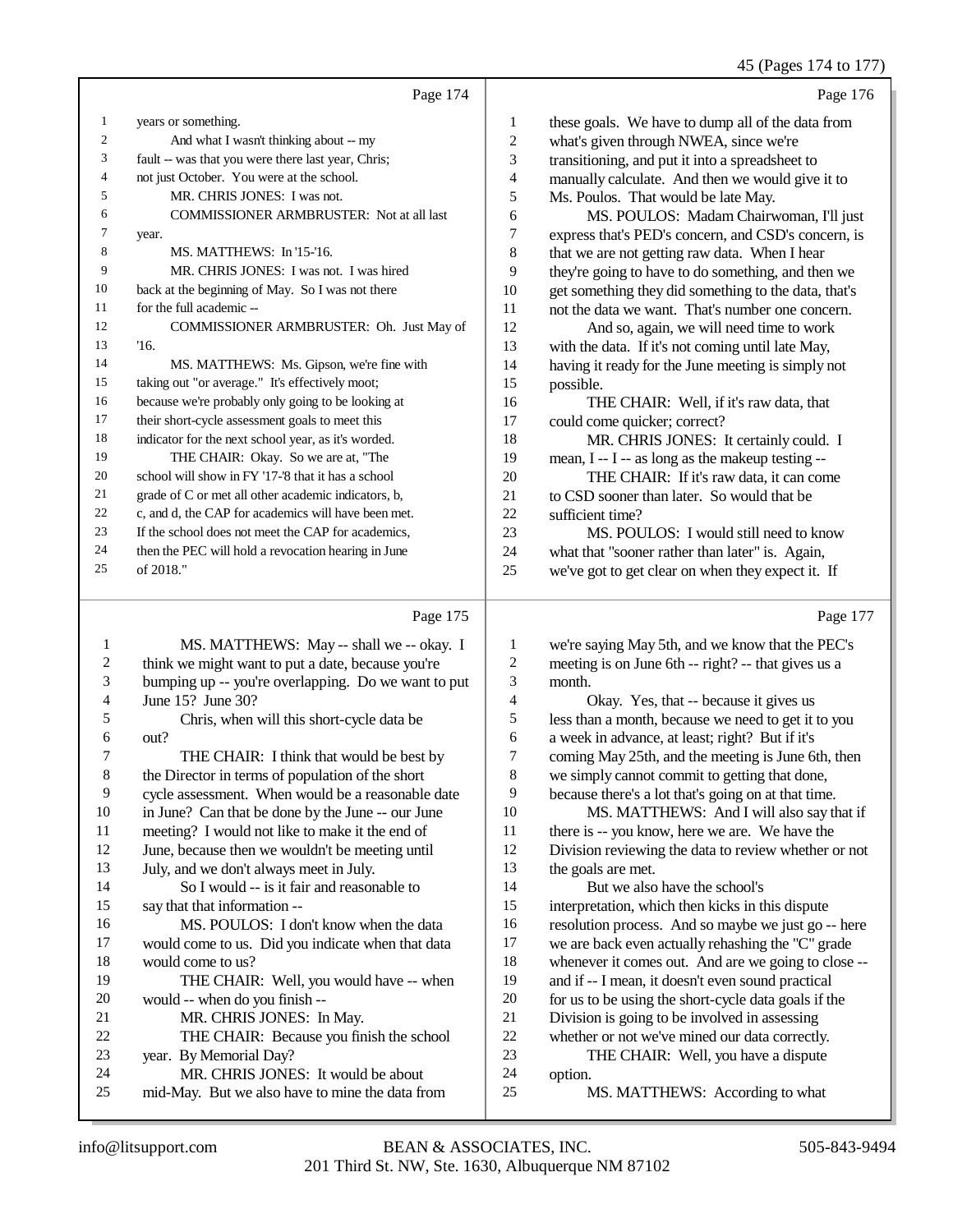Page 174

years or something.

And what I wasn't thinking about -- my fault -- was that you were there last year, Chris; not just October. You were at the school.

MR. CHRIS JONES: I was not.

COMMISSIONER ARMBRUSTER: Not at all last year.

MS. MATTHEWS: In '15-'16.

MR. CHRIS JONES: I was not. I was hired back at the beginning of May. So I was not there for the full academic --

COMMISSIONER ARMBRUSTER: Oh. Just May of '16.

MS. MATTHEWS: Ms. Gipson, we're fine with taking out "or average." It's effectively moot; because we're probably only going to be looking at their short-cycle assessment goals to meet this indicator for the next school year, as it's worded.

THE CHAIR: Okay. So we are at, "The school will show in FY '17-'8 that it has a school grade of C or met all other academic indicators, b, c, and d, the CAP for academics will have been met. If the school does not meet the CAP for academics, then the PEC will hold a revocation hearing in June of 2018."

Page 175

MS. MATTHEWS: May -- shall we -- okay. I think we might want to put a date, because you're bumping up -- you're overlapping. Do we want to put June 15? June 30?

Chris, when will this short-cycle data be out?

THE CHAIR: I think that would be best by the Director in terms of population of the short cycle assessment. When would be a reasonable date in June? Can that be done by the June -- our June meeting? I would not like to make it the end of June, because then we wouldn't be meeting until July, and we don't always meet in July.

So I would -- is it fair and reasonable to say that that information --

MS. POULOS: I don't know when the data would come to us. Did you indicate when that data would come to us?

THE CHAIR: Well, you would have -- when would -- when do you finish --

MR. CHRIS JONES: In May.

THE CHAIR: Because you finish the school year. By Memorial Day?

MR. CHRIS JONES: It would be about mid-May. But we also have to mine the data from

Page 176

these goals. We have to dump all of the data from what's given through NWEA, since we're transitioning, and put it into a spreadsheet to manually calculate. And then we would give it to Ms. Poulos. That would be late May.

MS. POULOS: Madam Chairwoman, I'll just express that's PED's concern, and CSD's concern, is that we are not getting raw data. When I hear they're going to have to do something, and then we get something they did something to the data, that's not the data we want. That's number one concern.

And so, again, we will need time to work with the data. If it's not coming until late May, having it ready for the June meeting is simply not possible.

THE CHAIR: Well, if it's raw data, that could come quicker; correct?

MR. CHRIS JONES: It certainly could. I mean, I -- I -- as long as the makeup testing --

THE CHAIR: If it's raw data, it can come to CSD sooner than later. So would that be sufficient time?

MS. POULOS: I would still need to know what that "sooner rather than later" is. Again, we've got to get clear on when they expect it. If

Page 177

we're saying May 5th, and we know that the PEC's meeting is on June 6th -- right? -- that gives us a month.

Okay. Yes, that -- because it gives us less than a month, because we need to get it to you a week in advance, at least; right? But if it's coming May 25th, and the meeting is June 6th, then we simply cannot commit to getting that done, because there's a lot that's going on at that time.

MS. MATTHEWS: And I will also say that if there is -- you know, here we are. We have the Division reviewing the data to review whether or not the goals are met.

But we also have the school's interpretation, which then kicks in this dispute resolution process. And so maybe we just go -- here we are back even actually rehashing the "C" grade whenever it comes out. And are we going to close -- and if -- I mean, it doesn't even sound practical for us to be using the short-cycle data goals if the Division is going to be involved in assessing whether or not we've mined our data correctly.

THE CHAIR: Well, you have a dispute option.

MS. MATTHEWS: According to what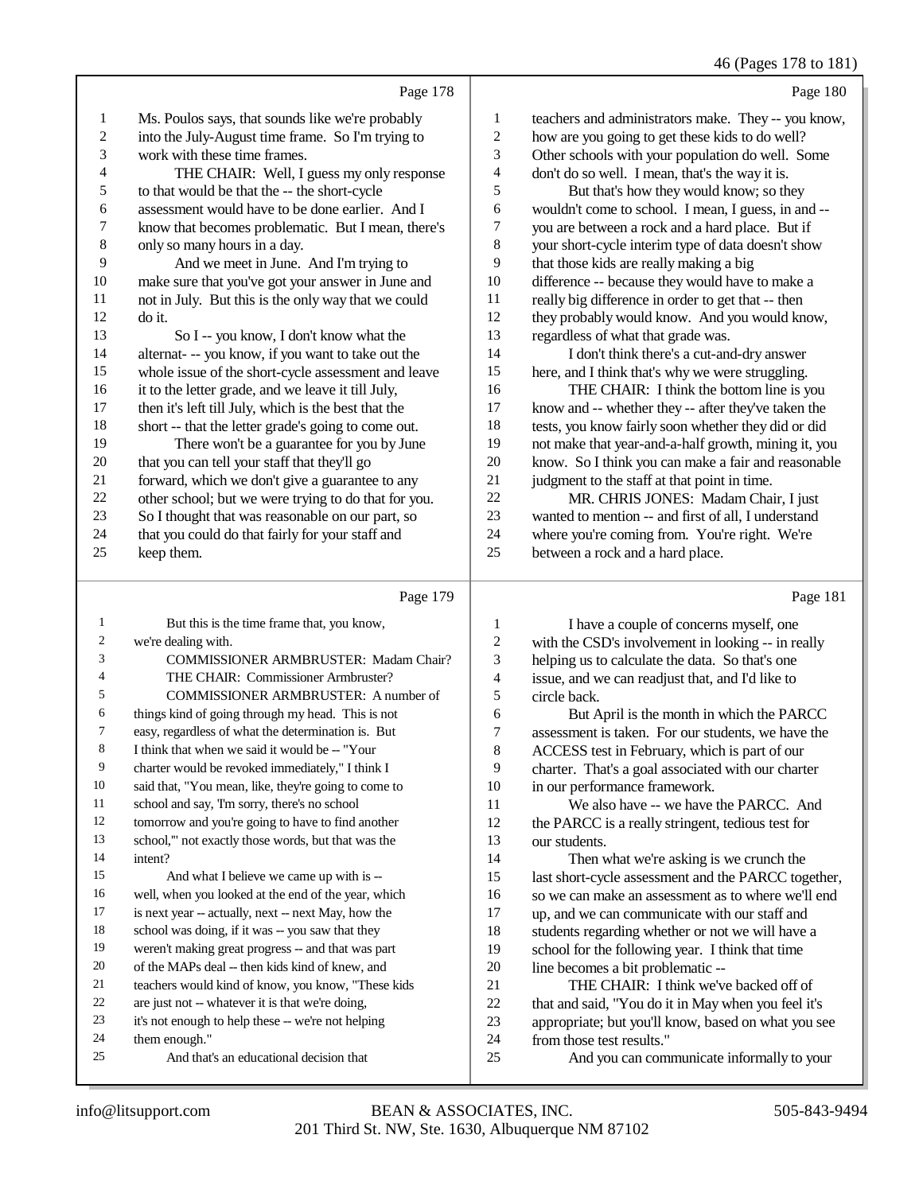Page 178

1 Ms. Poulos says, that sounds like we're probably
2 into the July-August time frame. So I'm trying to
3 work with these time frames.
4 THE CHAIR: Well, I guess my only response
5 to that would be that the -- the short-cycle
6 assessment would have to be done earlier. And I
7 know that becomes problematic. But I mean, there's
8 only so many hours in a day.
9 And we meet in June. And I'm trying to
10 make sure that you've got your answer in June and
11 not in July. But this is the only way that we could
12 do it.
13 So I -- you know, I don't know what the
14 alternat- -- you know, if you want to take out the
15 whole issue of the short-cycle assessment and leave
16 it to the letter grade, and we leave it till July,
17 then it's left till July, which is the best that the
18 short -- that the letter grade's going to come out.
19 There won't be a guarantee for you by June
20 that you can tell your staff that they'll go
21 forward, which we don't give a guarantee to any
22 other school; but we were trying to do that for you.
23 So I thought that was reasonable on our part, so
24 that you could do that fairly for your staff and
25 keep them.

Page 179

1 But this is the time frame that, you know,
2 we're dealing with.
3 COMMISSIONER ARMBRUSTER: Madam Chair?
4 THE CHAIR: Commissioner Armbruster?
5 COMMISSIONER ARMBRUSTER: A number of
6 things kind of going through my head. This is not
7 easy, regardless of what the determination is. But
8 I think that when we said it would be -- "Your
9 charter would be revoked immediately," I think I
10 said that, "You mean, like, they're going to come to
11 school and say, 'I'm sorry, there's no school
12 tomorrow and you're going to have to find another
13 school,'" not exactly those words, but that was the
14 intent?
15 And what I believe we came up with is --
16 well, when you looked at the end of the year, which
17 is next year -- actually, next -- next May, how the
18 school was doing, if it was -- you saw that they
19 weren't making great progress -- and that was part
20 of the MAPs deal -- then kids kind of knew, and
21 teachers would kind of know, you know, "These kids
22 are just not -- whatever it is that we're doing,
23 it's not enough to help these -- we're not helping
24 them enough."
25 And that's an educational decision that

Page 180

1 teachers and administrators make. They -- you know,
2 how are you going to get these kids to do well?
3 Other schools with your population do well. Some
4 don't do so well. I mean, that's the way it is.
5 But that's how they would know; so they
6 wouldn't come to school. I mean, I guess, in and --
7 you are between a rock and a hard place. But if
8 your short-cycle interim type of data doesn't show
9 that those kids are really making a big
10 difference -- because they would have to make a
11 really big difference in order to get that -- then
12 they probably would know. And you would know,
13 regardless of what that grade was.
14 I don't think there's a cut-and-dry answer
15 here, and I think that's why we were struggling.
16 THE CHAIR: I think the bottom line is you
17 know and -- whether they -- after they've taken the
18 tests, you know fairly soon whether they did or did
19 not make that year-and-a-half growth, mining it, you
20 know. So I think you can make a fair and reasonable
21 judgment to the staff at that point in time.
22 MR. CHRIS JONES: Madam Chair, I just
23 wanted to mention -- and first of all, I understand
24 where you're coming from. You're right. We're
25 between a rock and a hard place.

Page 181

1 I have a couple of concerns myself, one
2 with the CSD's involvement in looking -- in really
3 helping us to calculate the data. So that's one
4 issue, and we can readjust that, and I'd like to
5 circle back.
6 But April is the month in which the PARCC
7 assessment is taken. For our students, we have the
8 ACCESS test in February, which is part of our
9 charter. That's a goal associated with our charter
10 in our performance framework.
11 We also have -- we have the PARCC. And
12 the PARCC is a really stringent, tedious test for
13 our students.
14 Then what we're asking is we crunch the
15 last short-cycle assessment and the PARCC together,
16 so we can make an assessment as to where we'll end
17 up, and we can communicate with our staff and
18 students regarding whether or not we will have a
19 school for the following year. I think that time
20 line becomes a bit problematic --
21 THE CHAIR: I think we've backed off of
22 that and said, "You do it in May when you feel it's
23 appropriate; but you'll know, based on what you see
24 from those test results."
25 And you can communicate informally to your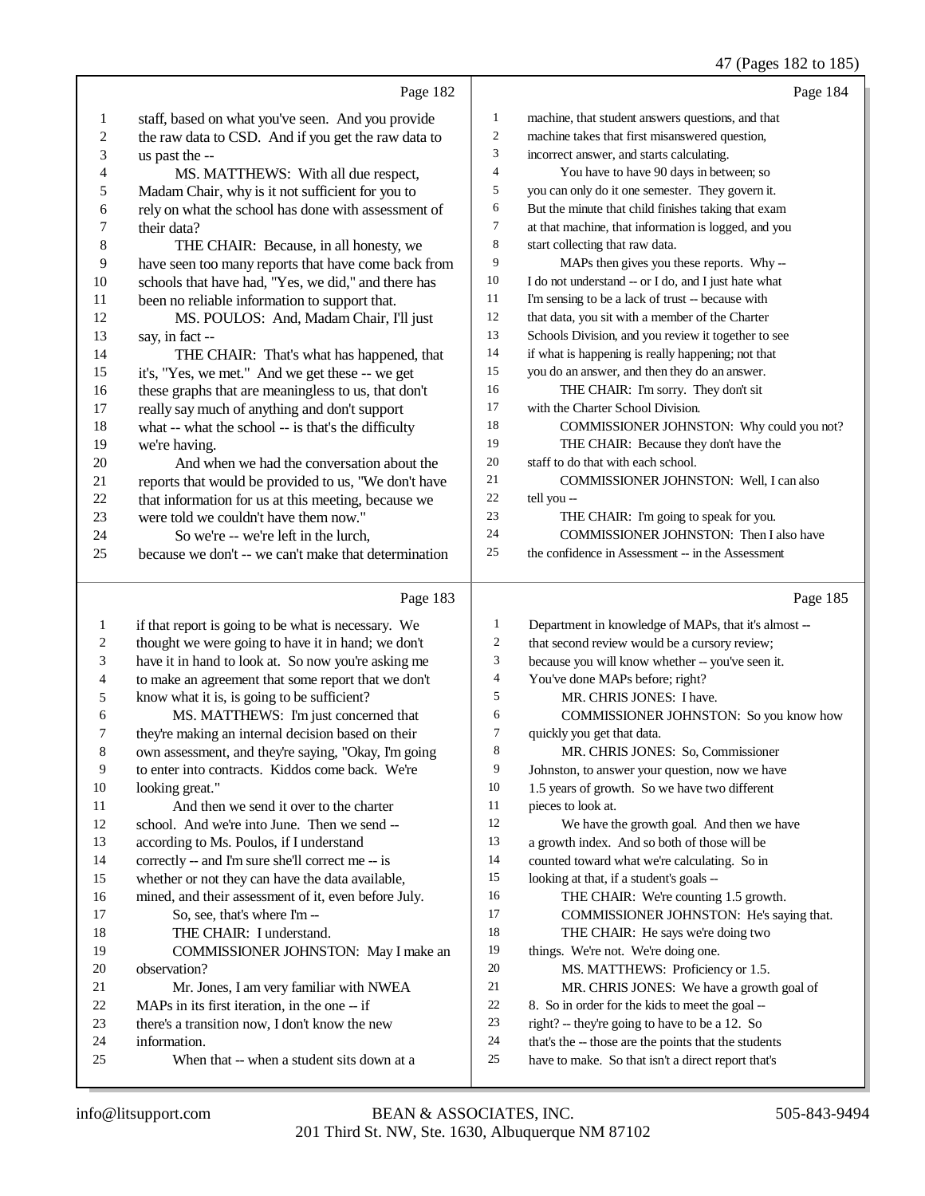Page 182

1 staff, based on what you've seen. And you provide
2 the raw data to CSD. And if you get the raw data to
3 us past the --
4 MS. MATTHEWS: With all due respect,
5 Madam Chair, why is it not sufficient for you to
6 rely on what the school has done with assessment of
7 their data?
8 THE CHAIR: Because, in all honesty, we
9 have seen too many reports that have come back from
10 schools that have had, "Yes, we did," and there has
11 been no reliable information to support that.
12 MS. POULOS: And, Madam Chair, I'll just
13 say, in fact --
14 THE CHAIR: That's what has happened, that
15 it's, "Yes, we met." And we get these -- we get
16 these graphs that are meaningless to us, that don't
17 really say much of anything and don't support
18 what -- what the school -- is that's the difficulty
19 we're having.
20 And when we had the conversation about the
21 reports that would be provided to us, "We don't have
22 that information for us at this meeting, because we
23 were told we couldn't have them now."
24 So we're -- we're left in the lurch,
25 because we don't -- we can't make that determination

Page 183

1 if that report is going to be what is necessary. We
2 thought we were going to have it in hand; we don't
3 have it in hand to look at. So now you're asking me
4 to make an agreement that some report that we don't
5 know what it is, is going to be sufficient?
6 MS. MATTHEWS: I'm just concerned that
7 they're making an internal decision based on their
8 own assessment, and they're saying, "Okay, I'm going
9 to enter into contracts. Kiddos come back. We're
10 looking great."
11 And then we send it over to the charter
12 school. And we're into June. Then we send --
13 according to Ms. Poulos, if I understand
14 correctly -- and I'm sure she'll correct me -- is
15 whether or not they can have the data available,
16 mined, and their assessment of it, even before July.
17 So, see, that's where I'm --
18 THE CHAIR: I understand.
19 COMMISSIONER JOHNSTON: May I make an
20 observation?
21 Mr. Jones, I am very familiar with NWEA
22 MAPs in its first iteration, in the one -- if
23 there's a transition now, I don't know the new
24 information.
25 When that -- when a student sits down at a

Page 184

1 machine, that student answers questions, and that
2 machine takes that first misanswered question,
3 incorrect answer, and starts calculating.
4 You have to have 90 days in between; so
5 you can only do it one semester. They govern it.
6 But the minute that child finishes taking that exam
7 at that machine, that information is logged, and you
8 start collecting that raw data.
9 MAPs then gives you these reports. Why --
10 I do not understand -- or I do, and I just hate what
11 I'm sensing to be a lack of trust -- because with
12 that data, you sit with a member of the Charter
13 Schools Division, and you review it together to see
14 if what is happening is really happening; not that
15 you do an answer, and then they do an answer.
16 THE CHAIR: I'm sorry. They don't sit
17 with the Charter School Division.
18 COMMISSIONER JOHNSTON: Why could you not?
19 THE CHAIR: Because they don't have the
20 staff to do that with each school.
21 COMMISSIONER JOHNSTON: Well, I can also
22 tell you --
23 THE CHAIR: I'm going to speak for you.
24 COMMISSIONER JOHNSTON: Then I also have
25 the confidence in Assessment -- in the Assessment

Page 185

1 Department in knowledge of MAPs, that it's almost --
2 that second review would be a cursory review;
3 because you will know whether -- you've seen it.
4 You've done MAPs before; right?
5 MR. CHRIS JONES: I have.
6 COMMISSIONER JOHNSTON: So you know how
7 quickly you get that data.
8 MR. CHRIS JONES: So, Commissioner
9 Johnston, to answer your question, now we have
10 1.5 years of growth. So we have two different
11 pieces to look at.
12 We have the growth goal. And then we have
13 a growth index. And so both of those will be
14 counted toward what we're calculating. So in
15 looking at that, if a student's goals --
16 THE CHAIR: We're counting 1.5 growth.
17 COMMISSIONER JOHNSTON: He's saying that.
18 THE CHAIR: He says we're doing two
19 things. We're not. We're doing one.
20 MS. MATTHEWS: Proficiency or 1.5.
21 MR. CHRIS JONES: We have a growth goal of
22 8. So in order for the kids to meet the goal --
23 right? -- they're going to have to be a 12. So
24 that's the -- those are the points that the students
25 have to make. So that isn't a direct report that's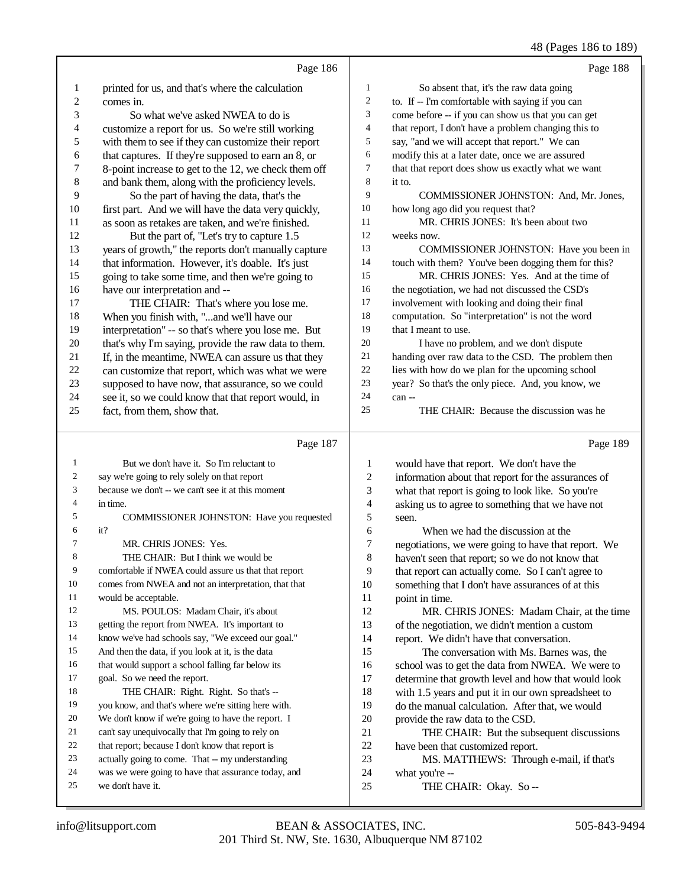Page 186

1 printed for us, and that's where the calculation
2 comes in.
3 So what we've asked NWEA to do is
4 customize a report for us. So we're still working
5 with them to see if they can customize their report
6 that captures. If they're supposed to earn an 8, or
7 8-point increase to get to the 12, we check them off
8 and bank them, along with the proficiency levels.
9 So the part of having the data, that's the
10 first part. And we will have the data very quickly,
11 as soon as retakes are taken, and we're finished.
12 But the part of, "Let's try to capture 1.5
13 years of growth," the reports don't manually capture
14 that information. However, it's doable. It's just
15 going to take some time, and then we're going to
16 have our interpretation and --
17 THE CHAIR: That's where you lose me.
18 When you finish with, "...and we'll have our
19 interpretation" -- so that's where you lose me. But
20 that's why I'm saying, provide the raw data to them.
21 If, in the meantime, NWEA can assure us that they
22 can customize that report, which was what we were
23 supposed to have now, that assurance, so we could
24 see it, so we could know that that report would, in
25 fact, from them, show that.

Page 187

1 But we don't have it. So I'm reluctant to
2 say we're going to rely solely on that report
3 because we don't -- we can't see it at this moment
4 in time.
5 COMMISSIONER JOHNSTON: Have you requested
6 it?
7 MR. CHRIS JONES: Yes.
8 THE CHAIR: But I think we would be
9 comfortable if NWEA could assure us that that report
10 comes from NWEA and not an interpretation, that that
11 would be acceptable.
12 MS. POULOS: Madam Chair, it's about
13 getting the report from NWEA. It's important to
14 know we've had schools say, "We exceed our goal."
15 And then the data, if you look at it, is the data
16 that would support a school falling far below its
17 goal. So we need the report.
18 THE CHAIR: Right. Right. So that's --
19 you know, and that's where we're sitting here with.
20 We don't know if we're going to have the report. I
21 can't say unequivocally that I'm going to rely on
22 that report; because I don't know that report is
23 actually going to come. That -- my understanding
24 was we were going to have that assurance today, and
25 we don't have it.

Page 188

1 So absent that, it's the raw data going
2 to. If -- I'm comfortable with saying if you can
3 come before -- if you can show us that you can get
4 that report, I don't have a problem changing this to
5 say, "and we will accept that report." We can
6 modify this at a later date, once we are assured
7 that that report does show us exactly what we want
8 it to.
9 COMMISSIONER JOHNSTON: And, Mr. Jones,
10 how long ago did you request that?
11 MR. CHRIS JONES: It's been about two
12 weeks now.
13 COMMISSIONER JOHNSTON: Have you been in
14 touch with them? You've been dogging them for this?
15 MR. CHRIS JONES: Yes. And at the time of
16 the negotiation, we had not discussed the CSD's
17 involvement with looking and doing their final
18 computation. So "interpretation" is not the word
19 that I meant to use.
20 I have no problem, and we don't dispute
21 handing over raw data to the CSD. The problem then
22 lies with how do we plan for the upcoming school
23 year? So that's the only piece. And, you know, we
24 can --
25 THE CHAIR: Because the discussion was he

Page 189

1 would have that report. We don't have the
2 information about that report for the assurances of
3 what that report is going to look like. So you're
4 asking us to agree to something that we have not
5 seen.
6 When we had the discussion at the
7 negotiations, we were going to have that report. We
8 haven't seen that report; so we do not know that
9 that report can actually come. So I can't agree to
10 something that I don't have assurances of at this
11 point in time.
12 MR. CHRIS JONES: Madam Chair, at the time
13 of the negotiation, we didn't mention a custom
14 report. We didn't have that conversation.
15 The conversation with Ms. Barnes was, the
16 school was to get the data from NWEA. We were to
17 determine that growth level and how that would look
18 with 1.5 years and put it in our own spreadsheet to
19 do the manual calculation. After that, we would
20 provide the raw data to the CSD.
21 THE CHAIR: But the subsequent discussions
22 have been that customized report.
23 MS. MATTHEWS: Through e-mail, if that's
24 what you're --
25 THE CHAIR: Okay. So --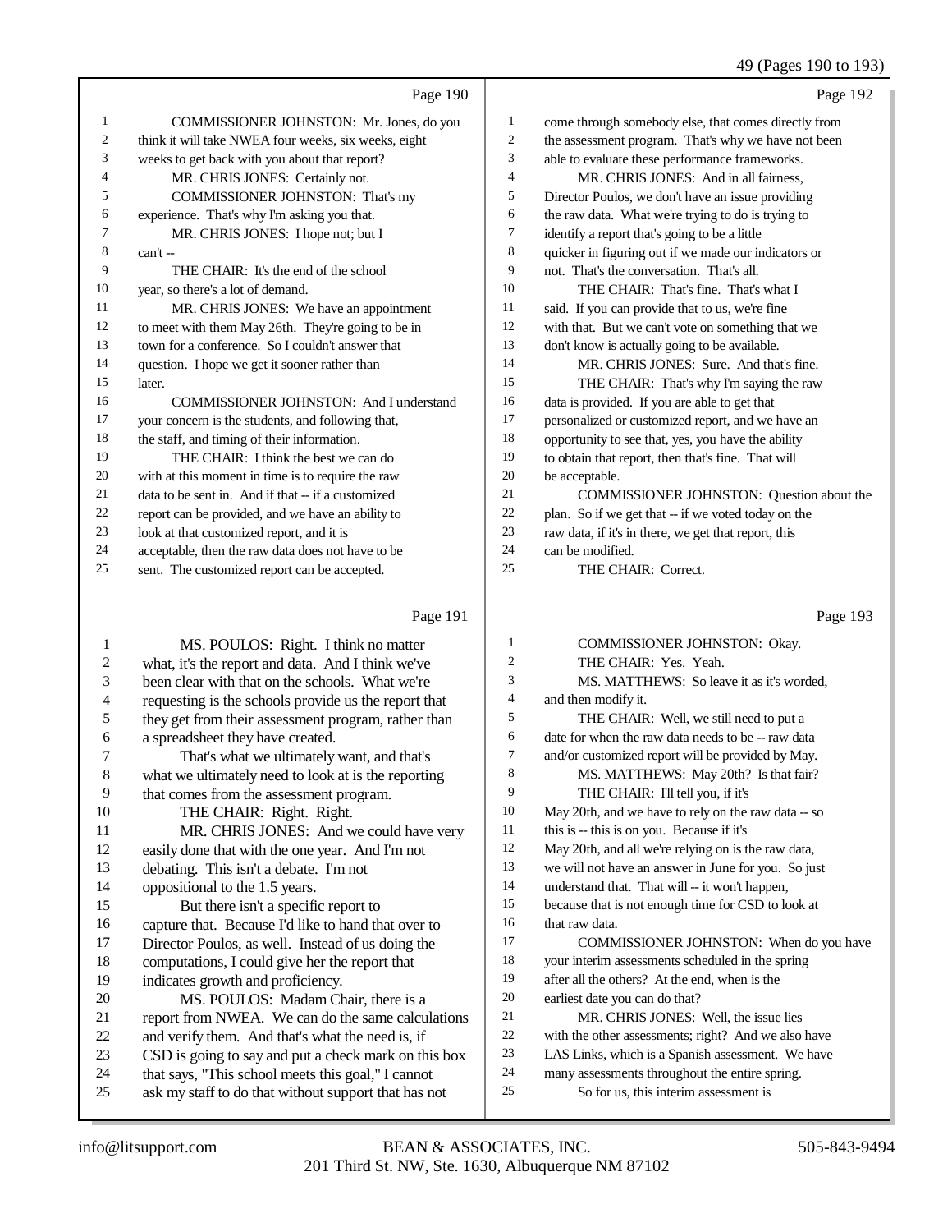Page 190

1 COMMISSIONER JOHNSTON: Mr. Jones, do you
2 think it will take NWEA four weeks, six weeks, eight
3 weeks to get back with you about that report?
4 MR. CHRIS JONES: Certainly not.
5 COMMISSIONER JOHNSTON: That's my
6 experience. That's why I'm asking you that.
7 MR. CHRIS JONES: I hope not; but I
8 can't --
9 THE CHAIR: It's the end of the school
10 year, so there's a lot of demand.
11 MR. CHRIS JONES: We have an appointment
12 to meet with them May 26th. They're going to be in
13 town for a conference. So I couldn't answer that
14 question. I hope we get it sooner rather than
15 later.
16 COMMISSIONER JOHNSTON: And I understand
17 your concern is the students, and following that,
18 the staff, and timing of their information.
19 THE CHAIR: I think the best we can do
20 with at this moment in time is to require the raw
21 data to be sent in. And if that -- if a customized
22 report can be provided, and we have an ability to
23 look at that customized report, and it is
24 acceptable, then the raw data does not have to be
25 sent. The customized report can be accepted.

Page 191

1 MS. POULOS: Right. I think no matter
2 what, it's the report and data. And I think we've
3 been clear with that on the schools. What we're
4 requesting is the schools provide us the report that
5 they get from their assessment program, rather than
6 a spreadsheet they have created.
7 That's what we ultimately want, and that's
8 what we ultimately need to look at is the reporting
9 that comes from the assessment program.
10 THE CHAIR: Right. Right.
11 MR. CHRIS JONES: And we could have very
12 easily done that with the one year. And I'm not
13 debating. This isn't a debate. I'm not
14 oppositional to the 1.5 years.
15 But there isn't a specific report to
16 capture that. Because I'd like to hand that over to
17 Director Poulos, as well. Instead of us doing the
18 computations, I could give her the report that
19 indicates growth and proficiency.
20 MS. POULOS: Madam Chair, there is a
21 report from NWEA. We can do the same calculations
22 and verify them. And that's what the need is, if
23 CSD is going to say and put a check mark on this box
24 that says, "This school meets this goal," I cannot
25 ask my staff to do that without support that has not

Page 192

1 come through somebody else, that comes directly from
2 the assessment program. That's why we have not been
3 able to evaluate these performance frameworks.
4 MR. CHRIS JONES: And in all fairness,
5 Director Poulos, we don't have an issue providing
6 the raw data. What we're trying to do is trying to
7 identify a report that's going to be a little
8 quicker in figuring out if we made our indicators or
9 not. That's the conversation. That's all.
10 THE CHAIR: That's fine. That's what I
11 said. If you can provide that to us, we're fine
12 with that. But we can't vote on something that we
13 don't know is actually going to be available.
14 MR. CHRIS JONES: Sure. And that's fine.
15 THE CHAIR: That's why I'm saying the raw
16 data is provided. If you are able to get that
17 personalized or customized report, and we have an
18 opportunity to see that, yes, you have the ability
19 to obtain that report, then that's fine. That will
20 be acceptable.
21 COMMISSIONER JOHNSTON: Question about the
22 plan. So if we get that -- if we voted today on the
23 raw data, if it's in there, we get that report, this
24 can be modified.
25 THE CHAIR: Correct.

Page 193

1 COMMISSIONER JOHNSTON: Okay.
2 THE CHAIR: Yes. Yeah.
3 MS. MATTHEWS: So leave it as it's worded,
4 and then modify it.
5 THE CHAIR: Well, we still need to put a
6 date for when the raw data needs to be -- raw data
7 and/or customized report will be provided by May.
8 MS. MATTHEWS: May 20th? Is that fair?
9 THE CHAIR: I'll tell you, if it's
10 May 20th, and we have to rely on the raw data -- so
11 this is -- this is on you. Because if it's
12 May 20th, and all we're relying on is the raw data,
13 we will not have an answer in June for you. So just
14 understand that. That will -- it won't happen,
15 because that is not enough time for CSD to look at
16 that raw data.
17 COMMISSIONER JOHNSTON: When do you have
18 your interim assessments scheduled in the spring
19 after all the others? At the end, when is the
20 earliest date you can do that?
21 MR. CHRIS JONES: Well, the issue lies
22 with the other assessments; right? And we also have
23 LAS Links, which is a Spanish assessment. We have
24 many assessments throughout the entire spring.
25 So for us, this interim assessment is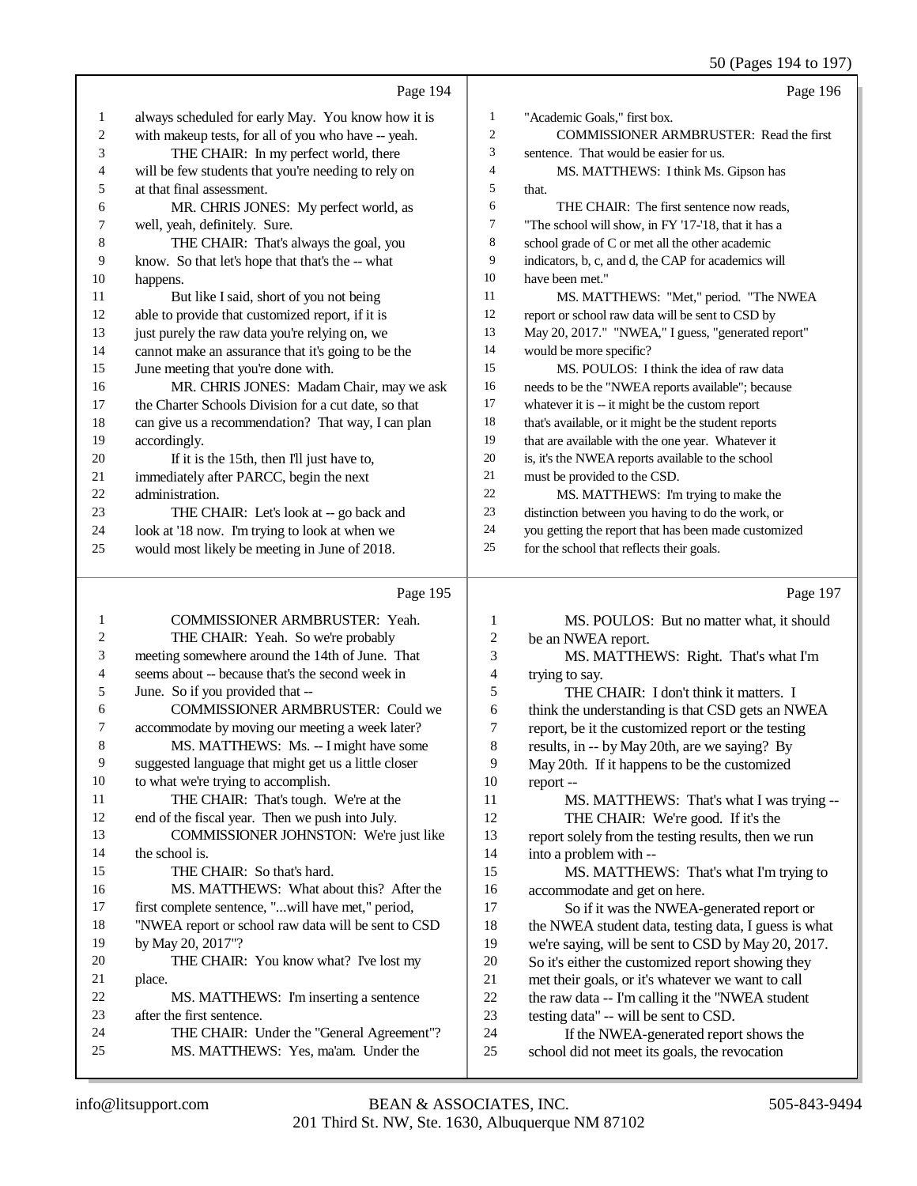50 (Pages 194 to 197)

Page 194

1 always scheduled for early May. You know how it is
2 with makeup tests, for all of you who have -- yeah.
3 THE CHAIR: In my perfect world, there
4 will be few students that you're needing to rely on
5 at that final assessment.
6 MR. CHRIS JONES: My perfect world, as
7 well, yeah, definitely. Sure.
8 THE CHAIR: That's always the goal, you
9 know. So that let's hope that that's the -- what
10 happens.
11 But like I said, short of you not being
12 able to provide that customized report, if it is
13 just purely the raw data you're relying on, we
14 cannot make an assurance that it's going to be the
15 June meeting that you're done with.
16 MR. CHRIS JONES: Madam Chair, may we ask
17 the Charter Schools Division for a cut date, so that
18 can give us a recommendation? That way, I can plan
19 accordingly.
20 If it is the 15th, then I'll just have to,
21 immediately after PARCC, begin the next
22 administration.
23 THE CHAIR: Let's look at -- go back and
24 look at '18 now. I'm trying to look at when we
25 would most likely be meeting in June of 2018.

Page 195

1 COMMISSIONER ARMBRUSTER: Yeah.
2 THE CHAIR: Yeah. So we're probably
3 meeting somewhere around the 14th of June. That
4 seems about -- because that's the second week in
5 June. So if you provided that --
6 COMMISSIONER ARMBRUSTER: Could we
7 accommodate by moving our meeting a week later?
8 MS. MATTHEWS: Ms. -- I might have some
9 suggested language that might get us a little closer
10 to what we're trying to accomplish.
11 THE CHAIR: That's tough. We're at the
12 end of the fiscal year. Then we push into July.
13 COMMISSIONER JOHNSTON: We're just like
14 the school is.
15 THE CHAIR: So that's hard.
16 MS. MATTHEWS: What about this? After the
17 first complete sentence, "...will have met," period,
18 "NWEA report or school raw data will be sent to CSD
19 by May 20, 2017"?
20 THE CHAIR: You know what? I've lost my
21 place.
22 MS. MATTHEWS: I'm inserting a sentence
23 after the first sentence.
24 THE CHAIR: Under the "General Agreement"?
25 MS. MATTHEWS: Yes, ma'am. Under the

Page 196

1 "Academic Goals," first box.
2 COMMISSIONER ARMBRUSTER: Read the first
3 sentence. That would be easier for us.
4 MS. MATTHEWS: I think Ms. Gipson has
5 that.
6 THE CHAIR: The first sentence now reads,
7 "The school will show, in FY '17-'18, that it has a
8 school grade of C or met all the other academic
9 indicators, b, c, and d, the CAP for academics will
10 have been met."
11 MS. MATTHEWS: "Met," period. "The NWEA
12 report or school raw data will be sent to CSD by
13 May 20, 2017." "NWEA," I guess, "generated report"
14 would be more specific?
15 MS. POULOS: I think the idea of raw data
16 needs to be the "NWEA reports available"; because
17 whatever it is -- it might be the custom report
18 that's available, or it might be the student reports
19 that are available with the one year. Whatever it
20 is, it's the NWEA reports available to the school
21 must be provided to the CSD.
22 MS. MATTHEWS: I'm trying to make the
23 distinction between you having to do the work, or
24 you getting the report that has been made customized
25 for the school that reflects their goals.

Page 197

1 MS. POULOS: But no matter what, it should
2 be an NWEA report.
3 MS. MATTHEWS: Right. That's what I'm
4 trying to say.
5 THE CHAIR: I don't think it matters. I
6 think the understanding is that CSD gets an NWEA
7 report, be it the customized report or the testing
8 results, in -- by May 20th, are we saying? By
9 May 20th. If it happens to be the customized
10 report --
11 MS. MATTHEWS: That's what I was trying --
12 THE CHAIR: We're good. If it's the
13 report solely from the testing results, then we run
14 into a problem with --
15 MS. MATTHEWS: That's what I'm trying to
16 accommodate and get on here.
17 So if it was the NWEA-generated report or
18 the NWEA student data, testing data, I guess is what
19 we're saying, will be sent to CSD by May 20, 2017.
20 So it's either the customized report showing they
21 met their goals, or it's whatever we want to call
22 the raw data -- I'm calling it the "NWEA student
23 testing data" -- will be sent to CSD.
24 If the NWEA-generated report shows the
25 school did not meet its goals, the revocation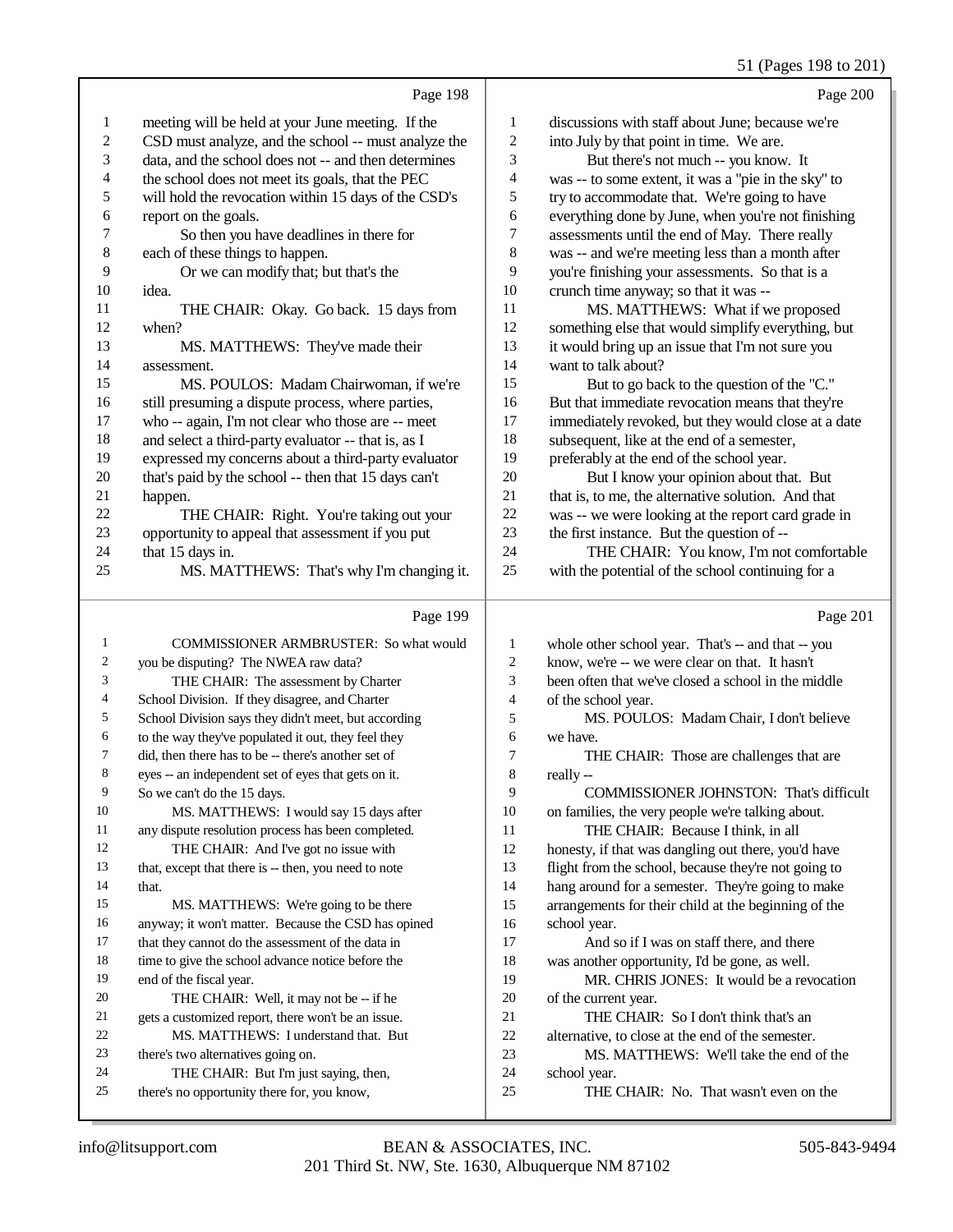Page 198

1 meeting will be held at your June meeting. If the
2 CSD must analyze, and the school -- must analyze the
3 data, and the school does not -- and then determines
4 the school does not meet its goals, that the PEC
5 will hold the revocation within 15 days of the CSD's
6 report on the goals.
7 So then you have deadlines in there for
8 each of these things to happen.
9 Or we can modify that; but that's the
10 idea.
11 THE CHAIR: Okay. Go back. 15 days from
12 when?
13 MS. MATTHEWS: They've made their
14 assessment.
15 MS. POULOS: Madam Chairwoman, if we're
16 still presuming a dispute process, where parties,
17 who -- again, I'm not clear who those are -- meet
18 and select a third-party evaluator -- that is, as I
19 expressed my concerns about a third-party evaluator
20 that's paid by the school -- then that 15 days can't
21 happen.
22 THE CHAIR: Right. You're taking out your
23 opportunity to appeal that assessment if you put
24 that 15 days in.
25 MS. MATTHEWS: That's why I'm changing it.

Page 199

1 COMMISSIONER ARMBRUSTER: So what would
2 you be disputing? The NWEA raw data?
3 THE CHAIR: The assessment by Charter
4 School Division. If they disagree, and Charter
5 School Division says they didn't meet, but according
6 to the way they've populated it out, they feel they
7 did, then there has to be -- there's another set of
8 eyes -- an independent set of eyes that gets on it.
9 So we can't do the 15 days.
10 MS. MATTHEWS: I would say 15 days after
11 any dispute resolution process has been completed.
12 THE CHAIR: And I've got no issue with
13 that, except that there is -- then, you need to note
14 that.
15 MS. MATTHEWS: We're going to be there
16 anyway; it won't matter. Because the CSD has opined
17 that they cannot do the assessment of the data in
18 time to give the school advance notice before the
19 end of the fiscal year.
20 THE CHAIR: Well, it may not be -- if he
21 gets a customized report, there won't be an issue.
22 MS. MATTHEWS: I understand that. But
23 there's two alternatives going on.
24 THE CHAIR: But I'm just saying, then,
25 there's no opportunity there for, you know,

Page 200

1 discussions with staff about June; because we're
2 into July by that point in time. We are.
3 But there's not much -- you know. It
4 was -- to some extent, it was a "pie in the sky" to
5 try to accommodate that. We're going to have
6 everything done by June, when you're not finishing
7 assessments until the end of May. There really
8 was -- and we're meeting less than a month after
9 you're finishing your assessments. So that is a
10 crunch time anyway; so that it was --
11 MS. MATTHEWS: What if we proposed
12 something else that would simplify everything, but
13 it would bring up an issue that I'm not sure you
14 want to talk about?
15 But to go back to the question of the "C."
16 But that immediate revocation means that they're
17 immediately revoked, but they would close at a date
18 subsequent, like at the end of a semester,
19 preferably at the end of the school year.
20 But I know your opinion about that. But
21 that is, to me, the alternative solution. And that
22 was -- we were looking at the report card grade in
23 the first instance. But the question of --
24 THE CHAIR: You know, I'm not comfortable
25 with the potential of the school continuing for a

Page 201

1 whole other school year. That's -- and that -- you
2 know, we're -- we were clear on that. It hasn't
3 been often that we've closed a school in the middle
4 of the school year.
5 MS. POULOS: Madam Chair, I don't believe
6 we have.
7 THE CHAIR: Those are challenges that are
8 really --
9 COMMISSIONER JOHNSTON: That's difficult
10 on families, the very people we're talking about.
11 THE CHAIR: Because I think, in all
12 honesty, if that was dangling out there, you'd have
13 flight from the school, because they're not going to
14 hang around for a semester. They're going to make
15 arrangements for their child at the beginning of the
16 school year.
17 And so if I was on staff there, and there
18 was another opportunity, I'd be gone, as well.
19 MR. CHRIS JONES: It would be a revocation
20 of the current year.
21 THE CHAIR: So I don't think that's an
22 alternative, to close at the end of the semester.
23 MS. MATTHEWS: We'll take the end of the
24 school year.
25 THE CHAIR: No. That wasn't even on the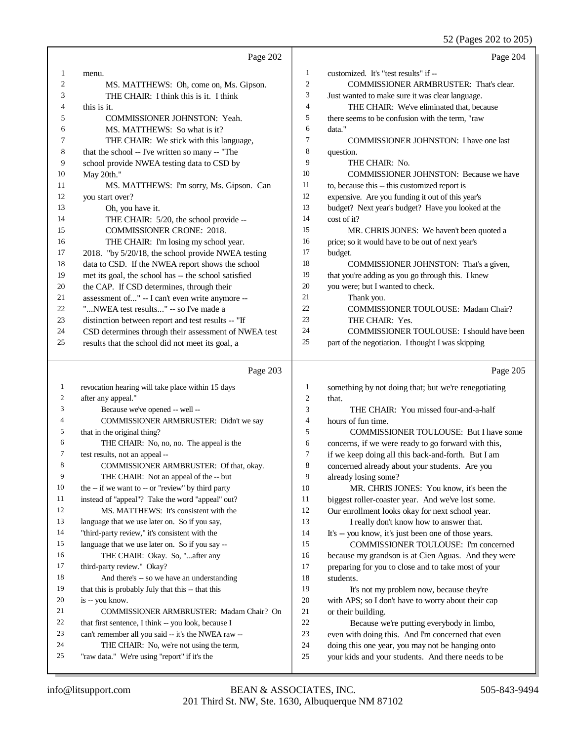Page 202

1 menu.
2 MS. MATTHEWS: Oh, come on, Ms. Gipson.
3 THE CHAIR: I think this is it. I think
4 this is it.
5 COMMISSIONER JOHNSTON: Yeah.
6 MS. MATTHEWS: So what is it?
7 THE CHAIR: We stick with this language,
8 that the school -- I've written so many -- "The
9 school provide NWEA testing data to CSD by
10 May 20th."
11 MS. MATTHEWS: I'm sorry, Ms. Gipson. Can
12 you start over?
13 Oh, you have it.
14 THE CHAIR: 5/20, the school provide --
15 COMMISSIONER CRONE: 2018.
16 THE CHAIR: I'm losing my school year.
17 2018. "by 5/20/18, the school provide NWEA testing
18 data to CSD. If the NWEA report shows the school
19 met its goal, the school has -- the school satisfied
20 the CAP. If CSD determines, through their
21 assessment of..." -- I can't even write anymore --
22 "...NWEA test results..." -- so I've made a
23 distinction between report and test results -- "If
24 CSD determines through their assessment of NWEA test
25 results that the school did not meet its goal, a

Page 203

1 revocation hearing will take place within 15 days
2 after any appeal."
3 Because we've opened -- well --
4 COMMISSIONER ARMBRUSTER: Didn't we say
5 that in the original thing?
6 THE CHAIR: No, no, no. The appeal is the
7 test results, not an appeal --
8 COMMISSIONER ARMBRUSTER: Of that, okay.
9 THE CHAIR: Not an appeal of the -- but
10 the -- if we want to -- or "review" by third party
11 instead of "appeal"? Take the word "appeal" out?
12 MS. MATTHEWS: It's consistent with the
13 language that we use later on. So if you say,
14 "third-party review," it's consistent with the
15 language that we use later on. So if you say --
16 THE CHAIR: Okay. So, "...after any
17 third-party review." Okay?
18 And there's -- so we have an understanding
19 that this is probably July that this -- that this
20 is -- you know.
21 COMMISSIONER ARMBRUSTER: Madam Chair? On
22 that first sentence, I think -- you look, because I
23 can't remember all you said -- it's the NWEA raw --
24 THE CHAIR: No, we're not using the term,
25 "raw data." We're using "report" if it's the

Page 204

1 customized. It's "test results" if --
2 COMMISSIONER ARMBRUSTER: That's clear.
3 Just wanted to make sure it was clear language.
4 THE CHAIR: We've eliminated that, because
5 there seems to be confusion with the term, "raw
6 data."
7 COMMISSIONER JOHNSTON: I have one last
8 question.
9 THE CHAIR: No.
10 COMMISSIONER JOHNSTON: Because we have
11 to, because this -- this customized report is
12 expensive. Are you funding it out of this year's
13 budget? Next year's budget? Have you looked at the
14 cost of it?
15 MR. CHRIS JONES: We haven't been quoted a
16 price; so it would have to be out of next year's
17 budget.
18 COMMISSIONER JOHNSTON: That's a given,
19 that you're adding as you go through this. I knew
20 you were; but I wanted to check.
21 Thank you.
22 COMMISSIONER TOULOUSE: Madam Chair?
23 THE CHAIR: Yes.
24 COMMISSIONER TOULOUSE: I should have been
25 part of the negotiation. I thought I was skipping

Page 205

1 something by not doing that; but we're renegotiating
2 that.
3 THE CHAIR: You missed four-and-a-half
4 hours of fun time.
5 COMMISSIONER TOULOUSE: But I have some
6 concerns, if we were ready to go forward with this,
7 if we keep doing all this back-and-forth. But I am
8 concerned already about your students. Are you
9 already losing some?
10 MR. CHRIS JONES: You know, it's been the
11 biggest roller-coaster year. And we've lost some.
12 Our enrollment looks okay for next school year.
13 I really don't know how to answer that.
14 It's -- you know, it's just been one of those years.
15 COMMISSIONER TOULOUSE: I'm concerned
16 because my grandson is at Cien Aguas. And they were
17 preparing for you to close and to take most of your
18 students.
19 It's not my problem now, because they're
20 with APS; so I don't have to worry about their cap
21 or their building.
22 Because we're putting everybody in limbo,
23 even with doing this. And I'm concerned that even
24 doing this one year, you may not be hanging onto
25 your kids and your students. And there needs to be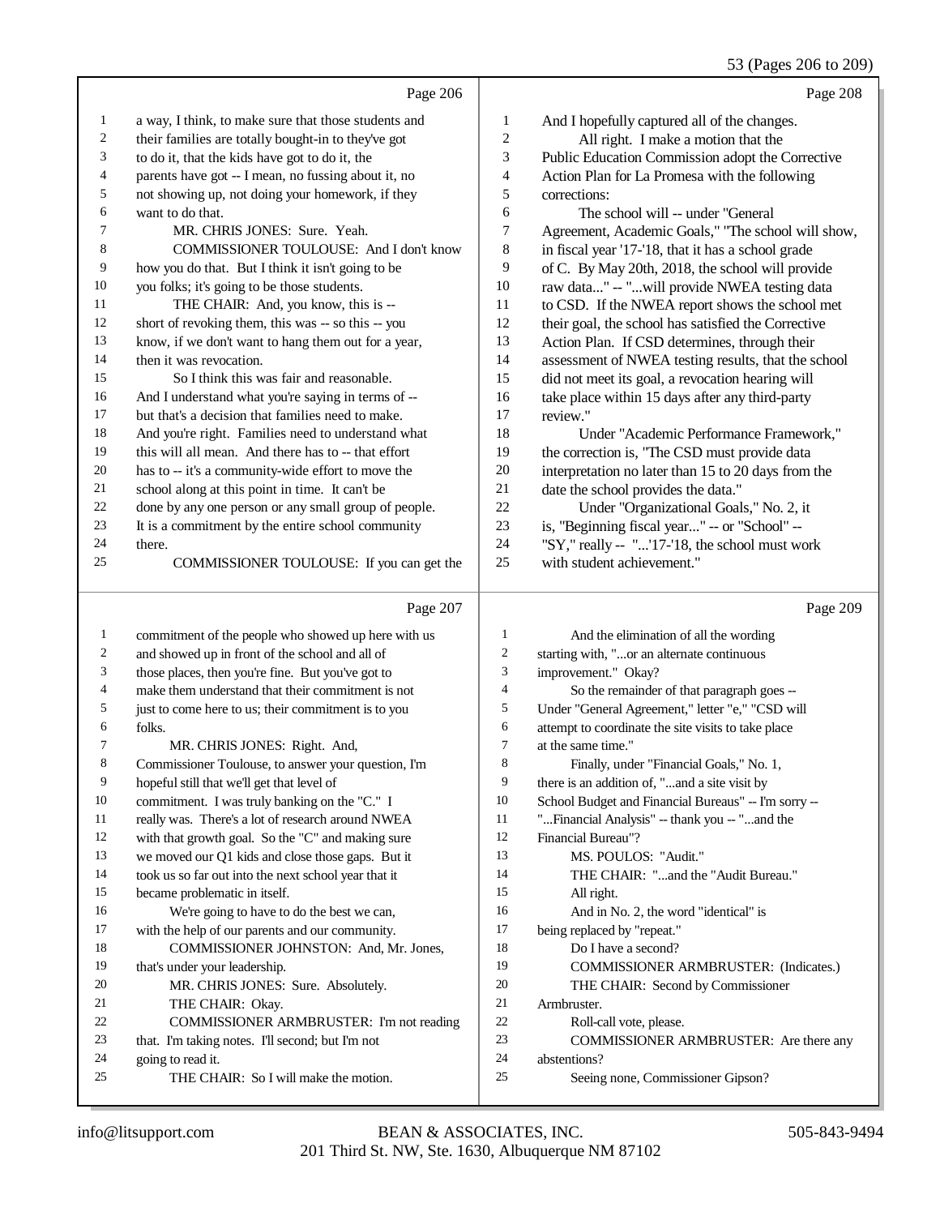53 (Pages 206 to 209)

Page 206

1 a way, I think, to make sure that those students and
2 their families are totally bought-in to they've got
3 to do it, that the kids have got to do it, the
4 parents have got -- I mean, no fussing about it, no
5 not showing up, not doing your homework, if they
6 want to do that.
7 MR. CHRIS JONES: Sure. Yeah.
8 COMMISSIONER TOULOUSE: And I don't know
9 how you do that. But I think it isn't going to be
10 you folks; it's going to be those students.
11 THE CHAIR: And, you know, this is --
12 short of revoking them, this was -- so this -- you
13 know, if we don't want to hang them out for a year,
14 then it was revocation.
15 So I think this was fair and reasonable.
16 And I understand what you're saying in terms of --
17 but that's a decision that families need to make.
18 And you're right. Families need to understand what
19 this will all mean. And there has to -- that effort
20 has to -- it's a community-wide effort to move the
21 school along at this point in time. It can't be
22 done by any one person or any small group of people.
23 It is a commitment by the entire school community
24 there.
25 COMMISSIONER TOULOUSE: If you can get the

Page 207

1 commitment of the people who showed up here with us
2 and showed up in front of the school and all of
3 those places, then you're fine. But you've got to
4 make them understand that their commitment is not
5 just to come here to us; their commitment is to you
6 folks.
7 MR. CHRIS JONES: Right. And,
8 Commissioner Toulouse, to answer your question, I'm
9 hopeful still that we'll get that level of
10 commitment. I was truly banking on the "C." I
11 really was. There's a lot of research around NWEA
12 with that growth goal. So the "C" and making sure
13 we moved our Q1 kids and close those gaps. But it
14 took us so far out into the next school year that it
15 became problematic in itself.
16 We're going to have to do the best we can,
17 with the help of our parents and our community.
18 COMMISSIONER JOHNSTON: And, Mr. Jones,
19 that's under your leadership.
20 MR. CHRIS JONES: Sure. Absolutely.
21 THE CHAIR: Okay.
22 COMMISSIONER ARMBRUSTER: I'm not reading
23 that. I'm taking notes. I'll second; but I'm not
24 going to read it.
25 THE CHAIR: So I will make the motion.

Page 208

1 And I hopefully captured all of the changes.
2 All right. I make a motion that the
3 Public Education Commission adopt the Corrective
4 Action Plan for La Promesa with the following
5 corrections:
6 The school will -- under "General
7 Agreement, Academic Goals," "The school will show,
8 in fiscal year '17-'18, that it has a school grade
9 of C. By May 20th, 2018, the school will provide
10 raw data..." -- "...will provide NWEA testing data
11 to CSD. If the NWEA report shows the school met
12 their goal, the school has satisfied the Corrective
13 Action Plan. If CSD determines, through their
14 assessment of NWEA testing results, that the school
15 did not meet its goal, a revocation hearing will
16 take place within 15 days after any third-party
17 review."
18 Under "Academic Performance Framework,"
19 the correction is, "The CSD must provide data
20 interpretation no later than 15 to 20 days from the
21 date the school provides the data."
22 Under "Organizational Goals," No. 2, it
23 is, "Beginning fiscal year..." -- or "School" --
24 "SY," really -- "...'17-'18, the school must work
25 with student achievement."

Page 209

1 And the elimination of all the wording
2 starting with, "...or an alternate continuous
3 improvement." Okay?
4 So the remainder of that paragraph goes --
5 Under "General Agreement," letter "e," "CSD will
6 attempt to coordinate the site visits to take place
7 at the same time."
8 Finally, under "Financial Goals," No. 1,
9 there is an addition of, "...and a site visit by
10 School Budget and Financial Bureaus" -- I'm sorry --
11 "...Financial Analysis" -- thank you -- "...and the
12 Financial Bureau"?
13 MS. POULOS: "Audit."
14 THE CHAIR: "...and the "Audit Bureau."
15 All right.
16 And in No. 2, the word "identical" is
17 being replaced by "repeat."
18 Do I have a second?
19 COMMISSIONER ARMBRUSTER: (Indicates.)
20 THE CHAIR: Second by Commissioner
21 Armbruster.
22 Roll-call vote, please.
23 COMMISSIONER ARMBRUSTER: Are there any
24 abstentions?
25 Seeing none, Commissioner Gipson?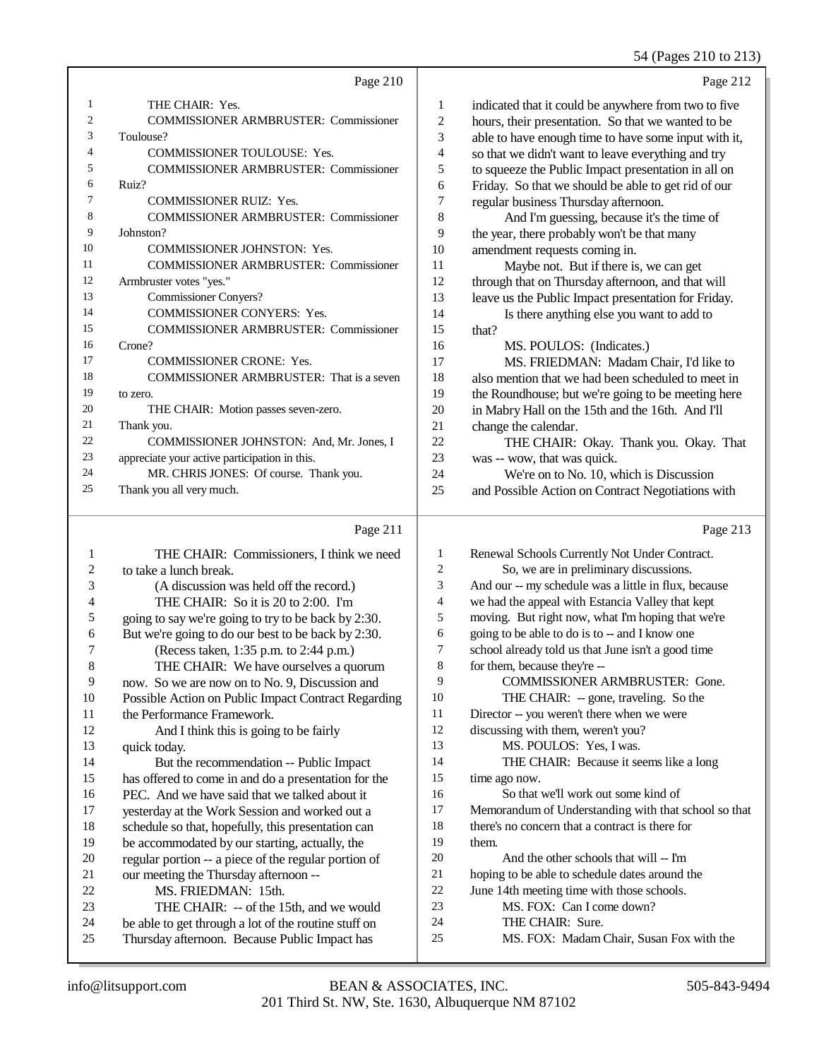Page 210

1 THE CHAIR: Yes.
2 COMMISSIONER ARMBRUSTER: Commissioner
3 Toulouse?
4 COMMISSIONER TOULOUSE: Yes.
5 COMMISSIONER ARMBRUSTER: Commissioner
6 Ruiz?
7 COMMISSIONER RUIZ: Yes.
8 COMMISSIONER ARMBRUSTER: Commissioner
9 Johnston?
10 COMMISSIONER JOHNSTON: Yes.
11 COMMISSIONER ARMBRUSTER: Commissioner
12 Armbruster votes "yes."
13 Commissioner Conyers?
14 COMMISSIONER CONYERS: Yes.
15 COMMISSIONER ARMBRUSTER: Commissioner
16 Crone?
17 COMMISSIONER CRONE: Yes.
18 COMMISSIONER ARMBRUSTER: That is a seven
19 to zero.
20 THE CHAIR: Motion passes seven-zero.
21 Thank you.
22 COMMISSIONER JOHNSTON: And, Mr. Jones, I
23 appreciate your active participation in this.
24 MR. CHRIS JONES: Of course. Thank you.
25 Thank you all very much.

Page 211

1 THE CHAIR: Commissioners, I think we need
2 to take a lunch break.
3 (A discussion was held off the record.)
4 THE CHAIR: So it is 20 to 2:00. I'm
5 going to say we're going to try to be back by 2:30.
6 But we're going to do our best to be back by 2:30.
7 (Recess taken, 1:35 p.m. to 2:44 p.m.)
8 THE CHAIR: We have ourselves a quorum
9 now. So we are now on to No. 9, Discussion and
10 Possible Action on Public Impact Contract Regarding
11 the Performance Framework.
12 And I think this is going to be fairly
13 quick today.
14 But the recommendation -- Public Impact
15 has offered to come in and do a presentation for the
16 PEC. And we have said that we talked about it
17 yesterday at the Work Session and worked out a
18 schedule so that, hopefully, this presentation can
19 be accommodated by our starting, actually, the
20 regular portion -- a piece of the regular portion of
21 our meeting the Thursday afternoon --
22 MS. FRIEDMAN: 15th.
23 THE CHAIR: -- of the 15th, and we would
24 be able to get through a lot of the routine stuff on
25 Thursday afternoon. Because Public Impact has

Page 212

1 indicated that it could be anywhere from two to five
2 hours, their presentation. So that we wanted to be
3 able to have enough time to have some input with it,
4 so that we didn't want to leave everything and try
5 to squeeze the Public Impact presentation in all on
6 Friday. So that we should be able to get rid of our
7 regular business Thursday afternoon.
8 And I'm guessing, because it's the time of
9 the year, there probably won't be that many
10 amendment requests coming in.
11 Maybe not. But if there is, we can get
12 through that on Thursday afternoon, and that will
13 leave us the Public Impact presentation for Friday.
14 Is there anything else you want to add to
15 that?
16 MS. POULOS: (Indicates.)
17 MS. FRIEDMAN: Madam Chair, I'd like to
18 also mention that we had been scheduled to meet in
19 the Roundhouse; but we're going to be meeting here
20 in Mabry Hall on the 15th and the 16th. And I'll
21 change the calendar.
22 THE CHAIR: Okay. Thank you. Okay. That
23 was -- wow, that was quick.
24 We're on to No. 10, which is Discussion
25 and Possible Action on Contract Negotiations with

Page 213

1 Renewal Schools Currently Not Under Contract.
2 So, we are in preliminary discussions.
3 And our -- my schedule was a little in flux, because
4 we had the appeal with Estancia Valley that kept
5 moving. But right now, what I'm hoping that we're
6 going to be able to do is to -- and I know one
7 school already told us that June isn't a good time
8 for them, because they're --
9 COMMISSIONER ARMBRUSTER: Gone.
10 THE CHAIR: -- gone, traveling. So the
11 Director -- you weren't there when we were
12 discussing with them, weren't you?
13 MS. POULOS: Yes, I was.
14 THE CHAIR: Because it seems like a long
15 time ago now.
16 So that we'll work out some kind of
17 Memorandum of Understanding with that school so that
18 there's no concern that a contract is there for
19 them.
20 And the other schools that will -- I'm
21 hoping to be able to schedule dates around the
22 June 14th meeting time with those schools.
23 MS. FOX: Can I come down?
24 THE CHAIR: Sure.
25 MS. FOX: Madam Chair, Susan Fox with the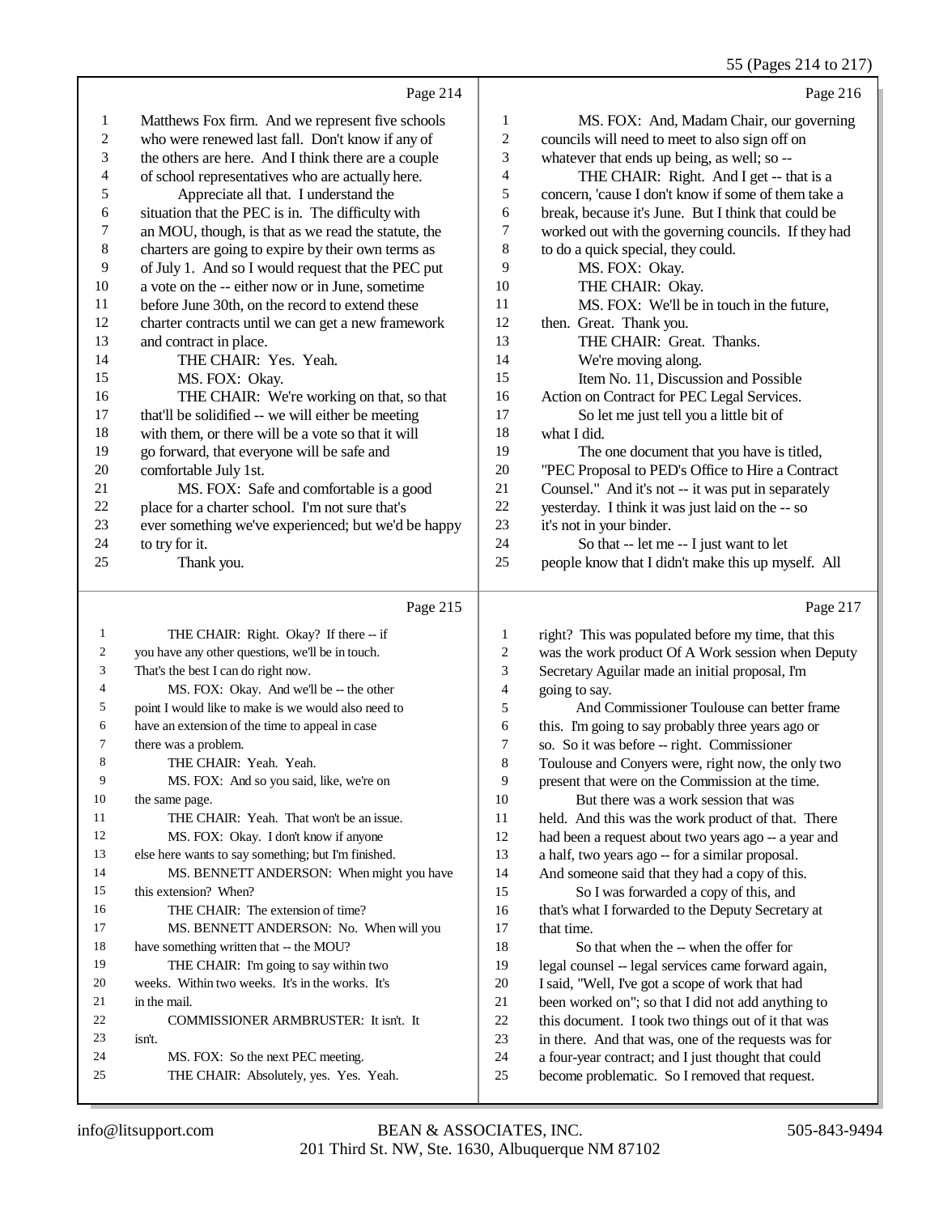Page 214

1 Matthews Fox firm. And we represent five schools
2 who were renewed last fall. Don't know if any of
3 the others are here. And I think there are a couple
4 of school representatives who are actually here.
5 Appreciate all that. I understand the
6 situation that the PEC is in. The difficulty with
7 an MOU, though, is that as we read the statute, the
8 charters are going to expire by their own terms as
9 of July 1. And so I would request that the PEC put
10 a vote on the -- either now or in June, sometime
11 before June 30th, on the record to extend these
12 charter contracts until we can get a new framework
13 and contract in place.
14 THE CHAIR: Yes. Yeah.
15 MS. FOX: Okay.
16 THE CHAIR: We're working on that, so that
17 that'll be solidified -- we will either be meeting
18 with them, or there will be a vote so that it will
19 go forward, that everyone will be safe and
20 comfortable July 1st.
21 MS. FOX: Safe and comfortable is a good
22 place for a charter school. I'm not sure that's
23 ever something we've experienced; but we'd be happy
24 to try for it.
25 Thank you.

Page 215

1 THE CHAIR: Right. Okay? If there -- if
2 you have any other questions, we'll be in touch.
3 That's the best I can do right now.
4 MS. FOX: Okay. And we'll be -- the other
5 point I would like to make is we would also need to
6 have an extension of the time to appeal in case
7 there was a problem.
8 THE CHAIR: Yeah. Yeah.
9 MS. FOX: And so you said, like, we're on
10 the same page.
11 THE CHAIR: Yeah. That won't be an issue.
12 MS. FOX: Okay. I don't know if anyone
13 else here wants to say something; but I'm finished.
14 MS. BENNETT ANDERSON: When might you have
15 this extension? When?
16 THE CHAIR: The extension of time?
17 MS. BENNETT ANDERSON: No. When will you
18 have something written that -- the MOU?
19 THE CHAIR: I'm going to say within two
20 weeks. Within two weeks. It's in the works. It's
21 in the mail.
22 COMMISSIONER ARMBRUSTER: It isn't. It
23 isn't.
24 MS. FOX: So the next PEC meeting.
25 THE CHAIR: Absolutely, yes. Yes. Yeah.

Page 216

1 MS. FOX: And, Madam Chair, our governing
2 councils will need to meet to also sign off on
3 whatever that ends up being, as well; so --
4 THE CHAIR: Right. And I get -- that is a
5 concern, 'cause I don't know if some of them take a
6 break, because it's June. But I think that could be
7 worked out with the governing councils. If they had
8 to do a quick special, they could.
9 MS. FOX: Okay.
10 THE CHAIR: Okay.
11 MS. FOX: We'll be in touch in the future,
12 then. Great. Thank you.
13 THE CHAIR: Great. Thanks.
14 We're moving along.
15 Item No. 11, Discussion and Possible
16 Action on Contract for PEC Legal Services.
17 So let me just tell you a little bit of
18 what I did.
19 The one document that you have is titled,
20 "PEC Proposal to PED's Office to Hire a Contract
21 Counsel." And it's not -- it was put in separately
22 yesterday. I think it was just laid on the -- so
23 it's not in your binder.
24 So that -- let me -- I just want to let
25 people know that I didn't make this up myself. All

Page 217

1 right? This was populated before my time, that this
2 was the work product Of A Work session when Deputy
3 Secretary Aguilar made an initial proposal, I'm
4 going to say.
5 And Commissioner Toulouse can better frame
6 this. I'm going to say probably three years ago or
7 so. So it was before -- right. Commissioner
8 Toulouse and Conyers were, right now, the only two
9 present that were on the Commission at the time.
10 But there was a work session that was
11 held. And this was the work product of that. There
12 had been a request about two years ago -- a year and
13 a half, two years ago -- for a similar proposal.
14 And someone said that they had a copy of this.
15 So I was forwarded a copy of this, and
16 that's what I forwarded to the Deputy Secretary at
17 that time.
18 So that when the -- when the offer for
19 legal counsel -- legal services came forward again,
20 I said, "Well, I've got a scope of work that had
21 been worked on"; so that I did not add anything to
22 this document. I took two things out of it that was
23 in there. And that was, one of the requests was for
24 a four-year contract; and I just thought that could
25 become problematic. So I removed that request.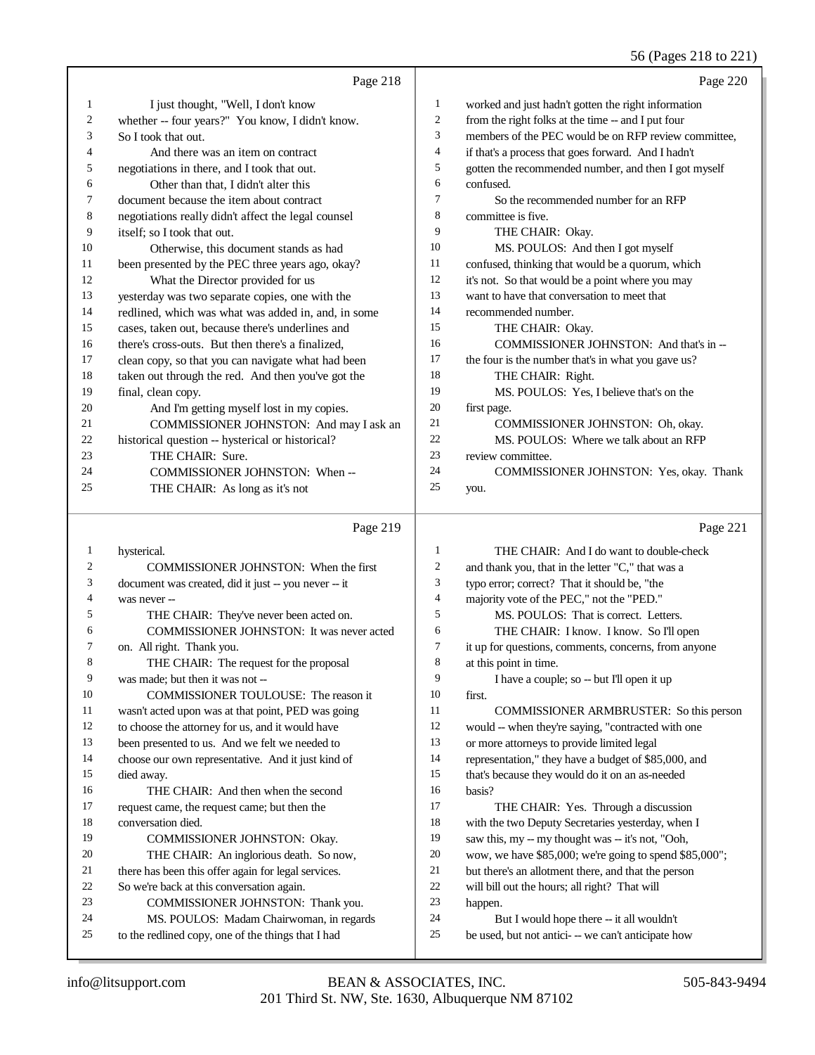Page 218

I just thought, "Well, I don't know whether -- four years?" You know, I didn't know. So I took that out.

And there was an item on contract negotiations in there, and I took that out.

Other than that, I didn't alter this document because the item about contract negotiations really didn't affect the legal counsel itself; so I took that out.

Otherwise, this document stands as had been presented by the PEC three years ago, okay?

What the Director provided for us yesterday was two separate copies, one with the redlined, which was what was added in, and, in some cases, taken out, because there's underlines and there's cross-outs. But then there's a finalized, clean copy, so that you can navigate what had been taken out through the red. And then you've got the final, clean copy.

And I'm getting myself lost in my copies.

COMMISSIONER JOHNSTON: And may I ask an historical question -- hysterical or historical?

THE CHAIR: Sure.

COMMISSIONER JOHNSTON: When --

THE CHAIR: As long as it's not

Page 219

hysterical.

COMMISSIONER JOHNSTON: When the first document was created, did it just -- you never -- it was never --

THE CHAIR: They've never been acted on.

COMMISSIONER JOHNSTON: It was never acted on. All right. Thank you.

THE CHAIR: The request for the proposal was made; but then it was not --

COMMISSIONER TOULOUSE: The reason it wasn't acted upon was at that point, PED was going to choose the attorney for us, and it would have been presented to us. And we felt we needed to choose our own representative. And it just kind of died away.

THE CHAIR: And then when the second request came, the request came; but then the conversation died.

COMMISSIONER JOHNSTON: Okay.

THE CHAIR: An inglorious death. So now, there has been this offer again for legal services. So we're back at this conversation again.

COMMISSIONER JOHNSTON: Thank you.

MS. POULOS: Madam Chairwoman, in regards to the redlined copy, one of the things that I had

Page 220

worked and just hadn't gotten the right information from the right folks at the time -- and I put four members of the PEC would be on RFP review committee, if that's a process that goes forward. And I hadn't gotten the recommended number, and then I got myself confused.

So the recommended number for an RFP committee is five.

THE CHAIR: Okay.

MS. POULOS: And then I got myself confused, thinking that would be a quorum, which it's not. So that would be a point where you may want to have that conversation to meet that recommended number.

THE CHAIR: Okay.

COMMISSIONER JOHNSTON: And that's in -- the four is the number that's in what you gave us?

THE CHAIR: Right.

MS. POULOS: Yes, I believe that's on the first page.

COMMISSIONER JOHNSTON: Oh, okay.

MS. POULOS: Where we talk about an RFP review committee.

COMMISSIONER JOHNSTON: Yes, okay. Thank you.

Page 221

THE CHAIR: And I do want to double-check and thank you, that in the letter "C," that was a typo error; correct? That it should be, "the majority vote of the PEC," not the "PED."

MS. POULOS: That is correct. Letters.

THE CHAIR: I know. I know. So I'll open it up for questions, comments, concerns, from anyone at this point in time.

I have a couple; so -- but I'll open it up first.

COMMISSIONER ARMBRUSTER: So this person would -- when they're saying, "contracted with one or more attorneys to provide limited legal representation," they have a budget of $85,000, and that's because they would do it on an as-needed basis?

THE CHAIR: Yes. Through a discussion with the two Deputy Secretaries yesterday, when I saw this, my -- my thought was -- it's not, "Ooh, wow, we have $85,000; we're going to spend $85,000"; but there's an allotment there, and that the person will bill out the hours; all right? That will happen.

But I would hope there -- it all wouldn't be used, but not antici- -- we can't anticipate how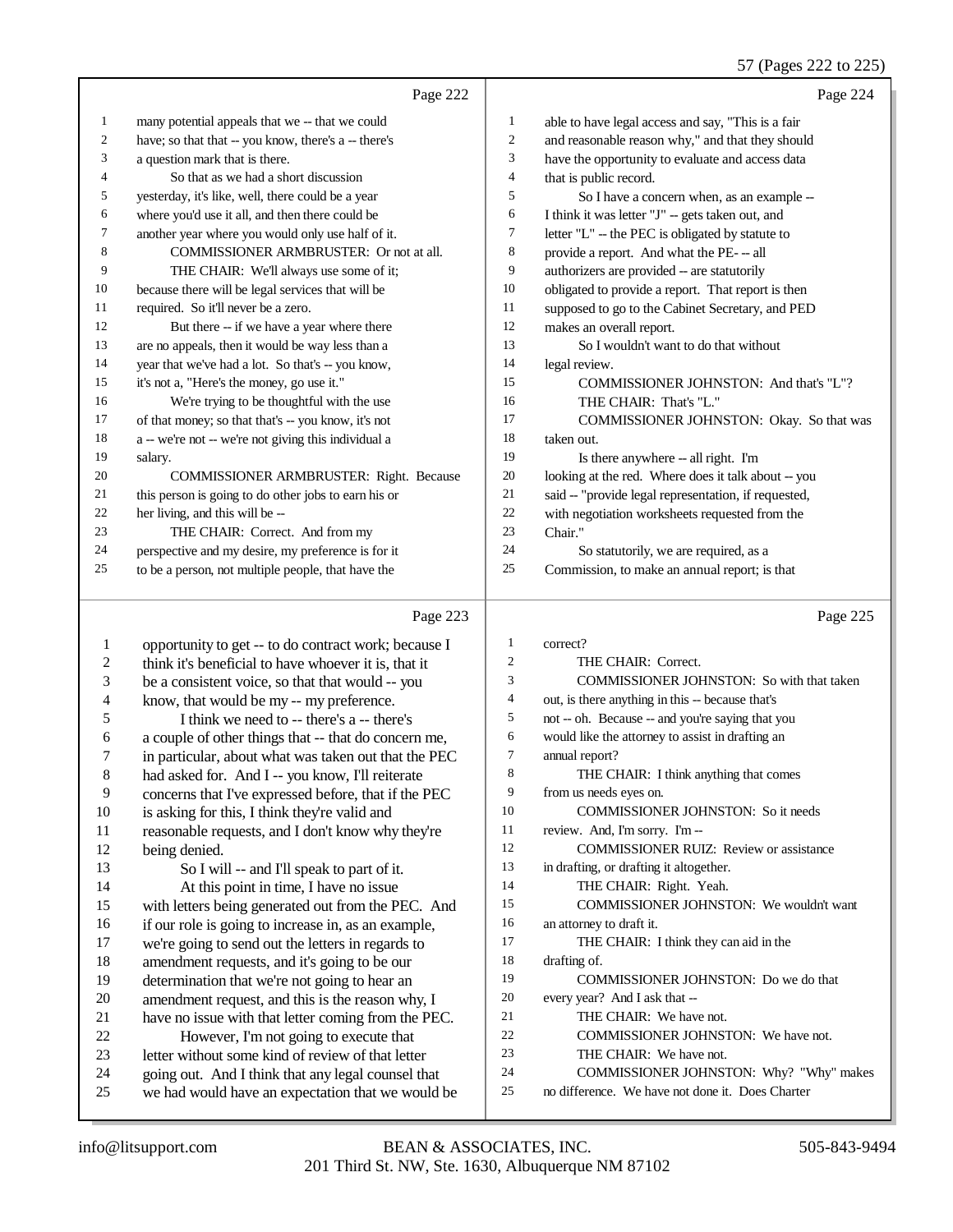Page 222

1 many potential appeals that we -- that we could
2 have; so that that -- you know, there's a -- there's
3 a question mark that is there.
4 So that as we had a short discussion
5 yesterday, it's like, well, there could be a year
6 where you'd use it all, and then there could be
7 another year where you would only use half of it.
8 COMMISSIONER ARMBRUSTER: Or not at all.
9 THE CHAIR: We'll always use some of it;
10 because there will be legal services that will be
11 required. So it'll never be a zero.
12 But there -- if we have a year where there
13 are no appeals, then it would be way less than a
14 year that we've had a lot. So that's -- you know,
15 it's not a, "Here's the money, go use it."
16 We're trying to be thoughtful with the use
17 of that money; so that that's -- you know, it's not
18 a -- we're not -- we're not giving this individual a
19 salary.
20 COMMISSIONER ARMBRUSTER: Right. Because
21 this person is going to do other jobs to earn his or
22 her living, and this will be --
23 THE CHAIR: Correct. And from my
24 perspective and my desire, my preference is for it
25 to be a person, not multiple people, that have the

Page 223

1 opportunity to get -- to do contract work; because I
2 think it's beneficial to have whoever it is, that it
3 be a consistent voice, so that that would -- you
4 know, that would be my -- my preference.
5 I think we need to -- there's a -- there's
6 a couple of other things that -- that do concern me,
7 in particular, about what was taken out that the PEC
8 had asked for. And I -- you know, I'll reiterate
9 concerns that I've expressed before, that if the PEC
10 is asking for this, I think they're valid and
11 reasonable requests, and I don't know why they're
12 being denied.
13 So I will -- and I'll speak to part of it.
14 At this point in time, I have no issue
15 with letters being generated out from the PEC. And
16 if our role is going to increase in, as an example,
17 we're going to send out the letters in regards to
18 amendment requests, and it's going to be our
19 determination that we're not going to hear an
20 amendment request, and this is the reason why, I
21 have no issue with that letter coming from the PEC.
22 However, I'm not going to execute that
23 letter without some kind of review of that letter
24 going out. And I think that any legal counsel that
25 we had would have an expectation that we would be

Page 224

1 able to have legal access and say, "This is a fair
2 and reasonable reason why," and that they should
3 have the opportunity to evaluate and access data
4 that is public record.
5 So I have a concern when, as an example --
6 I think it was letter "J" -- gets taken out, and
7 letter "L" -- the PEC is obligated by statute to
8 provide a report. And what the PE- -- all
9 authorizers are provided -- are statutorily
10 obligated to provide a report. That report is then
11 supposed to go to the Cabinet Secretary, and PED
12 makes an overall report.
13 So I wouldn't want to do that without
14 legal review.
15 COMMISSIONER JOHNSTON: And that's "L"?
16 THE CHAIR: That's "L."
17 COMMISSIONER JOHNSTON: Okay. So that was
18 taken out.
19 Is there anywhere -- all right. I'm
20 looking at the red. Where does it talk about -- you
21 said -- "provide legal representation, if requested,
22 with negotiation worksheets requested from the
23 Chair."
24 So statutorily, we are required, as a
25 Commission, to make an annual report; is that

Page 225

1 correct?
2 THE CHAIR: Correct.
3 COMMISSIONER JOHNSTON: So with that taken
4 out, is there anything in this -- because that's
5 not -- oh. Because -- and you're saying that you
6 would like the attorney to assist in drafting an
7 annual report?
8 THE CHAIR: I think anything that comes
9 from us needs eyes on.
10 COMMISSIONER JOHNSTON: So it needs
11 review. And, I'm sorry. I'm --
12 COMMISSIONER RUIZ: Review or assistance
13 in drafting, or drafting it altogether.
14 THE CHAIR: Right. Yeah.
15 COMMISSIONER JOHNSTON: We wouldn't want
16 an attorney to draft it.
17 THE CHAIR: I think they can aid in the
18 drafting of.
19 COMMISSIONER JOHNSTON: Do we do that
20 every year? And I ask that --
21 THE CHAIR: We have not.
22 COMMISSIONER JOHNSTON: We have not.
23 THE CHAIR: We have not.
24 COMMISSIONER JOHNSTON: Why? "Why" makes
25 no difference. We have not done it. Does Charter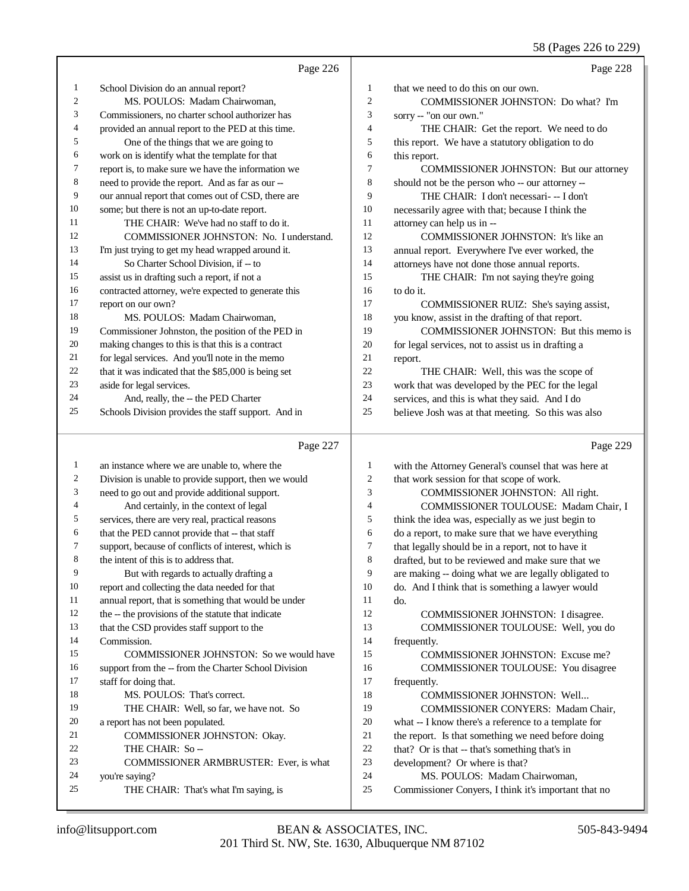Page 226

School Division do an annual report?

MS. POULOS: Madam Chairwoman, Commissioners, no charter school authorizer has provided an annual report to the PED at this time.

One of the things that we are going to work on is identify what the template for that report is, to make sure we have the information we need to provide the report. And as far as our -- our annual report that comes out of CSD, there are some; but there is not an up-to-date report.

THE CHAIR: We've had no staff to do it.

COMMISSIONER JOHNSTON: No. I understand. I'm just trying to get my head wrapped around it.

So Charter School Division, if -- to assist us in drafting such a report, if not a contracted attorney, we're expected to generate this report on our own?

MS. POULOS: Madam Chairwoman, Commissioner Johnston, the position of the PED in making changes to this is that this is a contract for legal services. And you'll note in the memo that it was indicated that the $85,000 is being set aside for legal services.

And, really, the -- the PED Charter Schools Division provides the staff support. And in

Page 227

an instance where we are unable to, where the Division is unable to provide support, then we would need to go out and provide additional support.

And certainly, in the context of legal services, there are very real, practical reasons that the PED cannot provide that -- that staff support, because of conflicts of interest, which is the intent of this is to address that.

But with regards to actually drafting a report and collecting the data needed for that annual report, that is something that would be under the -- the provisions of the statute that indicate that the CSD provides staff support to the Commission.

COMMISSIONER JOHNSTON: So we would have support from the -- from the Charter School Division staff for doing that.

MS. POULOS: That's correct.

THE CHAIR: Well, so far, we have not. So a report has not been populated.

COMMISSIONER JOHNSTON: Okay.

THE CHAIR: So --

COMMISSIONER ARMBRUSTER: Ever, is what you're saying?

THE CHAIR: That's what I'm saying, is

Page 228

that we need to do this on our own.

COMMISSIONER JOHNSTON: Do what? I'm sorry -- "on our own."

THE CHAIR: Get the report. We need to do this report. We have a statutory obligation to do this report.

COMMISSIONER JOHNSTON: But our attorney should not be the person who -- our attorney --

THE CHAIR: I don't necessari- -- I don't necessarily agree with that; because I think the attorney can help us in --

COMMISSIONER JOHNSTON: It's like an annual report. Everywhere I've ever worked, the attorneys have not done those annual reports.

THE CHAIR: I'm not saying they're going to do it.

COMMISSIONER RUIZ: She's saying assist, you know, assist in the drafting of that report.

COMMISSIONER JOHNSTON: But this memo is for legal services, not to assist us in drafting a report.

THE CHAIR: Well, this was the scope of work that was developed by the PEC for the legal services, and this is what they said. And I do believe Josh was at that meeting. So this was also

Page 229

with the Attorney General's counsel that was here at that work session for that scope of work.

COMMISSIONER JOHNSTON: All right.

COMMISSIONER TOULOUSE: Madam Chair, I think the idea was, especially as we just begin to do a report, to make sure that we have everything that legally should be in a report, not to have it drafted, but to be reviewed and make sure that we are making -- doing what we are legally obligated to do. And I think that is something a lawyer would do.

COMMISSIONER JOHNSTON: I disagree.

COMMISSIONER TOULOUSE: Well, you do frequently.

COMMISSIONER JOHNSTON: Excuse me?

COMMISSIONER TOULOUSE: You disagree frequently.

COMMISSIONER JOHNSTON: Well...

COMMISSIONER CONYERS: Madam Chair, what -- I know there's a reference to a template for the report. Is that something we need before doing that? Or is that -- that's something that's in development? Or where is that?

MS. POULOS: Madam Chairwoman, Commissioner Conyers, I think it's important that no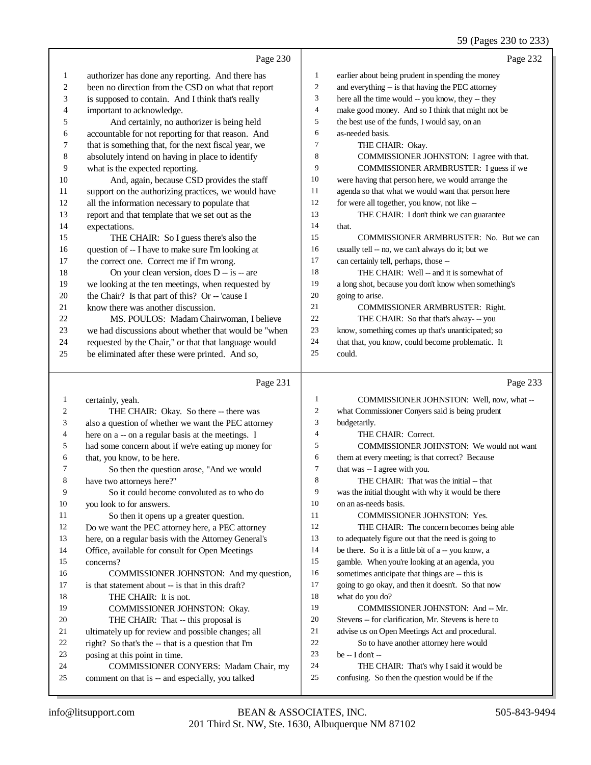Page 230

1 authorizer has done any reporting. And there has
2 been no direction from the CSD on what that report
3 is supposed to contain. And I think that's really
4 important to acknowledge.
5 And certainly, no authorizer is being held
6 accountable for not reporting for that reason. And
7 that is something that, for the next fiscal year, we
8 absolutely intend on having in place to identify
9 what is the expected reporting.
10 And, again, because CSD provides the staff
11 support on the authorizing practices, we would have
12 all the information necessary to populate that
13 report and that template that we set out as the
14 expectations.
15 THE CHAIR: So I guess there's also the
16 question of -- I have to make sure I'm looking at
17 the correct one. Correct me if I'm wrong.
18 On your clean version, does D -- is -- are
19 we looking at the ten meetings, when requested by
20 the Chair? Is that part of this? Or -- 'cause I
21 know there was another discussion.
22 MS. POULOS: Madam Chairwoman, I believe
23 we had discussions about whether that would be "when
24 requested by the Chair," or that that language would
25 be eliminated after these were printed. And so,

Page 231

1 certainly, yeah.
2 THE CHAIR: Okay. So there -- there was
3 also a question of whether we want the PEC attorney
4 here on a -- on a regular basis at the meetings. I
5 had some concern about if we're eating up money for
6 that, you know, to be here.
7 So then the question arose, "And we would
8 have two attorneys here?"
9 So it could become convoluted as to who do
10 you look to for answers.
11 So then it opens up a greater question.
12 Do we want the PEC attorney here, a PEC attorney
13 here, on a regular basis with the Attorney General's
14 Office, available for consult for Open Meetings
15 concerns?
16 COMMISSIONER JOHNSTON: And my question,
17 is that statement about -- is that in this draft?
18 THE CHAIR: It is not.
19 COMMISSIONER JOHNSTON: Okay.
20 THE CHAIR: That -- this proposal is
21 ultimately up for review and possible changes; all
22 right? So that's the -- that is a question that I'm
23 posing at this point in time.
24 COMMISSIONER CONYERS: Madam Chair, my
25 comment on that is -- and especially, you talked

Page 232

1 earlier about being prudent in spending the money
2 and everything -- is that having the PEC attorney
3 here all the time would -- you know, they -- they
4 make good money. And so I think that might not be
5 the best use of the funds, I would say, on an
6 as-needed basis.
7 THE CHAIR: Okay.
8 COMMISSIONER JOHNSTON: I agree with that.
9 COMMISSIONER ARMBRUSTER: I guess if we
10 were having that person here, we would arrange the
11 agenda so that what we would want that person here
12 for were all together, you know, not like --
13 THE CHAIR: I don't think we can guarantee
14 that.
15 COMMISSIONER ARMBRUSTER: No. But we can
16 usually tell -- no, we can't always do it; but we
17 can certainly tell, perhaps, those --
18 THE CHAIR: Well -- and it is somewhat of
19 a long shot, because you don't know when something's
20 going to arise.
21 COMMISSIONER ARMBRUSTER: Right.
22 THE CHAIR: So that that's alway- -- you
23 know, something comes up that's unanticipated; so
24 that that, you know, could become problematic. It
25 could.

Page 233

1 COMMISSIONER JOHNSTON: Well, now, what --
2 what Commissioner Conyers said is being prudent
3 budgetarily.
4 THE CHAIR: Correct.
5 COMMISSIONER JOHNSTON: We would not want
6 them at every meeting; is that correct? Because
7 that was -- I agree with you.
8 THE CHAIR: That was the initial -- that
9 was the initial thought with why it would be there
10 on an as-needs basis.
11 COMMISSIONER JOHNSTON: Yes.
12 THE CHAIR: The concern becomes being able
13 to adequately figure out that the need is going to
14 be there. So it is a little bit of a -- you know, a
15 gamble. When you're looking at an agenda, you
16 sometimes anticipate that things are -- this is
17 going to go okay, and then it doesn't. So that now
18 what do you do?
19 COMMISSIONER JOHNSTON: And -- Mr.
20 Stevens -- for clarification, Mr. Stevens is here to
21 advise us on Open Meetings Act and procedural.
22 So to have another attorney here would
23 be -- I don't --
24 THE CHAIR: That's why I said it would be
25 confusing. So then the question would be if the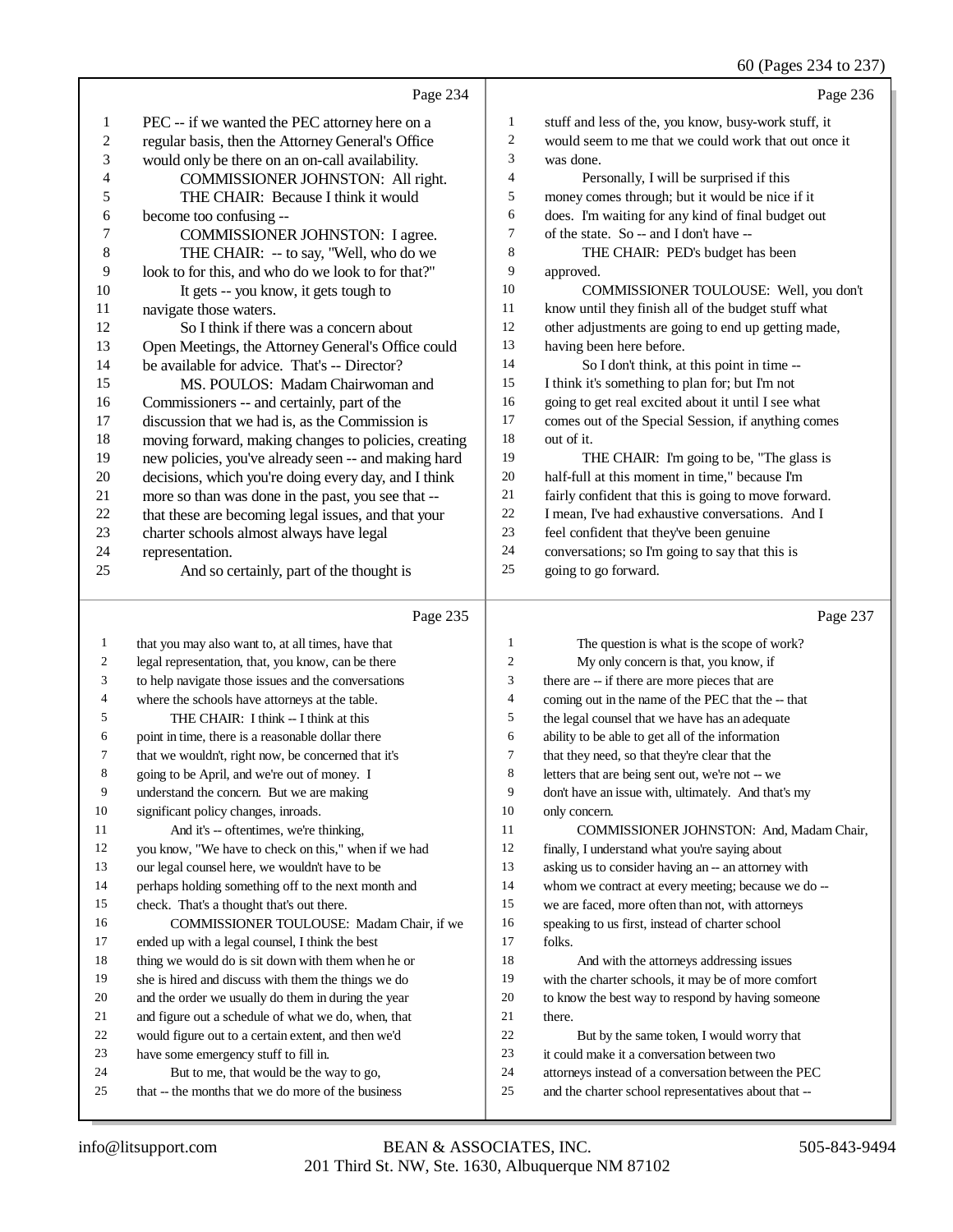Page 234

PEC -- if we wanted the PEC attorney here on a regular basis, then the Attorney General's Office would only be there on an on-call availability.

COMMISSIONER JOHNSTON: All right.

THE CHAIR: Because I think it would become too confusing --

COMMISSIONER JOHNSTON: I agree.

THE CHAIR: -- to say, "Well, who do we look to for this, and who do we look to for that?"

It gets -- you know, it gets tough to navigate those waters.

So I think if there was a concern about Open Meetings, the Attorney General's Office could be available for advice. That's -- Director?

MS. POULOS: Madam Chairwoman and Commissioners -- and certainly, part of the discussion that we had is, as the Commission is moving forward, making changes to policies, creating new policies, you've already seen -- and making hard decisions, which you're doing every day, and I think more so than was done in the past, you see that -- that these are becoming legal issues, and that your charter schools almost always have legal representation.

And so certainly, part of the thought is

Page 235

that you may also want to, at all times, have that legal representation, that, you know, can be there to help navigate those issues and the conversations where the schools have attorneys at the table.

THE CHAIR: I think -- I think at this point in time, there is a reasonable dollar there that we wouldn't, right now, be concerned that it's going to be April, and we're out of money. I understand the concern. But we are making significant policy changes, inroads.

And it's -- oftentimes, we're thinking, you know, "We have to check on this," when if we had our legal counsel here, we wouldn't have to be perhaps holding something off to the next month and check. That's a thought that's out there.

COMMISSIONER TOULOUSE: Madam Chair, if we ended up with a legal counsel, I think the best thing we would do is sit down with them when he or she is hired and discuss with them the things we do and the order we usually do them in during the year and figure out a schedule of what we do, when, that would figure out to a certain extent, and then we'd have some emergency stuff to fill in.

But to me, that would be the way to go, that -- the months that we do more of the business

Page 236

stuff and less of the, you know, busy-work stuff, it would seem to me that we could work that out once it was done.

Personally, I will be surprised if this money comes through; but it would be nice if it does. I'm waiting for any kind of final budget out of the state. So -- and I don't have --

THE CHAIR: PED's budget has been approved.

COMMISSIONER TOULOUSE: Well, you don't know until they finish all of the budget stuff what other adjustments are going to end up getting made, having been here before.

So I don't think, at this point in time -- I think it's something to plan for; but I'm not going to get real excited about it until I see what comes out of the Special Session, if anything comes out of it.

THE CHAIR: I'm going to be, "The glass is half-full at this moment in time," because I'm fairly confident that this is going to move forward. I mean, I've had exhaustive conversations. And I feel confident that they've been genuine conversations; so I'm going to say that this is going to go forward.

Page 237

The question is what is the scope of work?

My only concern is that, you know, if there are -- if there are more pieces that are coming out in the name of the PEC that the -- that the legal counsel that we have has an adequate ability to be able to get all of the information that they need, so that they're clear that the letters that are being sent out, we're not -- we don't have an issue with, ultimately. And that's my only concern.

COMMISSIONER JOHNSTON: And, Madam Chair, finally, I understand what you're saying about asking us to consider having an -- an attorney with whom we contract at every meeting; because we do -- we are faced, more often than not, with attorneys speaking to us first, instead of charter school folks.

And with the attorneys addressing issues with the charter schools, it may be of more comfort to know the best way to respond by having someone there.

But by the same token, I would worry that it could make it a conversation between two attorneys instead of a conversation between the PEC and the charter school representatives about that --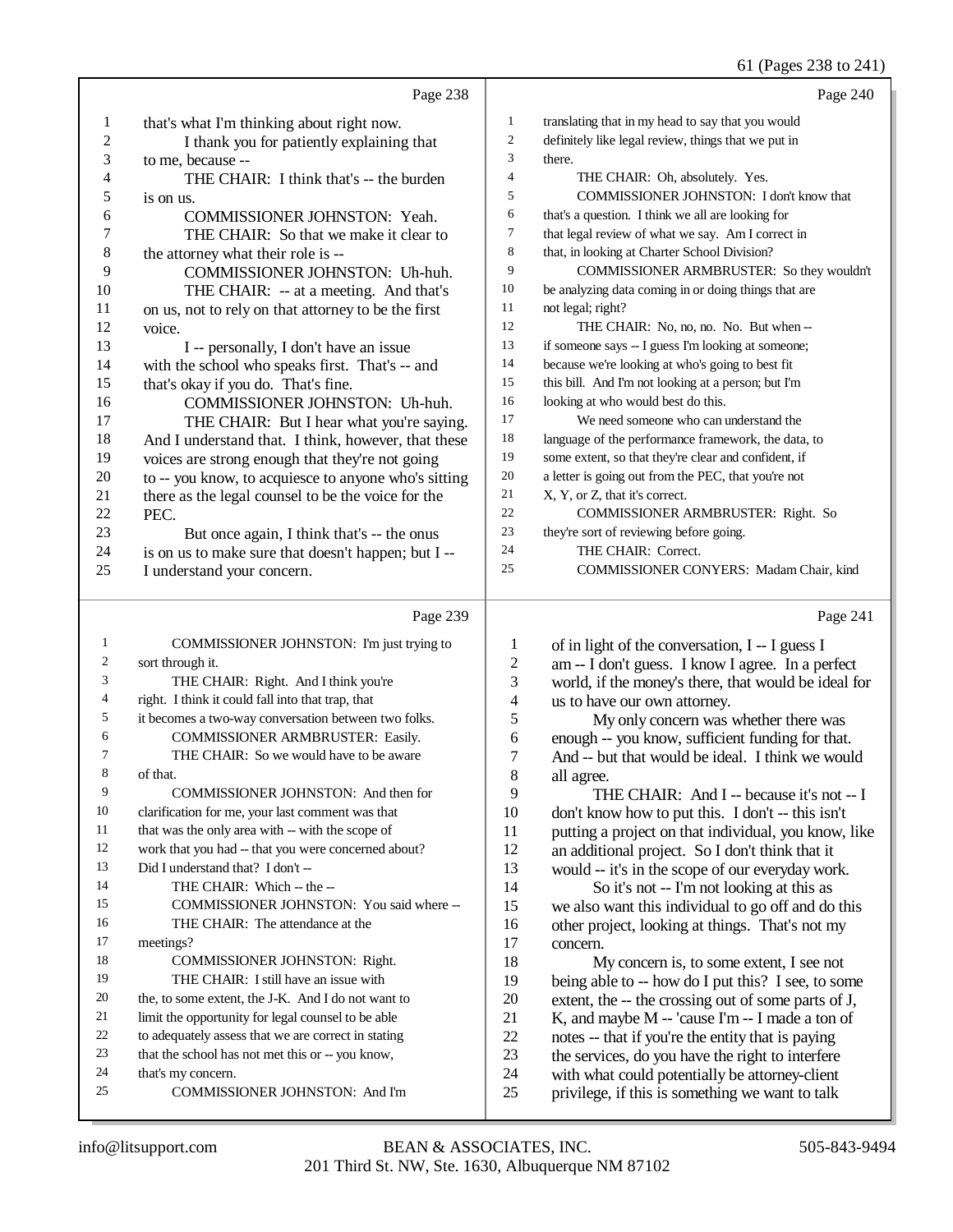Page 238

1 that's what I'm thinking about right now.
2 I thank you for patiently explaining that
3 to me, because --
4 THE CHAIR: I think that's -- the burden
5 is on us.
6 COMMISSIONER JOHNSTON: Yeah.
7 THE CHAIR: So that we make it clear to
8 the attorney what their role is --
9 COMMISSIONER JOHNSTON: Uh-huh.
10 THE CHAIR: -- at a meeting. And that's
11 on us, not to rely on that attorney to be the first
12 voice.
13 I -- personally, I don't have an issue
14 with the school who speaks first. That's -- and
15 that's okay if you do. That's fine.
16 COMMISSIONER JOHNSTON: Uh-huh.
17 THE CHAIR: But I hear what you're saying.
18 And I understand that. I think, however, that these
19 voices are strong enough that they're not going
20 to -- you know, to acquiesce to anyone who's sitting
21 there as the legal counsel to be the voice for the
22 PEC.
23 But once again, I think that's -- the onus
24 is on us to make sure that doesn't happen; but I --
25 I understand your concern.

Page 239

1 COMMISSIONER JOHNSTON: I'm just trying to
2 sort through it.
3 THE CHAIR: Right. And I think you're
4 right. I think it could fall into that trap, that
5 it becomes a two-way conversation between two folks.
6 COMMISSIONER ARMBRUSTER: Easily.
7 THE CHAIR: So we would have to be aware
8 of that.
9 COMMISSIONER JOHNSTON: And then for
10 clarification for me, your last comment was that
11 that was the only area with -- with the scope of
12 work that you had -- that you were concerned about?
13 Did I understand that? I don't --
14 THE CHAIR: Which -- the --
15 COMMISSIONER JOHNSTON: You said where --
16 THE CHAIR: The attendance at the
17 meetings?
18 COMMISSIONER JOHNSTON: Right.
19 THE CHAIR: I still have an issue with
20 the, to some extent, the J-K. And I do not want to
21 limit the opportunity for legal counsel to be able
22 to adequately assess that we are correct in stating
23 that the school has not met this or -- you know,
24 that's my concern.
25 COMMISSIONER JOHNSTON: And I'm

Page 240

1 translating that in my head to say that you would
2 definitely like legal review, things that we put in
3 there.
4 THE CHAIR: Oh, absolutely. Yes.
5 COMMISSIONER JOHNSTON: I don't know that
6 that's a question. I think we all are looking for
7 that legal review of what we say. Am I correct in
8 that, in looking at Charter School Division?
9 COMMISSIONER ARMBRUSTER: So they wouldn't
10 be analyzing data coming in or doing things that are
11 not legal; right?
12 THE CHAIR: No, no, no. No. But when --
13 if someone says -- I guess I'm looking at someone;
14 because we're looking at who's going to best fit
15 this bill. And I'm not looking at a person; but I'm
16 looking at who would best do this.
17 We need someone who can understand the
18 language of the performance framework, the data, to
19 some extent, so that they're clear and confident, if
20 a letter is going out from the PEC, that you're not
21 X, Y, or Z, that it's correct.
22 COMMISSIONER ARMBRUSTER: Right. So
23 they're sort of reviewing before going.
24 THE CHAIR: Correct.
25 COMMISSIONER CONYERS: Madam Chair, kind

Page 241

1 of in light of the conversation, I -- I guess I
2 am -- I don't guess. I know I agree. In a perfect
3 world, if the money's there, that would be ideal for
4 us to have our own attorney.
5 My only concern was whether there was
6 enough -- you know, sufficient funding for that.
7 And -- but that would be ideal. I think we would
8 all agree.
9 THE CHAIR: And I -- because it's not -- I
10 don't know how to put this. I don't -- this isn't
11 putting a project on that individual, you know, like
12 an additional project. So I don't think that it
13 would -- it's in the scope of our everyday work.
14 So it's not -- I'm not looking at this as
15 we also want this individual to go off and do this
16 other project, looking at things. That's not my
17 concern.
18 My concern is, to some extent, I see not
19 being able to -- how do I put this? I see, to some
20 extent, the -- the crossing out of some parts of J,
21 K, and maybe M -- 'cause I'm -- I made a ton of
22 notes -- that if you're the entity that is paying
23 the services, do you have the right to interfere
24 with what could potentially be attorney-client
25 privilege, if this is something we want to talk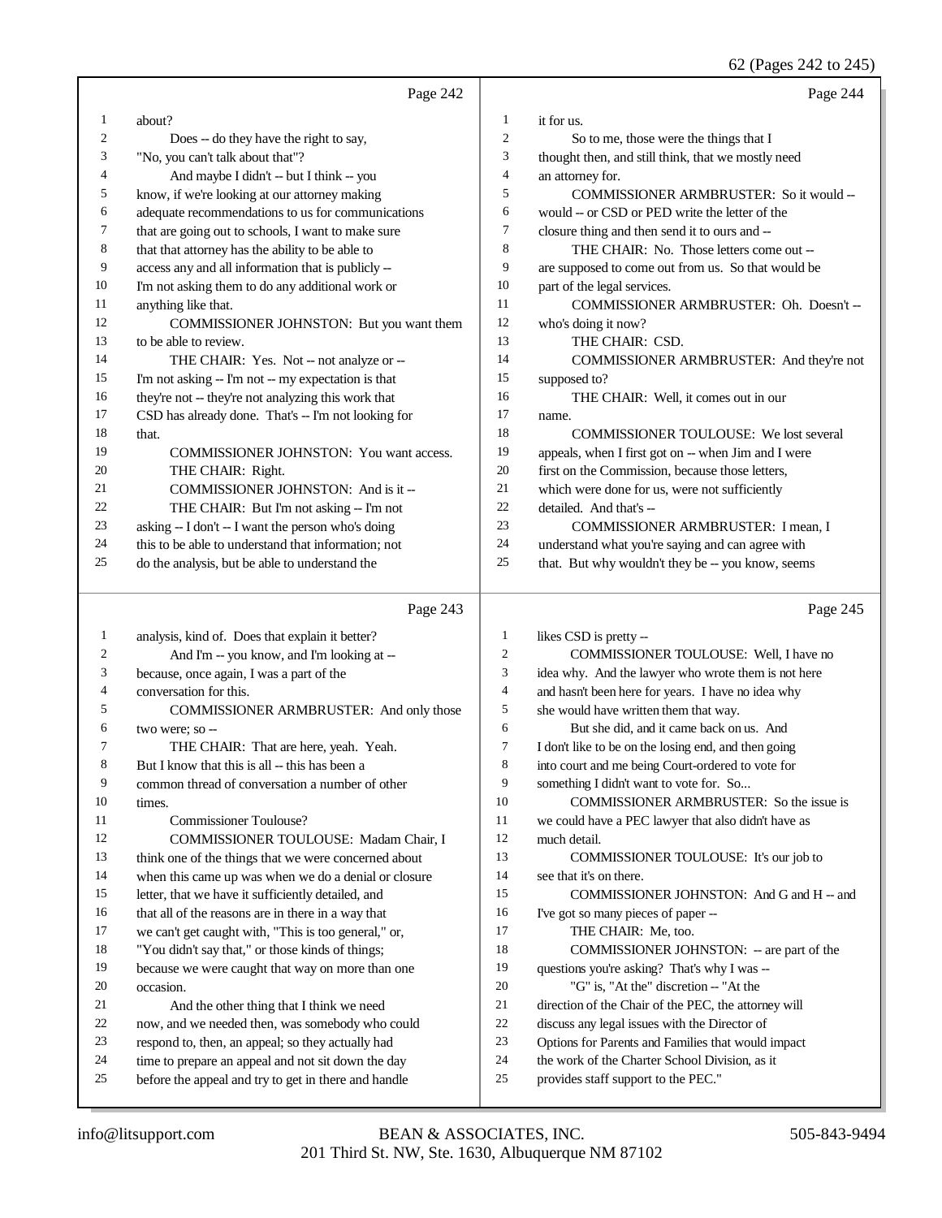## Page 242

1 about?
2 Does -- do they have the right to say,
3 "No, you can't talk about that"?
4 And maybe I didn't -- but I think -- you
5 know, if we're looking at our attorney making
6 adequate recommendations to us for communications
7 that are going out to schools, I want to make sure
8 that that attorney has the ability to be able to
9 access any and all information that is publicly --
10 I'm not asking them to do any additional work or
11 anything like that.
12 COMMISSIONER JOHNSTON: But you want them
13 to be able to review.
14 THE CHAIR: Yes. Not -- not analyze or --
15 I'm not asking -- I'm not -- my expectation is that
16 they're not -- they're not analyzing this work that
17 CSD has already done. That's -- I'm not looking for
18 that.
19 COMMISSIONER JOHNSTON: You want access.
20 THE CHAIR: Right.
21 COMMISSIONER JOHNSTON: And is it --
22 THE CHAIR: But I'm not asking -- I'm not
23 asking -- I don't -- I want the person who's doing
24 this to be able to understand that information; not
25 do the analysis, but be able to understand the

## Page 243

1 analysis, kind of. Does that explain it better?
2 And I'm -- you know, and I'm looking at --
3 because, once again, I was a part of the
4 conversation for this.
5 COMMISSIONER ARMBRUSTER: And only those
6 two were; so --
7 THE CHAIR: That are here, yeah. Yeah.
8 But I know that this is all -- this has been a
9 common thread of conversation a number of other
10 times.
11 Commissioner Toulouse?
12 COMMISSIONER TOULOUSE: Madam Chair, I
13 think one of the things that we were concerned about
14 when this came up was when we do a denial or closure
15 letter, that we have it sufficiently detailed, and
16 that all of the reasons are in there in a way that
17 we can't get caught with, "This is too general," or,
18 "You didn't say that," or those kinds of things;
19 because we were caught that way on more than one
20 occasion.
21 And the other thing that I think we need
22 now, and we needed then, was somebody who could
23 respond to, then, an appeal; so they actually had
24 time to prepare an appeal and not sit down the day
25 before the appeal and try to get in there and handle

## Page 244

1 it for us.
2 So to me, those were the things that I
3 thought then, and still think, that we mostly need
4 an attorney for.
5 COMMISSIONER ARMBRUSTER: So it would --
6 would -- or CSD or PED write the letter of the
7 closure thing and then send it to ours and --
8 THE CHAIR: No. Those letters come out --
9 are supposed to come out from us. So that would be
10 part of the legal services.
11 COMMISSIONER ARMBRUSTER: Oh. Doesn't --
12 who's doing it now?
13 THE CHAIR: CSD.
14 COMMISSIONER ARMBRUSTER: And they're not
15 supposed to?
16 THE CHAIR: Well, it comes out in our
17 name.
18 COMMISSIONER TOULOUSE: We lost several
19 appeals, when I first got on -- when Jim and I were
20 first on the Commission, because those letters,
21 which were done for us, were not sufficiently
22 detailed. And that's --
23 COMMISSIONER ARMBRUSTER: I mean, I
24 understand what you're saying and can agree with
25 that. But why wouldn't they be -- you know, seems

## Page 245

1 likes CSD is pretty --
2 COMMISSIONER TOULOUSE: Well, I have no
3 idea why. And the lawyer who wrote them is not here
4 and hasn't been here for years. I have no idea why
5 she would have written them that way.
6 But she did, and it came back on us. And
7 I don't like to be on the losing end, and then going
8 into court and me being Court-ordered to vote for
9 something I didn't want to vote for. So...
10 COMMISSIONER ARMBRUSTER: So the issue is
11 we could have a PEC lawyer that also didn't have as
12 much detail.
13 COMMISSIONER TOULOUSE: It's our job to
14 see that it's on there.
15 COMMISSIONER JOHNSTON: And G and H -- and
16 I've got so many pieces of paper --
17 THE CHAIR: Me, too.
18 COMMISSIONER JOHNSTON: -- are part of the
19 questions you're asking? That's why I was --
20 "G" is, "At the" discretion -- "At the
21 direction of the Chair of the PEC, the attorney will
22 discuss any legal issues with the Director of
23 Options for Parents and Families that would impact
24 the work of the Charter School Division, as it
25 provides staff support to the PEC."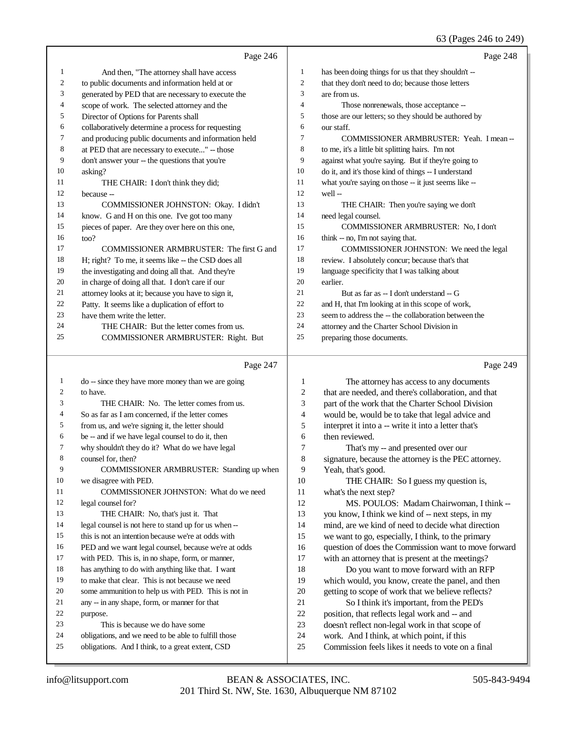Page 246

And then, "The attorney shall have access to public documents and information held at or generated by PED that are necessary to execute the scope of work. The selected attorney and the Director of Options for Parents shall collaboratively determine a process for requesting and producing public documents and information held at PED that are necessary to execute..." -- those don't answer your -- the questions that you're asking?

THE CHAIR: I don't think they did; because --

COMMISSIONER JOHNSTON: Okay. I didn't know. G and H on this one. I've got too many pieces of paper. Are they over here on this one, too?

COMMISSIONER ARMBRUSTER: The first G and H; right? To me, it seems like -- the CSD does all the investigating and doing all that. And they're in charge of doing all that. I don't care if our attorney looks at it; because you have to sign it, Patty. It seems like a duplication of effort to have them write the letter.

THE CHAIR: But the letter comes from us.

COMMISSIONER ARMBRUSTER: Right. But

Page 247

do -- since they have more money than we are going to have.

THE CHAIR: No. The letter comes from us. So as far as I am concerned, if the letter comes from us, and we're signing it, the letter should be -- and if we have legal counsel to do it, then why shouldn't they do it? What do we have legal counsel for, then?

COMMISSIONER ARMBRUSTER: Standing up when we disagree with PED.

COMMISSIONER JOHNSTON: What do we need legal counsel for?

THE CHAIR: No, that's just it. That legal counsel is not here to stand up for us when -- this is not an intention because we're at odds with PED and we want legal counsel, because we're at odds with PED. This is, in no shape, form, or manner, has anything to do with anything like that. I want to make that clear. This is not because we need some ammunition to help us with PED. This is not in any -- in any shape, form, or manner for that purpose.

This is because we do have some obligations, and we need to be able to fulfill those obligations. And I think, to a great extent, CSD

Page 248

has been doing things for us that they shouldn't -- that they don't need to do; because those letters are from us.

Those nonrenewals, those acceptance -- those are our letters; so they should be authored by our staff.

COMMISSIONER ARMBRUSTER: Yeah. I mean -- to me, it's a little bit splitting hairs. I'm not against what you're saying. But if they're going to do it, and it's those kind of things -- I understand what you're saying on those -- it just seems like -- well --

THE CHAIR: Then you're saying we don't need legal counsel.

COMMISSIONER ARMBRUSTER: No, I don't think -- no, I'm not saying that.

COMMISSIONER JOHNSTON: We need the legal review. I absolutely concur; because that's that language specificity that I was talking about earlier.

But as far as -- I don't understand -- G and H, that I'm looking at in this scope of work, seem to address the -- the collaboration between the attorney and the Charter School Division in preparing those documents.

Page 249

The attorney has access to any documents that are needed, and there's collaboration, and that part of the work that the Charter School Division would be, would be to take that legal advice and interpret it into a -- write it into a letter that's then reviewed.

That's my -- and presented over our signature, because the attorney is the PEC attorney. Yeah, that's good.

THE CHAIR: So I guess my question is, what's the next step?

MS. POULOS: Madam Chairwoman, I think -- you know, I think we kind of -- next steps, in my mind, are we kind of need to decide what direction we want to go, especially, I think, to the primary question of does the Commission want to move forward with an attorney that is present at the meetings?

Do you want to move forward with an RFP which would, you know, create the panel, and then getting to scope of work that we believe reflects?

So I think it's important, from the PED's position, that reflects legal work and -- and doesn't reflect non-legal work in that scope of work. And I think, at which point, if this Commission feels likes it needs to vote on a final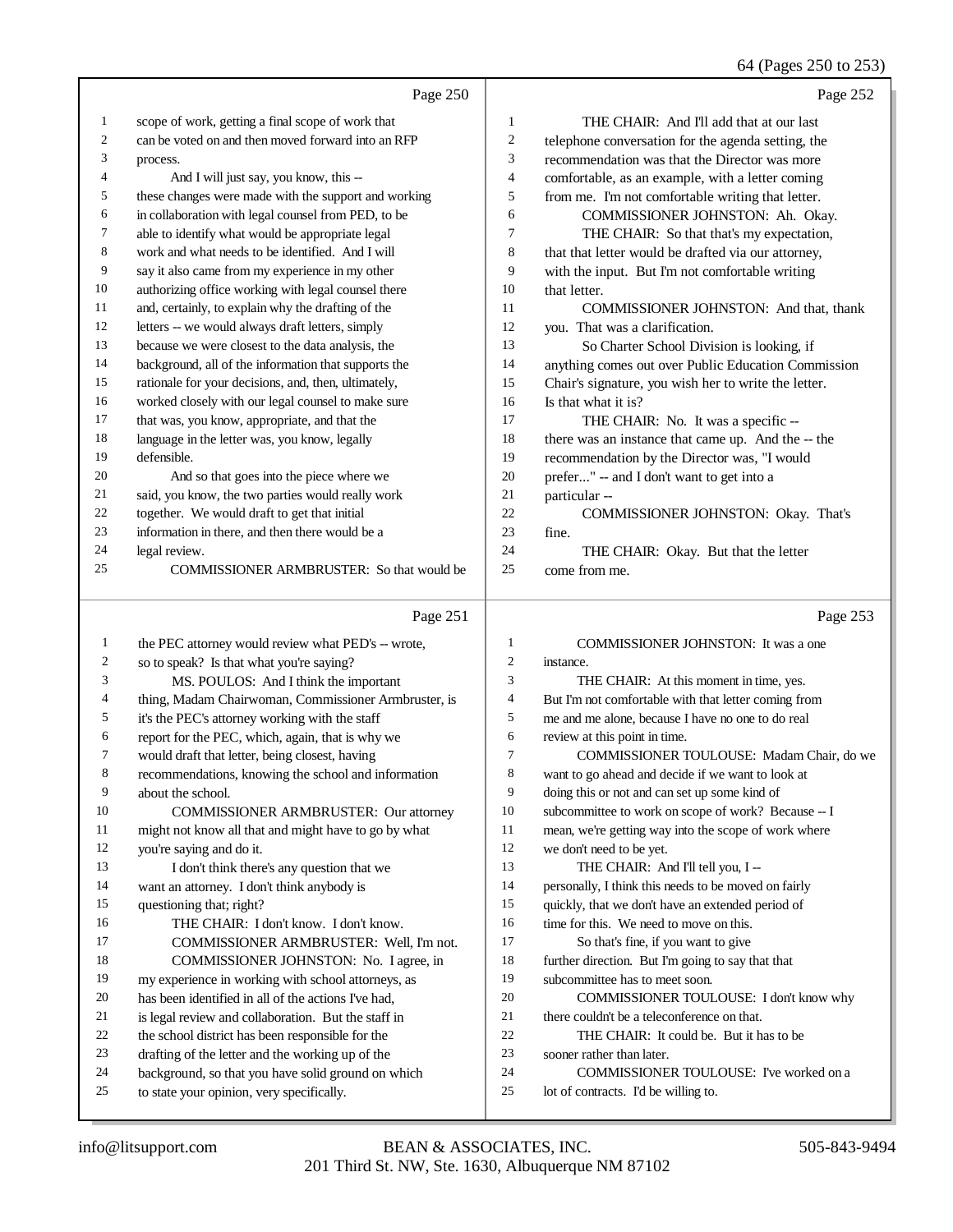Page 250

1 scope of work, getting a final scope of work that
2 can be voted on and then moved forward into an RFP
3 process.
4 And I will just say, you know, this --
5 these changes were made with the support and working
6 in collaboration with legal counsel from PED, to be
7 able to identify what would be appropriate legal
8 work and what needs to be identified. And I will
9 say it also came from my experience in my other
10 authorizing office working with legal counsel there
11 and, certainly, to explain why the drafting of the
12 letters -- we would always draft letters, simply
13 because we were closest to the data analysis, the
14 background, all of the information that supports the
15 rationale for your decisions, and, then, ultimately,
16 worked closely with our legal counsel to make sure
17 that was, you know, appropriate, and that the
18 language in the letter was, you know, legally
19 defensible.
20 And so that goes into the piece where we
21 said, you know, the two parties would really work
22 together. We would draft to get that initial
23 information in there, and then there would be a
24 legal review.
25 COMMISSIONER ARMBRUSTER: So that would be

Page 251

1 the PEC attorney would review what PED's -- wrote,
2 so to speak? Is that what you're saying?
3 MS. POULOS: And I think the important
4 thing, Madam Chairwoman, Commissioner Armbruster, is
5 it's the PEC's attorney working with the staff
6 report for the PEC, which, again, that is why we
7 would draft that letter, being closest, having
8 recommendations, knowing the school and information
9 about the school.
10 COMMISSIONER ARMBRUSTER: Our attorney
11 might not know all that and might have to go by what
12 you're saying and do it.
13 I don't think there's any question that we
14 want an attorney. I don't think anybody is
15 questioning that; right?
16 THE CHAIR: I don't know. I don't know.
17 COMMISSIONER ARMBRUSTER: Well, I'm not.
18 COMMISSIONER JOHNSTON: No. I agree, in
19 my experience in working with school attorneys, as
20 has been identified in all of the actions I've had,
21 is legal review and collaboration. But the staff in
22 the school district has been responsible for the
23 drafting of the letter and the working up of the
24 background, so that you have solid ground on which
25 to state your opinion, very specifically.

Page 252

1 THE CHAIR: And I'll add that at our last
2 telephone conversation for the agenda setting, the
3 recommendation was that the Director was more
4 comfortable, as an example, with a letter coming
5 from me. I'm not comfortable writing that letter.
6 COMMISSIONER JOHNSTON: Ah. Okay.
7 THE CHAIR: So that that's my expectation,
8 that that letter would be drafted via our attorney,
9 with the input. But I'm not comfortable writing
10 that letter.
11 COMMISSIONER JOHNSTON: And that, thank
12 you. That was a clarification.
13 So Charter School Division is looking, if
14 anything comes out over Public Education Commission
15 Chair's signature, you wish her to write the letter.
16 Is that what it is?
17 THE CHAIR: No. It was a specific --
18 there was an instance that came up. And the -- the
19 recommendation by the Director was, "I would
20 prefer..." -- and I don't want to get into a
21 particular --
22 COMMISSIONER JOHNSTON: Okay. That's
23 fine.
24 THE CHAIR: Okay. But that the letter
25 come from me.

Page 253

1 COMMISSIONER JOHNSTON: It was a one
2 instance.
3 THE CHAIR: At this moment in time, yes.
4 But I'm not comfortable with that letter coming from
5 me and me alone, because I have no one to do real
6 review at this point in time.
7 COMMISSIONER TOULOUSE: Madam Chair, do we
8 want to go ahead and decide if we want to look at
9 doing this or not and can set up some kind of
10 subcommittee to work on scope of work? Because -- I
11 mean, we're getting way into the scope of work where
12 we don't need to be yet.
13 THE CHAIR: And I'll tell you, I --
14 personally, I think this needs to be moved on fairly
15 quickly, that we don't have an extended period of
16 time for this. We need to move on this.
17 So that's fine, if you want to give
18 further direction. But I'm going to say that that
19 subcommittee has to meet soon.
20 COMMISSIONER TOULOUSE: I don't know why
21 there couldn't be a teleconference on that.
22 THE CHAIR: It could be. But it has to be
23 sooner rather than later.
24 COMMISSIONER TOULOUSE: I've worked on a
25 lot of contracts. I'd be willing to.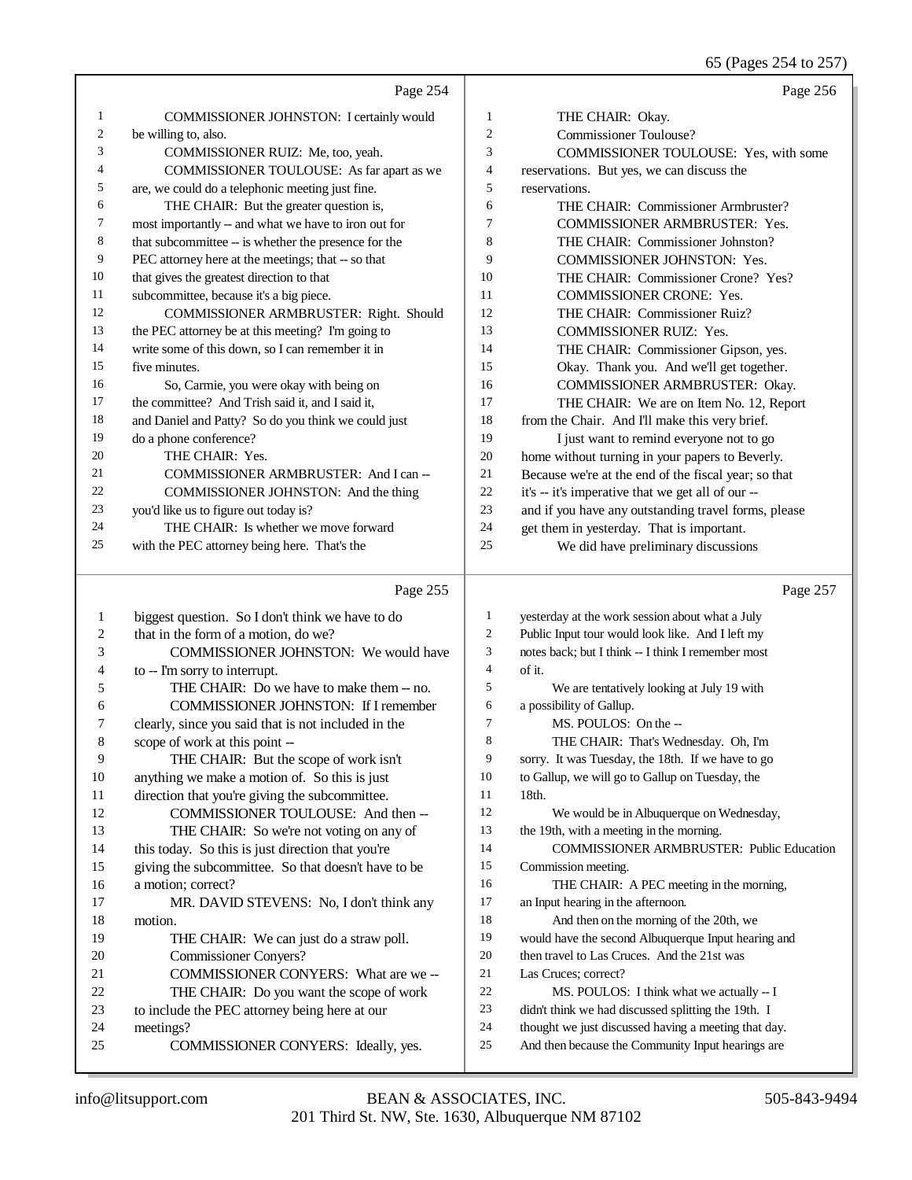Page 254

1 COMMISSIONER JOHNSTON: I certainly would
2 be willing to, also.
3 COMMISSIONER RUIZ: Me, too, yeah.
4 COMMISSIONER TOULOUSE: As far apart as we
5 are, we could do a telephonic meeting just fine.
6 THE CHAIR: But the greater question is,
7 most importantly -- and what we have to iron out for
8 that subcommittee -- is whether the presence for the
9 PEC attorney here at the meetings; that -- so that
10 that gives the greatest direction to that
11 subcommittee, because it's a big piece.
12 COMMISSIONER ARMBRUSTER: Right. Should
13 the PEC attorney be at this meeting? I'm going to
14 write some of this down, so I can remember it in
15 five minutes.
16 So, Carmie, you were okay with being on
17 the committee? And Trish said it, and I said it,
18 and Daniel and Patty? So do you think we could just
19 do a phone conference?
20 THE CHAIR: Yes.
21 COMMISSIONER ARMBRUSTER: And I can --
22 COMMISSIONER JOHNSTON: And the thing
23 you'd like us to figure out today is?
24 THE CHAIR: Is whether we move forward
25 with the PEC attorney being here. That's the

Page 255

1 biggest question. So I don't think we have to do
2 that in the form of a motion, do we?
3 COMMISSIONER JOHNSTON: We would have
4 to -- I'm sorry to interrupt.
5 THE CHAIR: Do we have to make them -- no.
6 COMMISSIONER JOHNSTON: If I remember
7 clearly, since you said that is not included in the
8 scope of work at this point --
9 THE CHAIR: But the scope of work isn't
10 anything we make a motion of. So this is just
11 direction that you're giving the subcommittee.
12 COMMISSIONER TOULOUSE: And then --
13 THE CHAIR: So we're not voting on any of
14 this today. So this is just direction that you're
15 giving the subcommittee. So that doesn't have to be
16 a motion; correct?
17 MR. DAVID STEVENS: No, I don't think any
18 motion.
19 THE CHAIR: We can just do a straw poll.
20 Commissioner Conyers?
21 COMMISSIONER CONYERS: What are we --
22 THE CHAIR: Do you want the scope of work
23 to include the PEC attorney being here at our
24 meetings?
25 COMMISSIONER CONYERS: Ideally, yes.

Page 256

1 THE CHAIR: Okay.
2 Commissioner Toulouse?
3 COMMISSIONER TOULOUSE: Yes, with some
4 reservations. But yes, we can discuss the
5 reservations.
6 THE CHAIR: Commissioner Armbruster?
7 COMMISSIONER ARMBRUSTER: Yes.
8 THE CHAIR: Commissioner Johnston?
9 COMMISSIONER JOHNSTON: Yes.
10 THE CHAIR: Commissioner Crone? Yes?
11 COMMISSIONER CRONE: Yes.
12 THE CHAIR: Commissioner Ruiz?
13 COMMISSIONER RUIZ: Yes.
14 THE CHAIR: Commissioner Gipson, yes.
15 Okay. Thank you. And we'll get together.
16 COMMISSIONER ARMBRUSTER: Okay.
17 THE CHAIR: We are on Item No. 12, Report
18 from the Chair. And I'll make this very brief.
19 I just want to remind everyone not to go
20 home without turning in your papers to Beverly.
21 Because we're at the end of the fiscal year; so that
22 it's -- it's imperative that we get all of our --
23 and if you have any outstanding travel forms, please
24 get them in yesterday. That is important.
25 We did have preliminary discussions

Page 257

1 yesterday at the work session about what a July
2 Public Input tour would look like. And I left my
3 notes back; but I think -- I think I remember most
4 of it.
5 We are tentatively looking at July 19 with
6 a possibility of Gallup.
7 MS. POULOS: On the --
8 THE CHAIR: That's Wednesday. Oh, I'm
9 sorry. It was Tuesday, the 18th. If we have to go
10 to Gallup, we will go to Gallup on Tuesday, the
11 18th.
12 We would be in Albuquerque on Wednesday,
13 the 19th, with a meeting in the morning.
14 COMMISSIONER ARMBRUSTER: Public Education
15 Commission meeting.
16 THE CHAIR: A PEC meeting in the morning,
17 an Input hearing in the afternoon.
18 And then on the morning of the 20th, we
19 would have the second Albuquerque Input hearing and
20 then travel to Las Cruces. And the 21st was
21 Las Cruces; correct?
22 MS. POULOS: I think what we actually -- I
23 didn't think we had discussed splitting the 19th. I
24 thought we just discussed having a meeting that day.
25 And then because the Community Input hearings are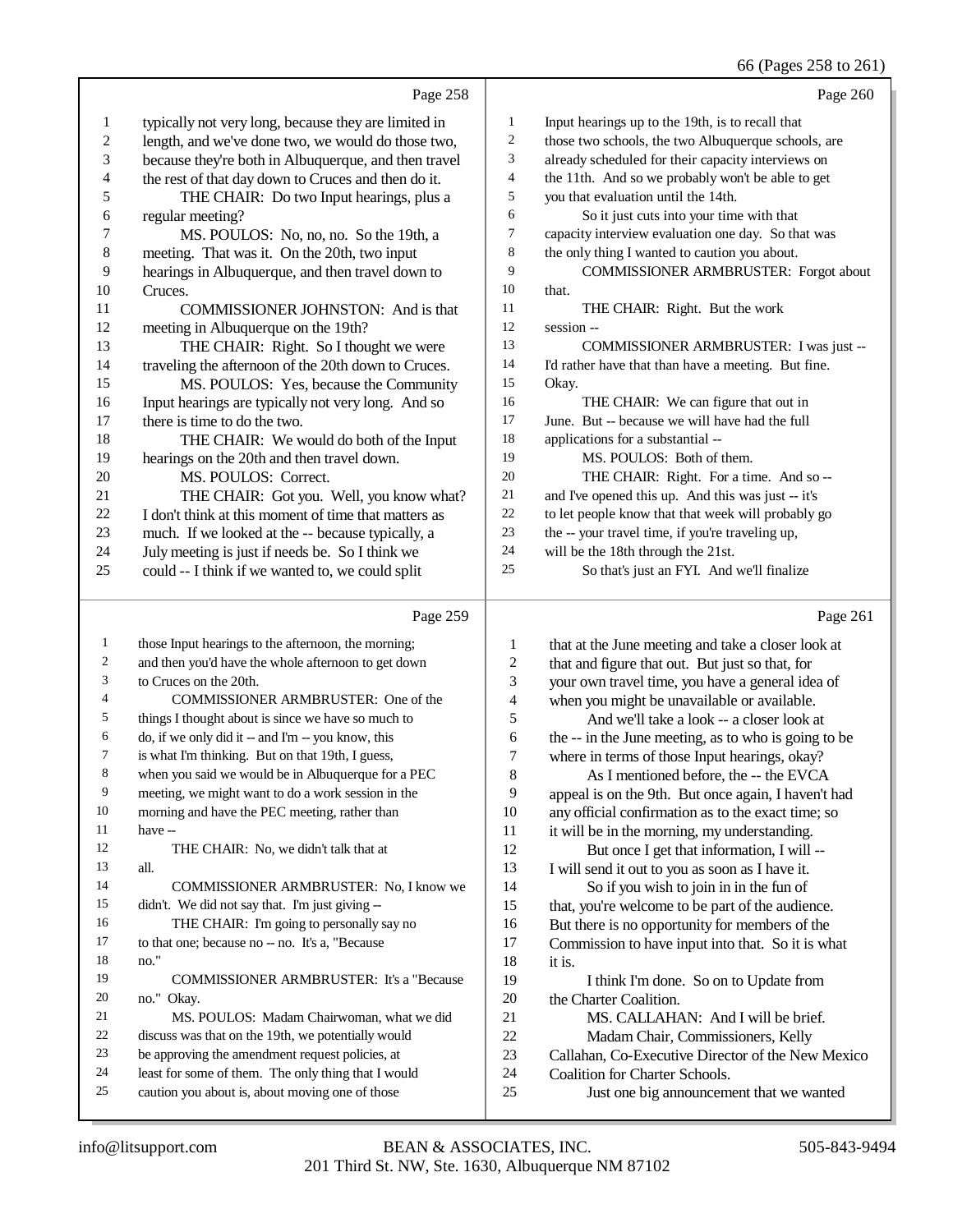Page 258

1 typically not very long, because they are limited in
2 length, and we've done two, we would do those two,
3 because they're both in Albuquerque, and then travel
4 the rest of that day down to Cruces and then do it.
5 THE CHAIR: Do two Input hearings, plus a
6 regular meeting?
7 MS. POULOS: No, no, no. So the 19th, a
8 meeting. That was it. On the 20th, two input
9 hearings in Albuquerque, and then travel down to
10 Cruces.
11 COMMISSIONER JOHNSTON: And is that
12 meeting in Albuquerque on the 19th?
13 THE CHAIR: Right. So I thought we were
14 traveling the afternoon of the 20th down to Cruces.
15 MS. POULOS: Yes, because the Community
16 Input hearings are typically not very long. And so
17 there is time to do the two.
18 THE CHAIR: We would do both of the Input
19 hearings on the 20th and then travel down.
20 MS. POULOS: Correct.
21 THE CHAIR: Got you. Well, you know what?
22 I don't think at this moment of time that matters as
23 much. If we looked at the -- because typically, a
24 July meeting is just if needs be. So I think we
25 could -- I think if we wanted to, we could split

Page 259

1 those Input hearings to the afternoon, the morning;
2 and then you'd have the whole afternoon to get down
3 to Cruces on the 20th.
4 COMMISSIONER ARMBRUSTER: One of the
5 things I thought about is since we have so much to
6 do, if we only did it -- and I'm -- you know, this
7 is what I'm thinking. But on that 19th, I guess,
8 when you said we would be in Albuquerque for a PEC
9 meeting, we might want to do a work session in the
10 morning and have the PEC meeting, rather than
11 have --
12 THE CHAIR: No, we didn't talk that at
13 all.
14 COMMISSIONER ARMBRUSTER: No, I know we
15 didn't. We did not say that. I'm just giving --
16 THE CHAIR: I'm going to personally say no
17 to that one; because no -- no. It's a, "Because
18 no."
19 COMMISSIONER ARMBRUSTER: It's a "Because
20 no." Okay.
21 MS. POULOS: Madam Chairwoman, what we did
22 discuss was that on the 19th, we potentially would
23 be approving the amendment request policies, at
24 least for some of them. The only thing that I would
25 caution you about is, about moving one of those

Page 260

1 Input hearings up to the 19th, is to recall that
2 those two schools, the two Albuquerque schools, are
3 already scheduled for their capacity interviews on
4 the 11th. And so we probably won't be able to get
5 you that evaluation until the 14th.
6 So it just cuts into your time with that
7 capacity interview evaluation one day. So that was
8 the only thing I wanted to caution you about.
9 COMMISSIONER ARMBRUSTER: Forgot about
10 that.
11 THE CHAIR: Right. But the work
12 session --
13 COMMISSIONER ARMBRUSTER: I was just --
14 I'd rather have that than have a meeting. But fine.
15 Okay.
16 THE CHAIR: We can figure that out in
17 June. But -- because we will have had the full
18 applications for a substantial --
19 MS. POULOS: Both of them.
20 THE CHAIR: Right. For a time. And so --
21 and I've opened this up. And this was just -- it's
22 to let people know that that week will probably go
23 the -- your travel time, if you're traveling up,
24 will be the 18th through the 21st.
25 So that's just an FYI. And we'll finalize

Page 261

1 that at the June meeting and take a closer look at
2 that and figure that out. But just so that, for
3 your own travel time, you have a general idea of
4 when you might be unavailable or available.
5 And we'll take a look -- a closer look at
6 the -- in the June meeting, as to who is going to be
7 where in terms of those Input hearings, okay?
8 As I mentioned before, the -- the EVCA
9 appeal is on the 9th. But once again, I haven't had
10 any official confirmation as to the exact time; so
11 it will be in the morning, my understanding.
12 But once I get that information, I will --
13 I will send it out to you as soon as I have it.
14 So if you wish to join in in the fun of
15 that, you're welcome to be part of the audience.
16 But there is no opportunity for members of the
17 Commission to have input into that. So it is what
18 it is.
19 I think I'm done. So on to Update from
20 the Charter Coalition.
21 MS. CALLAHAN: And I will be brief.
22 Madam Chair, Commissioners, Kelly
23 Callahan, Co-Executive Director of the New Mexico
24 Coalition for Charter Schools.
25 Just one big announcement that we wanted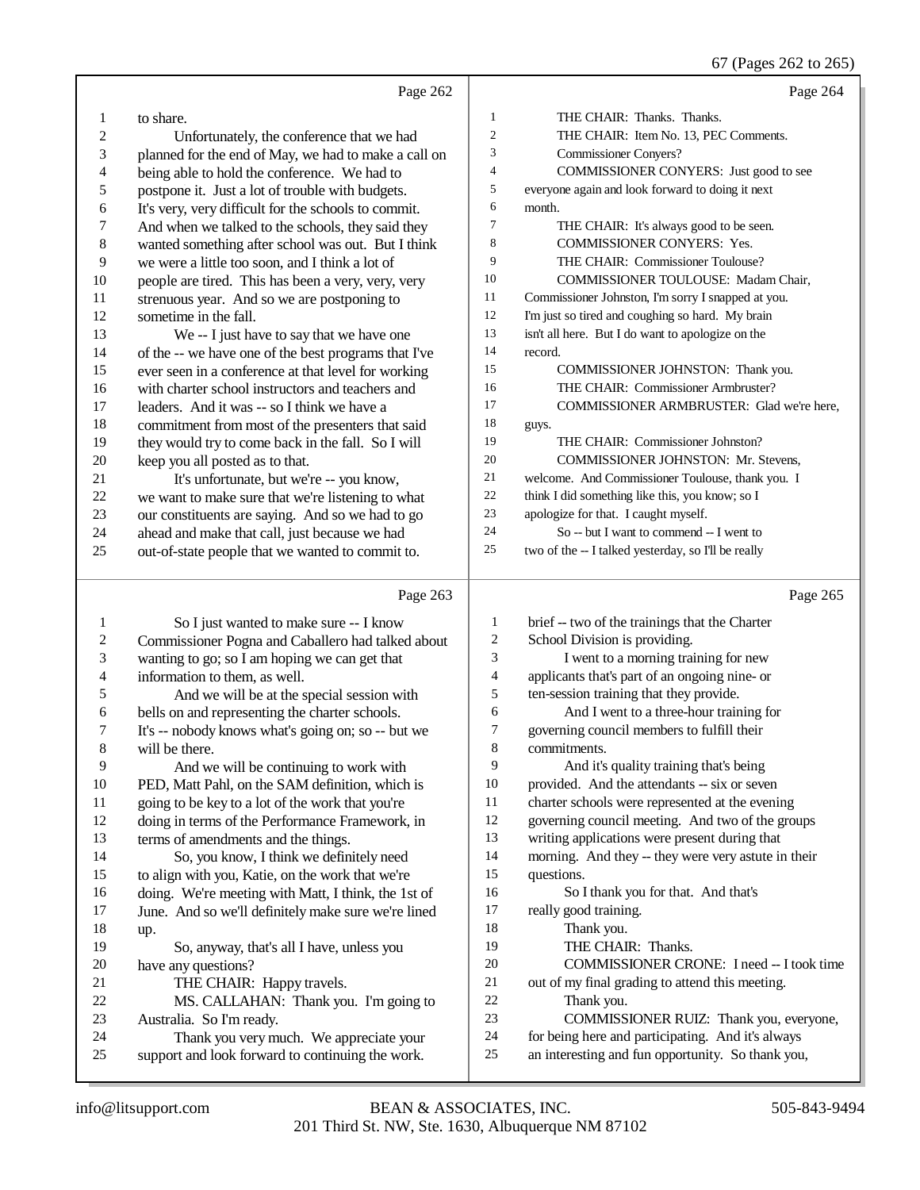Page 262

to share.

Unfortunately, the conference that we had planned for the end of May, we had to make a call on being able to hold the conference. We had to postpone it. Just a lot of trouble with budgets. It's very, very difficult for the schools to commit. And when we talked to the schools, they said they wanted something after school was out. But I think we were a little too soon, and I think a lot of people are tired. This has been a very, very, very strenuous year. And so we are postponing to sometime in the fall.

We -- I just have to say that we have one of the -- we have one of the best programs that I've ever seen in a conference at that level for working with charter school instructors and teachers and leaders. And it was -- so I think we have a commitment from most of the presenters that said they would try to come back in the fall. So I will keep you all posted as to that.

It's unfortunate, but we're -- you know, we want to make sure that we're listening to what our constituents are saying. And so we had to go ahead and make that call, just because we had out-of-state people that we wanted to commit to.

Page 263

So I just wanted to make sure -- I know Commissioner Pogna and Caballero had talked about wanting to go; so I am hoping we can get that information to them, as well.

And we will be at the special session with bells on and representing the charter schools. It's -- nobody knows what's going on; so -- but we will be there.

And we will be continuing to work with PED, Matt Pahl, on the SAM definition, which is going to be key to a lot of the work that you're doing in terms of the Performance Framework, in terms of amendments and the things.

So, you know, I think we definitely need to align with you, Katie, on the work that we're doing. We're meeting with Matt, I think, the 1st of June. And so we'll definitely make sure we're lined up.

So, anyway, that's all I have, unless you have any questions?

THE CHAIR: Happy travels.

MS. CALLAHAN: Thank you. I'm going to Australia. So I'm ready.

Thank you very much. We appreciate your support and look forward to continuing the work.

Page 264

THE CHAIR: Thanks. Thanks.

THE CHAIR: Item No. 13, PEC Comments. Commissioner Conyers?

COMMISSIONER CONYERS: Just good to see everyone again and look forward to doing it next month.

THE CHAIR: It's always good to be seen.

COMMISSIONER CONYERS: Yes.

THE CHAIR: Commissioner Toulouse?

COMMISSIONER TOULOUSE: Madam Chair, Commissioner Johnston, I'm sorry I snapped at you. I'm just so tired and coughing so hard. My brain isn't all here. But I do want to apologize on the record.

COMMISSIONER JOHNSTON: Thank you.

THE CHAIR: Commissioner Armbruster?

COMMISSIONER ARMBRUSTER: Glad we're here, guys.

THE CHAIR: Commissioner Johnston?

COMMISSIONER JOHNSTON: Mr. Stevens, welcome. And Commissioner Toulouse, thank you. I think I did something like this, you know; so I apologize for that. I caught myself.

So -- but I want to commend -- I went to two of the -- I talked yesterday, so I'll be really

Page 265

brief -- two of the trainings that the Charter School Division is providing.

I went to a morning training for new applicants that's part of an ongoing nine- or ten-session training that they provide.

And I went to a three-hour training for governing council members to fulfill their commitments.

And it's quality training that's being provided. And the attendants -- six or seven charter schools were represented at the evening governing council meeting. And two of the groups writing applications were present during that morning. And they -- they were very astute in their questions.

So I thank you for that. And that's really good training.

Thank you.

THE CHAIR: Thanks.

COMMISSIONER CRONE: I need -- I took time out of my final grading to attend this meeting.

Thank you.

COMMISSIONER RUIZ: Thank you, everyone, for being here and participating. And it's always an interesting and fun opportunity. So thank you,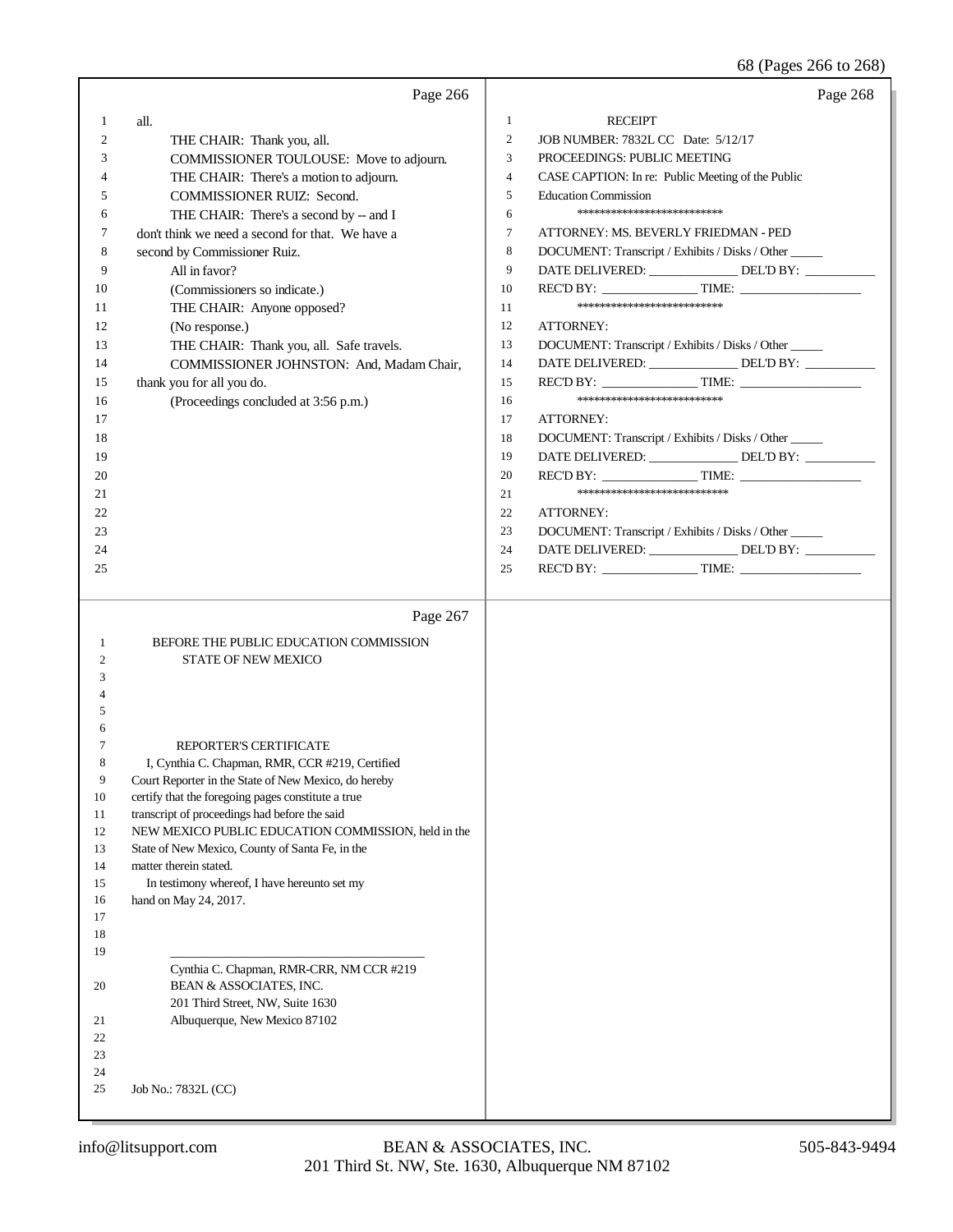Page 266

1 all.
2 THE CHAIR: Thank you, all.
3 COMMISSIONER TOULOUSE: Move to adjourn.
4 THE CHAIR: There's a motion to adjourn.
5 COMMISSIONER RUIZ: Second.
6 THE CHAIR: There's a second by -- and I
7 don't think we need a second for that. We have a
8 second by Commissioner Ruiz.
9 All in favor?
10 (Commissioners so indicate.)
11 THE CHAIR: Anyone opposed?
12 (No response.)
13 THE CHAIR: Thank you, all. Safe travels.
14 COMMISSIONER JOHNSTON: And, Madam Chair,
15 thank you for all you do.
16 (Proceedings concluded at 3:56 p.m.)
17
18
19
20
21
22
23
24
25

Page 267

1 BEFORE THE PUBLIC EDUCATION COMMISSION
2 STATE OF NEW MEXICO
3
4
5
6
7 REPORTER'S CERTIFICATE
8 I, Cynthia C. Chapman, RMR, CCR #219, Certified
9 Court Reporter in the State of New Mexico, do hereby
10 certify that the foregoing pages constitute a true
11 transcript of proceedings had before the said
12 NEW MEXICO PUBLIC EDUCATION COMMISSION, held in the
13 State of New Mexico, County of Santa Fe, in the
14 matter therein stated.
15 In testimony whereof, I have hereunto set my
16 hand on May 24, 2017.
17
18
19 ______________________________
Cynthia C. Chapman, RMR-CRR, NM CCR #219
20 BEAN & ASSOCIATES, INC.
201 Third Street, NW, Suite 1630
21 Albuquerque, New Mexico 87102
22
23
24
25 Job No.: 7832L (CC)

Page 268

1 RECEIPT
2 JOB NUMBER: 7832L CC Date: 5/12/17
3 PROCEEDINGS: PUBLIC MEETING
4 CASE CAPTION: In re: Public Meeting of the Public
5 Education Commission
6 ***************************
7 ATTORNEY: MS. BEVERLY FRIEDMAN - PED
8 DOCUMENT: Transcript / Exhibits / Disks / Other _____
9 DATE DELIVERED: ______________ DEL'D BY: ___________
10 REC'D BY: _______________ TIME: ___________________
11 ***************************
12 ATTORNEY:
13 DOCUMENT: Transcript / Exhibits / Disks / Other _____
14 DATE DELIVERED: ______________ DEL'D BY: ___________
15 REC'D BY: _______________ TIME: ___________________
16 ***************************
17 ATTORNEY:
18 DOCUMENT: Transcript / Exhibits / Disks / Other _____
19 DATE DELIVERED: ______________ DEL'D BY: ___________
20 REC'D BY: _______________ TIME: ___________________
21 ****************************
22 ATTORNEY:
23 DOCUMENT: Transcript / Exhibits / Disks / Other _____
24 DATE DELIVERED: ______________ DEL'D BY: ___________
25 REC'D BY: _______________ TIME: ___________________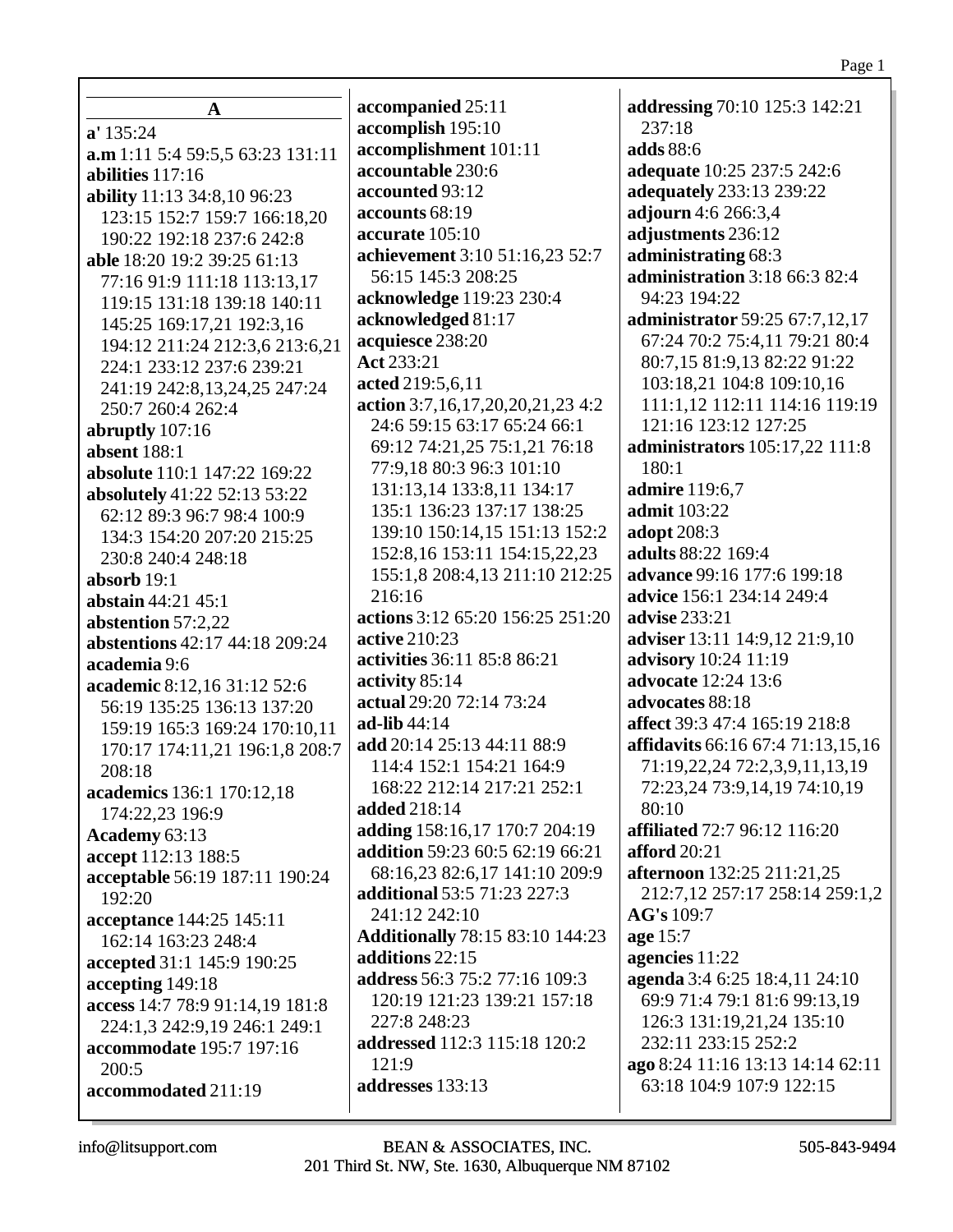# A

**a'** 135:24
**a.m** 1:11 5:4 59:5,5 63:23 131:11
**abilities** 117:16
**ability** 11:13 34:8,10 96:23 123:15 152:7 159:7 166:18,20 190:22 192:18 237:6 242:8
**able** 18:20 19:2 39:25 61:13 77:16 91:9 111:18 113:13,17 119:15 131:18 139:18 140:11 145:25 169:17,21 192:3,16 194:12 211:24 212:3,6 213:6,21 224:1 233:12 237:6 239:21 241:19 242:8,13,24,25 247:24 250:7 260:4 262:4
**abruptly** 107:16
**absent** 188:1
**absolute** 110:1 147:22 169:22
**absolutely** 41:22 52:13 53:22 62:12 89:3 96:7 98:4 100:9 134:3 154:20 207:20 215:25 230:8 240:4 248:18
**absorb** 19:1
**abstain** 44:21 45:1
**abstention** 57:2,22
**abstentions** 42:17 44:18 209:24
**academia** 9:6
**academic** 8:12,16 31:12 52:6 56:19 135:25 136:13 137:20 159:19 165:3 169:24 170:10,11 170:17 174:11,21 196:1,8 208:7 208:18
**academics** 136:1 170:12,18 174:22,23 196:9
**Academy** 63:13
**accept** 112:13 188:5
**acceptable** 56:19 187:11 190:24 192:20
**acceptance** 144:25 145:11 162:14 163:23 248:4
**accepted** 31:1 145:9 190:25
**accepting** 149:18
**access** 14:7 78:9 91:14,19 181:8 224:1,3 242:9,19 246:1 249:1
**accommodate** 195:7 197:16 200:5
**accommodated** 211:19
**accompanied** 25:11
**accomplish** 195:10
**accomplishment** 101:11
**accountable** 230:6
**accounted** 93:12
**accounts** 68:19
**accurate** 105:10
**achievement** 3:10 51:16,23 52:7 56:15 145:3 208:25
**acknowledge** 119:23 230:4
**acknowledged** 81:17
**acquiesce** 238:20
**Act** 233:21
**acted** 219:5,6,11
**action** 3:7,16,17,20,20,21,23 4:2 24:6 59:15 63:17 65:24 66:1 69:12 74:21,25 75:1,21 76:18 77:9,18 80:3 96:3 101:10 131:13,14 133:8,11 134:17 135:1 136:23 137:17 138:25 139:10 150:14,15 151:13 152:2 152:8,16 153:11 154:15,22,23 155:1,8 208:4,13 211:10 212:25 216:16
**actions** 3:12 65:20 156:25 251:20
**active** 210:23
**activities** 36:11 85:8 86:21
**activity** 85:14
**actual** 29:20 72:14 73:24
**ad-lib** 44:14
**add** 20:14 25:13 44:11 88:9 114:4 152:1 154:21 164:9 168:22 212:14 217:21 252:1
**added** 218:14
**adding** 158:16,17 170:7 204:19
**addition** 59:23 60:5 62:19 66:21 68:16,23 82:6,17 141:10 209:9
**additional** 53:5 71:23 227:3 241:12 242:10
**Additionally** 78:15 83:10 144:23
**additions** 22:15
**address** 56:3 75:2 77:16 109:3 120:19 121:23 139:21 157:18 227:8 248:23
**addressed** 112:3 115:18 120:2 121:9
**addresses** 133:13
**addressing** 70:10 125:3 142:21 237:18
**adds** 88:6
**adequate** 10:25 237:5 242:6
**adequately** 233:13 239:22
**adjourn** 4:6 266:3,4
**adjustments** 236:12
**administrating** 68:3
**administration** 3:18 66:3 82:4 94:23 194:22
**administrator** 59:25 67:7,12,17 67:24 70:2 75:4,11 79:21 80:4 80:7,15 81:9,13 82:22 91:22 103:18,21 104:8 109:10,16 111:1,12 112:11 114:16 119:19 121:16 123:12 127:25
**administrators** 105:17,22 111:8 180:1
**admire** 119:6,7
**admit** 103:22
**adopt** 208:3
**adults** 88:22 169:4
**advance** 99:16 177:6 199:18
**advice** 156:1 234:14 249:4
**advise** 233:21
**adviser** 13:11 14:9,12 21:9,10
**advisory** 10:24 11:19
**advocate** 12:24 13:6
**advocates** 88:18
**affect** 39:3 47:4 165:19 218:8
**affidavits** 66:16 67:4 71:13,15,16 71:19,22,24 72:2,3,9,11,13,19 72:23,24 73:9,14,19 74:10,19 80:10
**affiliated** 72:7 96:12 116:20
**afford** 20:21
**afternoon** 132:25 211:21,25 212:7,12 257:17 258:14 259:1,2
**AG's** 109:7
**age** 15:7
**agencies** 11:22
**agenda** 3:4 6:25 18:4,11 24:10 69:9 71:4 79:1 81:6 99:13,19 126:3 131:19,21,24 135:10 232:11 233:15 252:2
**ago** 8:24 11:16 13:13 14:14 62:11 63:18 104:9 107:9 122:15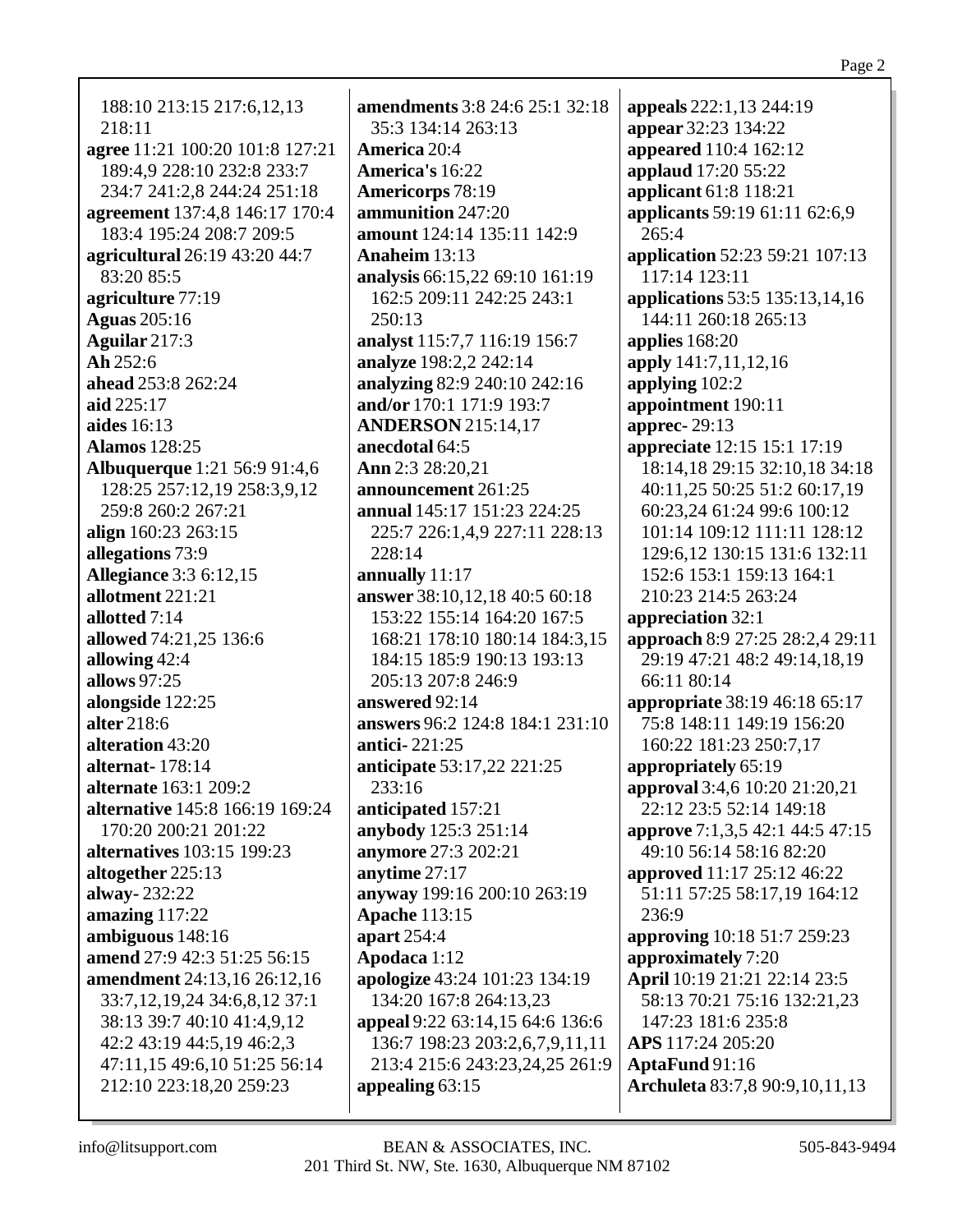188:10 213:15 217:6,12,13 218:11
**agree** 11:21 100:20 101:8 127:21 189:4,9 228:10 232:8 233:7 234:7 241:2,8 244:24 251:18
**agreement** 137:4,8 146:17 170:4 183:4 195:24 208:7 209:5
**agricultural** 26:19 43:20 44:7 83:20 85:5
**agriculture** 77:19
**Aguas** 205:16
**Aguilar** 217:3
**Ah** 252:6
**ahead** 253:8 262:24
**aid** 225:17
**aides** 16:13
**Alamos** 128:25
**Albuquerque** 1:21 56:9 91:4,6 128:25 257:12,19 258:3,9,12 259:8 260:2 267:21
**align** 160:23 263:15
**allegations** 73:9
**Allegiance** 3:3 6:12,15
**allotment** 221:21
**allotted** 7:14
**allowed** 74:21,25 136:6
**allowing** 42:4
**allows** 97:25
**alongside** 122:25
**alter** 218:6
**alteration** 43:20
**alternat-** 178:14
**alternate** 163:1 209:2
**alternative** 145:8 166:19 169:24 170:20 200:21 201:22
**alternatives** 103:15 199:23
**altogether** 225:13
**alway-** 232:22
**amazing** 117:22
**ambiguous** 148:16
**amend** 27:9 42:3 51:25 56:15
**amendment** 24:13,16 26:12,16 33:7,12,19,24 34:6,8,12 37:1 38:13 39:7 40:10 41:4,9,12 42:2 43:19 44:5,19 46:2,3 47:11,15 49:6,10 51:25 56:14 212:10 223:18,20 259:23
**amendments** 3:8 24:6 25:1 32:18 35:3 134:14 263:13
**America** 20:4
**America's** 16:22
**Americorps** 78:19
**ammunition** 247:20
**amount** 124:14 135:11 142:9
**Anaheim** 13:13
**analysis** 66:15,22 69:10 161:19 162:5 209:11 242:25 243:1 250:13
**analyst** 115:7,7 116:19 156:7
**analyze** 198:2,2 242:14
**analyzing** 82:9 240:10 242:16
**and/or** 170:1 171:9 193:7
**ANDERSON** 215:14,17
**anecdotal** 64:5
**Ann** 2:3 28:20,21
**announcement** 261:25
**annual** 145:17 151:23 224:25 225:7 226:1,4,9 227:11 228:13 228:14
**annually** 11:17
**answer** 38:10,12,18 40:5 60:18 153:22 155:14 164:20 167:5 168:21 178:10 180:14 184:3,15 184:15 185:9 190:13 193:13 205:13 207:8 246:9
**answered** 92:14
**answers** 96:2 124:8 184:1 231:10
**antici-** 221:25
**anticipate** 53:17,22 221:25 233:16
**anticipated** 157:21
**anybody** 125:3 251:14
**anymore** 27:3 202:21
**anytime** 27:17
**anyway** 199:16 200:10 263:19
**Apache** 113:15
**apart** 254:4
**Apodaca** 1:12
**apologize** 43:24 101:23 134:19 134:20 167:8 264:13,23
**appeal** 9:22 63:14,15 64:6 136:6 136:7 198:23 203:2,6,7,9,11,11 213:4 215:6 243:23,24,25 261:9
**appealing** 63:15
**appeals** 222:1,13 244:19
**appear** 32:23 134:22
**appeared** 110:4 162:12
**applaud** 17:20 55:22
**applicant** 61:8 118:21
**applicants** 59:19 61:11 62:6,9 265:4
**application** 52:23 59:21 107:13 117:14 123:11
**applications** 53:5 135:13,14,16 144:11 260:18 265:13
**applies** 168:20
**apply** 141:7,11,12,16
**applying** 102:2
**appointment** 190:11
**apprec-** 29:13
**appreciate** 12:15 15:1 17:19 18:14,18 29:15 32:10,18 34:18 40:11,25 50:25 51:2 60:17,19 60:23,24 61:24 99:6 100:12 101:14 109:12 111:11 128:12 129:6,12 130:15 131:6 132:11 152:6 153:1 159:13 164:1 210:23 214:5 263:24
**appreciation** 32:1
**approach** 8:9 27:25 28:2,4 29:11 29:19 47:21 48:2 49:14,18,19 66:11 80:14
**appropriate** 38:19 46:18 65:17 75:8 148:11 149:19 156:20 160:22 181:23 250:7,17
**appropriately** 65:19
**approval** 3:4,6 10:20 21:20,21 22:12 23:5 52:14 149:18
**approve** 7:1,3,5 42:1 44:5 47:15 49:10 56:14 58:16 82:20
**approved** 11:17 25:12 46:22 51:11 57:25 58:17,19 164:12 236:9
**approving** 10:18 51:7 259:23
**approximately** 7:20
**April** 10:19 21:21 22:14 23:5 58:13 70:21 75:16 132:21,23 147:23 181:6 235:8
**APS** 117:24 205:20
**AptaFund** 91:16
**Archuleta** 83:7,8 90:9,10,11,13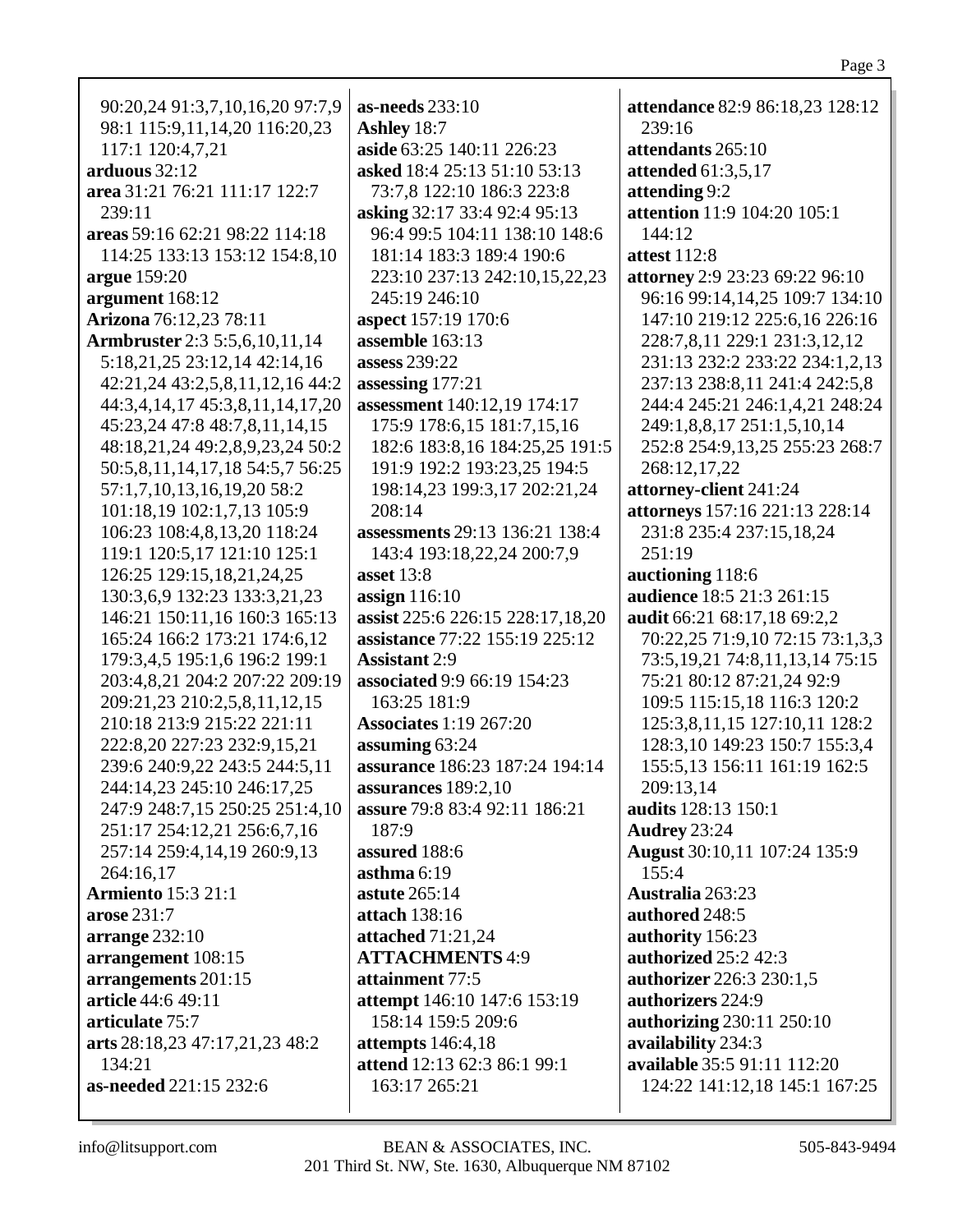90:20,24 91:3,7,10,16,20 97:7,9 98:1 115:9,11,14,20 116:20,23 117:1 120:4,7,21
**arduous** 32:12
**area** 31:21 76:21 111:17 122:7 239:11
**areas** 59:16 62:21 98:22 114:18 114:25 133:13 153:12 154:8,10
**argue** 159:20
**argument** 168:12
**Arizona** 76:12,23 78:11
**Armbruster** 2:3 5:5,6,10,11,14 5:18,21,25 23:12,14 42:14,16 42:21,24 43:2,5,8,11,12,16 44:2 44:3,4,14,17 45:3,8,11,14,17,20 45:23,24 47:8 48:7,8,11,14,15 48:18,21,24 49:2,8,9,23,24 50:2 50:5,8,11,14,17,18 54:5,7 56:25 57:1,7,10,13,16,19,20 58:2 101:18,19 102:1,7,13 105:9 106:23 108:4,8,13,20 118:24 119:1 120:5,17 121:10 125:1 126:25 129:15,18,21,24,25 130:3,6,9 132:23 133:3,21,23 146:21 150:11,16 160:3 165:13 165:24 166:2 173:21 174:6,12 179:3,4,5 195:1,6 196:2 199:1 203:4,8,21 204:2 207:22 209:19 209:21,23 210:2,5,8,11,12,15 210:18 213:9 215:22 221:11 222:8,20 227:23 232:9,15,21 239:6 240:9,22 243:5 244:5,11 244:14,23 245:10 246:17,25 247:9 248:7,15 250:25 251:4,10 251:17 254:12,21 256:6,7,16 257:14 259:4,14,19 260:9,13 264:16,17
**Armiento** 15:3 21:1
**arose** 231:7
**arrange** 232:10
**arrangement** 108:15
**arrangements** 201:15
**article** 44:6 49:11
**articulate** 75:7
**arts** 28:18,23 47:17,21,23 48:2 134:21
**as-needed** 221:15 232:6
**as-needs** 233:10
**Ashley** 18:7
**aside** 63:25 140:11 226:23
**asked** 18:4 25:13 51:10 53:13 73:7,8 122:10 186:3 223:8
**asking** 32:17 33:4 92:4 95:13 96:4 99:5 104:11 138:10 148:6 181:14 183:3 189:4 190:6 223:10 237:13 242:10,15,22,23 245:19 246:10
**aspect** 157:19 170:6
**assemble** 163:13
**assess** 239:22
**assessing** 177:21
**assessment** 140:12,19 174:17 175:9 178:6,15 181:7,15,16 182:6 183:8,16 184:25,25 191:5 191:9 192:2 193:23,25 194:5 198:14,23 199:3,17 202:21,24 208:14
**assessments** 29:13 136:21 138:4 143:4 193:18,22,24 200:7,9
**asset** 13:8
**assign** 116:10
**assist** 225:6 226:15 228:17,18,20
**assistance** 77:22 155:19 225:12
**Assistant** 2:9
**associated** 9:9 66:19 154:23 163:25 181:9
**Associates** 1:19 267:20
**assuming** 63:24
**assurance** 186:23 187:24 194:14
**assurances** 189:2,10
**assure** 79:8 83:4 92:11 186:21 187:9
**assured** 188:6
**asthma** 6:19
**astute** 265:14
**attach** 138:16
**attached** 71:21,24
**ATTACHMENTS** 4:9
**attainment** 77:5
**attempt** 146:10 147:6 153:19 158:14 159:5 209:6
**attempts** 146:4,18
**attend** 12:13 62:3 86:1 99:1 163:17 265:21
**attendance** 82:9 86:18,23 128:12 239:16
**attendants** 265:10
**attended** 61:3,5,17
**attending** 9:2
**attention** 11:9 104:20 105:1 144:12
**attest** 112:8
**attorney** 2:9 23:23 69:22 96:10 96:16 99:14,14,25 109:7 134:10 147:10 219:12 225:6,16 226:16 228:7,8,11 229:1 231:3,12,12 231:13 232:2 233:22 234:1,2,13 237:13 238:8,11 241:4 242:5,8 244:4 245:21 246:1,4,21 248:24 249:1,8,8,17 251:1,5,10,14 252:8 254:9,13,25 255:23 268:7 268:12,17,22
**attorney-client** 241:24
**attorneys** 157:16 221:13 228:14 231:8 235:4 237:15,18,24 251:19
**auctioning** 118:6
**audience** 18:5 21:3 261:15
**audit** 66:21 68:17,18 69:2,2 70:22,25 71:9,10 72:15 73:1,3,3 73:5,19,21 74:8,11,13,14 75:15 75:21 80:12 87:21,24 92:9 109:5 115:15,18 116:3 120:2 125:3,8,11,15 127:10,11 128:2 128:3,10 149:23 150:7 155:3,4 155:5,13 156:11 161:19 162:5 209:13,14
**audits** 128:13 150:1
**Audrey** 23:24
**August** 30:10,11 107:24 135:9 155:4
**Australia** 263:23
**authored** 248:5
**authority** 156:23
**authorized** 25:2 42:3
**authorizer** 226:3 230:1,5
**authorizers** 224:9
**authorizing** 230:11 250:10
**availability** 234:3
**available** 35:5 91:11 112:20 124:22 141:12,18 145:1 167:25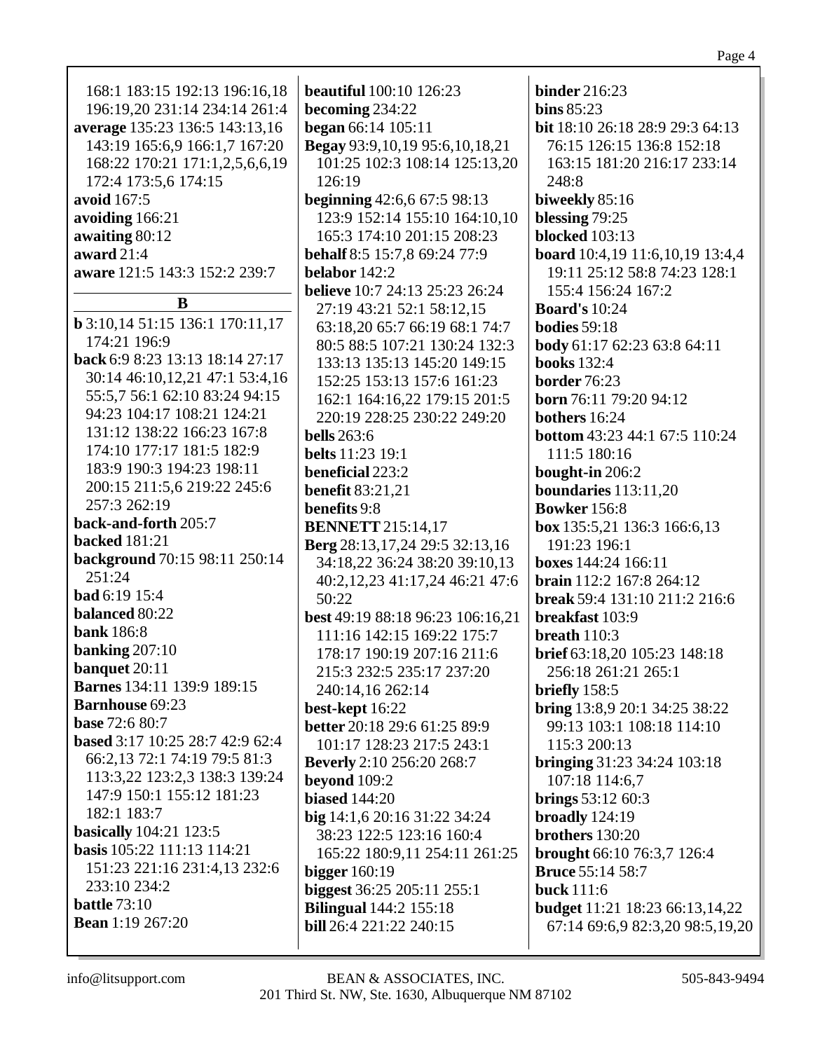168:1 183:15 192:13 196:16,18 196:19,20 231:14 234:14 261:4
**average** 135:23 136:5 143:13,16 143:19 165:6,9 166:1,7 167:20 168:22 170:21 171:1,2,5,6,6,19 172:4 173:5,6 174:15
**avoid** 167:5
**avoiding** 166:21
**awaiting** 80:12
**award** 21:4
**aware** 121:5 143:3 152:2 239:7

## B

**b** 3:10,14 51:15 136:1 170:11,17 174:21 196:9
**back** 6:9 8:23 13:13 18:14 27:17 30:14 46:10,12,21 47:1 53:4,16 55:5,7 56:1 62:10 83:24 94:15 94:23 104:17 108:21 124:21 131:12 138:22 166:23 167:8 174:10 177:17 181:5 182:9 183:9 190:3 194:23 198:11 200:15 211:5,6 219:22 245:6 257:3 262:19
**back-and-forth** 205:7
**backed** 181:21
**background** 70:15 98:11 250:14 251:24
**bad** 6:19 15:4
**balanced** 80:22
**bank** 186:8
**banking** 207:10
**banquet** 20:11
**Barnes** 134:11 139:9 189:15
**Barnhouse** 69:23
**base** 72:6 80:7
**based** 3:17 10:25 28:7 42:9 62:4 66:2,13 72:1 74:19 79:5 81:3 113:3,22 123:2,3 138:3 139:24 147:9 150:1 155:12 181:23 182:1 183:7
**basically** 104:21 123:5
**basis** 105:22 111:13 114:21 151:23 221:16 231:4,13 232:6 233:10 234:2
**battle** 73:10
**Bean** 1:19 267:20
**beautiful** 100:10 126:23
**becoming** 234:22
**began** 66:14 105:11
**Begay** 93:9,10,19 95:6,10,18,21 101:25 102:3 108:14 125:13,20 126:19
**beginning** 42:6,6 67:5 98:13 123:9 152:14 155:10 164:10,10 165:3 174:10 201:15 208:23
**behalf** 8:5 15:7,8 69:24 77:9
**belabor** 142:2
**believe** 10:7 24:13 25:23 26:24 27:19 43:21 52:1 58:12,15 63:18,20 65:7 66:19 68:1 74:7 80:5 88:5 107:21 130:24 132:3 133:13 135:13 145:20 149:15 152:25 153:13 157:6 161:23 162:1 164:16,22 179:15 201:5 220:19 228:25 230:22 249:20
**bells** 263:6
**belts** 11:23 19:1
**beneficial** 223:2
**benefit** 83:21,21
**benefits** 9:8
**BENNETT** 215:14,17
**Berg** 28:13,17,24 29:5 32:13,16 34:18,22 36:24 38:20 39:10,13 40:2,12,23 41:17,24 46:21 47:6 50:22
**best** 49:19 88:18 96:23 106:16,21 111:16 142:15 169:22 175:7 178:17 190:19 207:16 211:6 215:3 232:5 235:17 237:20 240:14,16 262:14
**best-kept** 16:22
**better** 20:18 29:6 61:25 89:9 101:17 128:23 217:5 243:1
**Beverly** 2:10 256:20 268:7
**beyond** 109:2
**biased** 144:20
**big** 14:1,6 20:16 31:22 34:24 38:23 122:5 123:16 160:4 165:22 180:9,11 254:11 261:25
**bigger** 160:19
**biggest** 36:25 205:11 255:1
**Bilingual** 144:2 155:18
**bill** 26:4 221:22 240:15
**binder** 216:23
**bins** 85:23
**bit** 18:10 26:18 28:9 29:3 64:13 76:15 126:15 136:8 152:18 163:15 181:20 216:17 233:14 248:8
**biweekly** 85:16
**blessing** 79:25
**blocked** 103:13
**board** 10:4,19 11:6,10,19 13:4,4 19:11 25:12 58:8 74:23 128:1 155:4 156:24 167:2
**Board's** 10:24
**bodies** 59:18
**body** 61:17 62:23 63:8 64:11
**books** 132:4
**border** 76:23
**born** 76:11 79:20 94:12
**bothers** 16:24
**bottom** 43:23 44:1 67:5 110:24 111:5 180:16
**bought-in** 206:2
**boundaries** 113:11,20
**Bowker** 156:8
**box** 135:5,21 136:3 166:6,13 191:23 196:1
**boxes** 144:24 166:11
**brain** 112:2 167:8 264:12
**break** 59:4 131:10 211:2 216:6
**breakfast** 103:9
**breath** 110:3
**brief** 63:18,20 105:23 148:18 256:18 261:21 265:1
**briefly** 158:5
**bring** 13:8,9 20:1 34:25 38:22 99:13 103:1 108:18 114:10 115:3 200:13
**bringing** 31:23 34:24 103:18 107:18 114:6,7
**brings** 53:12 60:3
**broadly** 124:19
**brothers** 130:20
**brought** 66:10 76:3,7 126:4
**Bruce** 55:14 58:7
**buck** 111:6
**budget** 11:21 18:23 66:13,14,22 67:14 69:6,9 82:3,20 98:5,19,20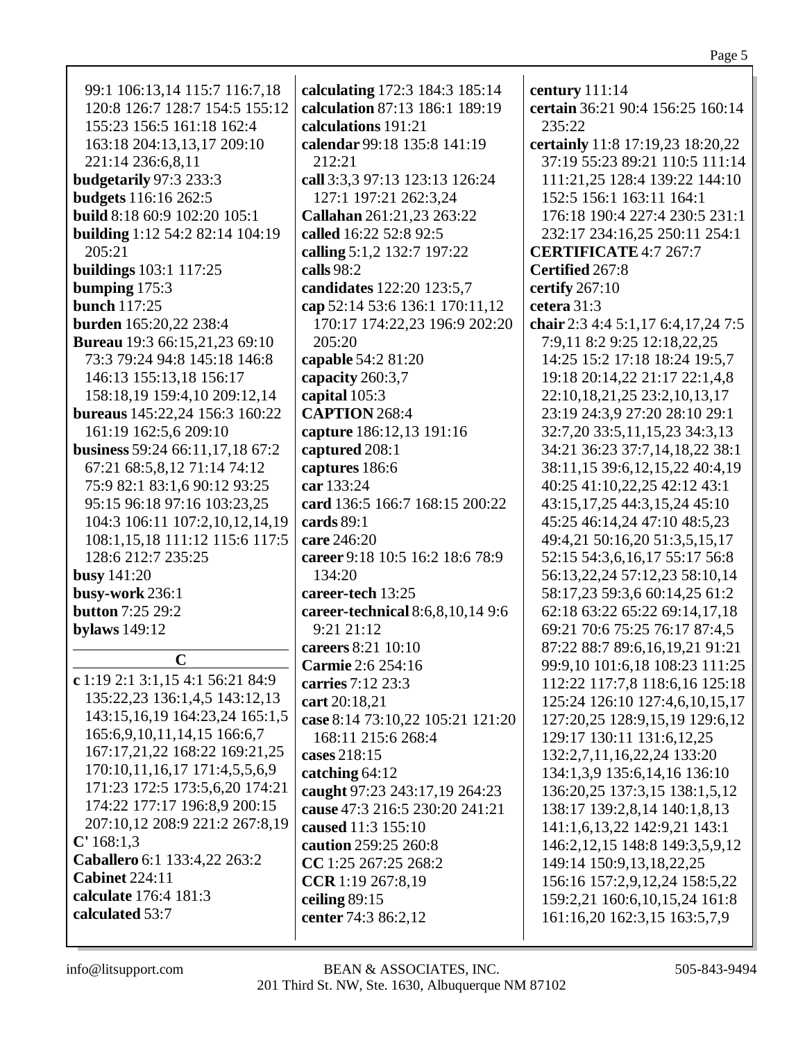99:1 106:13,14 115:7 116:7,18 120:8 126:7 128:7 154:5 155:12 155:23 156:5 161:18 162:4 163:18 204:13,13,17 209:10 221:14 236:6,8,11
**budgetarily** 97:3 233:3
**budgets** 116:16 262:5
**build** 8:18 60:9 102:20 105:1
**building** 1:12 54:2 82:14 104:19 205:21
**buildings** 103:1 117:25
**bumping** 175:3
**bunch** 117:25
**burden** 165:20,22 238:4
**Bureau** 19:3 66:15,21,23 69:10 73:3 79:24 94:8 145:18 146:8 146:13 155:13,18 156:17 158:18,19 159:4,10 209:12,14
**bureaus** 145:22,24 156:3 160:22 161:19 162:5,6 209:10
**business** 59:24 66:11,17,18 67:2 67:21 68:5,8,12 71:14 74:12 75:9 82:1 83:1,6 90:12 93:25 95:15 96:18 97:16 103:23,25 104:3 106:11 107:2,10,12,14,19 108:1,15,18 111:12 115:6 117:5 128:6 212:7 235:25
**busy** 141:20
**busy-work** 236:1
**button** 7:25 29:2
**bylaws** 149:12

## C

**c** 1:19 2:1 3:1,15 4:1 56:21 84:9 135:22,23 136:1,4,5 143:12,13 143:15,16,19 164:23,24 165:1,5 165:6,9,10,11,14,15 166:6,7 167:17,21,22 168:22 169:21,25 170:10,11,16,17 171:4,5,5,6,9 171:23 172:5 173:5,6,20 174:21 174:22 177:17 196:8,9 200:15 207:10,12 208:9 221:2 267:8,19
**C'** 168:1,3
**Caballero** 6:1 133:4,22 263:2
**Cabinet** 224:11
**calculate** 176:4 181:3
**calculated** 53:7
**calculating** 172:3 184:3 185:14
**calculation** 87:13 186:1 189:19
**calculations** 191:21
**calendar** 99:18 135:8 141:19 212:21
**call** 3:3,3 97:13 123:13 126:24 127:1 197:21 262:3,24
**Callahan** 261:21,23 263:22
**called** 16:22 52:8 92:5
**calling** 5:1,2 132:7 197:22
**calls** 98:2
**candidates** 122:20 123:5,7
**cap** 52:14 53:6 136:1 170:11,12 170:17 174:22,23 196:9 202:20 205:20
**capable** 54:2 81:20
**capacity** 260:3,7
**capital** 105:3
**CAPTION** 268:4
**capture** 186:12,13 191:16
**captured** 208:1
**captures** 186:6
**car** 133:24
**card** 136:5 166:7 168:15 200:22
**cards** 89:1
**care** 246:20
**career** 9:18 10:5 16:2 18:6 78:9 134:20
**career-tech** 13:25
**career-technical** 8:6,8,10,14 9:6 9:21 21:12
**careers** 8:21 10:10
**Carmie** 2:6 254:16
**carries** 7:12 23:3
**cart** 20:18,21
**case** 8:14 73:10,22 105:21 121:20 168:11 215:6 268:4
**cases** 218:15
**catching** 64:12
**caught** 97:23 243:17,19 264:23
**cause** 47:3 216:5 230:20 241:21
**caused** 11:3 155:10
**caution** 259:25 260:8
**CC** 1:25 267:25 268:2
**CCR** 1:19 267:8,19
**ceiling** 89:15
**center** 74:3 86:2,12
**century** 111:14
**certain** 36:21 90:4 156:25 160:14 235:22
**certainly** 11:8 17:19,23 18:20,22 37:19 55:23 89:21 110:5 111:14 111:21,25 128:4 139:22 144:10 152:5 156:1 163:11 164:1 176:18 190:4 227:4 230:5 231:1 232:17 234:16,25 250:11 254:1
**CERTIFICATE** 4:7 267:7
**Certified** 267:8
**certify** 267:10
**cetera** 31:3
**chair** 2:3 4:4 5:1,17 6:4,17,24 7:5 7:9,11 8:2 9:25 12:18,22,25 14:25 15:2 17:18 18:24 19:5,7 19:18 20:14,22 21:17 22:1,4,8 22:10,18,21,25 23:2,10,13,17 23:19 24:3,9 27:20 28:10 29:1 32:7,20 33:5,11,15,23 34:3,13 34:21 36:23 37:7,14,18,22 38:1 38:11,15 39:6,12,15,22 40:4,19 40:25 41:10,22,25 42:12 43:1 43:15,17,25 44:3,15,24 45:10 45:25 46:14,24 47:10 48:5,23 49:4,21 50:16,20 51:3,5,15,17 52:15 54:3,6,16,17 55:17 56:8 56:13,22,24 57:12,23 58:10,14 58:17,23 59:3,6 60:14,25 61:2 62:18 63:22 65:22 69:14,17,18 69:21 70:6 75:25 76:17 87:4,5 87:22 88:7 89:6,16,19,21 91:21 99:9,10 101:6,18 108:23 111:25 112:22 117:7,8 118:6,16 125:18 125:24 126:10 127:4,6,10,15,17 127:20,25 128:9,15,19 129:6,12 129:17 130:11 131:6,12,25 132:2,7,11,16,22,24 133:20 134:1,3,9 135:6,14,16 136:10 136:20,25 137:3,15 138:1,5,12 138:17 139:2,8,14 140:1,8,13 141:1,6,13,22 142:9,21 143:1 146:2,12,15 148:8 149:3,5,9,12 149:14 150:9,13,18,22,25 156:16 157:2,9,12,24 158:5,22 159:2,21 160:6,10,15,24 161:8 161:16,20 162:3,15 163:5,7,9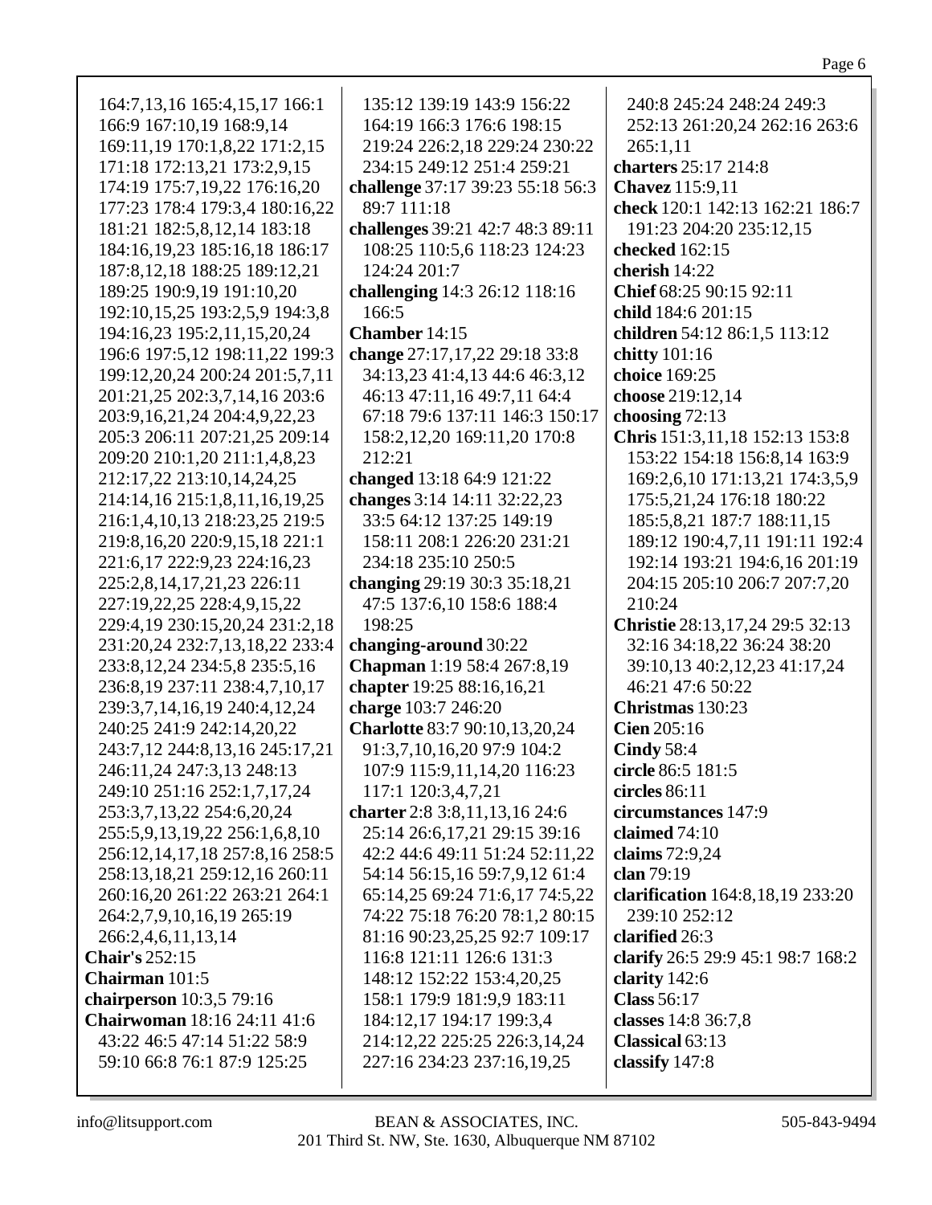164:7,13,16 165:4,15,17 166:1 166:9 167:10,19 168:9,14 169:11,19 170:1,8,22 171:2,15 171:18 172:13,21 173:2,9,15 174:19 175:7,19,22 176:16,20 177:23 178:4 179:3,4 180:16,22 181:21 182:5,8,12,14 183:18 184:16,19,23 185:16,18 186:17 187:8,12,18 188:25 189:12,21 189:25 190:9,19 191:10,20 192:10,15,25 193:2,5,9 194:3,8 194:16,23 195:2,11,15,20,24 196:6 197:5,12 198:11,22 199:3 199:12,20,24 200:24 201:5,7,11 201:21,25 202:3,7,14,16 203:6 203:9,16,21,24 204:4,9,22,23 205:3 206:11 207:21,25 209:14 209:20 210:1,20 211:1,4,8,23 212:17,22 213:10,14,24,25 214:14,16 215:1,8,11,16,19,25 216:1,4,10,13 218:23,25 219:5 219:8,16,20 220:9,15,18 221:1 221:6,17 222:9,23 224:16,23 225:2,8,14,17,21,23 226:11 227:19,22,25 228:4,9,15,22 229:4,19 230:15,20,24 231:2,18 231:20,24 232:7,13,18,22 233:4 233:8,12,24 234:5,8 235:5,16 236:8,19 237:11 238:4,7,10,17 239:3,7,14,16,19 240:4,12,24 240:25 241:9 242:14,20,22 243:7,12 244:8,13,16 245:17,21 246:11,24 247:3,13 248:13 249:10 251:16 252:1,7,17,24 253:3,7,13,22 254:6,20,24 255:5,9,13,19,22 256:1,6,8,10 256:12,14,17,18 257:8,16 258:5 258:13,18,21 259:12,16 260:11 260:16,20 261:22 263:21 264:1 264:2,7,9,10,16,19 265:19 266:2,4,6,11,13,14

**Chair's** 252:15

**Chairman** 101:5

**chairperson** 10:3,5 79:16

**Chairwoman** 18:16 24:11 41:6 43:22 46:5 47:14 51:22 58:9 59:10 66:8 76:1 87:9 125:25 135:12 139:19 143:9 156:22 164:19 166:3 176:6 198:15 219:24 226:2,18 229:24 230:22 234:15 249:12 251:4 259:21

**challenge** 37:17 39:23 55:18 56:3 89:7 111:18

**challenges** 39:21 42:7 48:3 89:11 108:25 110:5,6 118:23 124:23 124:24 201:7

**challenging** 14:3 26:12 118:16 166:5

**Chamber** 14:15

**change** 27:17,17,22 29:18 33:8 34:13,23 41:4,13 44:6 46:3,12 46:13 47:11,16 49:7,11 64:4 67:18 79:6 137:11 146:3 150:17 158:2,12,20 169:11,20 170:8 212:21

**changed** 13:18 64:9 121:22

**changes** 3:14 14:11 32:22,23 33:5 64:12 137:25 149:19 158:11 208:1 226:20 231:21 234:18 235:10 250:5

**changing** 29:19 30:3 35:18,21 47:5 137:6,10 158:6 188:4 198:25

**changing-around** 30:22

**Chapman** 1:19 58:4 267:8,19

**chapter** 19:25 88:16,16,21

**charge** 103:7 246:20

**Charlotte** 83:7 90:10,13,20,24 91:3,7,10,16,20 97:9 104:2 107:9 115:9,11,14,20 116:23 117:1 120:3,4,7,21

**charter** 2:8 3:8,11,13,16 24:6 25:14 26:6,17,21 29:15 39:16 42:2 44:6 49:11 51:24 52:11,22 54:14 56:15,16 59:7,9,12 61:4 65:14,25 69:24 71:6,17 74:5,22 74:22 75:18 76:20 78:1,2 80:15 81:16 90:23,25,25 92:7 109:17 116:8 121:11 126:6 131:3 148:12 152:22 153:4,20,25 158:1 179:9 181:9,9 183:11 184:12,17 194:17 199:3,4 214:12,22 225:25 226:3,14,24 227:16 234:23 237:16,19,25 240:8 245:24 248:24 249:3 252:13 261:20,24 262:16 263:6 265:1,11

**charters** 25:17 214:8

**Chavez** 115:9,11

**check** 120:1 142:13 162:21 186:7 191:23 204:20 235:12,15

**checked** 162:15

**cherish** 14:22

**Chief** 68:25 90:15 92:11

**child** 184:6 201:15

**children** 54:12 86:1,5 113:12

**chitty** 101:16

**choice** 169:25

**choose** 219:12,14

**choosing** 72:13

**Chris** 151:3,11,18 152:13 153:8 153:22 154:18 156:8,14 163:9 169:2,6,10 171:13,21 174:3,5,9 175:5,21,24 176:18 180:22 185:5,8,21 187:7 188:11,15 189:12 190:4,7,11 191:11 192:4 192:14 193:21 194:6,16 201:19 204:15 205:10 206:7 207:7,20 210:24

**Christie** 28:13,17,24 29:5 32:13 32:16 34:18,22 36:24 38:20 39:10,13 40:2,12,23 41:17,24 46:21 47:6 50:22

**Christmas** 130:23

**Cien** 205:16

**Cindy** 58:4

**circle** 86:5 181:5

**circles** 86:11

**circumstances** 147:9

**claimed** 74:10

**claims** 72:9,24

**clan** 79:19

**clarification** 164:8,18,19 233:20 239:10 252:12

**clarified** 26:3

**clarify** 26:5 29:9 45:1 98:7 168:2

**clarity** 142:6

**Class** 56:17

**classes** 14:8 36:7,8

**Classical** 63:13

**classify** 147:8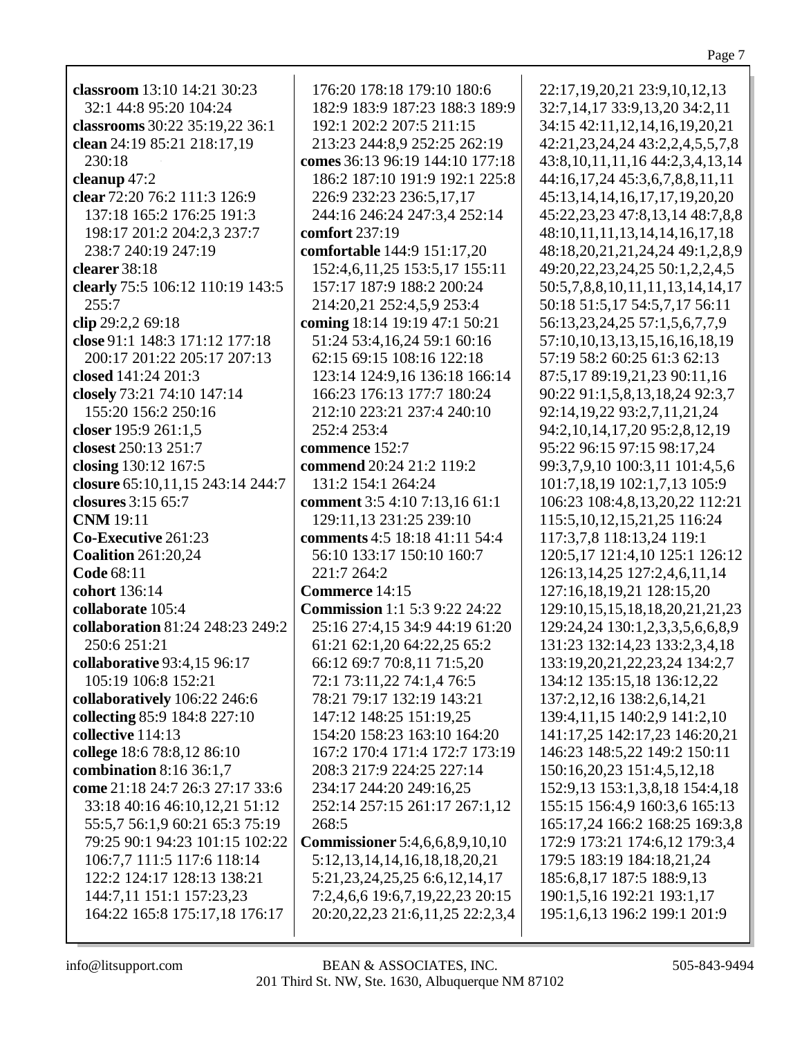**classroom** 13:10 14:21 30:23 32:1 44:8 95:20 104:24
**classrooms** 30:22 35:19,22 36:1
**clean** 24:19 85:21 218:17,19 230:18
**cleanup** 47:2
**clear** 72:20 76:2 111:3 126:9 137:18 165:2 176:25 191:3 198:17 201:2 204:2,3 237:7 238:7 240:19 247:19
**clearer** 38:18
**clearly** 75:5 106:12 110:19 143:5 255:7
**clip** 29:2,2 69:18
**close** 91:1 148:3 171:12 177:18 200:17 201:22 205:17 207:13
**closed** 141:24 201:3
**closely** 73:21 74:10 147:14 155:20 156:2 250:16
**closer** 195:9 261:1,5
**closest** 250:13 251:7
**closing** 130:12 167:5
**closure** 65:10,11,15 243:14 244:7
**closures** 3:15 65:7
**CNM** 19:11
**Co-Executive** 261:23
**Coalition** 261:20,24
**Code** 68:11
**cohort** 136:14
**collaborate** 105:4
**collaboration** 81:24 248:23 249:2 250:6 251:21
**collaborative** 93:4,15 96:17 105:19 106:8 152:21
**collaboratively** 106:22 246:6
**collecting** 85:9 184:8 227:10
**collective** 114:13
**college** 18:6 78:8,12 86:10
**combination** 8:16 36:1,7
**come** 21:18 24:7 26:3 27:17 33:6 33:18 40:16 46:10,12,21 51:12 55:5,7 56:1,9 60:21 65:3 75:19 79:25 90:1 94:23 101:15 102:22 106:7,7 111:5 117:6 118:14 122:2 124:17 128:13 138:21 144:7,11 151:1 157:23,23 164:22 165:8 175:17,18 176:17 176:20 178:18 179:10 180:6 182:9 183:9 187:23 188:3 189:9 192:1 202:2 207:5 211:15 213:23 244:8,9 252:25 262:19
**comes** 36:13 96:19 144:10 177:18 186:2 187:10 191:9 192:1 225:8 226:9 232:23 236:5,17,17 244:16 246:24 247:3,4 252:14
**comfort** 237:19
**comfortable** 144:9 151:17,20 152:4,6,11,25 153:5,17 155:11 157:17 187:9 188:2 200:24 214:20,21 252:4,5,9 253:4
**coming** 18:14 19:19 47:1 50:21 51:24 53:4,16,24 59:1 60:16 62:15 69:15 108:16 122:18 123:14 124:9,16 136:18 166:14 166:23 176:13 177:7 180:24 212:10 223:21 237:4 240:10 252:4 253:4
**commence** 152:7
**commend** 20:24 21:2 119:2 131:2 154:1 264:24
**comment** 3:5 4:10 7:13,16 61:1 129:11,13 231:25 239:10
**comments** 4:5 18:18 41:11 54:4 56:10 133:17 150:10 160:7 221:7 264:2
**Commerce** 14:15
**Commission** 1:1 5:3 9:22 24:22 25:16 27:4,15 34:9 44:19 61:20 61:21 62:1,20 64:22,25 65:2 66:12 69:7 70:8,11 71:5,20 72:1 73:11,22 74:1,4 76:5 78:21 79:17 132:19 143:21 147:12 148:25 151:19,25 154:20 158:23 163:10 164:20 167:2 170:4 171:4 172:7 173:19 208:3 217:9 224:25 227:14 234:17 244:20 249:16,25 252:14 257:15 261:17 267:1,12 268:5
**Commissioner** 5:4,6,6,8,9,10,10 5:12,13,14,14,16,18,18,20,21 5:21,23,24,25,25 6:6,12,14,17 7:2,4,6,6 19:6,7,19,22,23 20:15 20:20,22,23 21:6,11,25 22:2,3,4 22:17,19,20,21 23:9,10,12,13 32:7,14,17 33:9,13,20 34:2,11 34:15 42:11,12,14,16,19,20,21 42:21,23,24,24 43:2,2,4,5,5,7,8 43:8,10,11,11,16 44:2,3,4,13,14 44:16,17,24 45:3,6,7,8,8,11,11 45:13,14,14,16,17,17,19,20,20 45:22,23,23 47:8,13,14 48:7,8,8 48:10,11,11,13,14,14,16,17,18 48:18,20,21,21,24,24 49:1,2,8,9 49:20,22,23,24,25 50:1,2,2,4,5 50:5,7,8,8,10,11,11,13,14,14,17 50:18 51:5,17 54:5,7,17 56:11 56:13,23,24,25 57:1,5,6,7,7,9 57:10,10,13,13,15,16,16,18,19 57:19 58:2 60:25 61:3 62:13 87:5,17 89:19,21,23 90:11,16 90:22 91:1,5,8,13,18,24 92:3,7 92:14,19,22 93:2,7,11,21,24 94:2,10,14,17,20 95:2,8,12,19 95:22 96:15 97:15 98:17,24 99:3,7,9,10 100:3,11 101:4,5,6 101:7,18,19 102:1,7,13 105:9 106:23 108:4,8,13,20,22 112:21 115:5,10,12,15,21,25 116:24 117:3,7,8 118:13,24 119:1 120:5,17 121:4,10 125:1 126:12 126:13,14,25 127:2,4,6,11,14 127:16,18,19,21 128:15,20 129:10,15,15,18,20,21,21,23 129:24,24 130:1,2,3,3,5,6,6,8,9 131:23 132:14,23 133:2,3,4,18 133:19,20,21,22,23,24 134:2,7 134:12 135:15,18 136:12,22 137:2,12,16 138:2,6,14,21 139:4,11,15 140:2,9 141:2,10 141:17,25 142:17,23 146:20,21 146:23 148:5,22 149:2 150:11 150:16,20,23 151:4,5,12,18 152:9,13 153:1,3,8,18 154:4,18 155:15 156:4,9 160:3,6 165:13 165:17,24 166:2 168:25 169:3,8 172:9 173:21 174:6,12 179:3,4 179:5 183:19 184:18,21,24 185:6,8,17 187:5 188:9,13 190:1,5,16 192:21 193:1,17 195:1,6,13 196:2 199:1 201:9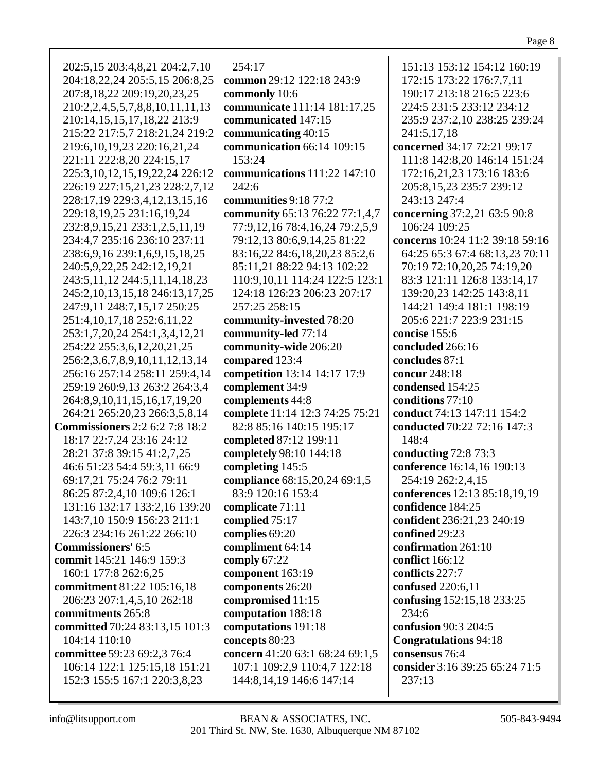202:5,15 203:4,8,21 204:2,7,10 204:18,22,24 205:5,15 206:8,25 207:8,18,22 209:19,20,23,25 210:2,2,4,5,5,7,8,8,10,11,11,13 210:14,15,15,17,18,22 213:9 215:22 217:5,7 218:21,24 219:2 219:6,10,19,23 220:16,21,24 221:11 222:8,20 224:15,17 225:3,10,12,15,19,22,24 226:12 226:19 227:15,21,23 228:2,7,12 228:17,19 229:3,4,12,13,15,16 229:18,19,25 231:16,19,24 232:8,9,15,21 233:1,2,5,11,19 234:4,7 235:16 236:10 237:11 238:6,9,16 239:1,6,9,15,18,25 240:5,9,22,25 242:12,19,21 243:5,11,12 244:5,11,14,18,23 245:2,10,13,15,18 246:13,17,25 247:9,11 248:7,15,17 250:25 251:4,10,17,18 252:6,11,22 253:1,7,20,24 254:1,3,4,12,21 254:22 255:3,6,12,20,21,25 256:2,3,6,7,8,9,10,11,12,13,14 256:16 257:14 258:11 259:4,14 259:19 260:9,13 263:2 264:3,4 264:8,9,10,11,15,16,17,19,20 264:21 265:20,23 266:3,5,8,14

**Commissioners** 2:2 6:2 7:8 18:2 18:17 22:7,24 23:16 24:12 28:21 37:8 39:15 41:2,7,25 46:6 51:23 54:4 59:3,11 66:9 69:17,21 75:24 76:2 79:11 86:25 87:2,4,10 109:6 126:1 131:16 132:17 133:2,16 139:20 143:7,10 150:9 156:23 211:1 226:3 234:16 261:22 266:10

**Commissioners'** 6:5

**commit** 145:21 146:9 159:3 160:1 177:8 262:6,25

**commitment** 81:22 105:16,18 206:23 207:1,4,5,10 262:18

**commitments** 265:8

**committed** 70:24 83:13,15 101:3 104:14 110:10

**committee** 59:23 69:2,3 76:4 106:14 122:1 125:15,18 151:21 152:3 155:5 167:1 220:3,8,23 254:17

**common** 29:12 122:18 243:9

**commonly** 10:6

**communicate** 111:14 181:17,25

**communicated** 147:15

**communicating** 40:15

**communication** 66:14 109:15 153:24

**communications** 111:22 147:10 242:6

**communities** 9:18 77:2

**community** 65:13 76:22 77:1,4,7 77:9,12,16 78:4,16,24 79:2,5,9 79:12,13 80:6,9,14,25 81:22 83:16,22 84:6,18,20,23 85:2,6 85:11,21 88:22 94:13 102:22 110:9,10,11 114:24 122:5 123:1 124:18 126:23 206:23 207:17 257:25 258:15

**community-invested** 78:20

**community-led** 77:14

**community-wide** 206:20

**compared** 123:4

**competition** 13:14 14:17 17:9

**complement** 34:9

**complements** 44:8

**complete** 11:14 12:3 74:25 75:21 82:8 85:16 140:15 195:17

**completed** 87:12 199:11

**completely** 98:10 144:18

**completing** 145:5

**compliance** 68:15,20,24 69:1,5 83:9 120:16 153:4

**complicate** 71:11

**complied** 75:17

**complies** 69:20

**compliment** 64:14

**comply** 67:22

**component** 163:19

**components** 26:20

**compromised** 11:15

**computation** 188:18

**computations** 191:18

**concepts** 80:23

**concern** 41:20 63:1 68:24 69:1,5 107:1 109:2,9 110:4,7 122:18 144:8,14,19 146:6 147:14 151:13 153:12 154:12 160:19 172:15 173:22 176:7,7,11 190:17 213:18 216:5 223:6 224:5 231:5 233:12 234:12 235:9 237:2,10 238:25 239:24 241:5,17,18

**concerned** 34:17 72:21 99:17 111:8 142:8,20 146:14 151:24 172:16,21,23 173:16 183:6 205:8,15,23 235:7 239:12 243:13 247:4

**concerning** 37:2,21 63:5 90:8 106:24 109:25

**concerns** 10:24 11:2 39:18 59:16 64:25 65:3 67:4 68:13,23 70:11 70:19 72:10,20,25 74:19,20 83:3 121:11 126:8 133:14,17 139:20,23 142:25 143:8,11 144:21 149:4 181:1 198:19 205:6 221:7 223:9 231:15

**concise** 155:6

**concluded** 266:16

**concludes** 87:1

**concur** 248:18

**condensed** 154:25

**conditions** 77:10

**conduct** 74:13 147:11 154:2

**conducted** 70:22 72:16 147:3 148:4

**conducting** 72:8 73:3

**conference** 16:14,16 190:13 254:19 262:2,4,15

**conferences** 12:13 85:18,19,19

**confidence** 184:25

**confident** 236:21,23 240:19

**confined** 29:23

**confirmation** 261:10

**conflict** 166:12

**conflicts** 227:7

**confused** 220:6,11

**confusing** 152:15,18 233:25 234:6

**confusion** 90:3 204:5

**Congratulations** 94:18

**consensus** 76:4

**consider** 3:16 39:25 65:24 71:5 237:13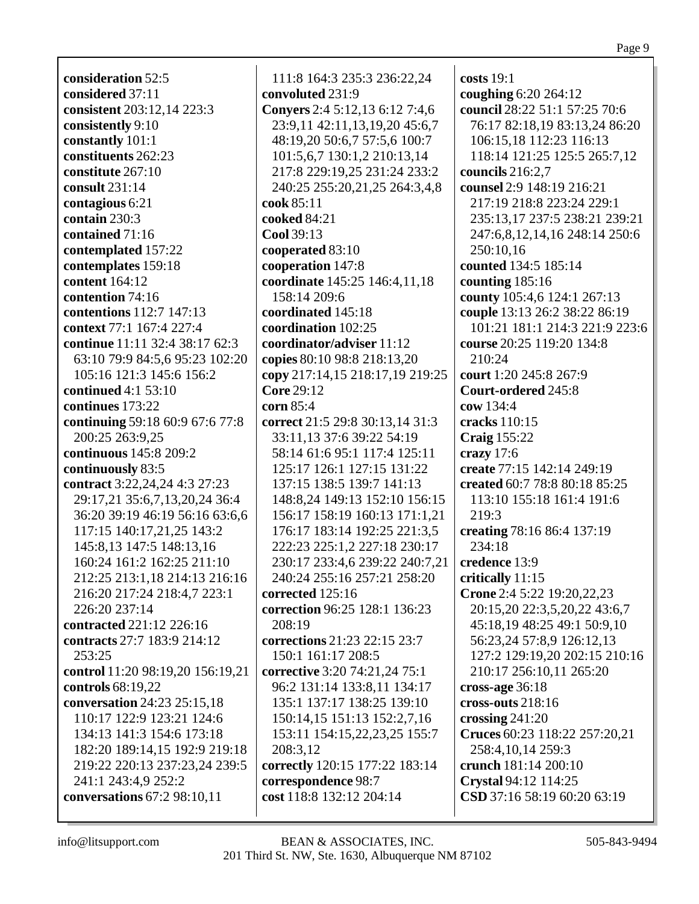**consideration** 52:5
**considered** 37:11
**consistent** 203:12,14 223:3
**consistently** 9:10
**constantly** 101:1
**constituents** 262:23
**constitute** 267:10
**consult** 231:14
**contagious** 6:21
**contain** 230:3
**contained** 71:16
**contemplated** 157:22
**contemplates** 159:18
**content** 164:12
**contention** 74:16
**contentions** 112:7 147:13
**context** 77:1 167:4 227:4
**continue** 11:11 32:4 38:17 62:3 63:10 79:9 84:5,6 95:23 102:20 105:16 121:3 145:6 156:2
**continued** 4:1 53:10
**continues** 173:22
**continuing** 59:18 60:9 67:6 77:8 200:25 263:9,25
**continuous** 145:8 209:2
**continuously** 83:5
**contract** 3:22,24,24 4:3 27:23 29:17,21 35:6,7,13,20,24 36:4 36:20 39:19 46:19 56:16 63:6,6 117:15 140:17,21,25 143:2 145:8,13 147:5 148:13,16 160:24 161:2 162:25 211:10 212:25 213:1,18 214:13 216:16 216:20 217:24 218:4,7 223:1 226:20 237:14
**contracted** 221:12 226:16
**contracts** 27:7 183:9 214:12 253:25
**control** 11:20 98:19,20 156:19,21
**controls** 68:19,22
**conversation** 24:23 25:15,18 110:17 122:9 123:21 124:6 134:13 141:3 154:6 173:18 182:20 189:14,15 192:9 219:18 219:22 220:13 237:23,24 239:5 241:1 243:4,9 252:2
**conversations** 67:2 98:10,11 111:8 164:3 235:3 236:22,24
**convoluted** 231:9
**Conyers** 2:4 5:12,13 6:12 7:4,6 23:9,11 42:11,13,19,20 45:6,7 48:19,20 50:6,7 57:5,6 100:7 101:5,6,7 130:1,2 210:13,14 217:8 229:19,25 231:24 233:2 240:25 255:20,21,25 264:3,4,8
**cook** 85:11
**cooked** 84:21
**Cool** 39:13
**cooperated** 83:10
**cooperation** 147:8
**coordinate** 145:25 146:4,11,18 158:14 209:6
**coordinated** 145:18
**coordination** 102:25
**coordinator/adviser** 11:12
**copies** 80:10 98:8 218:13,20
**copy** 217:14,15 218:17,19 219:25
**Core** 29:12
**corn** 85:4
**correct** 21:5 29:8 30:13,14 31:3 33:11,13 37:6 39:22 54:19 58:14 61:6 95:1 117:4 125:11 125:17 126:1 127:15 131:22 137:15 138:5 139:7 141:13 148:8,24 149:13 152:10 156:15 156:17 158:19 160:13 171:1,21 176:17 183:14 192:25 221:3,5 222:23 225:1,2 227:18 230:17 230:17 233:4,6 239:22 240:7,21 240:24 255:16 257:21 258:20
**corrected** 125:16
**correction** 96:25 128:1 136:23 208:19
**corrections** 21:23 22:15 23:7 150:1 161:17 208:5
**corrective** 3:20 74:21,24 75:1 96:2 131:14 133:8,11 134:17 135:1 137:17 138:25 139:10 150:14,15 151:13 152:2,7,16 153:11 154:15,22,23,25 155:7 208:3,12
**correctly** 120:15 177:22 183:14
**correspondence** 98:7
**cost** 118:8 132:12 204:14
**costs** 19:1
**coughing** 6:20 264:12
**council** 28:22 51:1 57:25 70:6 76:17 82:18,19 83:13,24 86:20 106:15,18 112:23 116:13 118:14 121:25 125:5 265:7,12
**councils** 216:2,7
**counsel** 2:9 148:19 216:21 217:19 218:8 223:24 229:1 235:13,17 237:5 238:21 239:21 247:6,8,12,14,16 248:14 250:6 250:10,16
**counted** 134:5 185:14
**counting** 185:16
**county** 105:4,6 124:1 267:13
**couple** 13:13 26:2 38:22 86:19 101:21 181:1 214:3 221:9 223:6
**course** 20:25 119:20 134:8 210:24
**court** 1:20 245:8 267:9
**Court-ordered** 245:8
**cow** 134:4
**cracks** 110:15
**Craig** 155:22
**crazy** 17:6
**create** 77:15 142:14 249:19
**created** 60:7 78:8 80:18 85:25 113:10 155:18 161:4 191:6 219:3
**creating** 78:16 86:4 137:19 234:18
**credence** 13:9
**critically** 11:15
**Crone** 2:4 5:22 19:20,22,23 20:15,20 22:3,5,20,22 43:6,7 45:18,19 48:25 49:1 50:9,10 56:23,24 57:8,9 126:12,13 127:2 129:19,20 202:15 210:16 210:17 256:10,11 265:20
**cross-age** 36:18
**cross-outs** 218:16
**crossing** 241:20
**Cruces** 60:23 118:22 257:20,21 258:4,10,14 259:3
**crunch** 181:14 200:10
**Crystal** 94:12 114:25
**CSD** 37:16 58:19 60:20 63:19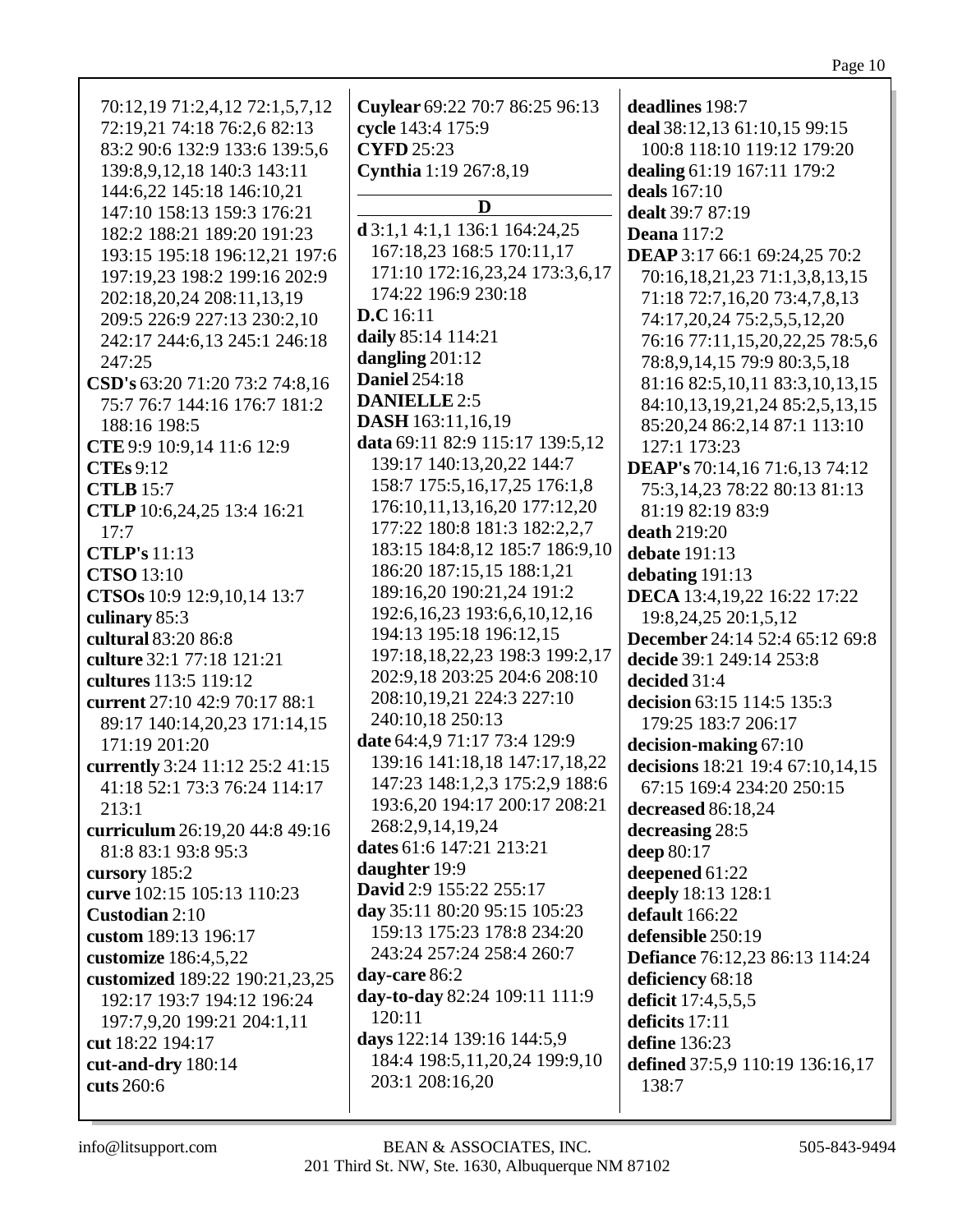70:12,19 71:2,4,12 72:1,5,7,12 72:19,21 74:18 76:2,6 82:13 83:2 90:6 132:9 133:6 139:5,6 139:8,9,12,18 140:3 143:11 144:6,22 145:18 146:10,21 147:10 158:13 159:3 176:21 182:2 188:21 189:20 191:23 193:15 195:18 196:12,21 197:6 197:19,23 198:2 199:16 202:9 202:18,20,24 208:11,13,19 209:5 226:9 227:13 230:2,10 242:17 244:6,13 245:1 246:18 247:25

**CSD's** 63:20 71:20 73:2 74:8,16 75:7 76:7 144:16 176:7 181:2 188:16 198:5

**CTE** 9:9 10:9,14 11:6 12:9

**CTEs** 9:12

**CTLB** 15:7

**CTLP** 10:6,24,25 13:4 16:21 17:7

**CTLP's** 11:13

**CTSO** 13:10

**CTSOs** 10:9 12:9,10,14 13:7

**culinary** 85:3

**cultural** 83:20 86:8

**culture** 32:1 77:18 121:21

**cultures** 113:5 119:12

**current** 27:10 42:9 70:17 88:1 89:17 140:14,20,23 171:14,15 171:19 201:20

**currently** 3:24 11:12 25:2 41:15 41:18 52:1 73:3 76:24 114:17 213:1

**curriculum** 26:19,20 44:8 49:16 81:8 83:1 93:8 95:3

**cursory** 185:2

**curve** 102:15 105:13 110:23

**Custodian** 2:10

**custom** 189:13 196:17

**customize** 186:4,5,22

**customized** 189:22 190:21,23,25 192:17 193:7 194:12 196:24 197:7,9,20 199:21 204:1,11

**cut** 18:22 194:17

**cut-and-dry** 180:14

**cuts** 260:6

**Cuylear** 69:22 70:7 86:25 96:13

**cycle** 143:4 175:9

**CYFD** 25:23

**Cynthia** 1:19 267:8,19

## D

**d** 3:1,1 4:1,1 136:1 164:24,25 167:18,23 168:5 170:11,17 171:10 172:16,23,24 173:3,6,17 174:22 196:9 230:18

**D.C** 16:11

**daily** 85:14 114:21

**dangling** 201:12

**Daniel** 254:18

**DANIELLE** 2:5

**DASH** 163:11,16,19

**data** 69:11 82:9 115:17 139:5,12 139:17 140:13,20,22 144:7 158:7 175:5,16,17,25 176:1,8 176:10,11,13,16,20 177:12,20 177:22 180:8 181:3 182:2,2,7 183:15 184:8,12 185:7 186:9,10 186:20 187:15,15 188:1,21 189:16,20 190:21,24 191:2 192:6,16,23 193:6,6,10,12,16 194:13 195:18 196:12,15 197:18,18,22,23 198:3 199:2,17 202:9,18 203:25 204:6 208:10 208:10,19,21 224:3 227:10 240:10,18 250:13

**date** 64:4,9 71:17 73:4 129:9 139:16 141:18,18 147:17,18,22 147:23 148:1,2,3 175:2,9 188:6 193:6,20 194:17 200:17 208:21 268:2,9,14,19,24

**dates** 61:6 147:21 213:21

**daughter** 19:9

**David** 2:9 155:22 255:17

**day** 35:11 80:20 95:15 105:23 159:13 175:23 178:8 234:20 243:24 257:24 258:4 260:7

**day-care** 86:2

**day-to-day** 82:24 109:11 111:9 120:11

**days** 122:14 139:16 144:5,9 184:4 198:5,11,20,24 199:9,10 203:1 208:16,20

**deadlines** 198:7

**deal** 38:12,13 61:10,15 99:15 100:8 118:10 119:12 179:20

**dealing** 61:19 167:11 179:2

**deals** 167:10

**dealt** 39:7 87:19

**Deana** 117:2

**DEAP** 3:17 66:1 69:24,25 70:2 70:16,18,21,23 71:1,3,8,13,15 71:18 72:7,16,20 73:4,7,8,13 74:17,20,24 75:2,5,5,12,20 76:16 77:11,15,20,22,25 78:5,6 78:8,9,14,15 79:9 80:3,5,18 81:16 82:5,10,11 83:3,10,13,15 84:10,13,19,21,24 85:2,5,13,15 85:20,24 86:2,14 87:1 113:10 127:1 173:23

**DEAP's** 70:14,16 71:6,13 74:12 75:3,14,23 78:22 80:13 81:13 81:19 82:19 83:9

**death** 219:20

**debate** 191:13

**debating** 191:13

**DECA** 13:4,19,22 16:22 17:22 19:8,24,25 20:1,5,12

**December** 24:14 52:4 65:12 69:8

**decide** 39:1 249:14 253:8

**decided** 31:4

**decision** 63:15 114:5 135:3 179:25 183:7 206:17

**decision-making** 67:10

**decisions** 18:21 19:4 67:10,14,15 67:15 169:4 234:20 250:15

**decreased** 86:18,24

**decreasing** 28:5

**deep** 80:17

**deepened** 61:22

**deeply** 18:13 128:1

**default** 166:22

**defensible** 250:19

**Defiance** 76:12,23 86:13 114:24

**deficiency** 68:18

**deficit** 17:4,5,5,5

**deficits** 17:11

**define** 136:23

**defined** 37:5,9 110:19 136:16,17 138:7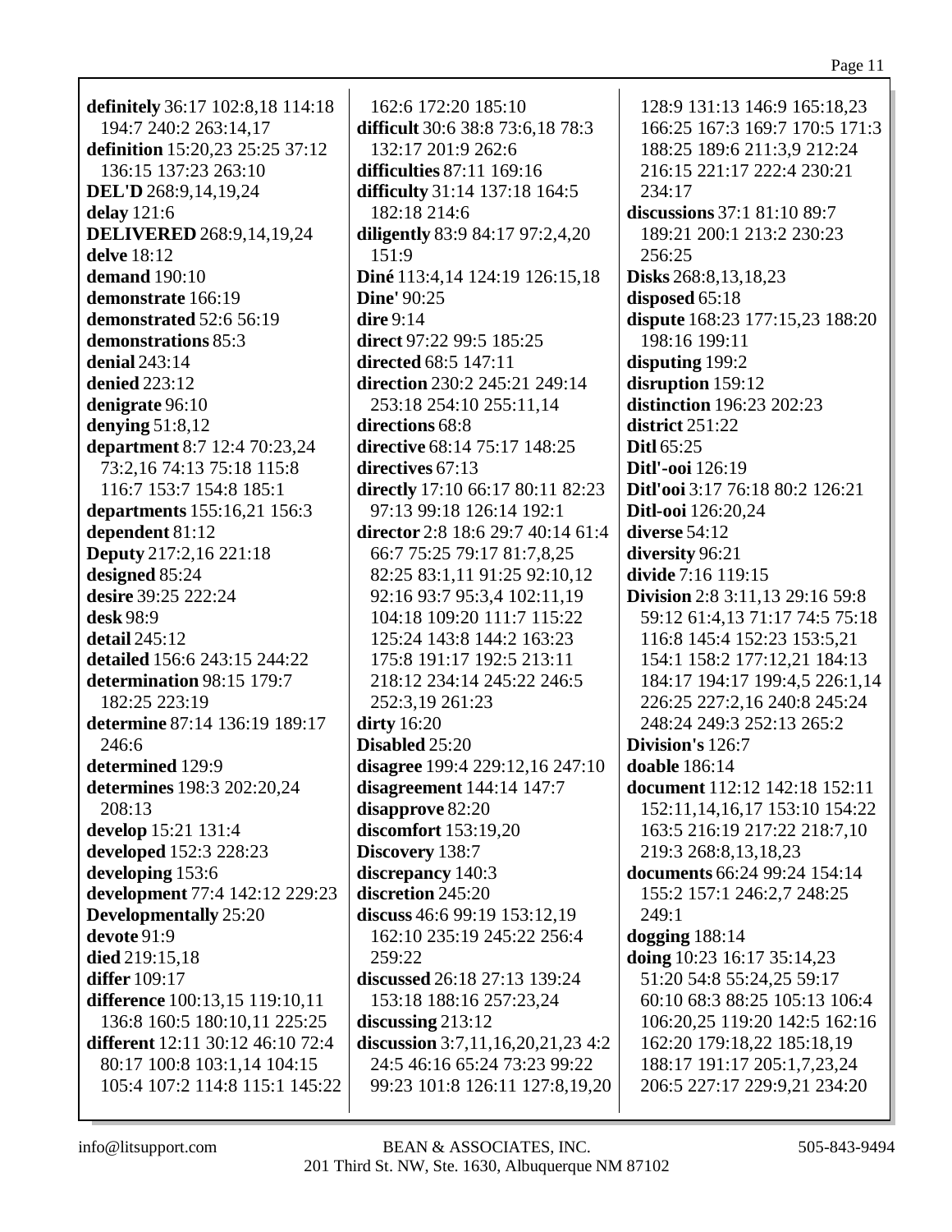**definitely** 36:17 102:8,18 114:18 194:7 240:2 263:14,17
**definition** 15:20,23 25:25 37:12 136:15 137:23 263:10
**DEL'D** 268:9,14,19,24
**delay** 121:6
**DELIVERED** 268:9,14,19,24
**delve** 18:12
**demand** 190:10
**demonstrate** 166:19
**demonstrated** 52:6 56:19
**demonstrations** 85:3
**denial** 243:14
**denied** 223:12
**denigrate** 96:10
**denying** 51:8,12
**department** 8:7 12:4 70:23,24 73:2,16 74:13 75:18 115:8 116:7 153:7 154:8 185:1
**departments** 155:16,21 156:3
**dependent** 81:12
**Deputy** 217:2,16 221:18
**designed** 85:24
**desire** 39:25 222:24
**desk** 98:9
**detail** 245:12
**detailed** 156:6 243:15 244:22
**determination** 98:15 179:7 182:25 223:19
**determine** 87:14 136:19 189:17 246:6
**determined** 129:9
**determines** 198:3 202:20,24 208:13
**develop** 15:21 131:4
**developed** 152:3 228:23
**developing** 153:6
**development** 77:4 142:12 229:23
**Developmentally** 25:20
**devote** 91:9
**died** 219:15,18
**differ** 109:17
**difference** 100:13,15 119:10,11 136:8 160:5 180:10,11 225:25
**different** 12:11 30:12 46:10 72:4 80:17 100:8 103:1,14 104:15 105:4 107:2 114:8 115:1 145:22 162:6 172:20 185:10
**difficult** 30:6 38:8 73:6,18 78:3 132:17 201:9 262:6
**difficulties** 87:11 169:16
**difficulty** 31:14 137:18 164:5 182:18 214:6
**diligently** 83:9 84:17 97:2,4,20 151:9
**Diné** 113:4,14 124:19 126:15,18
**Dine'** 90:25
**dire** 9:14
**direct** 97:22 99:5 185:25
**directed** 68:5 147:11
**direction** 230:2 245:21 249:14 253:18 254:10 255:11,14
**directions** 68:8
**directive** 68:14 75:17 148:25
**directives** 67:13
**directly** 17:10 66:17 80:11 82:23 97:13 99:18 126:14 192:1
**director** 2:8 18:6 29:7 40:14 61:4 66:7 75:25 79:17 81:7,8,25 82:25 83:1,11 91:25 92:10,12 92:16 93:7 95:3,4 102:11,19 104:18 109:20 111:7 115:22 125:24 143:8 144:2 163:23 175:8 191:17 192:5 213:11 218:12 234:14 245:22 246:5 252:3,19 261:23
**dirty** 16:20
**Disabled** 25:20
**disagree** 199:4 229:12,16 247:10
**disagreement** 144:14 147:7
**disapprove** 82:20
**discomfort** 153:19,20
**Discovery** 138:7
**discrepancy** 140:3
**discretion** 245:20
**discuss** 46:6 99:19 153:12,19 162:10 235:19 245:22 256:4 259:22
**discussed** 26:18 27:13 139:24 153:18 188:16 257:23,24
**discussing** 213:12
**discussion** 3:7,11,16,20,21,23 4:2 24:5 46:16 65:24 73:23 99:22 99:23 101:8 126:11 127:8,19,20 128:9 131:13 146:9 165:18,23 166:25 167:3 169:7 170:5 171:3 188:25 189:6 211:3,9 212:24 216:15 221:17 222:4 230:21 234:17
**discussions** 37:1 81:10 89:7 189:21 200:1 213:2 230:23 256:25
**Disks** 268:8,13,18,23
**disposed** 65:18
**dispute** 168:23 177:15,23 188:20 198:16 199:11
**disputing** 199:2
**disruption** 159:12
**distinction** 196:23 202:23
**district** 251:22
**Ditl** 65:25
**Ditl'-ooi** 126:19
**Ditl'ooi** 3:17 76:18 80:2 126:21
**Ditl-ooi** 126:20,24
**diverse** 54:12
**diversity** 96:21
**divide** 7:16 119:15
**Division** 2:8 3:11,13 29:16 59:8 59:12 61:4,13 71:17 74:5 75:18 116:8 145:4 152:23 153:5,21 154:1 158:2 177:12,21 184:13 184:17 194:17 199:4,5 226:1,14 226:25 227:2,16 240:8 245:24 248:24 249:3 252:13 265:2
**Division's** 126:7
**doable** 186:14
**document** 112:12 142:18 152:11 152:11,14,16,17 153:10 154:22 163:5 216:19 217:22 218:7,10 219:3 268:8,13,18,23
**documents** 66:24 99:24 154:14 155:2 157:1 246:2,7 248:25 249:1
**dogging** 188:14
**doing** 10:23 16:17 35:14,23 51:20 54:8 55:24,25 59:17 60:10 68:3 88:25 105:13 106:4 106:20,25 119:20 142:5 162:16 162:20 179:18,22 185:18,19 188:17 191:17 205:1,7,23,24 206:5 227:17 229:9,21 234:20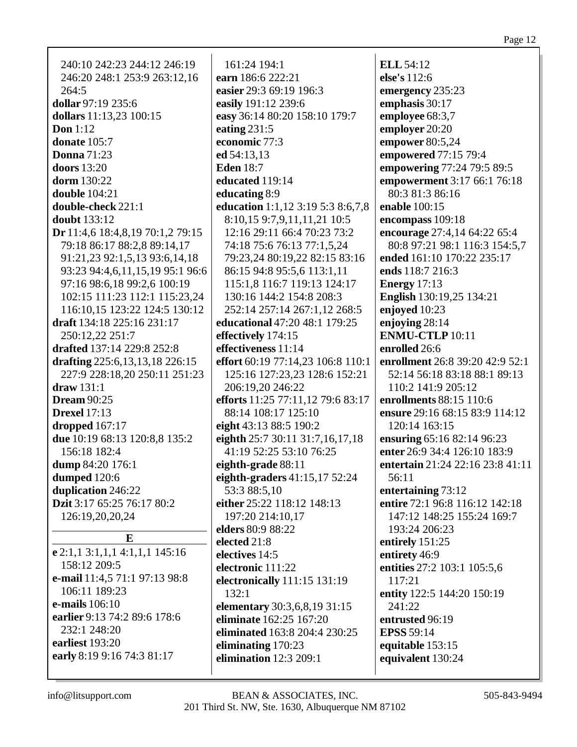240:10 242:23 244:12 246:19 246:20 248:1 253:9 263:12,16 264:5
**dollar** 97:19 235:6
**dollars** 11:13,23 100:15
**Don** 1:12
**donate** 105:7
**Donna** 71:23
**doors** 13:20
**dorm** 130:22
**double** 104:21
**double-check** 221:1
**doubt** 133:12
**Dr** 11:4,6 18:4,8,19 70:1,2 79:15 79:18 86:17 88:2,8 89:14,17 91:21,23 92:1,5,13 93:6,14,18 93:23 94:4,6,11,15,19 95:1 96:6 97:16 98:6,18 99:2,6 100:19 102:15 111:23 112:1 115:23,24 116:10,15 123:22 124:5 130:12
**draft** 134:18 225:16 231:17 250:12,22 251:7
**drafted** 137:14 229:8 252:8
**drafting** 225:6,13,13,18 226:15 227:9 228:18,20 250:11 251:23
**draw** 131:1
**Dream** 90:25
**Drexel** 17:13
**dropped** 167:17
**due** 10:19 68:13 120:8,8 135:2 156:18 182:4
**dump** 84:20 176:1
**dumped** 120:6
**duplication** 246:22
**Dzit** 3:17 65:25 76:17 80:2 126:19,20,20,24

## E

**e** 2:1,1 3:1,1,1 4:1,1,1 145:16 158:12 209:5
**e-mail** 11:4,5 71:1 97:13 98:8 106:11 189:23
**e-mails** 106:10
**earlier** 9:13 74:2 89:6 178:6 232:1 248:20
**earliest** 193:20
**early** 8:19 9:16 74:3 81:17
161:24 194:1
**earn** 186:6 222:21
**easier** 29:3 69:19 196:3
**easily** 191:12 239:6
**easy** 36:14 80:20 158:10 179:7
**eating** 231:5
**economic** 77:3
**ed** 54:13,13
**Eden** 18:7
**educated** 119:14
**educating** 8:9
**education** 1:1,12 3:19 5:3 8:6,7,8 8:10,15 9:7,9,11,11,21 10:5 12:16 29:11 66:4 70:23 73:2 74:18 75:6 76:13 77:1,5,24 79:23,24 80:19,22 82:15 83:16 86:15 94:8 95:5,6 113:1,11 115:1,8 116:7 119:13 124:17 130:16 144:2 154:8 208:3 252:14 257:14 267:1,12 268:5
**educational** 47:20 48:1 179:25
**effectively** 174:15
**effectiveness** 11:14
**effort** 60:19 77:14,23 106:8 110:1 125:16 127:23,23 128:6 152:21 206:19,20 246:22
**efforts** 11:25 77:11,12 79:6 83:17 88:14 108:17 125:10
**eight** 43:13 88:5 190:2
**eighth** 25:7 30:11 31:7,16,17,18 41:19 52:25 53:10 76:25
**eighth-grade** 88:11
**eighth-graders** 41:15,17 52:24 53:3 88:5,10
**either** 25:22 118:12 148:13 197:20 214:10,17
**elders** 80:9 88:22
**elected** 21:8
**electives** 14:5
**electronic** 111:22
**electronically** 111:15 131:19 132:1
**elementary** 30:3,6,8,19 31:15
**eliminate** 162:25 167:20
**eliminated** 163:8 204:4 230:25
**eliminating** 170:23
**elimination** 12:3 209:1
**ELL** 54:12
**else's** 112:6
**emergency** 235:23
**emphasis** 30:17
**employee** 68:3,7
**employer** 20:20
**empower** 80:5,24
**empowered** 77:15 79:4
**empowering** 77:24 79:5 89:5
**empowerment** 3:17 66:1 76:18 80:3 81:3 86:16
**enable** 100:15
**encompass** 109:18
**encourage** 27:4,14 64:22 65:4 80:8 97:21 98:1 116:3 154:5,7
**ended** 161:10 170:22 235:17
**ends** 118:7 216:3
**Energy** 17:13
**English** 130:19,25 134:21
**enjoyed** 10:23
**enjoying** 28:14
**ENMU-CTLP** 10:11
**enrolled** 26:6
**enrollment** 26:8 39:20 42:9 52:1 52:14 56:18 83:18 88:1 89:13 110:2 141:9 205:12
**enrollments** 88:15 110:6
**ensure** 29:16 68:15 83:9 114:12 120:14 163:15
**ensuring** 65:16 82:14 96:23
**enter** 26:9 34:4 126:10 183:9
**entertain** 21:24 22:16 23:8 41:11 56:11
**entertaining** 73:12
**entire** 72:1 96:8 116:12 142:18 147:12 148:25 155:24 169:7 193:24 206:23
**entirely** 151:25
**entirety** 46:9
**entities** 27:2 103:1 105:5,6 117:21
**entity** 122:5 144:20 150:19 241:22
**entrusted** 96:19
**EPSS** 59:14
**equitable** 153:15
**equivalent** 130:24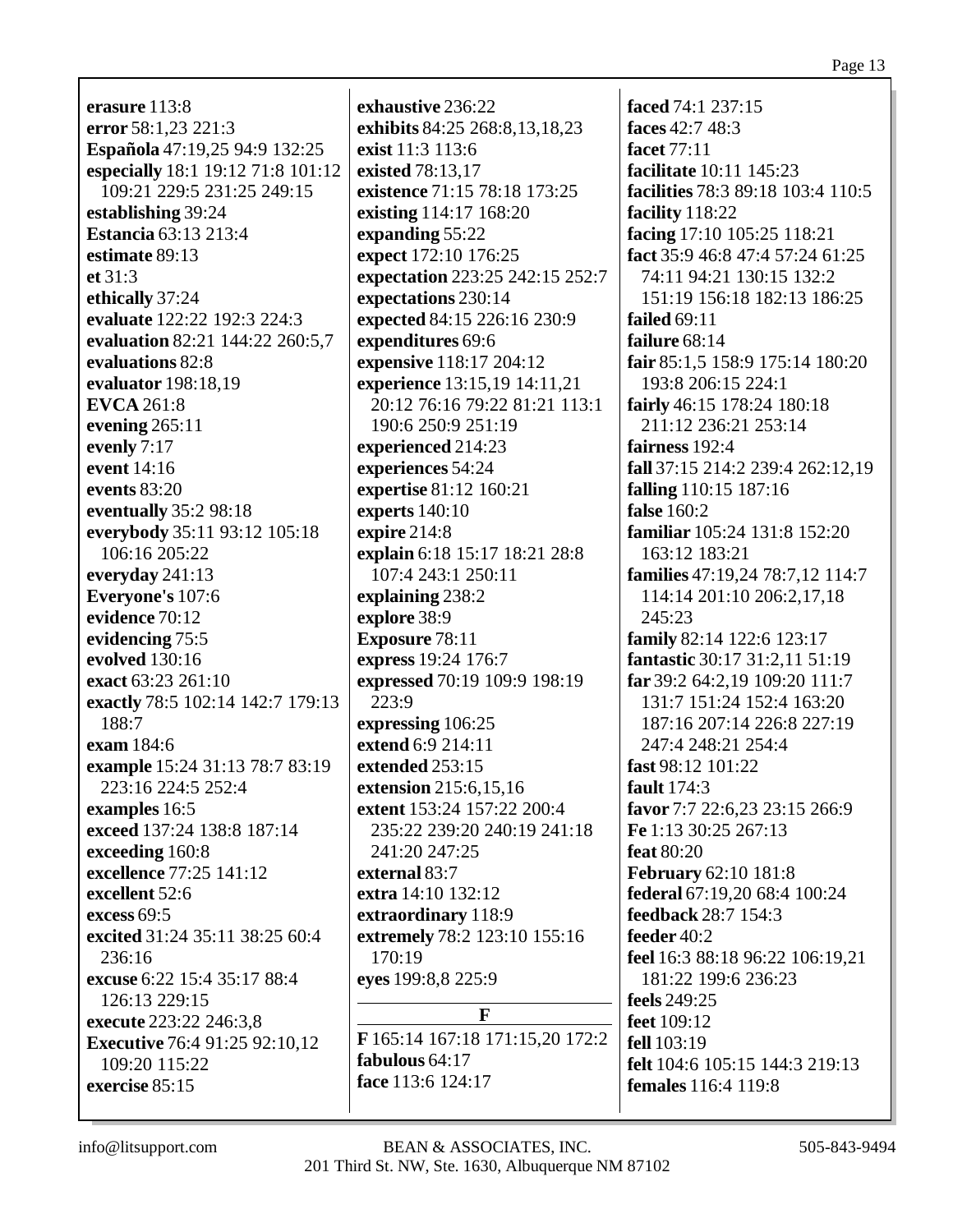**erasure** 113:8
**error** 58:1,23 221:3
**Española** 47:19,25 94:9 132:25
**especially** 18:1 19:12 71:8 101:12 109:21 229:5 231:25 249:15
**establishing** 39:24
**Estancia** 63:13 213:4
**estimate** 89:13
**et** 31:3
**ethically** 37:24
**evaluate** 122:22 192:3 224:3
**evaluation** 82:21 144:22 260:5,7
**evaluations** 82:8
**evaluator** 198:18,19
**EVCA** 261:8
**evening** 265:11
**evenly** 7:17
**event** 14:16
**events** 83:20
**eventually** 35:2 98:18
**everybody** 35:11 93:12 105:18 106:16 205:22
**everyday** 241:13
**Everyone's** 107:6
**evidence** 70:12
**evidencing** 75:5
**evolved** 130:16
**exact** 63:23 261:10
**exactly** 78:5 102:14 142:7 179:13 188:7
**exam** 184:6
**example** 15:24 31:13 78:7 83:19 223:16 224:5 252:4
**examples** 16:5
**exceed** 137:24 138:8 187:14
**exceeding** 160:8
**excellence** 77:25 141:12
**excellent** 52:6
**excess** 69:5
**excited** 31:24 35:11 38:25 60:4 236:16
**excuse** 6:22 15:4 35:17 88:4 126:13 229:15
**execute** 223:22 246:3,8
**Executive** 76:4 91:25 92:10,12 109:20 115:22
**exercise** 85:15
**exhaustive** 236:22
**exhibits** 84:25 268:8,13,18,23
**exist** 11:3 113:6
**existed** 78:13,17
**existence** 71:15 78:18 173:25
**existing** 114:17 168:20
**expanding** 55:22
**expect** 172:10 176:25
**expectation** 223:25 242:15 252:7
**expectations** 230:14
**expected** 84:15 226:16 230:9
**expenditures** 69:6
**expensive** 118:17 204:12
**experience** 13:15,19 14:11,21 20:12 76:16 79:22 81:21 113:1 190:6 250:9 251:19
**experienced** 214:23
**experiences** 54:24
**expertise** 81:12 160:21
**experts** 140:10
**expire** 214:8
**explain** 6:18 15:17 18:21 28:8 107:4 243:1 250:11
**explaining** 238:2
**explore** 38:9
**Exposure** 78:11
**express** 19:24 176:7
**expressed** 70:19 109:9 198:19 223:9
**expressing** 106:25
**extend** 6:9 214:11
**extended** 253:15
**extension** 215:6,15,16
**extent** 153:24 157:22 200:4 235:22 239:20 240:19 241:18 241:20 247:25
**external** 83:7
**extra** 14:10 132:12
**extraordinary** 118:9
**extremely** 78:2 123:10 155:16 170:19
**eyes** 199:8,8 225:9

## F

**F** 165:14 167:18 171:15,20 172:2
**fabulous** 64:17
**face** 113:6 124:17
**faced** 74:1 237:15
**faces** 42:7 48:3
**facet** 77:11
**facilitate** 10:11 145:23
**facilities** 78:3 89:18 103:4 110:5
**facility** 118:22
**facing** 17:10 105:25 118:21
**fact** 35:9 46:8 47:4 57:24 61:25 74:11 94:21 130:15 132:2 151:19 156:18 182:13 186:25
**failed** 69:11
**failure** 68:14
**fair** 85:1,5 158:9 175:14 180:20 193:8 206:15 224:1
**fairly** 46:15 178:24 180:18 211:12 236:21 253:14
**fairness** 192:4
**fall** 37:15 214:2 239:4 262:12,19
**falling** 110:15 187:16
**false** 160:2
**familiar** 105:24 131:8 152:20 163:12 183:21
**families** 47:19,24 78:7,12 114:7 114:14 201:10 206:2,17,18 245:23
**family** 82:14 122:6 123:17
**fantastic** 30:17 31:2,11 51:19
**far** 39:2 64:2,19 109:20 111:7 131:7 151:24 152:4 163:20 187:16 207:14 226:8 227:19 247:4 248:21 254:4
**fast** 98:12 101:22
**fault** 174:3
**favor** 7:7 22:6,23 23:15 266:9
**Fe** 1:13 30:25 267:13
**feat** 80:20
**February** 62:10 181:8
**federal** 67:19,20 68:4 100:24
**feedback** 28:7 154:3
**feeder** 40:2
**feel** 16:3 88:18 96:22 106:19,21 181:22 199:6 236:23
**feels** 249:25
**feet** 109:12
**fell** 103:19
**felt** 104:6 105:15 144:3 219:13
**females** 116:4 119:8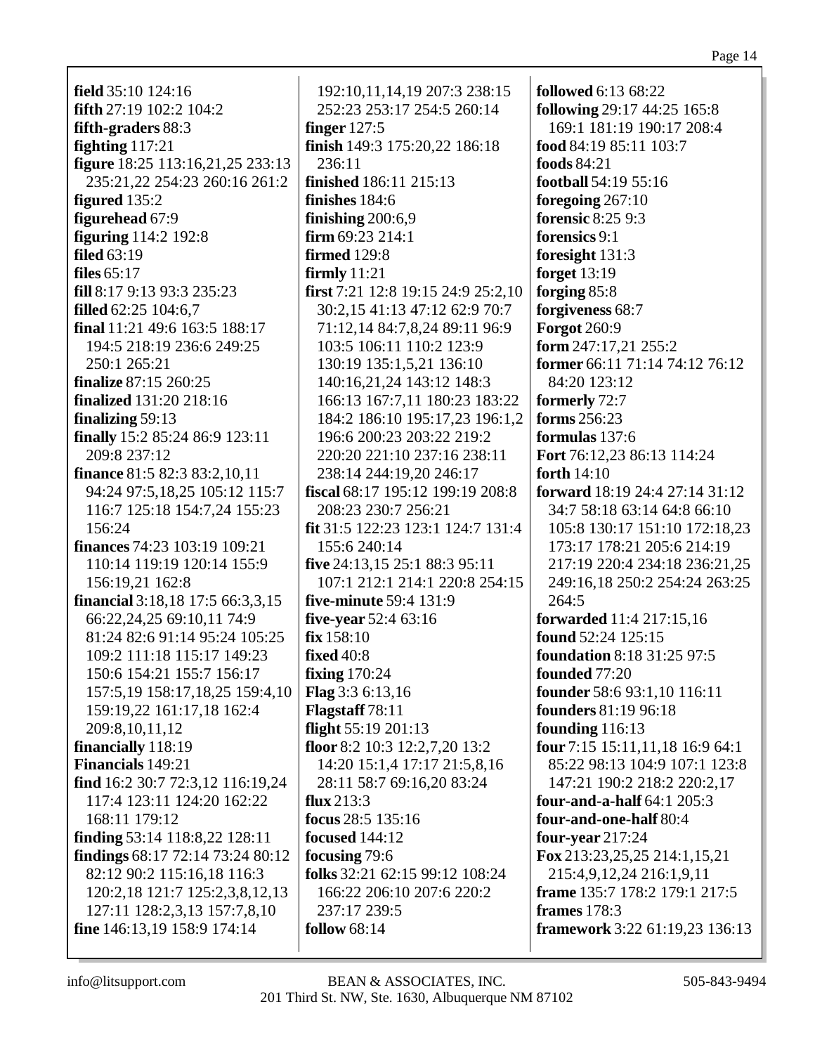**field** 35:10 124:16
**fifth** 27:19 102:2 104:2
**fifth-graders** 88:3
**fighting** 117:21
**figure** 18:25 113:16,21,25 233:13 235:21,22 254:23 260:16 261:2
**figured** 135:2
**figurehead** 67:9
**figuring** 114:2 192:8
**filed** 63:19
**files** 65:17
**fill** 8:17 9:13 93:3 235:23
**filled** 62:25 104:6,7
**final** 11:21 49:6 163:5 188:17 194:5 218:19 236:6 249:25 250:1 265:21
**finalize** 87:15 260:25
**finalized** 131:20 218:16
**finalizing** 59:13
**finally** 15:2 85:24 86:9 123:11 209:8 237:12
**finance** 81:5 82:3 83:2,10,11 94:24 97:5,18,25 105:12 115:7 116:7 125:18 154:7,24 155:23 156:24
**finances** 74:23 103:19 109:21 110:14 119:19 120:14 155:9 156:19,21 162:8
**financial** 3:18,18 17:5 66:3,3,15 66:22,24,25 69:10,11 74:9 81:24 82:6 91:14 95:24 105:25 109:2 111:18 115:17 149:23 150:6 154:21 155:7 156:17 157:5,19 158:17,18,25 159:4,10 159:19,22 161:17,18 162:4 209:8,10,11,12
**financially** 118:19
**Financials** 149:21
**find** 16:2 30:7 72:3,12 116:19,24 117:4 123:11 124:20 162:22 168:11 179:12
**finding** 53:14 118:8,22 128:11
**findings** 68:17 72:14 73:24 80:12 82:12 90:2 115:16,18 116:3 120:2,18 121:7 125:2,3,8,12,13 127:11 128:2,3,13 157:7,8,10
**fine** 146:13,19 158:9 174:14
192:10,11,14,19 207:3 238:15 252:23 253:17 254:5 260:14
**finger** 127:5
**finish** 149:3 175:20,22 186:18 236:11
**finished** 186:11 215:13
**finishes** 184:6
**finishing** 200:6,9
**firm** 69:23 214:1
**firmed** 129:8
**firmly** 11:21
**first** 7:21 12:8 19:15 24:9 25:2,10 30:2,15 41:13 47:12 62:9 70:7 71:12,14 84:7,8,24 89:11 96:9 103:5 106:11 110:2 123:9 130:19 135:1,5,21 136:10 140:16,21,24 143:12 148:3 166:13 167:7,11 180:23 183:22 184:2 186:10 195:17,23 196:1,2 196:6 200:23 203:22 219:2 220:20 221:10 237:16 238:11 238:14 244:19,20 246:17
**fiscal** 68:17 195:12 199:19 208:8 208:23 230:7 256:21
**fit** 31:5 122:23 123:1 124:7 131:4 155:6 240:14
**five** 24:13,15 25:1 88:3 95:11 107:1 212:1 214:1 220:8 254:15
**five-minute** 59:4 131:9
**five-year** 52:4 63:16
**fix** 158:10
**fixed** 40:8
**fixing** 170:24
**Flag** 3:3 6:13,16
**Flagstaff** 78:11
**flight** 55:19 201:13
**floor** 8:2 10:3 12:2,7,20 13:2 14:20 15:1,4 17:17 21:5,8,16 28:11 58:7 69:16,20 83:24
**flux** 213:3
**focus** 28:5 135:16
**focused** 144:12
**focusing** 79:6
**folks** 32:21 62:15 99:12 108:24 166:22 206:10 207:6 220:2 237:17 239:5
**follow** 68:14
**followed** 6:13 68:22
**following** 29:17 44:25 165:8 169:1 181:19 190:17 208:4
**food** 84:19 85:11 103:7
**foods** 84:21
**football** 54:19 55:16
**foregoing** 267:10
**forensic** 8:25 9:3
**forensics** 9:1
**foresight** 131:3
**forget** 13:19
**forging** 85:8
**forgiveness** 68:7
**Forgot** 260:9
**form** 247:17,21 255:2
**former** 66:11 71:14 74:12 76:12 84:20 123:12
**formerly** 72:7
**forms** 256:23
**formulas** 137:6
**Fort** 76:12,23 86:13 114:24
**forth** 14:10
**forward** 18:19 24:4 27:14 31:12 34:7 58:18 63:14 64:8 66:10 105:8 130:17 151:10 172:18,23 173:17 178:21 205:6 214:19 217:19 220:4 234:18 236:21,25 249:16,18 250:2 254:24 263:25 264:5
**forwarded** 11:4 217:15,16
**found** 52:24 125:15
**foundation** 8:18 31:25 97:5
**founded** 77:20
**founder** 58:6 93:1,10 116:11
**founders** 81:19 96:18
**founding** 116:13
**four** 7:15 15:11,11,18 16:9 64:1 85:22 98:13 104:9 107:1 123:8 147:21 190:2 218:2 220:2,17
**four-and-a-half** 64:1 205:3
**four-and-one-half** 80:4
**four-year** 217:24
**Fox** 213:23,25,25 214:1,15,21 215:4,9,12,24 216:1,9,11
**frame** 135:7 178:2 179:1 217:5
**frames** 178:3
**framework** 3:22 61:19,23 136:13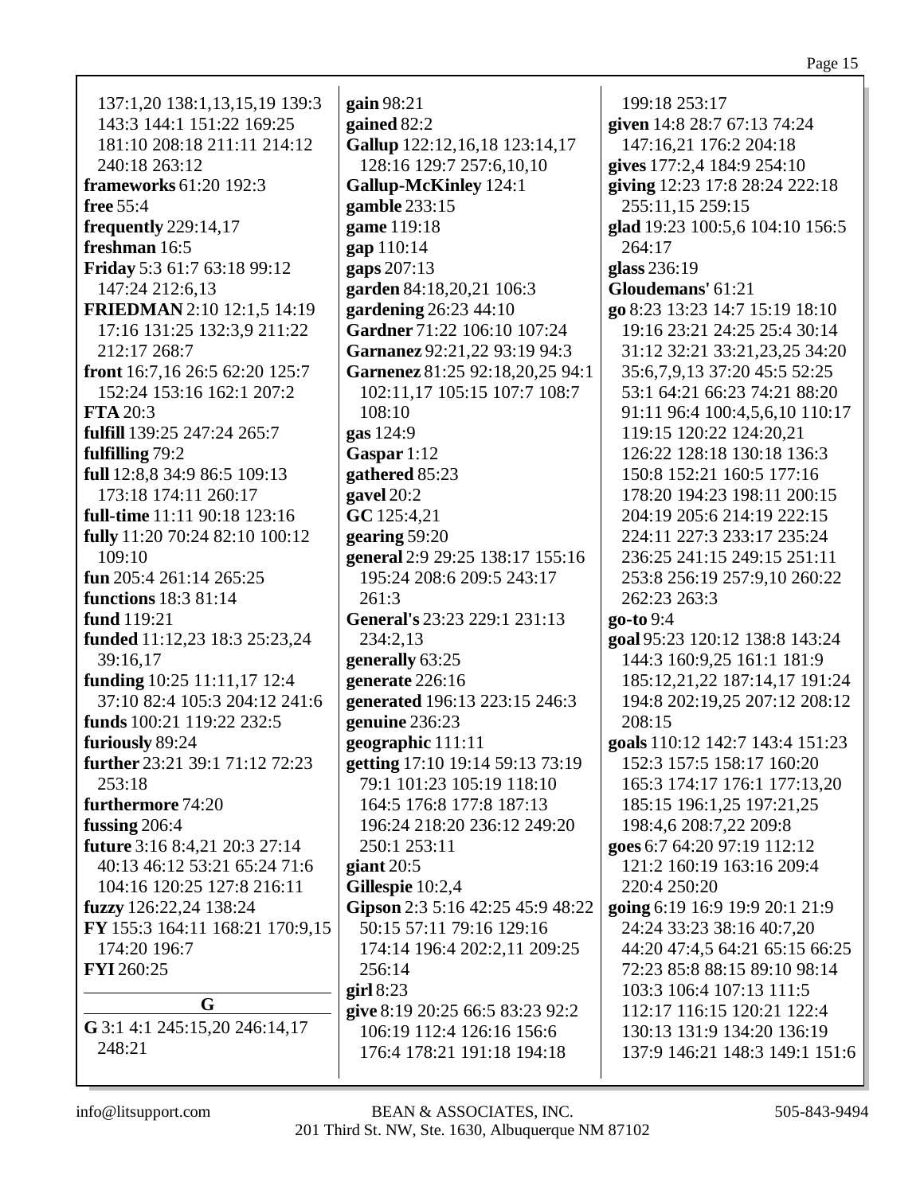137:1,20 138:1,13,15,19 139:3 143:3 144:1 151:22 169:25 181:10 208:18 211:11 214:12 240:18 263:12
**frameworks** 61:20 192:3
**free** 55:4
**frequently** 229:14,17
**freshman** 16:5
**Friday** 5:3 61:7 63:18 99:12 147:24 212:6,13
**FRIEDMAN** 2:10 12:1,5 14:19 17:16 131:25 132:3,9 211:22 212:17 268:7
**front** 16:7,16 26:5 62:20 125:7 152:24 153:16 162:1 207:2
**FTA** 20:3
**fulfill** 139:25 247:24 265:7
**fulfilling** 79:2
**full** 12:8,8 34:9 86:5 109:13 173:18 174:11 260:17
**full-time** 11:11 90:18 123:16
**fully** 11:20 70:24 82:10 100:12 109:10
**fun** 205:4 261:14 265:25
**functions** 18:3 81:14
**fund** 119:21
**funded** 11:12,23 18:3 25:23,24 39:16,17
**funding** 10:25 11:11,17 12:4 37:10 82:4 105:3 204:12 241:6
**funds** 100:21 119:22 232:5
**furiously** 89:24
**further** 23:21 39:1 71:12 72:23 253:18
**furthermore** 74:20
**fussing** 206:4
**future** 3:16 8:4,21 20:3 27:14 40:13 46:12 53:21 65:24 71:6 104:16 120:25 127:8 216:11
**fuzzy** 126:22,24 138:24
**FY** 155:3 164:11 168:21 170:9,15 174:20 196:7
**FYI** 260:25

## G

**G** 3:1 4:1 245:15,20 246:14,17 248:21
**gain** 98:21
**gained** 82:2
**Gallup** 122:12,16,18 123:14,17 128:16 129:7 257:6,10,10
**Gallup-McKinley** 124:1
**gamble** 233:15
**game** 119:18
**gap** 110:14
**gaps** 207:13
**garden** 84:18,20,21 106:3
**gardening** 26:23 44:10
**Gardner** 71:22 106:10 107:24
**Garnanez** 92:21,22 93:19 94:3
**Garnenez** 81:25 92:18,20,25 94:1 102:11,17 105:15 107:7 108:7 108:10
**gas** 124:9
**Gaspar** 1:12
**gathered** 85:23
**gavel** 20:2
**GC** 125:4,21
**gearing** 59:20
**general** 2:9 29:25 138:17 155:16 195:24 208:6 209:5 243:17 261:3
**General's** 23:23 229:1 231:13 234:2,13
**generally** 63:25
**generate** 226:16
**generated** 196:13 223:15 246:3
**genuine** 236:23
**geographic** 111:11
**getting** 17:10 19:14 59:13 73:19 79:1 101:23 105:19 118:10 164:5 176:8 177:8 187:13 196:24 218:20 236:12 249:20 250:1 253:11
**giant** 20:5
**Gillespie** 10:2,4
**Gipson** 2:3 5:16 42:25 45:9 48:22 50:15 57:11 79:16 129:16 174:14 196:4 202:2,11 209:25 256:14
**girl** 8:23
**give** 8:19 20:25 66:5 83:23 92:2 106:19 112:4 126:16 156:6 176:4 178:21 191:18 194:18 199:18 253:17
**given** 14:8 28:7 67:13 74:24 147:16,21 176:2 204:18
**gives** 177:2,4 184:9 254:10
**giving** 12:23 17:8 28:24 222:18 255:11,15 259:15
**glad** 19:23 100:5,6 104:10 156:5 264:17
**glass** 236:19
**Gloudemans'** 61:21
**go** 8:23 13:23 14:7 15:19 18:10 19:16 23:21 24:25 25:4 30:14 31:12 32:21 33:21,23,25 34:20 35:6,7,9,13 37:20 45:5 52:25 53:1 64:21 66:23 74:21 88:20 91:11 96:4 100:4,5,6,10 110:17 119:15 120:22 124:20,21 126:22 128:18 130:18 136:3 150:8 152:21 160:5 177:16 178:20 194:23 198:11 200:15 204:19 205:6 214:19 222:15 224:11 227:3 233:17 235:24 236:25 241:15 249:15 251:11 253:8 256:19 257:9,10 260:22 262:23 263:3
**go-to** 9:4
**goal** 95:23 120:12 138:8 143:24 144:3 160:9,25 161:1 181:9 185:12,21,22 187:14,17 191:24 194:8 202:19,25 207:12 208:12 208:15
**goals** 110:12 142:7 143:4 151:23 152:3 157:5 158:17 160:20 165:3 174:17 176:1 177:13,20 185:15 196:1,25 197:21,25 198:4,6 208:7,22 209:8
**goes** 6:7 64:20 97:19 112:12 121:2 160:19 163:16 209:4 220:4 250:20
**going** 6:19 16:9 19:9 20:1 21:9 24:24 33:23 38:16 40:7,20 44:20 47:4,5 64:21 65:15 66:25 72:23 85:8 88:15 89:10 98:14 103:3 106:4 107:13 111:5 112:17 116:15 120:21 122:4 130:13 131:9 134:20 136:19 137:9 146:21 148:3 149:1 151:6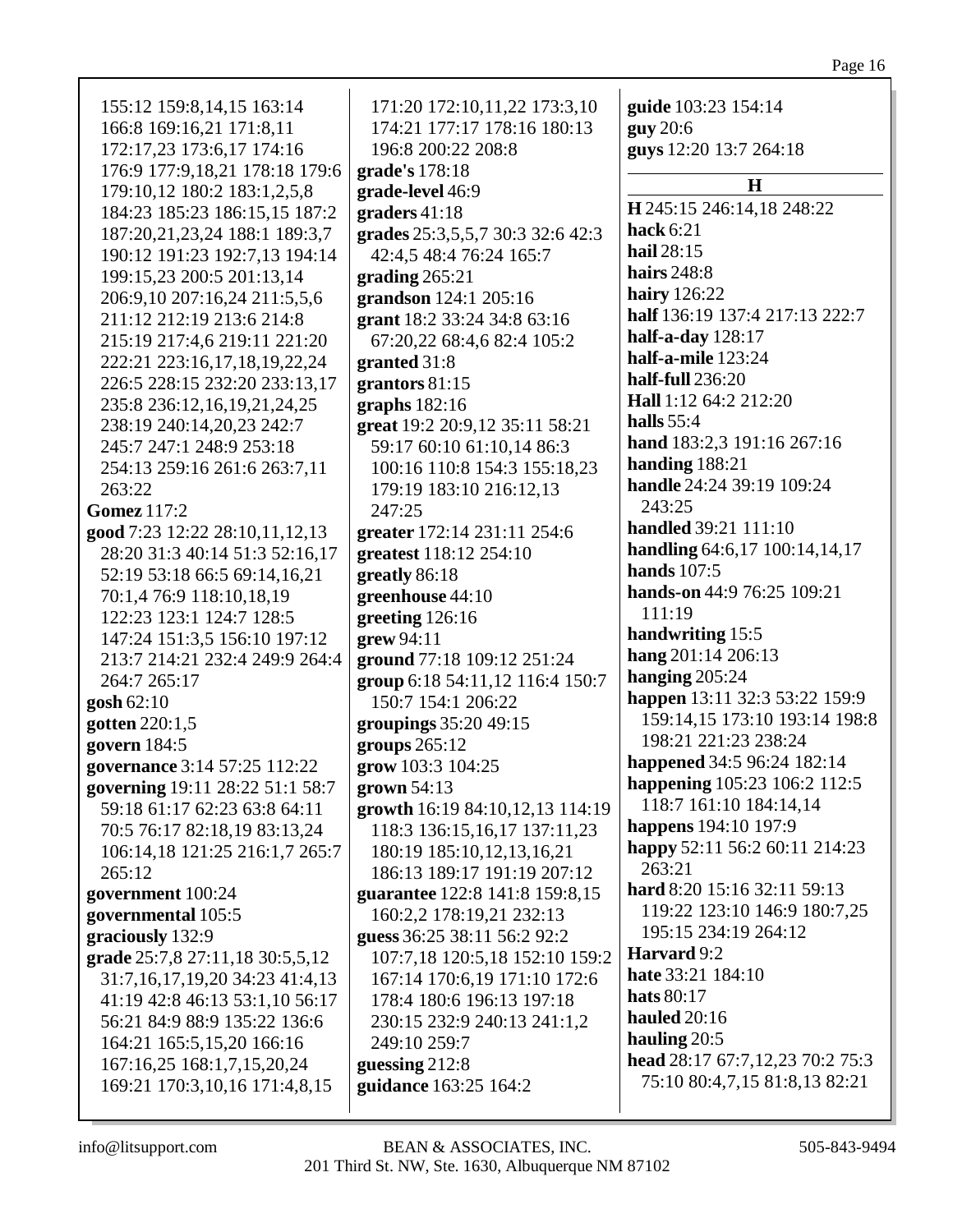155:12 159:8,14,15 163:14 166:8 169:16,21 171:8,11 172:17,23 173:6,17 174:16 176:9 177:9,18,21 178:18 179:6 179:10,12 180:2 183:1,2,5,8 184:23 185:23 186:15,15 187:2 187:20,21,23,24 188:1 189:3,7 190:12 191:23 192:7,13 194:14 199:15,23 200:5 201:13,14 206:9,10 207:16,24 211:5,5,6 211:12 212:19 213:6 214:8 215:19 217:4,6 219:11 221:20 222:21 223:16,17,18,19,22,24 226:5 228:15 232:20 233:13,17 235:8 236:12,16,19,21,24,25 238:19 240:14,20,23 242:7 245:7 247:1 248:9 253:18 254:13 259:16 261:6 263:7,11 263:22

**Gomez** 117:2

**good** 7:23 12:22 28:10,11,12,13 28:20 31:3 40:14 51:3 52:16,17 52:19 53:18 66:5 69:14,16,21 70:1,4 76:9 118:10,18,19 122:23 123:1 124:7 128:5 147:24 151:3,5 156:10 197:12 213:7 214:21 232:4 249:9 264:4 264:7 265:17

**gosh** 62:10

**gotten** 220:1,5

**govern** 184:5

**governance** 3:14 57:25 112:22

**governing** 19:11 28:22 51:1 58:7 59:18 61:17 62:23 63:8 64:11 70:5 76:17 82:18,19 83:13,24 106:14,18 121:25 216:1,7 265:7 265:12

**government** 100:24

**governmental** 105:5

**graciously** 132:9

**grade** 25:7,8 27:11,18 30:5,5,12 31:7,16,17,19,20 34:23 41:4,13 41:19 42:8 46:13 53:1,10 56:17 56:21 84:9 88:9 135:22 136:6 164:21 165:5,15,20 166:16 167:16,25 168:1,7,15,20,24 169:21 170:3,10,16 171:4,8,15 171:20 172:10,11,22 173:3,10 174:21 177:17 178:16 180:13 196:8 200:22 208:8

**grade's** 178:18

**grade-level** 46:9

**graders** 41:18

**grades** 25:3,5,5,7 30:3 32:6 42:3 42:4,5 48:4 76:24 165:7

**grading** 265:21

**grandson** 124:1 205:16

**grant** 18:2 33:24 34:8 63:16 67:20,22 68:4,6 82:4 105:2

**granted** 31:8

**grantors** 81:15

**graphs** 182:16

**great** 19:2 20:9,12 35:11 58:21 59:17 60:10 61:10,14 86:3 100:16 110:8 154:3 155:18,23 179:19 183:10 216:12,13 247:25

**greater** 172:14 231:11 254:6

**greatest** 118:12 254:10

**greatly** 86:18

**greenhouse** 44:10

**greeting** 126:16

**grew** 94:11

**ground** 77:18 109:12 251:24

**group** 6:18 54:11,12 116:4 150:7 150:7 154:1 206:22

**groupings** 35:20 49:15

**groups** 265:12

**grow** 103:3 104:25

**grown** 54:13

**growth** 16:19 84:10,12,13 114:19 118:3 136:15,16,17 137:11,23 180:19 185:10,12,13,16,21 186:13 189:17 191:19 207:12

**guarantee** 122:8 141:8 159:8,15 160:2,2 178:19,21 232:13

**guess** 36:25 38:11 56:2 92:2 107:7,18 120:5,18 152:10 159:2 167:14 170:6,19 171:10 172:6 178:4 180:6 196:13 197:18 230:15 232:9 240:13 241:1,2 249:10 259:7

**guessing** 212:8

**guidance** 163:25 164:2

**guide** 103:23 154:14

**guy** 20:6

**guys** 12:20 13:7 264:18

## H

**H** 245:15 246:14,18 248:22

**hack** 6:21

**hail** 28:15

**hairs** 248:8

**hairy** 126:22

**half** 136:19 137:4 217:13 222:7

**half-a-day** 128:17

**half-a-mile** 123:24

**half-full** 236:20

**Hall** 1:12 64:2 212:20

**halls** 55:4

**hand** 183:2,3 191:16 267:16

**handing** 188:21

**handle** 24:24 39:19 109:24 243:25

**handled** 39:21 111:10

**handling** 64:6,17 100:14,14,17

**hands** 107:5

**hands-on** 44:9 76:25 109:21 111:19

**handwriting** 15:5

**hang** 201:14 206:13

**hanging** 205:24

**happen** 13:11 32:3 53:22 159:9 159:14,15 173:10 193:14 198:8 198:21 221:23 238:24

**happened** 34:5 96:24 182:14

**happening** 105:23 106:2 112:5 118:7 161:10 184:14,14

**happens** 194:10 197:9

**happy** 52:11 56:2 60:11 214:23 263:21

**hard** 8:20 15:16 32:11 59:13 119:22 123:10 146:9 180:7,25 195:15 234:19 264:12

**Harvard** 9:2

**hate** 33:21 184:10

**hats** 80:17

**hauled** 20:16

**hauling** 20:5

**head** 28:17 67:7,12,23 70:2 75:3 75:10 80:4,7,15 81:8,13 82:21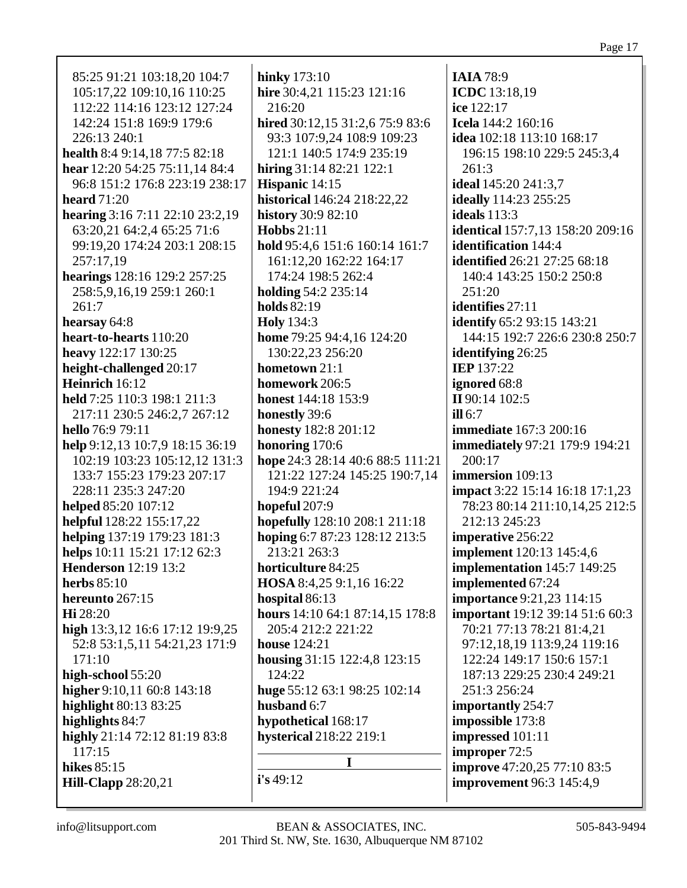85:25 91:21 103:18,20 104:7 105:17,22 109:10,16 110:25 112:22 114:16 123:12 127:24 142:24 151:8 169:9 179:6 226:13 240:1
**health** 8:4 9:14,18 77:5 82:18
**hear** 12:20 54:25 75:11,14 84:4 96:8 151:2 176:8 223:19 238:17
**heard** 71:20
**hearing** 3:16 7:11 22:10 23:2,19 63:20,21 64:2,4 65:25 71:6 99:19,20 174:24 203:1 208:15 257:17,19
**hearings** 128:16 129:2 257:25 258:5,9,16,19 259:1 260:1 261:7
**hearsay** 64:8
**heart-to-hearts** 110:20
**heavy** 122:17 130:25
**height-challenged** 20:17
**Heinrich** 16:12
**held** 7:25 110:3 198:1 211:3 217:11 230:5 246:2,7 267:12
**hello** 76:9 79:11
**help** 9:12,13 10:7,9 18:15 36:19 102:19 103:23 105:12,12 131:3 133:7 155:23 179:23 207:17 228:11 235:3 247:20
**helped** 85:20 107:12
**helpful** 128:22 155:17,22
**helping** 137:19 179:23 181:3
**helps** 10:11 15:21 17:12 62:3
**Henderson** 12:19 13:2
**herbs** 85:10
**hereunto** 267:15
**Hi** 28:20
**high** 13:3,12 16:6 17:12 19:9,25 52:8 53:1,5,11 54:21,23 171:9 171:10
**high-school** 55:20
**higher** 9:10,11 60:8 143:18
**highlight** 80:13 83:25
**highlights** 84:7
**highly** 21:14 72:12 81:19 83:8 117:15
**hikes** 85:15
**Hill-Clapp** 28:20,21
**hinky** 173:10
**hire** 30:4,21 115:23 121:16 216:20
**hired** 30:12,15 31:2,6 75:9 83:6 93:3 107:9,24 108:9 109:23 121:1 140:5 174:9 235:19
**hiring** 31:14 82:21 122:1
**Hispanic** 14:15
**historical** 146:24 218:22,22
**history** 30:9 82:10
**Hobbs** 21:11
**hold** 95:4,6 151:6 160:14 161:7 161:12,20 162:22 164:17 174:24 198:5 262:4
**holding** 54:2 235:14
**holds** 82:19
**Holy** 134:3
**home** 79:25 94:4,16 124:20 130:22,23 256:20
**hometown** 21:1
**homework** 206:5
**honest** 144:18 153:9
**honestly** 39:6
**honesty** 182:8 201:12
**honoring** 170:6
**hope** 24:3 28:14 40:6 88:5 111:21 121:22 127:24 145:25 190:7,14 194:9 221:24
**hopeful** 207:9
**hopefully** 128:10 208:1 211:18
**hoping** 6:7 87:23 128:12 213:5 213:21 263:3
**horticulture** 84:25
**HOSA** 8:4,25 9:1,16 16:22
**hospital** 86:13
**hours** 14:10 64:1 87:14,15 178:8 205:4 212:2 221:22
**house** 124:21
**housing** 31:15 122:4,8 123:15 124:22
**huge** 55:12 63:1 98:25 102:14
**husband** 6:7
**hypothetical** 168:17
**hysterical** 218:22 219:1

**I**

**i's** 49:12
**IAIA** 78:9
**ICDC** 13:18,19
**ice** 122:17
**Icela** 144:2 160:16
**idea** 102:18 113:10 168:17 196:15 198:10 229:5 245:3,4 261:3
**ideal** 145:20 241:3,7
**ideally** 114:23 255:25
**ideals** 113:3
**identical** 157:7,13 158:20 209:16
**identification** 144:4
**identified** 26:21 27:25 68:18 140:4 143:25 150:2 250:8 251:20
**identifies** 27:11
**identify** 65:2 93:15 143:21 144:15 192:7 226:6 230:8 250:7
**identifying** 26:25
**IEP** 137:22
**ignored** 68:8
**II** 90:14 102:5
**ill** 6:7
**immediate** 167:3 200:16
**immediately** 97:21 179:9 194:21 200:17
**immersion** 109:13
**impact** 3:22 15:14 16:18 17:1,23 78:23 80:14 211:10,14,25 212:5 212:13 245:23
**imperative** 256:22
**implement** 120:13 145:4,6
**implementation** 145:7 149:25
**implemented** 67:24
**importance** 9:21,23 114:15
**important** 19:12 39:14 51:6 60:3 70:21 77:13 78:21 81:4,21 97:12,18,19 113:9,24 119:16 122:24 149:17 150:6 157:1 187:13 229:25 230:4 249:21 251:3 256:24
**importantly** 254:7
**impossible** 173:8
**impressed** 101:11
**improper** 72:5
**improve** 47:20,25 77:10 83:5
**improvement** 96:3 145:4,9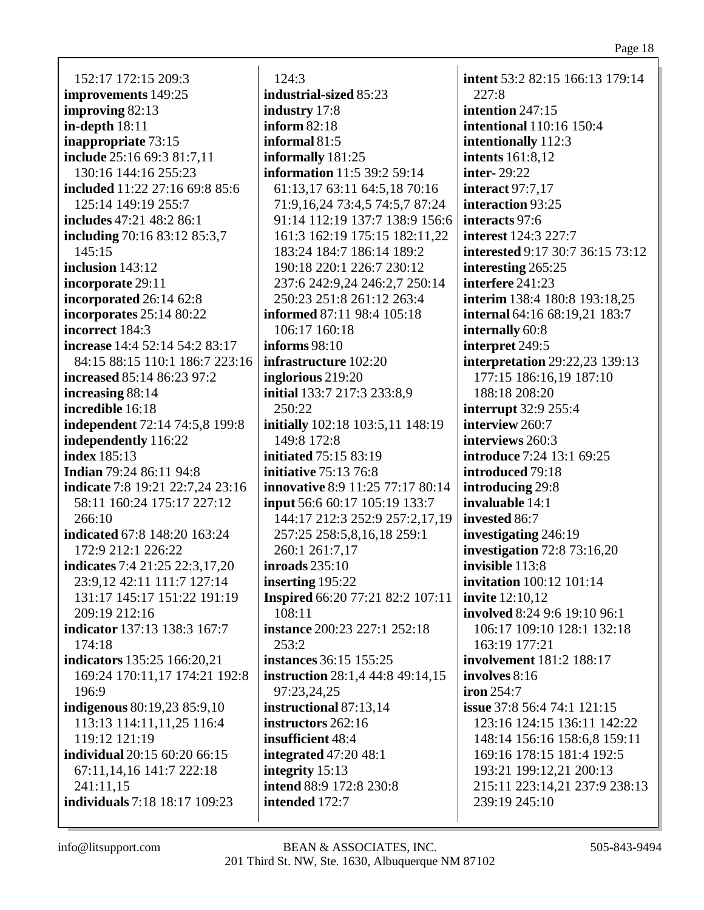152:17 172:15 209:3
**improvements** 149:25
**improving** 82:13
**in-depth** 18:11
**inappropriate** 73:15
**include** 25:16 69:3 81:7,11 130:16 144:16 255:23
**included** 11:22 27:16 69:8 85:6 125:14 149:19 255:7
**includes** 47:21 48:2 86:1
**including** 70:16 83:12 85:3,7 145:15
**inclusion** 143:12
**incorporate** 29:11
**incorporated** 26:14 62:8
**incorporates** 25:14 80:22
**incorrect** 184:3
**increase** 14:4 52:14 54:2 83:17 84:15 88:15 110:1 186:7 223:16
**increased** 85:14 86:23 97:2
**increasing** 88:14
**incredible** 16:18
**independent** 72:14 74:5,8 199:8
**independently** 116:22
**index** 185:13
**Indian** 79:24 86:11 94:8
**indicate** 7:8 19:21 22:7,24 23:16 58:11 160:24 175:17 227:12 266:10
**indicated** 67:8 148:20 163:24 172:9 212:1 226:22
**indicates** 7:4 21:25 22:3,17,20 23:9,12 42:11 111:7 127:14 131:17 145:17 151:22 191:19 209:19 212:16
**indicator** 137:13 138:3 167:7 174:18
**indicators** 135:25 166:20,21 169:24 170:11,17 174:21 192:8 196:9
**indigenous** 80:19,23 85:9,10 113:13 114:11,11,25 116:4 119:12 121:19
**individual** 20:15 60:20 66:15 67:11,14,16 141:7 222:18 241:11,15
**individuals** 7:18 18:17 109:23
124:3
**industrial-sized** 85:23
**industry** 17:8
**inform** 82:18
**informal** 81:5
**informally** 181:25
**information** 11:5 39:2 59:14 61:13,17 63:11 64:5,18 70:16 71:9,16,24 73:4,5 74:5,7 87:24 91:14 112:19 137:7 138:9 156:6 161:3 162:19 175:15 182:11,22 183:24 184:7 186:14 189:2 190:18 220:1 226:7 230:12 237:6 242:9,24 246:2,7 250:14 250:23 251:8 261:12 263:4
**informed** 87:11 98:4 105:18 106:17 160:18
**informs** 98:10
**infrastructure** 102:20
**inglorious** 219:20
**initial** 133:7 217:3 233:8,9 250:22
**initially** 102:18 103:5,11 148:19 149:8 172:8
**initiated** 75:15 83:19
**initiative** 75:13 76:8
**innovative** 8:9 11:25 77:17 80:14
**input** 56:6 60:17 105:19 133:7 144:17 212:3 252:9 257:2,17,19 257:25 258:5,8,16,18 259:1 260:1 261:7,17
**inroads** 235:10
**inserting** 195:22
**Inspired** 66:20 77:21 82:2 107:11 108:11
**instance** 200:23 227:1 252:18 253:2
**instances** 36:15 155:25
**instruction** 28:1,4 44:8 49:14,15 97:23,24,25
**instructional** 87:13,14
**instructors** 262:16
**insufficient** 48:4
**integrated** 47:20 48:1
**integrity** 15:13
**intend** 88:9 172:8 230:8
**intended** 172:7
**intent** 53:2 82:15 166:13 179:14 227:8
**intention** 247:15
**intentional** 110:16 150:4
**intentionally** 112:3
**intents** 161:8,12
**inter-** 29:22
**interact** 97:7,17
**interaction** 93:25
**interacts** 97:6
**interest** 124:3 227:7
**interested** 9:17 30:7 36:15 73:12
**interesting** 265:25
**interfere** 241:23
**interim** 138:4 180:8 193:18,25
**internal** 64:16 68:19,21 183:7
**internally** 60:8
**interpret** 249:5
**interpretation** 29:22,23 139:13 177:15 186:16,19 187:10 188:18 208:20
**interrupt** 32:9 255:4
**interview** 260:7
**interviews** 260:3
**introduce** 7:24 13:1 69:25
**introduced** 79:18
**introducing** 29:8
**invaluable** 14:1
**invested** 86:7
**investigating** 246:19
**investigation** 72:8 73:16,20
**invisible** 113:8
**invitation** 100:12 101:14
**invite** 12:10,12
**involved** 8:24 9:6 19:10 96:1 106:17 109:10 128:1 132:18 163:19 177:21
**involvement** 181:2 188:17
**involves** 8:16
**iron** 254:7
**issue** 37:8 56:4 74:1 121:15 123:16 124:15 136:11 142:22 148:14 156:16 158:6,8 159:11 169:16 178:15 181:4 192:5 193:21 199:12,21 200:13 215:11 223:14,21 237:9 238:13 239:19 245:10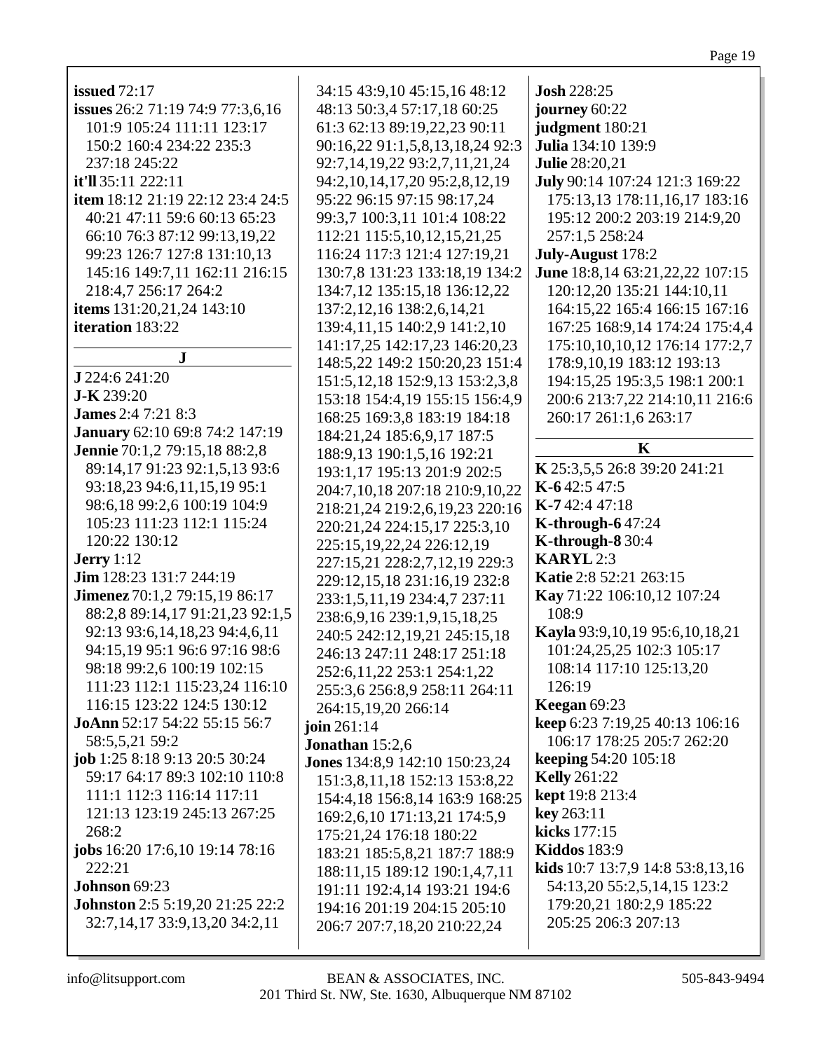**issued** 72:17
**issues** 26:2 71:19 74:9 77:3,6,16 101:9 105:24 111:11 123:17 150:2 160:4 234:22 235:3 237:18 245:22
**it'll** 35:11 222:11
**item** 18:12 21:19 22:12 23:4 24:5 40:21 47:11 59:6 60:13 65:23 66:10 76:3 87:12 99:13,19,22 99:23 126:7 127:8 131:10,13 145:16 149:7,11 162:11 216:15 218:4,7 256:17 264:2
**items** 131:20,21,24 143:10
**iteration** 183:22

## J

**J** 224:6 241:20
**J-K** 239:20
**James** 2:4 7:21 8:3
**January** 62:10 69:8 74:2 147:19
**Jennie** 70:1,2 79:15,18 88:2,8 89:14,17 91:23 92:1,5,13 93:6 93:18,23 94:6,11,15,19 95:1 98:6,18 99:2,6 100:19 104:9 105:23 111:23 112:1 115:24 120:22 130:12
**Jerry** 1:12
**Jim** 128:23 131:7 244:19
**Jimenez** 70:1,2 79:15,19 86:17 88:2,8 89:14,17 91:21,23 92:1,5 92:13 93:6,14,18,23 94:4,6,11 94:15,19 95:1 96:6 97:16 98:6 98:18 99:2,6 100:19 102:15 111:23 112:1 115:23,24 116:10 116:15 123:22 124:5 130:12
**JoAnn** 52:17 54:22 55:15 56:7 58:5,5,21 59:2
**job** 1:25 8:18 9:13 20:5 30:24 59:17 64:17 89:3 102:10 110:8 111:1 112:3 116:14 117:11 121:13 123:19 245:13 267:25 268:2
**jobs** 16:20 17:6,10 19:14 78:16 222:21
**Johnson** 69:23
**Johnston** 2:5 5:19,20 21:25 22:2 32:7,14,17 33:9,13,20 34:2,11 34:15 43:9,10 45:15,16 48:12 48:13 50:3,4 57:17,18 60:25 61:3 62:13 89:19,22,23 90:11 90:16,22 91:1,5,8,13,18,24 92:3 92:7,14,19,22 93:2,7,11,21,24 94:2,10,14,17,20 95:2,8,12,19 95:22 96:15 97:15 98:17,24 99:3,7 100:3,11 101:4 108:22 112:21 115:5,10,12,15,21,25 116:24 117:3 121:4 127:19,21 130:7,8 131:23 133:18,19 134:2 134:7,12 135:15,18 136:12,22 137:2,12,16 138:2,6,14,21 139:4,11,15 140:2,9 141:2,10 141:17,25 142:17,23 146:20,23 148:5,22 149:2 150:20,23 151:4 151:5,12,18 152:9,13 153:2,3,8 153:18 154:4,19 155:15 156:4,9 168:25 169:3,8 183:19 184:18 184:21,24 185:6,9,17 187:5 188:9,13 190:1,5,16 192:21 193:1,17 195:13 201:9 202:5 204:7,10,18 207:18 210:9,10,22 218:21,24 219:2,6,19,23 220:16 220:21,24 224:15,17 225:3,10 225:15,19,22,24 226:12,19 227:15,21 228:2,7,12,19 229:3 229:12,15,18 231:16,19 232:8 233:1,5,11,19 234:4,7 237:11 238:6,9,16 239:1,9,15,18,25 240:5 242:12,19,21 245:15,18 246:13 247:11 248:17 251:18 252:6,11,22 253:1 254:1,22 255:3,6 256:8,9 258:11 264:11 264:15,19,20 266:14
**join** 261:14
**Jonathan** 15:2,6
**Jones** 134:8,9 142:10 150:23,24 151:3,8,11,18 152:13 153:8,22 154:4,18 156:8,14 163:9 168:25 169:2,6,10 171:13,21 174:5,9 175:21,24 176:18 180:22 183:21 185:5,8,21 187:7 188:9 188:11,15 189:12 190:1,4,7,11 191:11 192:4,14 193:21 194:6 194:16 201:19 204:15 205:10 206:7 207:7,18,20 210:22,24
**Josh** 228:25
**journey** 60:22
**judgment** 180:21
**Julia** 134:10 139:9
**Julie** 28:20,21
**July** 90:14 107:24 121:3 169:22 175:13,13 178:11,16,17 183:16 195:12 200:2 203:19 214:9,20 257:1,5 258:24
**July-August** 178:2
**June** 18:8,14 63:21,22,22 107:15 120:12,20 135:21 144:10,11 164:15,22 165:4 166:15 167:16 167:25 168:9,14 174:24 175:4,4 175:10,10,10,12 176:14 177:2,7 178:9,10,19 183:12 193:13 194:15,25 195:3,5 198:1 200:1 200:6 213:7,22 214:10,11 216:6 260:17 261:1,6 263:17

## K

**K** 25:3,5,5 26:8 39:20 241:21
**K-6** 42:5 47:5
**K-7** 42:4 47:18
**K-through-6** 47:24
**K-through-8** 30:4
**KARYL** 2:3
**Katie** 2:8 52:21 263:15
**Kay** 71:22 106:10,12 107:24 108:9
**Kayla** 93:9,10,19 95:6,10,18,21 101:24,25,25 102:3 105:17 108:14 117:10 125:13,20 126:19
**Keegan** 69:23
**keep** 6:23 7:19,25 40:13 106:16 106:17 178:25 205:7 262:20
**keeping** 54:20 105:18
**Kelly** 261:22
**kept** 19:8 213:4
**key** 263:11
**kicks** 177:15
**Kiddos** 183:9
**kids** 10:7 13:7,9 14:8 53:8,13,16 54:13,20 55:2,5,14,15 123:2 179:20,21 180:2,9 185:22 205:25 206:3 207:13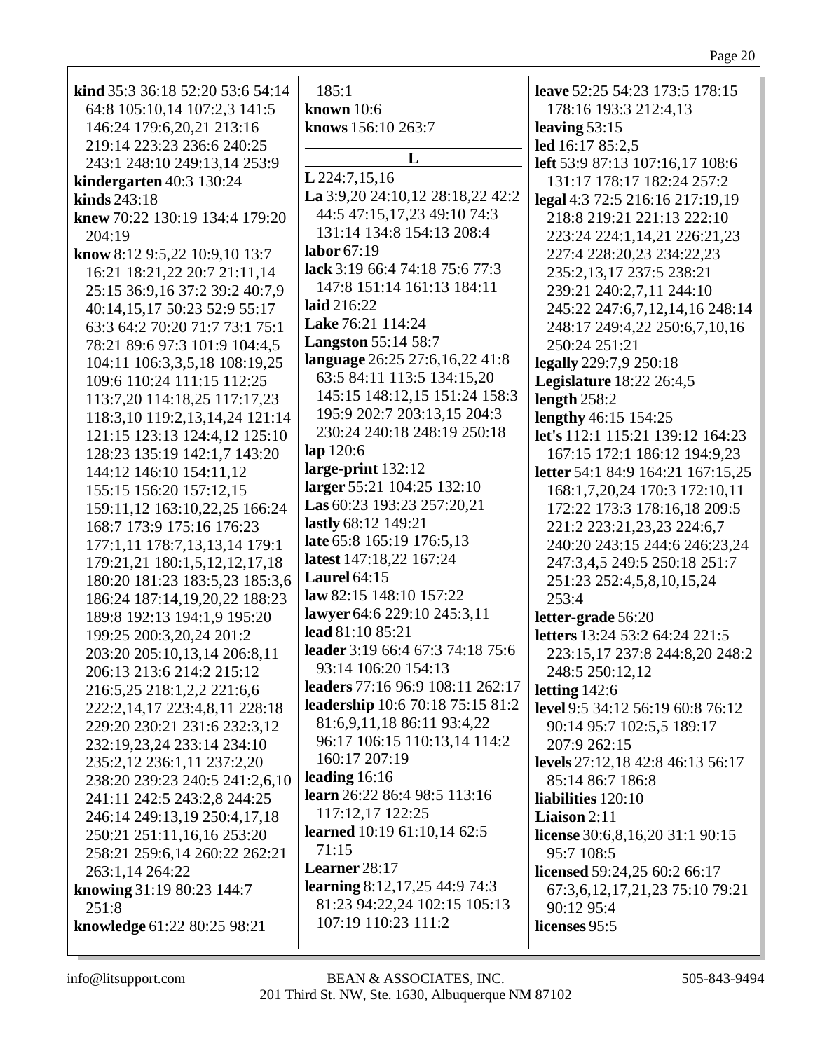**kind** 35:3 36:18 52:20 53:6 54:14 64:8 105:10,14 107:2,3 141:5 146:24 179:6,20,21 213:16 219:14 223:23 236:6 240:25 243:1 248:10 249:13,14 253:9
**kindergarten** 40:3 130:24
**kinds** 243:18
**knew** 70:22 130:19 134:4 179:20 204:19
**know** 8:12 9:5,22 10:9,10 13:7 16:21 18:21,22 20:7 21:11,14 25:15 36:9,16 37:2 39:2 40:7,9 40:14,15,17 50:23 52:9 55:17 63:3 64:2 70:20 71:7 73:1 75:1 78:21 89:6 97:3 101:9 104:4,5 104:11 106:3,3,5,18 108:19,25 109:6 110:24 111:15 112:25 113:7,20 114:18,25 117:17,23 118:3,10 119:2,13,14,24 121:14 121:15 123:13 124:4,12 125:10 128:23 135:19 142:1,7 143:20 144:12 146:10 154:11,12 155:15 156:20 157:12,15 159:11,12 163:10,22,25 166:24 168:7 173:9 175:16 176:23 177:1,11 178:7,13,13,14 179:1 179:21,21 180:1,5,12,12,17,18 180:20 181:23 183:5,23 185:3,6 186:24 187:14,19,20,22 188:23 189:8 192:13 194:1,9 195:20 199:25 200:3,20,24 201:2 203:20 205:10,13,14 206:8,11 206:13 213:6 214:2 215:12 216:5,25 218:1,2,2 221:6,6 222:2,14,17 223:4,8,11 228:18 229:20 230:21 231:6 232:3,12 232:19,23,24 233:14 234:10 235:2,12 236:1,11 237:2,20 238:20 239:23 240:5 241:2,6,10 241:11 242:5 243:2,8 244:25 246:14 249:13,19 250:4,17,18 250:21 251:11,16,16 253:20 258:21 259:6,14 260:22 262:21 263:1,14 264:22
**knowing** 31:19 80:23 144:7 251:8
**knowledge** 61:22 80:25 98:21
185:1
**known** 10:6
**knows** 156:10 263:7

## L

**L** 224:7,15,16
**La** 3:9,20 24:10,12 28:18,22 42:2 44:5 47:15,17,23 49:10 74:3 131:14 134:8 154:13 208:4
**labor** 67:19
**lack** 3:19 66:4 74:18 75:6 77:3 147:8 151:14 161:13 184:11
**laid** 216:22
**Lake** 76:21 114:24
**Langston** 55:14 58:7
**language** 26:25 27:6,16,22 41:8 63:5 84:11 113:5 134:15,20 145:15 148:12,15 151:24 158:3 195:9 202:7 203:13,15 204:3 230:24 240:18 248:19 250:18
**lap** 120:6
**large-print** 132:12
**larger** 55:21 104:25 132:10
**Las** 60:23 193:23 257:20,21
**lastly** 68:12 149:21
**late** 65:8 165:19 176:5,13
**latest** 147:18,22 167:24
**Laurel** 64:15
**law** 82:15 148:10 157:22
**lawyer** 64:6 229:10 245:3,11
**lead** 81:10 85:21
**leader** 3:19 66:4 67:3 74:18 75:6 93:14 106:20 154:13
**leaders** 77:16 96:9 108:11 262:17
**leadership** 10:6 70:18 75:15 81:2 81:6,9,11,18 86:11 93:4,22 96:17 106:15 110:13,14 114:2 160:17 207:19
**leading** 16:16
**learn** 26:22 86:4 98:5 113:16 117:12,17 122:25
**learned** 10:19 61:10,14 62:5 71:15
**Learner** 28:17
**learning** 8:12,17,25 44:9 74:3 81:23 94:22,24 102:15 105:13 107:19 110:23 111:2
**leave** 52:25 54:23 173:5 178:15 178:16 193:3 212:4,13
**leaving** 53:15
**led** 16:17 85:2,5
**left** 53:9 87:13 107:16,17 108:6 131:17 178:17 182:24 257:2
**legal** 4:3 72:5 216:16 217:19,19 218:8 219:21 221:13 222:10 223:24 224:1,14,21 226:21,23 227:4 228:20,23 234:22,23 235:2,13,17 237:5 238:21 239:21 240:2,7,11 244:10 245:22 247:6,7,12,14,16 248:14 248:17 249:4,22 250:6,7,10,16 250:24 251:21
**legally** 229:7,9 250:18
**Legislature** 18:22 26:4,5
**length** 258:2
**lengthy** 46:15 154:25
**let's** 112:1 115:21 139:12 164:23 167:15 172:1 186:12 194:9,23
**letter** 54:1 84:9 164:21 167:15,25 168:1,7,20,24 170:3 172:10,11 172:22 173:3 178:16,18 209:5 221:2 223:21,23,23 224:6,7 240:20 243:15 244:6 246:23,24 247:3,4,5 249:5 250:18 251:7 251:23 252:4,5,8,10,15,24 253:4
**letter-grade** 56:20
**letters** 13:24 53:2 64:24 221:5 223:15,17 237:8 244:8,20 248:2 248:5 250:12,12
**letting** 142:6
**level** 9:5 34:12 56:19 60:8 76:12 90:14 95:7 102:5,5 189:17 207:9 262:15
**levels** 27:12,18 42:8 46:13 56:17 85:14 86:7 186:8
**liabilities** 120:10
**Liaison** 2:11
**license** 30:6,8,16,20 31:1 90:15 95:7 108:5
**licensed** 59:24,25 60:2 66:17 67:3,6,12,17,21,23 75:10 79:21 90:12 95:4
**licenses** 95:5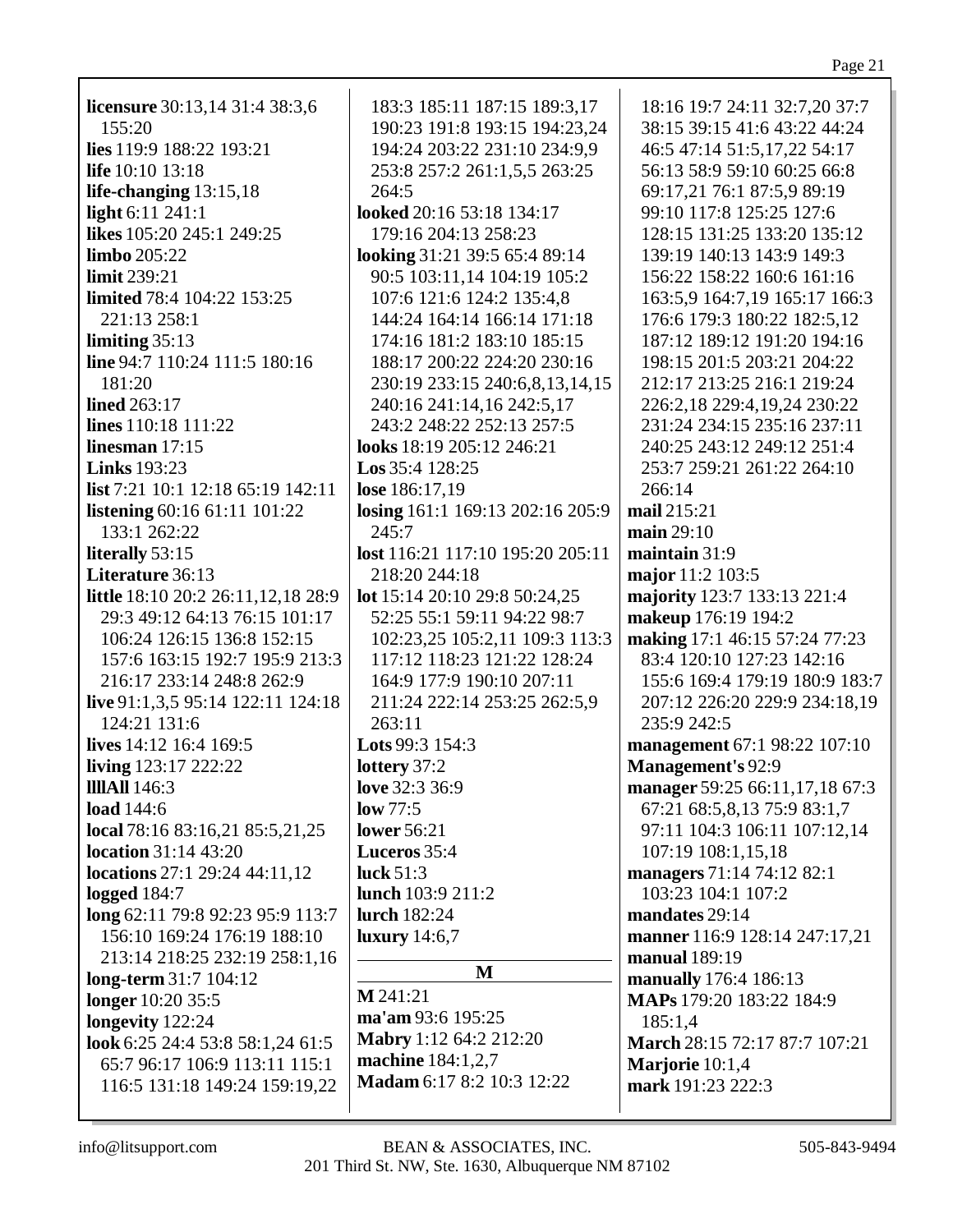**licensure** 30:13,14 31:4 38:3,6 155:20
**lies** 119:9 188:22 193:21
**life** 10:10 13:18
**life-changing** 13:15,18
**light** 6:11 241:1
**likes** 105:20 245:1 249:25
**limbo** 205:22
**limit** 239:21
**limited** 78:4 104:22 153:25 221:13 258:1
**limiting** 35:13
**line** 94:7 110:24 111:5 180:16 181:20
**lined** 263:17
**lines** 110:18 111:22
**linesman** 17:15
**Links** 193:23
**list** 7:21 10:1 12:18 65:19 142:11
**listening** 60:16 61:11 101:22 133:1 262:22
**literally** 53:15
**Literature** 36:13
**little** 18:10 20:2 26:11,12,18 28:9 29:3 49:12 64:13 76:15 101:17 106:24 126:15 136:8 152:15 157:6 163:15 192:7 195:9 213:3 216:17 233:14 248:8 262:9
**live** 91:1,3,5 95:14 122:11 124:18 124:21 131:6
**lives** 14:12 16:4 169:5
**living** 123:17 222:22
**llllAll** 146:3
**load** 144:6
**local** 78:16 83:16,21 85:5,21,25
**location** 31:14 43:20
**locations** 27:1 29:24 44:11,12
**logged** 184:7
**long** 62:11 79:8 92:23 95:9 113:7 156:10 169:24 176:19 188:10 213:14 218:25 232:19 258:1,16
**long-term** 31:7 104:12
**longer** 10:20 35:5
**longevity** 122:24
**look** 6:25 24:4 53:8 58:1,24 61:5 65:7 96:17 106:9 113:11 115:1 116:5 131:18 149:24 159:19,22 183:3 185:11 187:15 189:3,17 190:23 191:8 193:15 194:23,24 194:24 203:22 231:10 234:9,9 253:8 257:2 261:1,5,5 263:25 264:5
**looked** 20:16 53:18 134:17 179:16 204:13 258:23
**looking** 31:21 39:5 65:4 89:14 90:5 103:11,14 104:19 105:2 107:6 121:6 124:2 135:4,8 144:24 164:14 166:14 171:18 174:16 181:2 183:10 185:15 188:17 200:22 224:20 230:16 230:19 233:15 240:6,8,13,14,15 240:16 241:14,16 242:5,17 243:2 248:22 252:13 257:5
**looks** 18:19 205:12 246:21
**Los** 35:4 128:25
**lose** 186:17,19
**losing** 161:1 169:13 202:16 205:9 245:7
**lost** 116:21 117:10 195:20 205:11 218:20 244:18
**lot** 15:14 20:10 29:8 50:24,25 52:25 55:1 59:11 94:22 98:7 102:23,25 105:2,11 109:3 113:3 117:12 118:23 121:22 128:24 164:9 177:9 190:10 207:11 211:24 222:14 253:25 262:5,9 263:11
**Lots** 99:3 154:3
**lottery** 37:2
**love** 32:3 36:9
**low** 77:5
**lower** 56:21
**Luceros** 35:4
**luck** 51:3
**lunch** 103:9 211:2
**lurch** 182:24
**luxury** 14:6,7

## M

**M** 241:21
**ma'am** 93:6 195:25
**Mabry** 1:12 64:2 212:20
**machine** 184:1,2,7
**Madam** 6:17 8:2 10:3 12:22 18:16 19:7 24:11 32:7,20 37:7 38:15 39:15 41:6 43:22 44:24 46:5 47:14 51:5,17,22 54:17 56:13 58:9 59:10 60:25 66:8 69:17,21 76:1 87:5,9 89:19 99:10 117:8 125:25 127:6 128:15 131:25 133:20 135:12 139:19 140:13 143:9 149:3 156:22 158:22 160:6 161:16 163:5,9 164:7,19 165:17 166:3 176:6 179:3 180:22 182:5,12 187:12 189:12 191:20 194:16 198:15 201:5 203:21 204:22 212:17 213:25 216:1 219:24 226:2,18 229:4,19,24 230:22 231:24 234:15 235:16 237:11 240:25 243:12 249:12 251:4 253:7 259:21 261:22 264:10 266:14
**mail** 215:21
**main** 29:10
**maintain** 31:9
**major** 11:2 103:5
**majority** 123:7 133:13 221:4
**makeup** 176:19 194:2
**making** 17:1 46:15 57:24 77:23 83:4 120:10 127:23 142:16 155:6 169:4 179:19 180:9 183:7 207:12 226:20 229:9 234:18,19 235:9 242:5
**management** 67:1 98:22 107:10
**Management's** 92:9
**manager** 59:25 66:11,17,18 67:3 67:21 68:5,8,13 75:9 83:1,7 97:11 104:3 106:11 107:12,14 107:19 108:1,15,18
**managers** 71:14 74:12 82:1 103:23 104:1 107:2
**mandates** 29:14
**manner** 116:9 128:14 247:17,21
**manual** 189:19
**manually** 176:4 186:13
**MAPs** 179:20 183:22 184:9 185:1,4
**March** 28:15 72:17 87:7 107:21
**Marjorie** 10:1,4
**mark** 191:23 222:3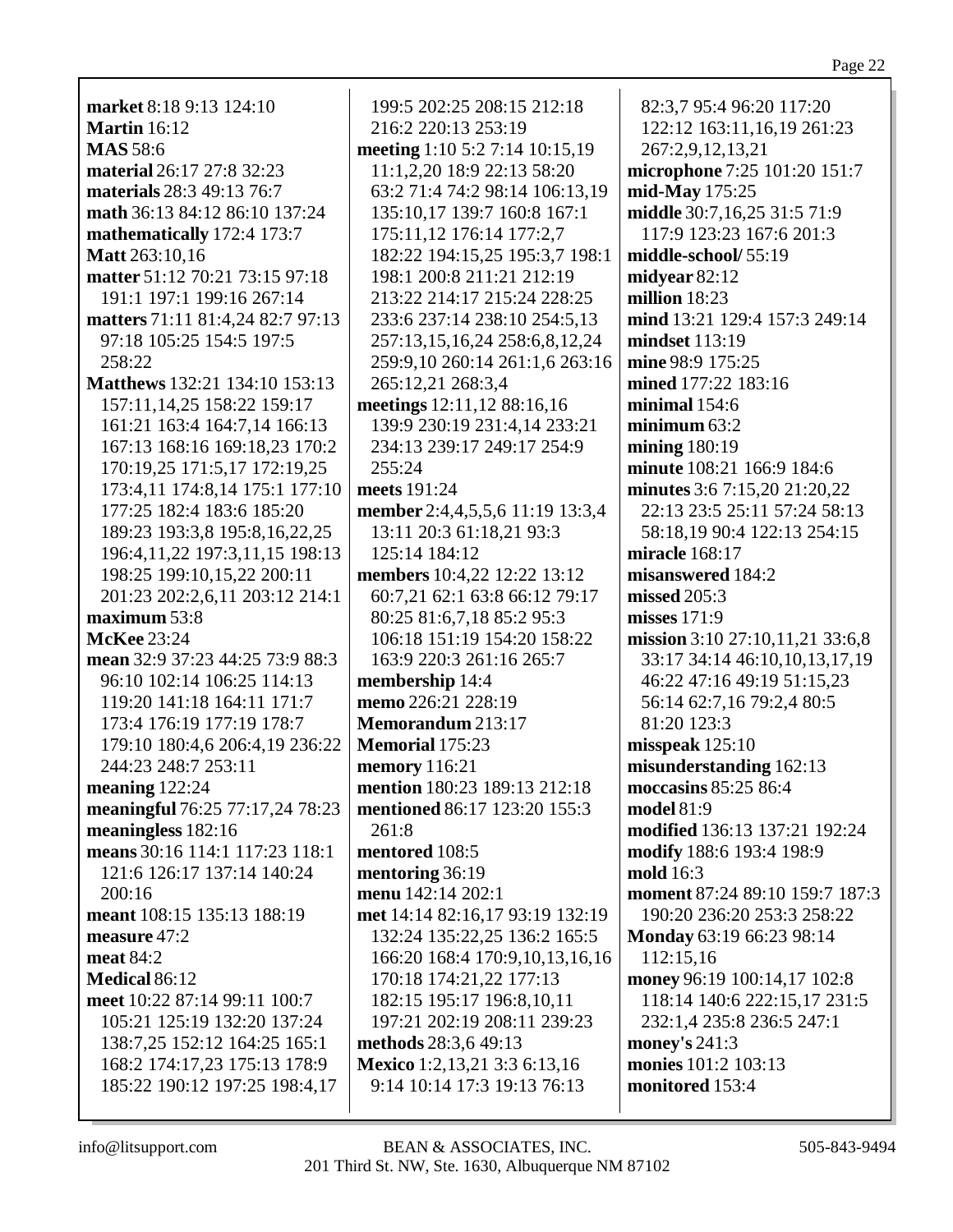**market** 8:18 9:13 124:10
**Martin** 16:12
**MAS** 58:6
**material** 26:17 27:8 32:23
**materials** 28:3 49:13 76:7
**math** 36:13 84:12 86:10 137:24
**mathematically** 172:4 173:7
**Matt** 263:10,16
**matter** 51:12 70:21 73:15 97:18 191:1 197:1 199:16 267:14
**matters** 71:11 81:4,24 82:7 97:13 97:18 105:25 154:5 197:5 258:22
**Matthews** 132:21 134:10 153:13 157:11,14,25 158:22 159:17 161:21 163:4 164:7,14 166:13 167:13 168:16 169:18,23 170:2 170:19,25 171:5,17 172:19,25 173:4,11 174:8,14 175:1 177:10 177:25 182:4 183:6 185:20 189:23 193:3,8 195:8,16,22,25 196:4,11,22 197:3,11,15 198:13 198:25 199:10,15,22 200:11 201:23 202:2,6,11 203:12 214:1
**maximum** 53:8
**McKee** 23:24
**mean** 32:9 37:23 44:25 73:9 88:3 96:10 102:14 106:25 114:13 119:20 141:18 164:11 171:7 173:4 176:19 177:19 178:7 179:10 180:4,6 206:4,19 236:22 244:23 248:7 253:11
**meaning** 122:24
**meaningful** 76:25 77:17,24 78:23
**meaningless** 182:16
**means** 30:16 114:1 117:23 118:1 121:6 126:17 137:14 140:24 200:16
**meant** 108:15 135:13 188:19
**measure** 47:2
**meat** 84:2
**Medical** 86:12
**meet** 10:22 87:14 99:11 100:7 105:21 125:19 132:20 137:24 138:7,25 152:12 164:25 165:1 168:2 174:17,23 175:13 178:9 185:22 190:12 197:25 198:4,17 199:5 202:25 208:15 212:18 216:2 220:13 253:19
**meeting** 1:10 5:2 7:14 10:15,19 11:1,2,20 18:9 22:13 58:20 63:2 71:4 74:2 98:14 106:13,19 135:10,17 139:7 160:8 167:1 175:11,12 176:14 177:2,7 182:22 194:15,25 195:3,7 198:1 198:1 200:8 211:21 212:19 213:22 214:17 215:24 228:25 233:6 237:14 238:10 254:5,13 257:13,15,16,24 258:6,8,12,24 259:9,10 260:14 261:1,6 263:16 265:12,21 268:3,4
**meetings** 12:11,12 88:16,16 139:9 230:19 231:4,14 233:21 234:13 239:17 249:17 254:9 255:24
**meets** 191:24
**member** 2:4,4,5,5,6 11:19 13:3,4 13:11 20:3 61:18,21 93:3 125:14 184:12
**members** 10:4,22 12:22 13:12 60:7,21 62:1 63:8 66:12 79:17 80:25 81:6,7,18 85:2 95:3 106:18 151:19 154:20 158:22 163:9 220:3 261:16 265:7
**membership** 14:4
**memo** 226:21 228:19
**Memorandum** 213:17
**Memorial** 175:23
**memory** 116:21
**mention** 180:23 189:13 212:18
**mentioned** 86:17 123:20 155:3 261:8
**mentored** 108:5
**mentoring** 36:19
**menu** 142:14 202:1
**met** 14:14 82:16,17 93:19 132:19 132:24 135:22,25 136:2 165:5 166:20 168:4 170:9,10,13,16,16 170:18 174:21,22 177:13 182:15 195:17 196:8,10,11 197:21 202:19 208:11 239:23
**methods** 28:3,6 49:13
**Mexico** 1:2,13,21 3:3 6:13,16 9:14 10:14 17:3 19:13 76:13 82:3,7 95:4 96:20 117:20 122:12 163:11,16,19 261:23 267:2,9,12,13,21
**microphone** 7:25 101:20 151:7
**mid-May** 175:25
**middle** 30:7,16,25 31:5 71:9 117:9 123:23 167:6 201:3
**middle-school/** 55:19
**midyear** 82:12
**million** 18:23
**mind** 13:21 129:4 157:3 249:14
**mindset** 113:19
**mine** 98:9 175:25
**mined** 177:22 183:16
**minimal** 154:6
**minimum** 63:2
**mining** 180:19
**minute** 108:21 166:9 184:6
**minutes** 3:6 7:15,20 21:20,22 22:13 23:5 25:11 57:24 58:13 58:18,19 90:4 122:13 254:15
**miracle** 168:17
**misanswered** 184:2
**missed** 205:3
**misses** 171:9
**mission** 3:10 27:10,11,21 33:6,8 33:17 34:14 46:10,10,13,17,19 46:22 47:16 49:19 51:15,23 56:14 62:7,16 79:2,4 80:5 81:20 123:3
**misspeak** 125:10
**misunderstanding** 162:13
**moccasins** 85:25 86:4
**model** 81:9
**modified** 136:13 137:21 192:24
**modify** 188:6 193:4 198:9
**mold** 16:3
**moment** 87:24 89:10 159:7 187:3 190:20 236:20 253:3 258:22
**Monday** 63:19 66:23 98:14 112:15,16
**money** 96:19 100:14,17 102:8 118:14 140:6 222:15,17 231:5 232:1,4 235:8 236:5 247:1
**money's** 241:3
**monies** 101:2 103:13
**monitored** 153:4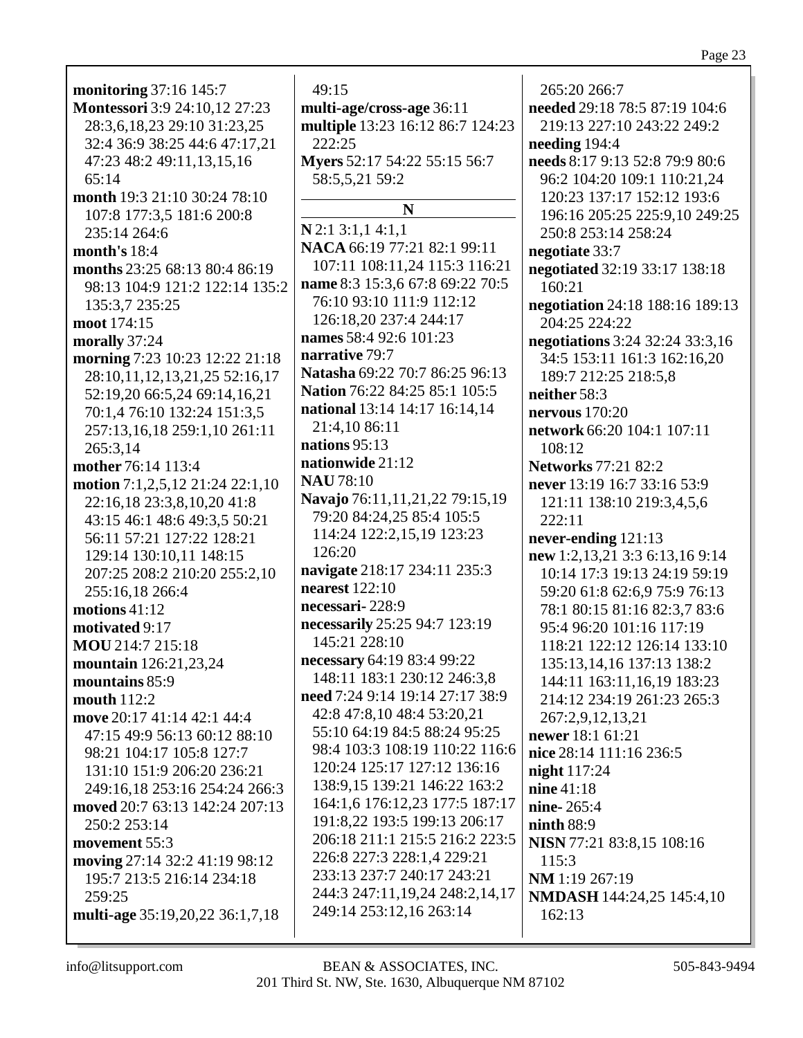**monitoring** 37:16 145:7
**Montessori** 3:9 24:10,12 27:23 28:3,6,18,23 29:10 31:23,25 32:4 36:9 38:25 44:6 47:17,21 47:23 48:2 49:11,13,15,16 65:14
**month** 19:3 21:10 30:24 78:10 107:8 177:3,5 181:6 200:8 235:14 264:6
**month's** 18:4
**months** 23:25 68:13 80:4 86:19 98:13 104:9 121:2 122:14 135:2 135:3,7 235:25
**moot** 174:15
**morally** 37:24
**morning** 7:23 10:23 12:22 21:18 28:10,11,12,13,21,25 52:16,17 52:19,20 66:5,24 69:14,16,21 70:1,4 76:10 132:24 151:3,5 257:13,16,18 259:1,10 261:11 265:3,14
**mother** 76:14 113:4
**motion** 7:1,2,5,12 21:24 22:1,10 22:16,18 23:3,8,10,20 41:8 43:15 46:1 48:6 49:3,5 50:21 56:11 57:21 127:22 128:21 129:14 130:10,11 148:15 207:25 208:2 210:20 255:2,10 255:16,18 266:4
**motions** 41:12
**motivated** 9:17
**MOU** 214:7 215:18
**mountain** 126:21,23,24
**mountains** 85:9
**mouth** 112:2
**move** 20:17 41:14 42:1 44:4 47:15 49:9 56:13 60:12 88:10 98:21 104:17 105:8 127:7 131:10 151:9 206:20 236:21 249:16,18 253:16 254:24 266:3
**moved** 20:7 63:13 142:24 207:13 250:2 253:14
**movement** 55:3
**moving** 27:14 32:2 41:19 98:12 195:7 213:5 216:14 234:18 259:25
**multi-age** 35:19,20,22 36:1,7,18 49:15
**multi-age/cross-age** 36:11
**multiple** 13:23 16:12 86:7 124:23 222:25
**Myers** 52:17 54:22 55:15 56:7 58:5,5,21 59:2

## N

**N** 2:1 3:1,1 4:1,1
**NACA** 66:19 77:21 82:1 99:11 107:11 108:11,24 115:3 116:21
**name** 8:3 15:3,6 67:8 69:22 70:5 76:10 93:10 111:9 112:12 126:18,20 237:4 244:17
**names** 58:4 92:6 101:23
**narrative** 79:7
**Natasha** 69:22 70:7 86:25 96:13
**Nation** 76:22 84:25 85:1 105:5
**national** 13:14 14:17 16:14,14 21:4,10 86:11
**nations** 95:13
**nationwide** 21:12
**NAU** 78:10
**Navajo** 76:11,11,21,22 79:15,19 79:20 84:24,25 85:4 105:5 114:24 122:2,15,19 123:23 126:20
**navigate** 218:17 234:11 235:3
**nearest** 122:10
**necessari-** 228:9
**necessarily** 25:25 94:7 123:19 145:21 228:10
**necessary** 64:19 83:4 99:22 148:11 183:1 230:12 246:3,8
**need** 7:24 9:14 19:14 27:17 38:9 42:8 47:8,10 48:4 53:20,21 55:10 64:19 84:5 88:24 95:25 98:4 103:3 108:19 110:22 116:6 120:24 125:17 127:12 136:16 138:9,15 139:21 146:22 163:2 164:1,6 176:12,23 177:5 187:17 191:8,22 193:5 199:13 206:17 206:18 211:1 215:5 216:2 223:5 226:8 227:3 228:1,4 229:21 233:13 237:7 240:17 243:21 244:3 247:11,19,24 248:2,14,17 249:14 253:12,16 263:14 265:20 266:7
**needed** 29:18 78:5 87:19 104:6 219:13 227:10 243:22 249:2
**needing** 194:4
**needs** 8:17 9:13 52:8 79:9 80:6 96:2 104:20 109:1 110:21,24 120:23 137:17 152:12 193:6 196:16 205:25 225:9,10 249:25 250:8 253:14 258:24
**negotiate** 33:7
**negotiated** 32:19 33:17 138:18 160:21
**negotiation** 24:18 188:16 189:13 204:25 224:22
**negotiations** 3:24 32:24 33:3,16 34:5 153:11 161:3 162:16,20 189:7 212:25 218:5,8
**neither** 58:3
**nervous** 170:20
**network** 66:20 104:1 107:11 108:12
**Networks** 77:21 82:2
**never** 13:19 16:7 33:16 53:9 121:11 138:10 219:3,4,5,6 222:11
**never-ending** 121:13
**new** 1:2,13,21 3:3 6:13,16 9:14 10:14 17:3 19:13 24:19 59:19 59:20 61:8 62:6,9 75:9 76:13 78:1 80:15 81:16 82:3,7 83:6 95:4 96:20 101:16 117:19 118:21 122:12 126:14 133:10 135:13,14,16 137:13 138:2 144:11 163:11,16,19 183:23 214:12 234:19 261:23 265:3 267:2,9,12,13,21
**newer** 18:1 61:21
**nice** 28:14 111:16 236:5
**night** 117:24
**nine** 41:18
**nine-** 265:4
**ninth** 88:9
**NISN** 77:21 83:8,15 108:16 115:3
**NM** 1:19 267:19
**NMDASH** 144:24,25 145:4,10 162:13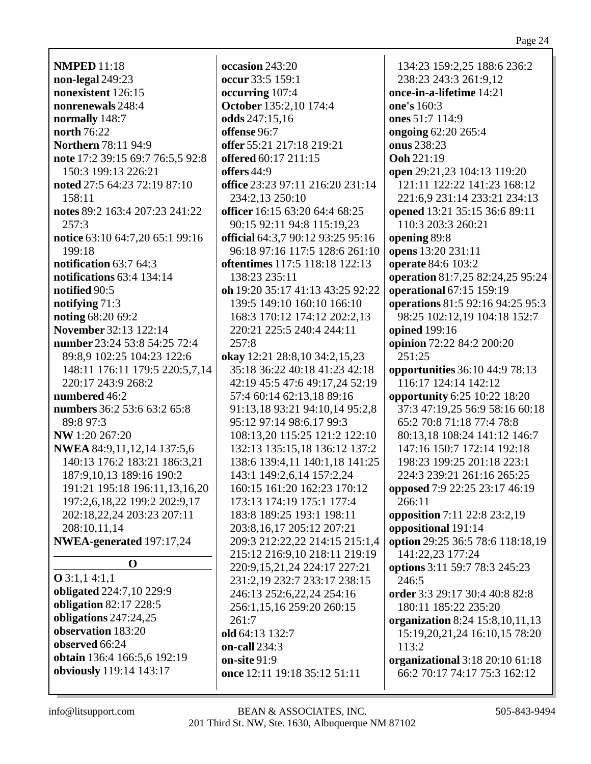**NMPED** 11:18
**non-legal** 249:23
**nonexistent** 126:15
**nonrenewals** 248:4
**normally** 148:7
**north** 76:22
**Northern** 78:11 94:9
**note** 17:2 39:15 69:7 76:5,5 92:8 150:3 199:13 226:21
**noted** 27:5 64:23 72:19 87:10 158:11
**notes** 89:2 163:4 207:23 241:22 257:3
**notice** 63:10 64:7,20 65:1 99:16 199:18
**notification** 63:7 64:3
**notifications** 63:4 134:14
**notified** 90:5
**notifying** 71:3
**noting** 68:20 69:2
**November** 32:13 122:14
**number** 23:24 53:8 54:25 72:4 89:8,9 102:25 104:23 122:6 148:11 176:11 179:5 220:5,7,14 220:17 243:9 268:2
**numbered** 46:2
**numbers** 36:2 53:6 63:2 65:8 89:8 97:3
**NW** 1:20 267:20
**NWEA** 84:9,11,12,14 137:5,6 140:13 176:2 183:21 186:3,21 187:9,10,13 189:16 190:2 191:21 195:18 196:11,13,16,20 197:2,6,18,22 199:2 202:9,17 202:18,22,24 203:23 207:11 208:10,11,14
**NWEA-generated** 197:17,24

## O

**O** 3:1,1 4:1,1
**obligated** 224:7,10 229:9
**obligation** 82:17 228:5
**obligations** 247:24,25
**observation** 183:20
**observed** 66:24
**obtain** 136:4 166:5,6 192:19
**obviously** 119:14 143:17
**occasion** 243:20
**occur** 33:5 159:1
**occurring** 107:4
**October** 135:2,10 174:4
**odds** 247:15,16
**offense** 96:7
**offer** 55:21 217:18 219:21
**offered** 60:17 211:15
**offers** 44:9
**office** 23:23 97:11 216:20 231:14 234:2,13 250:10
**officer** 16:15 63:20 64:4 68:25 90:15 92:11 94:8 115:19,23
**official** 64:3,7 90:12 93:25 95:16 96:18 97:16 117:5 128:6 261:10
**oftentimes** 117:5 118:18 122:13 138:23 235:11
**oh** 19:20 35:17 41:13 43:25 92:22 139:5 149:10 160:10 166:10 168:3 170:12 174:12 202:2,13 220:21 225:5 240:4 244:11 257:8
**okay** 12:21 28:8,10 34:2,15,23 35:18 36:22 40:18 41:23 42:18 42:19 45:5 47:6 49:17,24 52:19 57:4 60:14 62:13,18 89:16 91:13,18 93:21 94:10,14 95:2,8 95:12 97:14 98:6,17 99:3 108:13,20 115:25 121:2 122:10 132:13 135:15,18 136:12 137:2 138:6 139:4,11 140:1,18 141:25 143:1 149:2,6,14 157:2,24 160:15 161:20 162:23 170:12 173:13 174:19 175:1 177:4 183:8 189:25 193:1 198:11 203:8,16,17 205:12 207:21 209:3 212:22,22 214:15 215:1,4 215:12 216:9,10 218:11 219:19 220:9,15,21,24 224:17 227:21 231:2,19 232:7 233:17 238:15 246:13 252:6,22,24 254:16 256:1,15,16 259:20 260:15 261:7
**old** 64:13 132:7
**on-call** 234:3
**on-site** 91:9
**once** 12:11 19:18 35:12 51:11 134:23 159:2,25 188:6 236:2 238:23 243:3 261:9,12
**once-in-a-lifetime** 14:21
**one's** 160:3
**ones** 51:7 114:9
**ongoing** 62:20 265:4
**onus** 238:23
**Ooh** 221:19
**open** 29:21,23 104:13 119:20 121:11 122:22 141:23 168:12 221:6,9 231:14 233:21 234:13
**opened** 13:21 35:15 36:6 89:11 110:3 203:3 260:21
**opening** 89:8
**opens** 13:20 231:11
**operate** 84:6 103:2
**operation** 81:7,25 82:24,25 95:24
**operational** 67:15 159:19
**operations** 81:5 92:16 94:25 95:3 98:25 102:12,19 104:18 152:7
**opined** 199:16
**opinion** 72:22 84:2 200:20 251:25
**opportunities** 36:10 44:9 78:13 116:17 124:14 142:12
**opportunity** 6:25 10:22 18:20 37:3 47:19,25 56:9 58:16 60:18 65:2 70:8 71:18 77:4 78:8 80:13,18 108:24 141:12 146:7 147:16 150:7 172:14 192:18 198:23 199:25 201:18 223:1 224:3 239:21 261:16 265:25
**opposed** 7:9 22:25 23:17 46:19 266:11
**opposition** 7:11 22:8 23:2,19
**oppositional** 191:14
**option** 29:25 36:5 78:6 118:18,19 141:22,23 177:24
**options** 3:11 59:7 78:3 245:23 246:5
**order** 3:3 29:17 30:4 40:8 82:8 180:11 185:22 235:20
**organization** 8:24 15:8,10,11,13 15:19,20,21,24 16:10,15 78:20 113:2
**organizational** 3:18 20:10 61:18 66:2 70:17 74:17 75:3 162:12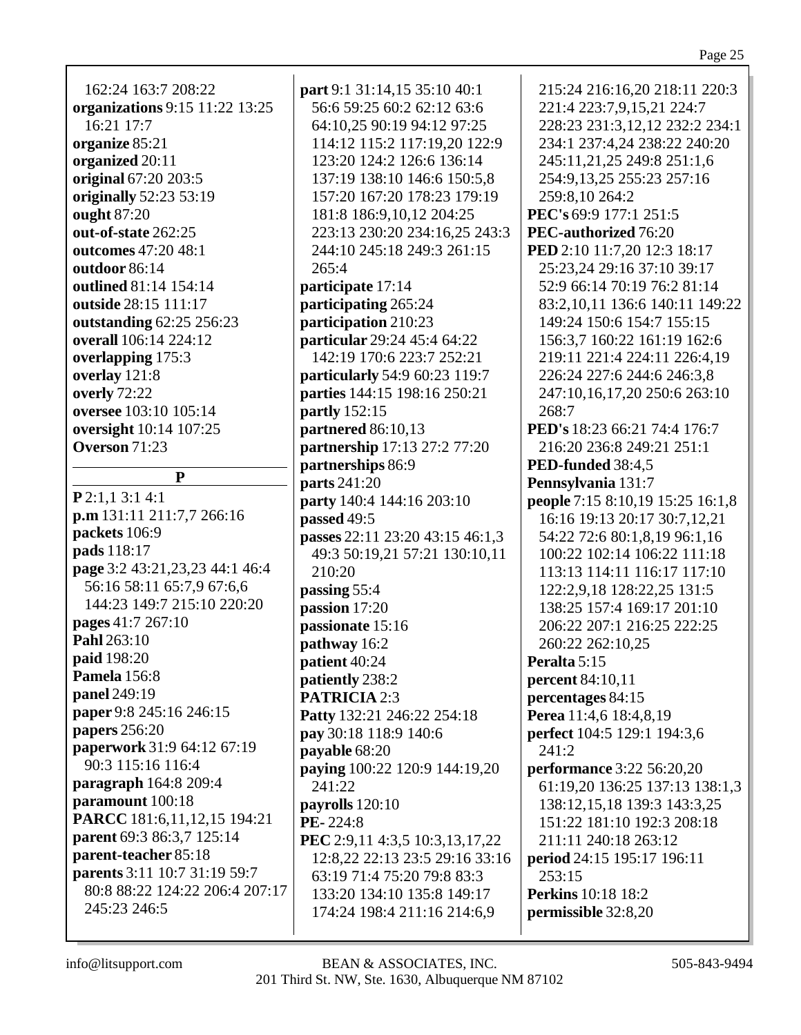162:24 163:7 208:22
**organizations** 9:15 11:22 13:25 16:21 17:7
**organize** 85:21
**organized** 20:11
**original** 67:20 203:5
**originally** 52:23 53:19
**ought** 87:20
**out-of-state** 262:25
**outcomes** 47:20 48:1
**outdoor** 86:14
**outlined** 81:14 154:14
**outside** 28:15 111:17
**outstanding** 62:25 256:23
**overall** 106:14 224:12
**overlapping** 175:3
**overlay** 121:8
**overly** 72:22
**oversee** 103:10 105:14
**oversight** 10:14 107:25
**Overson** 71:23

## P

**P** 2:1,1 3:1 4:1
**p.m** 131:11 211:7,7 266:16
**packets** 106:9
**pads** 118:17
**page** 3:2 43:21,23,23 44:1 46:4 56:16 58:11 65:7,9 67:6,6 144:23 149:7 215:10 220:20
**pages** 41:7 267:10
**Pahl** 263:10
**paid** 198:20
**Pamela** 156:8
**panel** 249:19
**paper** 9:8 245:16 246:15
**papers** 256:20
**paperwork** 31:9 64:12 67:19 90:3 115:16 116:4
**paragraph** 164:8 209:4
**paramount** 100:18
**PARCC** 181:6,11,12,15 194:21
**parent** 69:3 86:3,7 125:14
**parent-teacher** 85:18
**parents** 3:11 10:7 31:19 59:7 80:8 88:22 124:22 206:4 207:17 245:23 246:5
**part** 9:1 31:14,15 35:10 40:1 56:6 59:25 60:2 62:12 63:6 64:10,25 90:19 94:12 97:25 114:12 115:2 117:19,20 122:9 123:20 124:2 126:6 136:14 137:19 138:10 146:6 150:5,8 157:20 167:20 178:23 179:19 181:8 186:9,10,12 204:25 223:13 230:20 234:16,25 243:3 244:10 245:18 249:3 261:15 265:4
**participate** 17:14
**participating** 265:24
**participation** 210:23
**particular** 29:24 45:4 64:22 142:19 170:6 223:7 252:21
**particularly** 54:9 60:23 119:7
**parties** 144:15 198:16 250:21
**partly** 152:15
**partnered** 86:10,13
**partnership** 17:13 27:2 77:20
**partnerships** 86:9
**parts** 241:20
**party** 140:4 144:16 203:10
**passed** 49:5
**passes** 22:11 23:20 43:15 46:1,3 49:3 50:19,21 57:21 130:10,11 210:20
**passing** 55:4
**passion** 17:20
**passionate** 15:16
**pathway** 16:2
**patient** 40:24
**patiently** 238:2
**PATRICIA** 2:3
**Patty** 132:21 246:22 254:18
**pay** 30:18 118:9 140:6
**payable** 68:20
**paying** 100:22 120:9 144:19,20 241:22
**payrolls** 120:10
**PE-** 224:8
**PEC** 2:9,11 4:3,5 10:3,13,17,22 12:8,22 22:13 23:5 29:16 33:16 63:19 71:4 75:20 79:8 83:3 133:20 134:10 135:8 149:17 174:24 198:4 211:16 214:6,9 215:24 216:16,20 218:11 220:3 221:4 223:7,9,15,21 224:7 228:23 231:3,12,12 232:2 234:1 234:1 237:4,24 238:22 240:20 245:11,21,25 249:8 251:1,6 254:9,13,25 255:23 257:16 259:8,10 264:2
**PEC's** 69:9 177:1 251:5
**PEC-authorized** 76:20
**PED** 2:10 11:7,20 12:3 18:17 25:23,24 29:16 37:10 39:17 52:9 66:14 70:19 76:2 81:14 83:2,10,11 136:6 140:11 149:22 149:24 150:6 154:7 155:15 156:3,7 160:22 161:19 162:6 219:11 221:4 224:11 226:4,19 226:24 227:6 244:6 246:3,8 247:10,16,17,20 250:6 263:10 268:7
**PED's** 18:23 66:21 74:4 176:7 216:20 236:8 249:21 251:1
**PED-funded** 38:4,5
**Pennsylvania** 131:7
**people** 7:15 8:10,19 15:25 16:1,8 16:16 19:13 20:17 30:7,12,21 54:22 72:6 80:1,8,19 96:1,16 100:22 102:14 106:22 111:18 113:13 114:11 116:17 117:10 122:2,9,18 128:22,25 131:5 138:25 157:4 169:17 201:10 206:22 207:1 216:25 222:25 260:22 262:10,25
**Peralta** 5:15
**percent** 84:10,11
**percentages** 84:15
**Perea** 11:4,6 18:4,8,19
**perfect** 104:5 129:1 194:3,6 241:2
**performance** 3:22 56:20,20 61:19,20 136:25 137:13 138:1,3 138:12,15,18 139:3 143:3,25 151:22 181:10 192:3 208:18 211:11 240:18 263:12
**period** 24:15 195:17 196:11 253:15
**Perkins** 10:18 18:2
**permissible** 32:8,20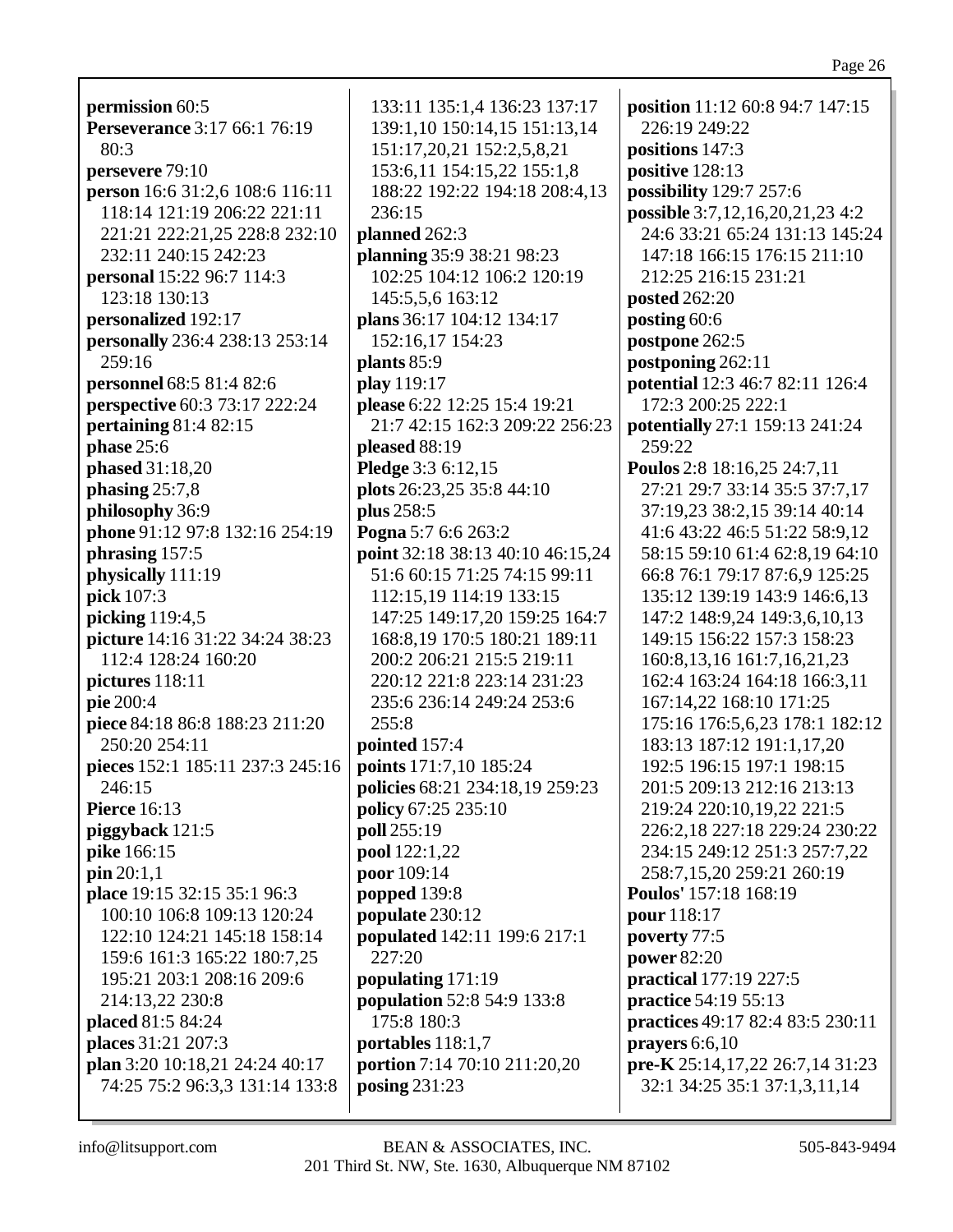**permission** 60:5
**Perseverance** 3:17 66:1 76:19 80:3
**persevere** 79:10
**person** 16:6 31:2,6 108:6 116:11 118:14 121:19 206:22 221:11 221:21 222:21,25 228:8 232:10 232:11 240:15 242:23
**personal** 15:22 96:7 114:3 123:18 130:13
**personalized** 192:17
**personally** 236:4 238:13 253:14 259:16
**personnel** 68:5 81:4 82:6
**perspective** 60:3 73:17 222:24
**pertaining** 81:4 82:15
**phase** 25:6
**phased** 31:18,20
**phasing** 25:7,8
**philosophy** 36:9
**phone** 91:12 97:8 132:16 254:19
**phrasing** 157:5
**physically** 111:19
**pick** 107:3
**picking** 119:4,5
**picture** 14:16 31:22 34:24 38:23 112:4 128:24 160:20
**pictures** 118:11
**pie** 200:4
**piece** 84:18 86:8 188:23 211:20 250:20 254:11
**pieces** 152:1 185:11 237:3 245:16 246:15
**Pierce** 16:13
**piggyback** 121:5
**pike** 166:15
**pin** 20:1,1
**place** 19:15 32:15 35:1 96:3 100:10 106:8 109:13 120:24 122:10 124:21 145:18 158:14 159:6 161:3 165:22 180:7,25 195:21 203:1 208:16 209:6 214:13,22 230:8
**placed** 81:5 84:24
**places** 31:21 207:3
**plan** 3:20 10:18,21 24:24 40:17 74:25 75:2 96:3,3 131:14 133:8 133:11 135:1,4 136:23 137:17 139:1,10 150:14,15 151:13,14 151:17,20,21 152:2,5,8,21 153:6,11 154:15,22 155:1,8 188:22 192:22 194:18 208:4,13 236:15
**planned** 262:3
**planning** 35:9 38:21 98:23 102:25 104:12 106:2 120:19 145:5,5,6 163:12
**plans** 36:17 104:12 134:17 152:16,17 154:23
**plants** 85:9
**play** 119:17
**please** 6:22 12:25 15:4 19:21 21:7 42:15 162:3 209:22 256:23
**pleased** 88:19
**Pledge** 3:3 6:12,15
**plots** 26:23,25 35:8 44:10
**plus** 258:5
**Pogna** 5:7 6:6 263:2
**point** 32:18 38:13 40:10 46:15,24 51:6 60:15 71:25 74:15 99:11 112:15,19 114:19 133:15 147:25 149:17,20 159:25 164:7 168:8,19 170:5 180:21 189:11 200:2 206:21 215:5 219:11 220:12 221:8 223:14 231:23 235:6 236:14 249:24 253:6 255:8
**pointed** 157:4
**points** 171:7,10 185:24
**policies** 68:21 234:18,19 259:23
**policy** 67:25 235:10
**poll** 255:19
**pool** 122:1,22
**poor** 109:14
**popped** 139:8
**populate** 230:12
**populated** 142:11 199:6 217:1 227:20
**populating** 171:19
**population** 52:8 54:9 133:8 175:8 180:3
**portables** 118:1,7
**portion** 7:14 70:10 211:20,20
**posing** 231:23
**position** 11:12 60:8 94:7 147:15 226:19 249:22
**positions** 147:3
**positive** 128:13
**possibility** 129:7 257:6
**possible** 3:7,12,16,20,21,23 4:2 24:6 33:21 65:24 131:13 145:24 147:18 166:15 176:15 211:10 212:25 216:15 231:21
**posted** 262:20
**posting** 60:6
**postpone** 262:5
**postponing** 262:11
**potential** 12:3 46:7 82:11 126:4 172:3 200:25 222:1
**potentially** 27:1 159:13 241:24 259:22
**Poulos** 2:8 18:16,25 24:7,11 27:21 29:7 33:14 35:5 37:7,17 37:19,23 38:2,15 39:14 40:14 41:6 43:22 46:5 51:22 58:9,12 58:15 59:10 61:4 62:8,19 64:10 66:8 76:1 79:17 87:6,9 125:25 135:12 139:19 143:9 146:6,13 147:2 148:9,24 149:3,6,10,13 149:15 156:22 157:3 158:23 160:8,13,16 161:7,16,21,23 162:4 163:24 164:18 166:3,11 167:14,22 168:10 171:25 175:16 176:5,6,23 178:1 182:12 183:13 187:12 191:1,17,20 192:5 196:15 197:1 198:15 201:5 209:13 212:16 213:13 219:24 220:10,19,22 221:5 226:2,18 227:18 229:24 230:22 234:15 249:12 251:3 257:7,22 258:7,15,20 259:21 260:19
**Poulos'** 157:18 168:19
**pour** 118:17
**poverty** 77:5
**power** 82:20
**practical** 177:19 227:5
**practice** 54:19 55:13
**practices** 49:17 82:4 83:5 230:11
**prayers** 6:6,10
**pre-K** 25:14,17,22 26:7,14 31:23 32:1 34:25 35:1 37:1,3,11,14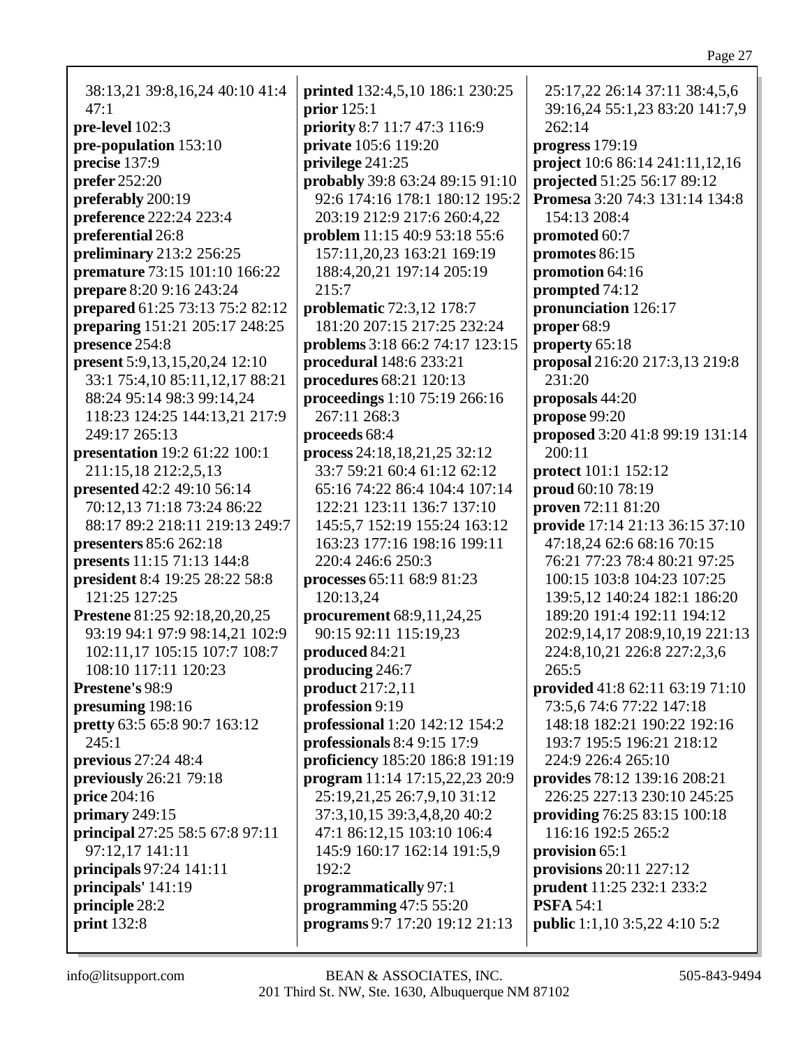38:13,21 39:8,16,24 40:10 41:4 47:1
**pre-level** 102:3
**pre-population** 153:10
**precise** 137:9
**prefer** 252:20
**preferably** 200:19
**preference** 222:24 223:4
**preferential** 26:8
**preliminary** 213:2 256:25
**premature** 73:15 101:10 166:22
**prepare** 8:20 9:16 243:24
**prepared** 61:25 73:13 75:2 82:12
**preparing** 151:21 205:17 248:25
**presence** 254:8
**present** 5:9,13,15,20,24 12:10 33:1 75:4,10 85:11,12,17 88:21 88:24 95:14 98:3 99:14,24 118:23 124:25 144:13,21 217:9 249:17 265:13
**presentation** 19:2 61:22 100:1 211:15,18 212:2,5,13
**presented** 42:2 49:10 56:14 70:12,13 71:18 73:24 86:22 88:17 89:2 218:11 219:13 249:7
**presenters** 85:6 262:18
**presents** 11:15 71:13 144:8
**president** 8:4 19:25 28:22 58:8 121:25 127:25
**Prestene** 81:25 92:18,20,20,25 93:19 94:1 97:9 98:14,21 102:9 102:11,17 105:15 107:7 108:7 108:10 117:11 120:23
**Prestene's** 98:9
**presuming** 198:16
**pretty** 63:5 65:8 90:7 163:12 245:1
**previous** 27:24 48:4
**previously** 26:21 79:18
**price** 204:16
**primary** 249:15
**principal** 27:25 58:5 67:8 97:11 97:12,17 141:11
**principals** 97:24 141:11
**principals'** 141:19
**principle** 28:2
**print** 132:8
**printed** 132:4,5,10 186:1 230:25
**prior** 125:1
**priority** 8:7 11:7 47:3 116:9
**private** 105:6 119:20
**privilege** 241:25
**probably** 39:8 63:24 89:15 91:10 92:6 174:16 178:1 180:12 195:2 203:19 212:9 217:6 260:4,22
**problem** 11:15 40:9 53:18 55:6 157:11,20,23 163:21 169:19 188:4,20,21 197:14 205:19 215:7
**problematic** 72:3,12 178:7 181:20 207:15 217:25 232:24
**problems** 3:18 66:2 74:17 123:15
**procedural** 148:6 233:21
**procedures** 68:21 120:13
**proceedings** 1:10 75:19 266:16 267:11 268:3
**proceeds** 68:4
**process** 24:18,18,21,25 32:12 33:7 59:21 60:4 61:12 62:12 65:16 74:22 86:4 104:4 107:14 122:21 123:11 136:7 137:10 145:5,7 152:19 155:24 163:12 163:23 177:16 198:16 199:11 220:4 246:6 250:3
**processes** 65:11 68:9 81:23 120:13,24
**procurement** 68:9,11,24,25 90:15 92:11 115:19,23
**produced** 84:21
**producing** 246:7
**product** 217:2,11
**profession** 9:19
**professional** 1:20 142:12 154:2
**professionals** 8:4 9:15 17:9
**proficiency** 185:20 186:8 191:19
**program** 11:14 17:15,22,23 20:9 25:19,21,25 26:7,9,10 31:12 37:3,10,15 39:3,4,8,20 40:2 47:1 86:12,15 103:10 106:4 145:9 160:17 162:14 191:5,9 192:2
**programmatically** 97:1
**programming** 47:5 55:20
**programs** 9:7 17:20 19:12 21:13 25:17,22 26:14 37:11 38:4,5,6 39:16,24 55:1,23 83:20 141:7,9 262:14
**progress** 179:19
**project** 10:6 86:14 241:11,12,16
**projected** 51:25 56:17 89:12
**Promesa** 3:20 74:3 131:14 134:8 154:13 208:4
**promoted** 60:7
**promotes** 86:15
**promotion** 64:16
**prompted** 74:12
**pronunciation** 126:17
**proper** 68:9
**property** 65:18
**proposal** 216:20 217:3,13 219:8 231:20
**proposals** 44:20
**propose** 99:20
**proposed** 3:20 41:8 99:19 131:14 200:11
**protect** 101:1 152:12
**proud** 60:10 78:19
**proven** 72:11 81:20
**provide** 17:14 21:13 36:15 37:10 47:18,24 62:6 68:16 70:15 76:21 77:23 78:4 80:21 97:25 100:15 103:8 104:23 107:25 139:5,12 140:24 182:1 186:20 189:20 191:4 192:11 194:12 202:9,14,17 208:9,10,19 221:13 224:8,10,21 226:8 227:2,3,6 265:5
**provided** 41:8 62:11 63:19 71:10 73:5,6 74:6 77:22 147:18 148:18 182:21 190:22 192:16 193:7 195:5 196:21 218:12 224:9 226:4 265:10
**provides** 78:12 139:16 208:21 226:25 227:13 230:10 245:25
**providing** 76:25 83:15 100:18 116:16 192:5 265:2
**provision** 65:1
**provisions** 20:11 227:12
**prudent** 11:25 232:1 233:2
**PSFA** 54:1
**public** 1:1,10 3:5,22 4:10 5:2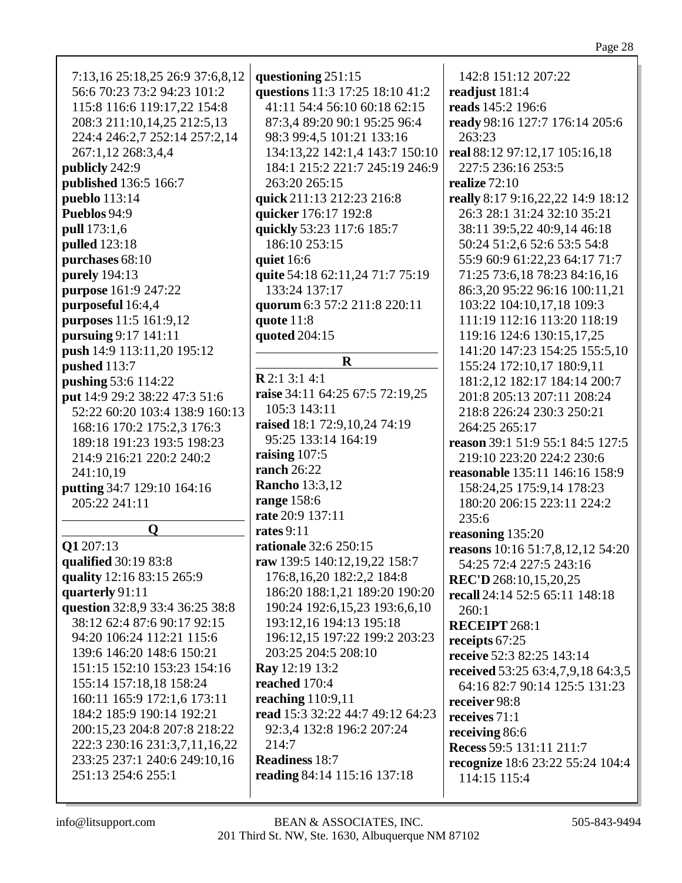7:13,16 25:18,25 26:9 37:6,8,12 56:6 70:23 73:2 94:23 101:2 115:8 116:6 119:17,22 154:8 208:3 211:10,14,25 212:5,13 224:4 246:2,7 252:14 257:2,14 267:1,12 268:3,4,4

**publicly** 242:9
**published** 136:5 166:7
**pueblo** 113:14
**Pueblos** 94:9
**pull** 173:1,6
**pulled** 123:18
**purchases** 68:10
**purely** 194:13
**purpose** 161:9 247:22
**purposeful** 16:4,4
**purposes** 11:5 161:9,12
**pursuing** 9:17 141:11
**push** 14:9 113:11,20 195:12
**pushed** 113:7
**pushing** 53:6 114:22
**put** 14:9 29:2 38:22 47:3 51:6 52:22 60:20 103:4 138:9 160:13 168:16 170:2 175:2,3 176:3 189:18 191:23 193:5 198:23 214:9 216:21 220:2 240:2 241:10,19
**putting** 34:7 129:10 164:16 205:22 241:11

## Q

**Q1** 207:13
**qualified** 30:19 83:8
**quality** 12:16 83:15 265:9
**quarterly** 91:11
**question** 32:8,9 33:4 36:25 38:8 38:12 62:4 87:6 90:17 92:15 94:20 106:24 112:21 115:6 139:6 146:20 148:6 150:21 151:15 152:10 153:23 154:16 155:14 157:18,18 158:24 160:11 165:9 172:1,6 173:11 184:2 185:9 190:14 192:21 200:15,23 204:8 207:8 218:22 222:3 230:16 231:3,7,11,16,22 233:25 237:1 240:6 249:10,16 251:13 254:6 255:1
**questioning** 251:15
**questions** 11:3 17:25 18:10 41:2 41:11 54:4 56:10 60:18 62:15 87:3,4 89:20 90:1 95:25 96:4 98:3 99:4,5 101:21 133:16 134:13,22 142:1,4 143:7 150:10 184:1 215:2 221:7 245:19 246:9 263:20 265:15
**quick** 211:13 212:23 216:8
**quicker** 176:17 192:8
**quickly** 53:23 117:6 185:7 186:10 253:15
**quiet** 16:6
**quite** 54:18 62:11,24 71:7 75:19 133:24 137:17
**quorum** 6:3 57:2 211:8 220:11
**quote** 11:8
**quoted** 204:15

## R

**R** 2:1 3:1 4:1
**raise** 34:11 64:25 67:5 72:19,25 105:3 143:11
**raised** 18:1 72:9,10,24 74:19 95:25 133:14 164:19
**raising** 107:5
**ranch** 26:22
**Rancho** 13:3,12
**range** 158:6
**rate** 20:9 137:11
**rates** 9:11
**rationale** 32:6 250:15
**raw** 139:5 140:12,19,22 158:7 176:8,16,20 182:2,2 184:8 186:20 188:1,21 189:20 190:20 190:24 192:6,15,23 193:6,6,10 193:12,16 194:13 195:18 196:12,15 197:22 199:2 203:23 203:25 204:5 208:10
**Ray** 12:19 13:2
**reached** 170:4
**reaching** 110:9,11
**read** 15:3 32:22 44:7 49:12 64:23 92:3,4 132:8 196:2 207:24 214:7
**Readiness** 18:7
**reading** 84:14 115:16 137:18
142:8 151:12 207:22
**readjust** 181:4
**reads** 145:2 196:6
**ready** 98:16 127:7 176:14 205:6 263:23
**real** 88:12 97:12,17 105:16,18 227:5 236:16 253:5
**realize** 72:10
**really** 8:17 9:16,22,22 14:9 18:12 26:3 28:1 31:24 32:10 35:21 38:11 39:5,22 40:9,14 46:18 50:24 51:2,6 52:6 53:5 54:8 55:9 60:9 61:22,23 64:17 71:7 71:25 73:6,18 78:23 84:16,16 86:3,20 95:22 96:16 100:11,21 103:22 104:10,17,18 109:3 111:19 112:16 113:20 118:19 119:16 124:6 130:15,17,25 141:20 147:23 154:25 155:5,10 155:24 172:10,17 180:9,11 181:2,12 182:17 184:14 200:7 201:8 205:13 207:11 208:24 218:8 226:24 230:3 250:21 264:25 265:17
**reason** 39:1 51:9 55:1 84:5 127:5 219:10 223:20 224:2 230:6
**reasonable** 135:11 146:16 158:9 158:24,25 175:9,14 178:23 180:20 206:15 223:11 224:2 235:6
**reasoning** 135:20
**reasons** 10:16 51:7,8,12,12 54:20 54:25 72:4 227:5 243:16
**REC'D** 268:10,15,20,25
**recall** 24:14 52:5 65:11 148:18 260:1
**RECEIPT** 268:1
**receipts** 67:25
**receive** 52:3 82:25 143:14
**received** 53:25 63:4,7,9,18 64:3,5 64:16 82:7 90:14 125:5 131:23
**receiver** 98:8
**receives** 71:1
**receiving** 86:6
**Recess** 59:5 131:11 211:7
**recognize** 18:6 23:22 55:24 104:4 114:15 115:4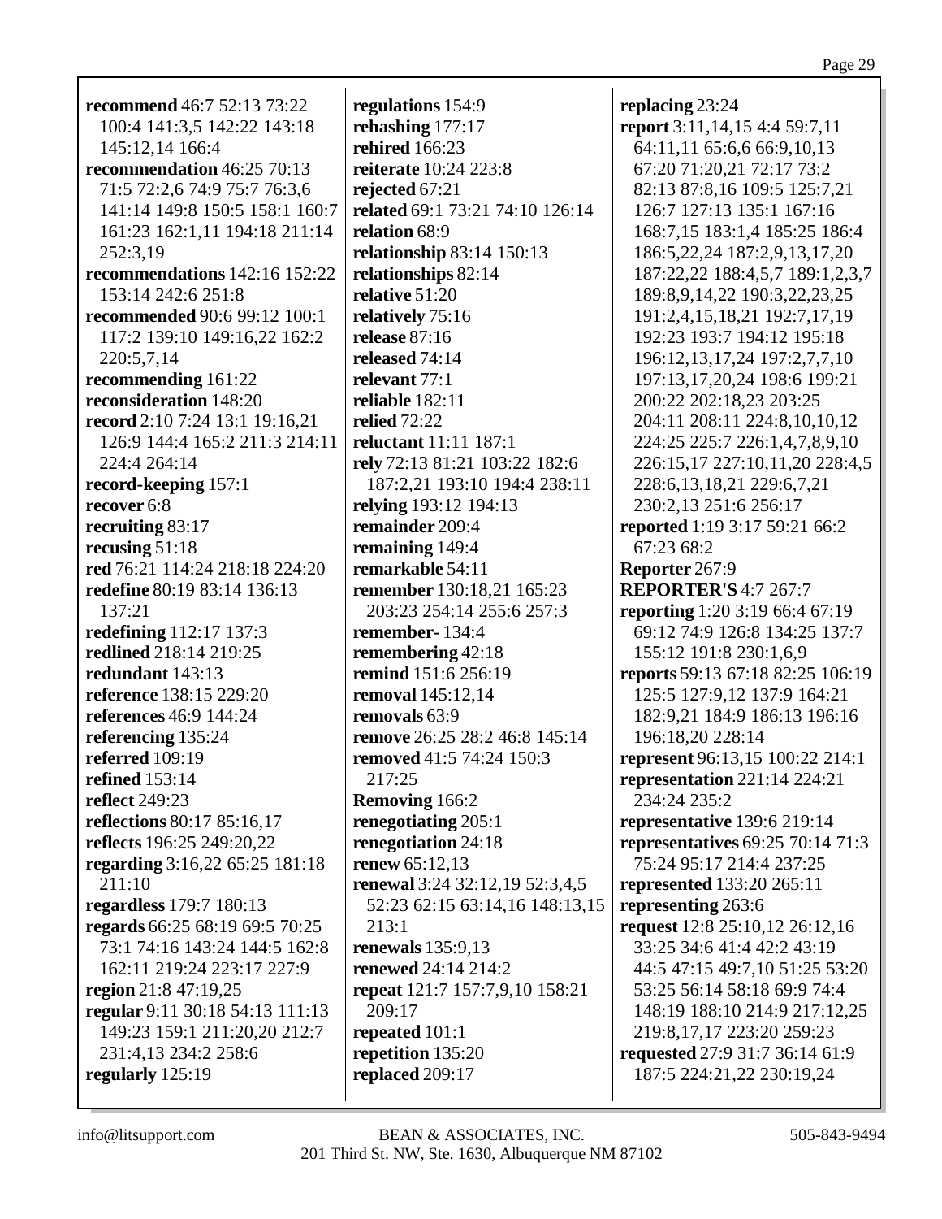**recommend** 46:7 52:13 73:22 100:4 141:3,5 142:22 143:18 145:12,14 166:4
**recommendation** 46:25 70:13 71:5 72:2,6 74:9 75:7 76:3,6 141:14 149:8 150:5 158:1 160:7 161:23 162:1,11 194:18 211:14 252:3,19
**recommendations** 142:16 152:22 153:14 242:6 251:8
**recommended** 90:6 99:12 100:1 117:2 139:10 149:16,22 162:2 220:5,7,14
**recommending** 161:22
**reconsideration** 148:20
**record** 2:10 7:24 13:1 19:16,21 126:9 144:4 165:2 211:3 214:11 224:4 264:14
**record-keeping** 157:1
**recover** 6:8
**recruiting** 83:17
**recusing** 51:18
**red** 76:21 114:24 218:18 224:20
**redefine** 80:19 83:14 136:13 137:21
**redefining** 112:17 137:3
**redlined** 218:14 219:25
**redundant** 143:13
**reference** 138:15 229:20
**references** 46:9 144:24
**referencing** 135:24
**referred** 109:19
**refined** 153:14
**reflect** 249:23
**reflections** 80:17 85:16,17
**reflects** 196:25 249:20,22
**regarding** 3:16,22 65:25 181:18 211:10
**regardless** 179:7 180:13
**regards** 66:25 68:19 69:5 70:25 73:1 74:16 143:24 144:5 162:8 162:11 219:24 223:17 227:9
**region** 21:8 47:19,25
**regular** 9:11 30:18 54:13 111:13 149:23 159:1 211:20,20 212:7 231:4,13 234:2 258:6
**regularly** 125:19
**regulations** 154:9
**rehashing** 177:17
**rehired** 166:23
**reiterate** 10:24 223:8
**rejected** 67:21
**related** 69:1 73:21 74:10 126:14
**relation** 68:9
**relationship** 83:14 150:13
**relationships** 82:14
**relative** 51:20
**relatively** 75:16
**release** 87:16
**released** 74:14
**relevant** 77:1
**reliable** 182:11
**relied** 72:22
**reluctant** 11:11 187:1
**rely** 72:13 81:21 103:22 182:6 187:2,21 193:10 194:4 238:11
**relying** 193:12 194:13
**remainder** 209:4
**remaining** 149:4
**remarkable** 54:11
**remember** 130:18,21 165:23 203:23 254:14 255:6 257:3
**remember-** 134:4
**remembering** 42:18
**remind** 151:6 256:19
**removal** 145:12,14
**removals** 63:9
**remove** 26:25 28:2 46:8 145:14
**removed** 41:5 74:24 150:3 217:25
**Removing** 166:2
**renegotiating** 205:1
**renegotiation** 24:18
**renew** 65:12,13
**renewal** 3:24 32:12,19 52:3,4,5 52:23 62:15 63:14,16 148:13,15 213:1
**renewals** 135:9,13
**renewed** 24:14 214:2
**repeat** 121:7 157:7,9,10 158:21 209:17
**repeated** 101:1
**repetition** 135:20
**replaced** 209:17
**replacing** 23:24
**report** 3:11,14,15 4:4 59:7,11 64:11,11 65:6,6 66:9,10,13 67:20 71:20,21 72:17 73:2 82:13 87:8,16 109:5 125:7,21 126:7 127:13 135:1 167:16 168:7,15 183:1,4 185:25 186:4 186:5,22,24 187:2,9,13,17,20 187:22,22 188:4,5,7 189:1,2,3,7 189:8,9,14,22 190:3,22,23,25 191:2,4,15,18,21 192:7,17,19 192:23 193:7 194:12 195:18 196:12,13,17,24 197:2,7,7,10 197:13,17,20,24 198:6 199:21 200:22 202:18,23 203:25 204:11 208:11 224:8,10,10,12 224:25 225:7 226:1,4,7,8,9,10 226:15,17 227:10,11,20 228:4,5 228:6,13,18,21 229:6,7,21 230:2,13 251:6 256:17
**reported** 1:19 3:17 59:21 66:2 67:23 68:2
**Reporter** 267:9
**REPORTER'S** 4:7 267:7
**reporting** 1:20 3:19 66:4 67:19 69:12 74:9 126:8 134:25 137:7 155:12 191:8 230:1,6,9
**reports** 59:13 67:18 82:25 106:19 125:5 127:9,12 137:9 164:21 182:9,21 184:9 186:13 196:16 196:18,20 228:14
**represent** 96:13,15 100:22 214:1
**representation** 221:14 224:21 234:24 235:2
**representative** 139:6 219:14
**representatives** 69:25 70:14 71:3 75:24 95:17 214:4 237:25
**represented** 133:20 265:11
**representing** 263:6
**request** 12:8 25:10,12 26:12,16 33:25 34:6 41:4 42:2 43:19 44:5 47:15 49:7,10 51:25 53:20 53:25 56:14 58:18 69:9 74:4 148:19 188:10 214:9 217:12,25 219:8,17,17 223:20 259:23
**requested** 27:9 31:7 36:14 61:9 187:5 224:21,22 230:19,24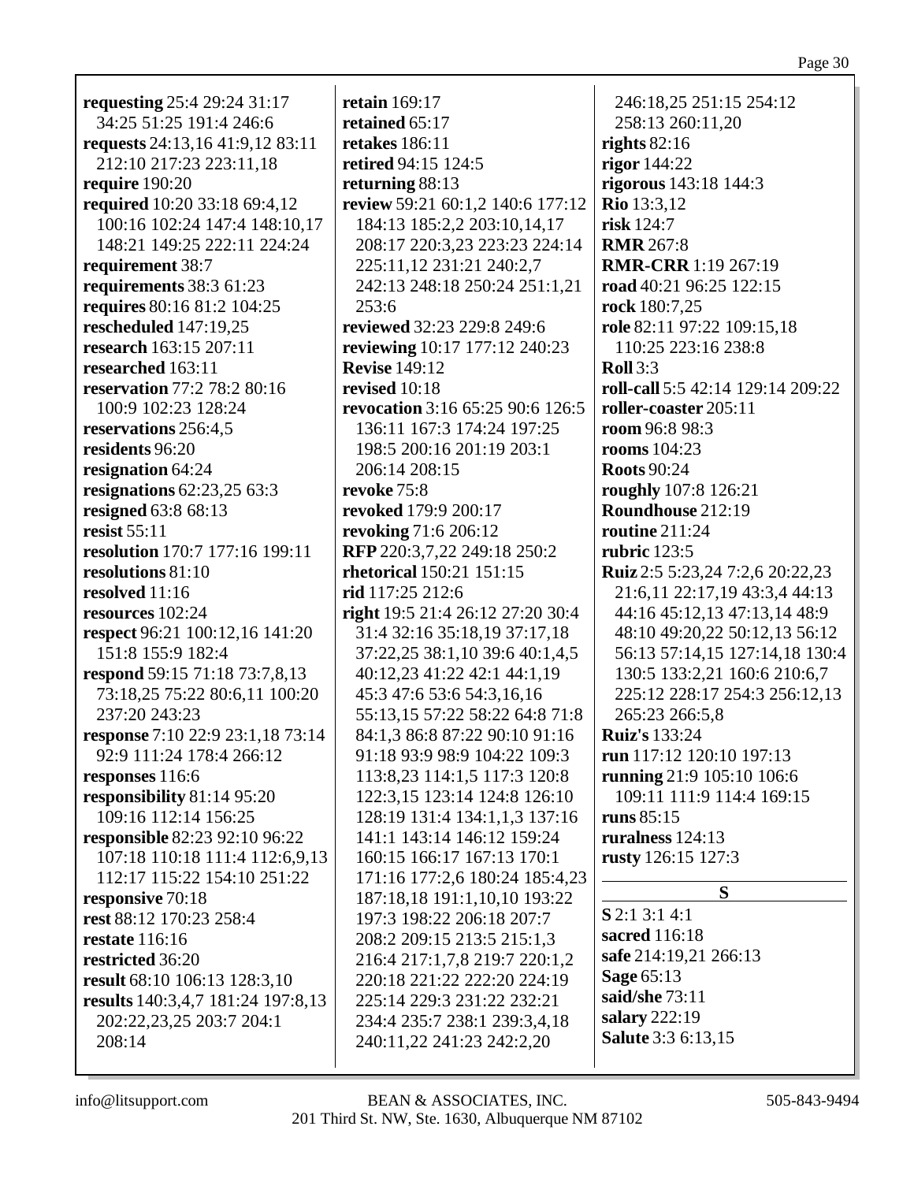**requesting** 25:4 29:24 31:17 34:25 51:25 191:4 246:6
**requests** 24:13,16 41:9,12 83:11 212:10 217:23 223:11,18
**require** 190:20
**required** 10:20 33:18 69:4,12 100:16 102:24 147:4 148:10,17 148:21 149:25 222:11 224:24
**requirement** 38:7
**requirements** 38:3 61:23
**requires** 80:16 81:2 104:25
**rescheduled** 147:19,25
**research** 163:15 207:11
**researched** 163:11
**reservation** 77:2 78:2 80:16 100:9 102:23 128:24
**reservations** 256:4,5
**residents** 96:20
**resignation** 64:24
**resignations** 62:23,25 63:3
**resigned** 63:8 68:13
**resist** 55:11
**resolution** 170:7 177:16 199:11
**resolutions** 81:10
**resolved** 11:16
**resources** 102:24
**respect** 96:21 100:12,16 141:20 151:8 155:9 182:4
**respond** 59:15 71:18 73:7,8,13 73:18,25 75:22 80:6,11 100:20 237:20 243:23
**response** 7:10 22:9 23:1,18 73:14 92:9 111:24 178:4 266:12
**responses** 116:6
**responsibility** 81:14 95:20 109:16 112:14 156:25
**responsible** 82:23 92:10 96:22 107:18 110:18 111:4 112:6,9,13 112:17 115:22 154:10 251:22
**responsive** 70:18
**rest** 88:12 170:23 258:4
**restate** 116:16
**restricted** 36:20
**result** 68:10 106:13 128:3,10
**results** 140:3,4,7 181:24 197:8,13 202:22,23,25 203:7 204:1 208:14
**retain** 169:17
**retained** 65:17
**retakes** 186:11
**retired** 94:15 124:5
**returning** 88:13
**review** 59:21 60:1,2 140:6 177:12 184:13 185:2,2 203:10,14,17 208:17 220:3,23 223:23 224:14 225:11,12 231:21 240:2,7 242:13 248:18 250:24 251:1,21 253:6
**reviewed** 32:23 229:8 249:6
**reviewing** 10:17 177:12 240:23
**Revise** 149:12
**revised** 10:18
**revocation** 3:16 65:25 90:6 126:5 136:11 167:3 174:24 197:25 198:5 200:16 201:19 203:1 206:14 208:15
**revoke** 75:8
**revoked** 179:9 200:17
**revoking** 71:6 206:12
**RFP** 220:3,7,22 249:18 250:2
**rhetorical** 150:21 151:15
**rid** 117:25 212:6
**right** 19:5 21:4 26:12 27:20 30:4 31:4 32:16 35:18,19 37:17,18 37:22,25 38:1,10 39:6 40:1,4,5 40:12,23 41:22 42:1 44:1,19 45:3 47:6 53:6 54:3,16,16 55:13,15 57:22 58:22 64:8 71:8 84:1,3 86:8 87:22 90:10 91:16 91:18 93:9 98:9 104:22 109:3 113:8,23 114:1,5 117:3 120:8 122:3,15 123:14 124:8 126:10 128:19 131:4 134:1,1,3 137:16 141:1 143:14 146:12 159:24 160:15 166:17 167:13 170:1 171:16 177:2,6 180:24 185:4,23 187:18,18 191:1,10,10 193:22 197:3 198:22 206:18 207:7 208:2 209:15 213:5 215:1,3 216:4 217:1,7,8 219:7 220:1,2 220:18 221:22 222:20 224:19 225:14 229:3 231:22 232:21 234:4 235:7 238:1 239:3,4,18 240:11,22 241:23 242:2,20 246:18,25 251:15 254:12 258:13 260:11,20
**rights** 82:16
**rigor** 144:22
**rigorous** 143:18 144:3
**Rio** 13:3,12
**risk** 124:7
**RMR** 267:8
**RMR-CRR** 1:19 267:19
**road** 40:21 96:25 122:15
**rock** 180:7,25
**role** 82:11 97:22 109:15,18 110:25 223:16 238:8
**Roll** 3:3
**roll-call** 5:5 42:14 129:14 209:22
**roller-coaster** 205:11
**room** 96:8 98:3
**rooms** 104:23
**Roots** 90:24
**roughly** 107:8 126:21
**Roundhouse** 212:19
**routine** 211:24
**rubric** 123:5
**Ruiz** 2:5 5:23,24 7:2,6 20:22,23 21:6,11 22:17,19 43:3,4 44:13 44:16 45:12,13 47:13,14 48:9 48:10 49:20,22 50:12,13 56:12 56:13 57:14,15 127:14,18 130:4 130:5 133:2,21 160:6 210:6,7 225:12 228:17 254:3 256:12,13 265:23 266:5,8
**Ruiz's** 133:24
**run** 117:12 120:10 197:13
**running** 21:9 105:10 106:6 109:11 111:9 114:4 169:15
**runs** 85:15
**ruralness** 124:13
**rusty** 126:15 127:3

## S

**S** 2:1 3:1 4:1
**sacred** 116:18
**safe** 214:19,21 266:13
**Sage** 65:13
**said/she** 73:11
**salary** 222:19
**Salute** 3:3 6:13,15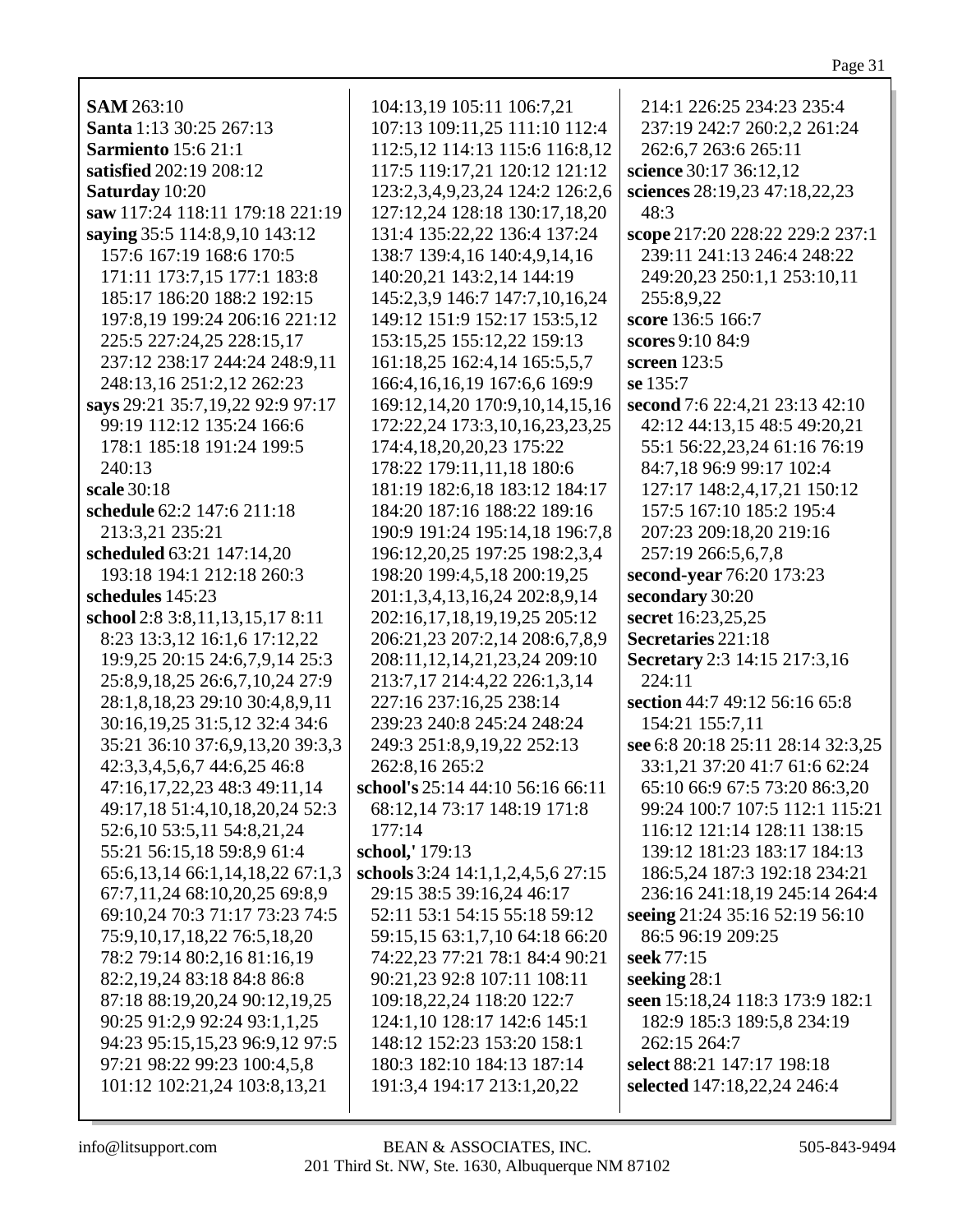**SAM** 263:10
**Santa** 1:13 30:25 267:13
**Sarmiento** 15:6 21:1
**satisfied** 202:19 208:12
**Saturday** 10:20
**saw** 117:24 118:11 179:18 221:19
**saying** 35:5 114:8,9,10 143:12 157:6 167:19 168:6 170:5 171:11 173:7,15 177:1 183:8 185:17 186:20 188:2 192:15 197:8,19 199:24 206:16 221:12 225:5 227:24,25 228:15,17 237:12 238:17 244:24 248:9,11 248:13,16 251:2,12 262:23
**says** 29:21 35:7,19,22 92:9 97:17 99:19 112:12 135:24 166:6 178:1 185:18 191:24 199:5 240:13
**scale** 30:18
**schedule** 62:2 147:6 211:18 213:3,21 235:21
**scheduled** 63:21 147:14,20 193:18 194:1 212:18 260:3
**schedules** 145:23
**school** 2:8 3:8,11,13,15,17 8:11 8:23 13:3,12 16:1,6 17:12,22 19:9,25 20:15 24:6,7,9,14 25:3 25:8,9,18,25 26:6,7,10,24 27:9 28:1,8,18,23 29:10 30:4,8,9,11 30:16,19,25 31:5,12 32:4 34:6 35:21 36:10 37:6,9,13,20 39:3,3 42:3,3,4,5,6,7 44:6,25 46:8 47:16,17,22,23 48:3 49:11,14 49:17,18 51:4,10,18,20,24 52:3 52:6,10 53:5,11 54:8,21,24 55:21 56:15,18 59:8,9 61:4 65:6,13,14 66:1,14,18,22 67:1,3 67:7,11,24 68:10,20,25 69:8,9 69:10,24 70:3 71:17 73:23 74:5 75:9,10,17,18,22 76:5,18,20 78:2 79:14 80:2,16 81:16,19 82:2,19,24 83:18 84:8 86:8 87:18 88:19,20,24 90:12,19,25 90:25 91:2,9 92:24 93:1,1,25 94:23 95:15,15,23 96:9,12 97:5 97:21 98:22 99:23 100:4,5,8 101:12 102:21,24 103:8,13,21 104:13,19 105:11 106:7,21 107:13 109:11,25 111:10 112:4 112:5,12 114:13 115:6 116:8,12 117:5 119:17,21 120:12 121:12 123:2,3,4,9,23,24 124:2 126:2,6 127:12,24 128:18 130:17,18,20 131:4 135:22,22 136:4 137:24 138:7 139:4,16 140:4,9,14,16 140:20,21 143:2,14 144:19 145:2,3,9 146:7 147:7,10,16,24 149:12 151:9 152:17 153:5,12 153:15,25 155:12,22 159:13 161:18,25 162:4,14 165:5,5,7 166:4,16,16,19 167:6,6 169:9 169:12,14,20 170:9,10,14,15,16 172:22,24 173:3,10,16,23,23,25 174:4,18,20,20,23 175:22 178:22 179:11,11,18 180:6 181:19 182:6,18 183:12 184:17 184:20 187:16 188:22 189:16 190:9 191:24 195:14,18 196:7,8 196:12,20,25 197:25 198:2,3,4 198:20 199:4,5,18 200:19,25 201:1,3,4,13,16,24 202:8,9,14 202:16,17,18,19,19,25 205:12 206:21,23 207:2,14 208:6,7,8,9 208:11,12,14,21,23,24 209:10 213:7,17 214:4,22 226:1,3,14 227:16 237:16,25 238:14 239:23 240:8 245:24 248:24 249:3 251:8,9,19,22 252:13 262:8,16 265:2
**school's** 25:14 44:10 56:16 66:11 68:12,14 73:17 148:19 171:8 177:14
**school,'** 179:13
**schools** 3:24 14:1,1,2,4,5,6 27:15 29:15 38:5 39:16,24 46:17 52:11 53:1 54:15 55:18 59:12 59:15,15 63:1,7,10 64:18 66:20 74:22,23 77:21 78:1 84:4 90:21 90:21,23 92:8 107:11 108:11 109:18,22,24 118:20 122:7 124:1,10 128:17 142:6 145:1 148:12 152:23 153:20 158:1 180:3 182:10 184:13 187:14 191:3,4 194:17 213:1,20,22 214:1 226:25 234:23 235:4 237:19 242:7 260:2,2 261:24 262:6,7 263:6 265:11
**science** 30:17 36:12,12
**sciences** 28:19,23 47:18,22,23 48:3
**scope** 217:20 228:22 229:2 237:1 239:11 241:13 246:4 248:22 249:20,23 250:1,1 253:10,11 255:8,9,22
**score** 136:5 166:7
**scores** 9:10 84:9
**screen** 123:5
**se** 135:7
**second** 7:6 22:4,21 23:13 42:10 42:12 44:13,15 48:5 49:20,21 55:1 56:22,23,24 61:16 76:19 84:7,18 96:9 99:17 102:4 127:17 148:2,4,17,21 150:12 157:5 167:10 185:2 195:4 207:23 209:18,20 219:16 257:19 266:5,6,7,8
**second-year** 76:20 173:23
**secondary** 30:20
**secret** 16:23,25,25
**Secretaries** 221:18
**Secretary** 2:3 14:15 217:3,16 224:11
**section** 44:7 49:12 56:16 65:8 154:21 155:7,11
**see** 6:8 20:18 25:11 28:14 32:3,25 33:1,21 37:20 41:7 61:6 62:24 65:10 66:9 67:5 73:20 86:3,20 99:24 100:7 107:5 112:1 115:21 116:12 121:14 128:11 138:15 139:12 181:23 183:17 184:13 186:5,24 187:3 192:18 234:21 236:16 241:18,19 245:14 264:4
**seeing** 21:24 35:16 52:19 56:10 86:5 96:19 209:25
**seek** 77:15
**seeking** 28:1
**seen** 15:18,24 118:3 173:9 182:1 182:9 185:3 189:5,8 234:19 262:15 264:7
**select** 88:21 147:17 198:18
**selected** 147:18,22,24 246:4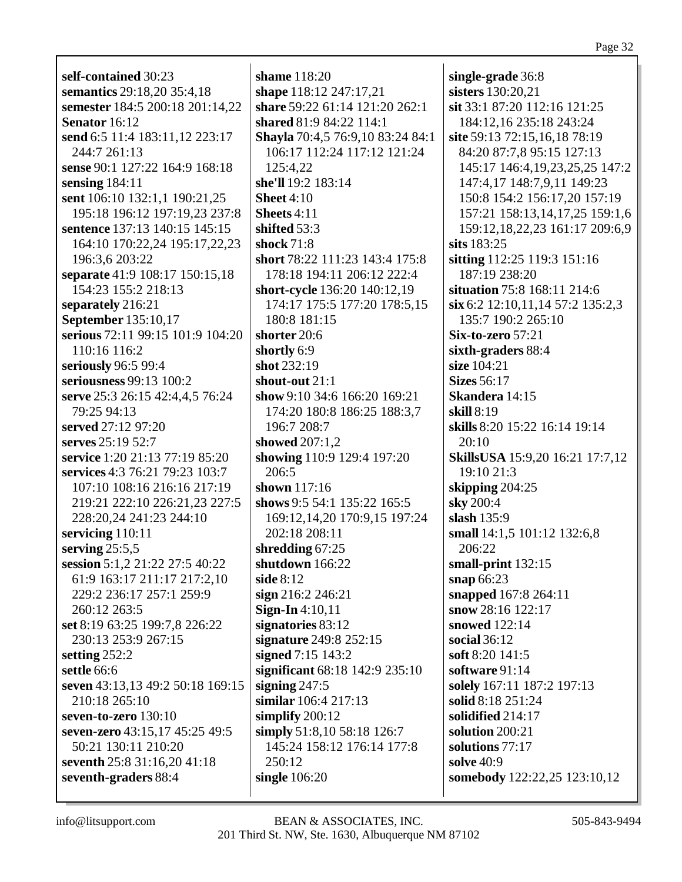**self-contained** 30:23
**semantics** 29:18,20 35:4,18
**semester** 184:5 200:18 201:14,22
**Senator** 16:12
**send** 6:5 11:4 183:11,12 223:17 244:7 261:13
**sense** 90:1 127:22 164:9 168:18
**sensing** 184:11
**sent** 106:10 132:1,1 190:21,25 195:18 196:12 197:19,23 237:8
**sentence** 137:13 140:15 145:15 164:10 170:22,24 195:17,22,23 196:3,6 203:22
**separate** 41:9 108:17 150:15,18 154:23 155:2 218:13
**separately** 216:21
**September** 135:10,17
**serious** 72:11 99:15 101:9 104:20 110:16 116:2
**seriously** 96:5 99:4
**seriousness** 99:13 100:2
**serve** 25:3 26:15 42:4,4,5 76:24 79:25 94:13
**served** 27:12 97:20
**serves** 25:19 52:7
**service** 1:20 21:13 77:19 85:20
**services** 4:3 76:21 79:23 103:7 107:10 108:16 216:16 217:19 219:21 222:10 226:21,23 227:5 228:20,24 241:23 244:10
**servicing** 110:11
**serving** 25:5,5
**session** 5:1,2 21:22 27:5 40:22 61:9 163:17 211:17 217:2,10 229:2 236:17 257:1 259:9 260:12 263:5
**set** 8:19 63:25 199:7,8 226:22 230:13 253:9 267:15
**setting** 252:2
**settle** 66:6
**seven** 43:13,13 49:2 50:18 169:15 210:18 265:10
**seven-to-zero** 130:10
**seven-zero** 43:15,17 45:25 49:5 50:21 130:11 210:20
**seventh** 25:8 31:16,20 41:18
**seventh-graders** 88:4
**shame** 118:20
**shape** 118:12 247:17,21
**share** 59:22 61:14 121:20 262:1
**shared** 81:9 84:22 114:1
**Shayla** 70:4,5 76:9,10 83:24 84:1 106:17 112:24 117:12 121:24 125:4,22
**she'll** 19:2 183:14
**Sheet** 4:10
**Sheets** 4:11
**shifted** 53:3
**shock** 71:8
**short** 78:22 111:23 143:4 175:8 178:18 194:11 206:12 222:4
**short-cycle** 136:20 140:12,19 174:17 175:5 177:20 178:5,15 180:8 181:15
**shorter** 20:6
**shortly** 6:9
**shot** 232:19
**shout-out** 21:1
**show** 9:10 34:6 166:20 169:21 174:20 180:8 186:25 188:3,7 196:7 208:7
**showed** 207:1,2
**showing** 110:9 129:4 197:20 206:5
**shown** 117:16
**shows** 9:5 54:1 135:22 165:5 169:12,14,20 170:9,15 197:24 202:18 208:11
**shredding** 67:25
**shutdown** 166:22
**side** 8:12
**sign** 216:2 246:21
**Sign-In** 4:10,11
**signatories** 83:12
**signature** 249:8 252:15
**signed** 7:15 143:2
**significant** 68:18 142:9 235:10
**signing** 247:5
**similar** 106:4 217:13
**simplify** 200:12
**simply** 51:8,10 58:18 126:7 145:24 158:12 176:14 177:8 250:12
**single** 106:20
**single-grade** 36:8
**sisters** 130:20,21
**sit** 33:1 87:20 112:16 121:25 184:12,16 235:18 243:24
**site** 59:13 72:15,16,18 78:19 84:20 87:7,8 95:15 127:13 145:17 146:4,19,23,25,25 147:2 147:4,17 148:7,9,11 149:23 150:8 154:2 156:17,20 157:19 157:21 158:13,14,17,25 159:1,6 159:12,18,22,23 161:17 209:6,9
**sits** 183:25
**sitting** 112:25 119:3 151:16 187:19 238:20
**situation** 75:8 168:11 214:6
**six** 6:2 12:10,11,14 57:2 135:2,3 135:7 190:2 265:10
**Six-to-zero** 57:21
**sixth-graders** 88:4
**size** 104:21
**Sizes** 56:17
**Skandera** 14:15
**skill** 8:19
**skills** 8:20 15:22 16:14 19:14 20:10
**SkillsUSA** 15:9,20 16:21 17:7,12 19:10 21:3
**skipping** 204:25
**sky** 200:4
**slash** 135:9
**small** 14:1,5 101:12 132:6,8 206:22
**small-print** 132:15
**snap** 66:23
**snapped** 167:8 264:11
**snow** 28:16 122:17
**snowed** 122:14
**social** 36:12
**soft** 8:20 141:5
**software** 91:14
**solely** 167:11 187:2 197:13
**solid** 8:18 251:24
**solidified** 214:17
**solution** 200:21
**solutions** 77:17
**solve** 40:9
**somebody** 122:22,25 123:10,12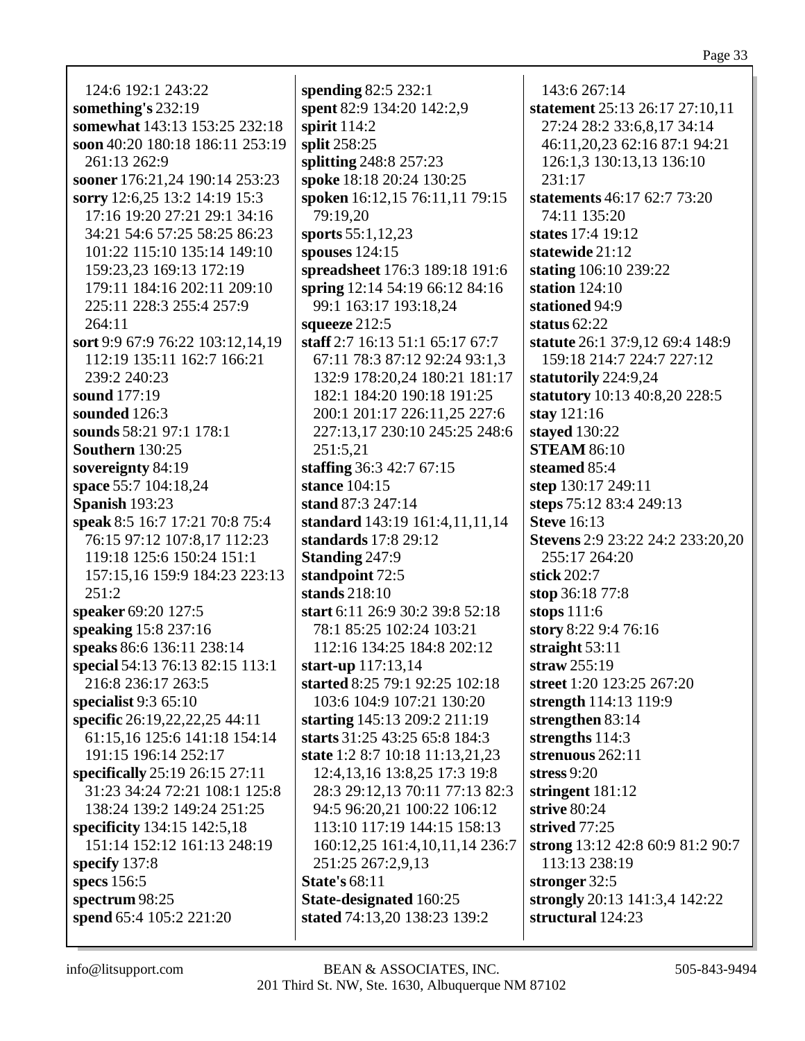124:6 192:1 243:22
**something's** 232:19
**somewhat** 143:13 153:25 232:18
**soon** 40:20 180:18 186:11 253:19 261:13 262:9
**sooner** 176:21,24 190:14 253:23
**sorry** 12:6,25 13:2 14:19 15:3 17:16 19:20 27:21 29:1 34:16 34:21 54:6 57:25 58:25 86:23 101:22 115:10 135:14 149:10 159:23,23 169:13 172:19 179:11 184:16 202:11 209:10 225:11 228:3 255:4 257:9 264:11
**sort** 9:9 67:9 76:22 103:12,14,19 112:19 135:11 162:7 166:21 239:2 240:23
**sound** 177:19
**sounded** 126:3
**sounds** 58:21 97:1 178:1
**Southern** 130:25
**sovereignty** 84:19
**space** 55:7 104:18,24
**Spanish** 193:23
**speak** 8:5 16:7 17:21 70:8 75:4 76:15 97:12 107:8,17 112:23 119:18 125:6 150:24 151:1 157:15,16 159:9 184:23 223:13 251:2
**speaker** 69:20 127:5
**speaking** 15:8 237:16
**speaks** 86:6 136:11 238:14
**special** 54:13 76:13 82:15 113:1 216:8 236:17 263:5
**specialist** 9:3 65:10
**specific** 26:19,22,22,25 44:11 61:15,16 125:6 141:18 154:14 191:15 196:14 252:17
**specifically** 25:19 26:15 27:11 31:23 34:24 72:21 108:1 125:8 138:24 139:2 149:24 251:25
**specificity** 134:15 142:5,18 151:14 152:12 161:13 248:19
**specify** 137:8
**specs** 156:5
**spectrum** 98:25
**spend** 65:4 105:2 221:20
**spending** 82:5 232:1
**spent** 82:9 134:20 142:2,9
**spirit** 114:2
**split** 258:25
**splitting** 248:8 257:23
**spoke** 18:18 20:24 130:25
**spoken** 16:12,15 76:11,11 79:15 79:19,20
**sports** 55:1,12,23
**spouses** 124:15
**spreadsheet** 176:3 189:18 191:6
**spring** 12:14 54:19 66:12 84:16 99:1 163:17 193:18,24
**squeeze** 212:5
**staff** 2:7 16:13 51:1 65:17 67:7 67:11 78:3 87:12 92:24 93:1,3 132:9 178:20,24 180:21 181:17 182:1 184:20 190:18 191:25 200:1 201:17 226:11,25 227:6 227:13,17 230:10 245:25 248:6 251:5,21
**staffing** 36:3 42:7 67:15
**stance** 104:15
**stand** 87:3 247:14
**standard** 143:19 161:4,11,11,14
**standards** 17:8 29:12
**Standing** 247:9
**standpoint** 72:5
**stands** 218:10
**start** 6:11 26:9 30:2 39:8 52:18 78:1 85:25 102:24 103:21 112:16 134:25 184:8 202:12
**start-up** 117:13,14
**started** 8:25 79:1 92:25 102:18 103:6 104:9 107:21 130:20
**starting** 145:13 209:2 211:19
**starts** 31:25 43:25 65:8 184:3
**state** 1:2 8:7 10:18 11:13,21,23 12:4,13,16 13:8,25 17:3 19:8 28:3 29:12,13 70:11 77:13 82:3 94:5 96:20,21 100:22 106:12 113:10 117:19 144:15 158:13 160:12,25 161:4,10,11,14 236:7 251:25 267:2,9,13
**State's** 68:11
**State-designated** 160:25
**stated** 74:13,20 138:23 139:2
143:6 267:14
**statement** 25:13 26:17 27:10,11 27:24 28:2 33:6,8,17 34:14 46:11,20,23 62:16 87:1 94:21 126:1,3 130:13,13 136:10 231:17
**statements** 46:17 62:7 73:20 74:11 135:20
**states** 17:4 19:12
**statewide** 21:12
**stating** 106:10 239:22
**station** 124:10
**stationed** 94:9
**status** 62:22
**statute** 26:1 37:9,12 69:4 148:9 159:18 214:7 224:7 227:12
**statutorily** 224:9,24
**statutory** 10:13 40:8,20 228:5
**stay** 121:16
**stayed** 130:22
**STEAM** 86:10
**steamed** 85:4
**step** 130:17 249:11
**steps** 75:12 83:4 249:13
**Steve** 16:13
**Stevens** 2:9 23:22 24:2 233:20,20 255:17 264:20
**stick** 202:7
**stop** 36:18 77:8
**stops** 111:6
**story** 8:22 9:4 76:16
**straight** 53:11
**straw** 255:19
**street** 1:20 123:25 267:20
**strength** 114:13 119:9
**strengthen** 83:14
**strengths** 114:3
**strenuous** 262:11
**stress** 9:20
**stringent** 181:12
**strive** 80:24
**strived** 77:25
**strong** 13:12 42:8 60:9 81:2 90:7 113:13 238:19
**stronger** 32:5
**strongly** 20:13 141:3,4 142:22
**structural** 124:23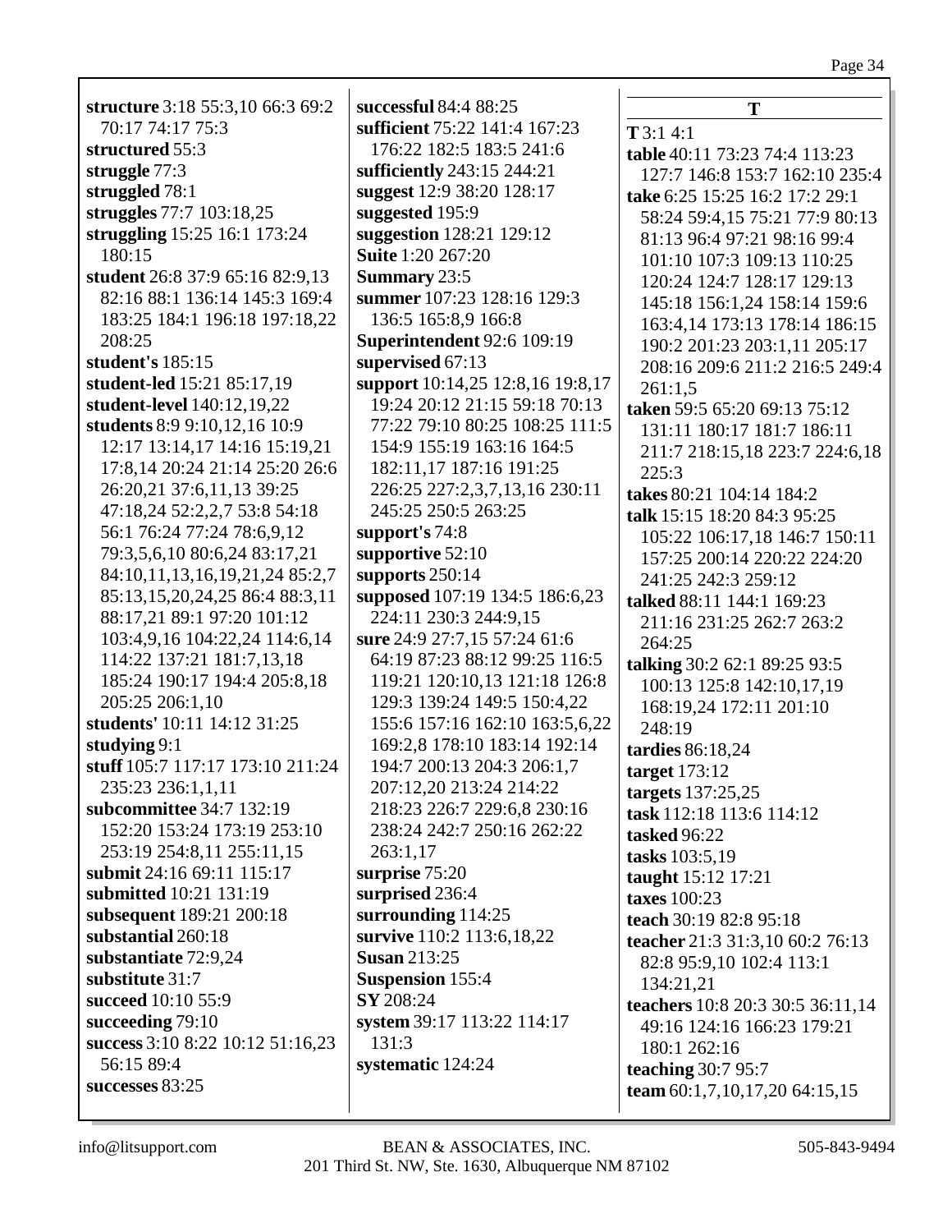**structure** 3:18 55:3,10 66:3 69:2 70:17 74:17 75:3
**structured** 55:3
**struggle** 77:3
**struggled** 78:1
**struggles** 77:7 103:18,25
**struggling** 15:25 16:1 173:24 180:15
**student** 26:8 37:9 65:16 82:9,13 82:16 88:1 136:14 145:3 169:4 183:25 184:1 196:18 197:18,22 208:25
**student's** 185:15
**student-led** 15:21 85:17,19
**student-level** 140:12,19,22
**students** 8:9 9:10,12,16 10:9 12:17 13:14,17 14:16 15:19,21 17:8,14 20:24 21:14 25:20 26:6 26:20,21 37:6,11,13 39:25 47:18,24 52:2,2,7 53:8 54:18 56:1 76:24 77:24 78:6,9,12 79:3,5,6,10 80:6,24 83:17,21 84:10,11,13,16,19,21,24 85:2,7 85:13,15,20,24,25 86:4 88:3,11 88:17,21 89:1 97:20 101:12 103:4,9,16 104:22,24 114:6,14 114:22 137:21 181:7,13,18 185:24 190:17 194:4 205:8,18 205:25 206:1,10
**students'** 10:11 14:12 31:25
**studying** 9:1
**stuff** 105:7 117:17 173:10 211:24 235:23 236:1,1,11
**subcommittee** 34:7 132:19 152:20 153:24 173:19 253:10 253:19 254:8,11 255:11,15
**submit** 24:16 69:11 115:17
**submitted** 10:21 131:19
**subsequent** 189:21 200:18
**substantial** 260:18
**substantiate** 72:9,24
**substitute** 31:7
**succeed** 10:10 55:9
**succeeding** 79:10
**success** 3:10 8:22 10:12 51:16,23 56:15 89:4
**successes** 83:25
**successful** 84:4 88:25
**sufficient** 75:22 141:4 167:23 176:22 182:5 183:5 241:6
**sufficiently** 243:15 244:21
**suggest** 12:9 38:20 128:17
**suggested** 195:9
**suggestion** 128:21 129:12
**Suite** 1:20 267:20
**Summary** 23:5
**summer** 107:23 128:16 129:3 136:5 165:8,9 166:8
**Superintendent** 92:6 109:19
**supervised** 67:13
**support** 10:14,25 12:8,16 19:8,17 19:24 20:12 21:15 59:18 70:13 77:22 79:10 80:25 108:25 111:5 154:9 155:19 163:16 164:5 182:11,17 187:16 191:25 226:25 227:2,3,7,13,16 230:11 245:25 250:5 263:25
**support's** 74:8
**supportive** 52:10
**supports** 250:14
**supposed** 107:19 134:5 186:6,23 224:11 230:3 244:9,15
**sure** 24:9 27:7,15 57:24 61:6 64:19 87:23 88:12 99:25 116:5 119:21 120:10,13 121:18 126:8 129:3 139:24 149:5 150:4,22 155:6 157:16 162:10 163:5,6,22 169:2,8 178:10 183:14 192:14 194:7 200:13 204:3 206:1,7 207:12,20 213:24 214:22 218:23 226:7 229:6,8 230:16 238:24 242:7 250:16 262:22 263:1,17
**surprise** 75:20
**surprised** 236:4
**surrounding** 114:25
**survive** 110:2 113:6,18,22
**Susan** 213:25
**Suspension** 155:4
**SY** 208:24
**system** 39:17 113:22 114:17 131:3
**systematic** 124:24

## T

**T** 3:1 4:1
**table** 40:11 73:23 74:4 113:23 127:7 146:8 153:7 162:10 235:4
**take** 6:25 15:25 16:2 17:2 29:1 58:24 59:4,15 75:21 77:9 80:13 81:13 96:4 97:21 98:16 99:4 101:10 107:3 109:13 110:25 120:24 124:7 128:17 129:13 145:18 156:1,24 158:14 159:6 163:4,14 173:13 178:14 186:15 190:2 201:23 203:1,11 205:17 208:16 209:6 211:2 216:5 249:4 261:1,5
**taken** 59:5 65:20 69:13 75:12 131:11 180:17 181:7 186:11 211:7 218:15,18 223:7 224:6,18 225:3
**takes** 80:21 104:14 184:2
**talk** 15:15 18:20 84:3 95:25 105:22 106:17,18 146:7 150:11 157:25 200:14 220:22 224:20 241:25 242:3 259:12
**talked** 88:11 144:1 169:23 211:16 231:25 262:7 263:2 264:25
**talking** 30:2 62:1 89:25 93:5 100:13 125:8 142:10,17,19 168:19,24 172:11 201:10 248:19
**tardies** 86:18,24
**target** 173:12
**targets** 137:25,25
**task** 112:18 113:6 114:12
**tasked** 96:22
**tasks** 103:5,19
**taught** 15:12 17:21
**taxes** 100:23
**teach** 30:19 82:8 95:18
**teacher** 21:3 31:3,10 60:2 76:13 82:8 95:9,10 102:4 113:1 134:21,21
**teachers** 10:8 20:3 30:5 36:11,14 49:16 124:16 166:23 179:21 180:1 262:16
**teaching** 30:7 95:7
**team** 60:1,7,10,17,20 64:15,15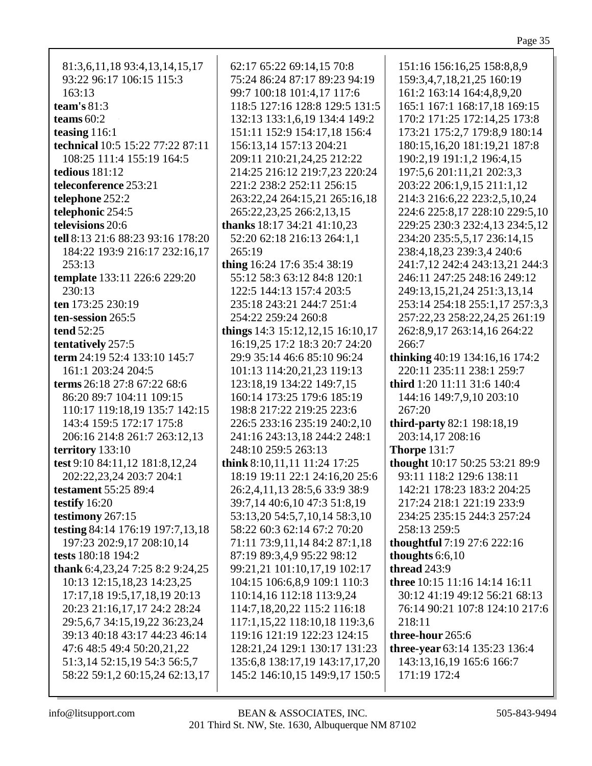81:3,6,11,18 93:4,13,14,15,17 93:22 96:17 106:15 115:3 163:13
**team's** 81:3
**teams** 60:2
**teasing** 116:1
**technical** 10:5 15:22 77:22 87:11 108:25 111:4 155:19 164:5
**tedious** 181:12
**teleconference** 253:21
**telephone** 252:2
**telephonic** 254:5
**televisions** 20:6
**tell** 8:13 21:6 88:23 93:16 178:20 184:22 193:9 216:17 232:16,17 253:13
**template** 133:11 226:6 229:20 230:13
**ten** 173:25 230:19
**ten-session** 265:5
**tend** 52:25
**tentatively** 257:5
**term** 24:19 52:4 133:10 145:7 161:1 203:24 204:5
**terms** 26:18 27:8 67:22 68:6 86:20 89:7 104:11 109:15 110:17 119:18,19 135:7 142:15 143:4 159:5 172:17 175:8 206:16 214:8 261:7 263:12,13
**territory** 133:10
**test** 9:10 84:11,12 181:8,12,24 202:22,23,24 203:7 204:1
**testament** 55:25 89:4
**testify** 16:20
**testimony** 267:15
**testing** 84:14 176:19 197:7,13,18 197:23 202:9,17 208:10,14
**tests** 180:18 194:2
**thank** 6:4,23,24 7:25 8:2 9:24,25 10:13 12:15,18,23 14:23,25 17:17,18 19:5,17,18,19 20:13 20:23 21:16,17,17 24:2 28:24 29:5,6,7 34:15,19,22 36:23,24 39:13 40:18 43:17 44:23 46:14 47:6 48:5 49:4 50:20,21,22 51:3,14 52:15,19 54:3 56:5,7 58:22 59:1,2 60:15,24 62:13,17 62:17 65:22 69:14,15 70:8 75:24 86:24 87:17 89:23 94:19 99:7 100:18 101:4,17 117:6 118:5 127:16 128:8 129:5 131:5 132:13 133:1,6,19 134:4 149:2 151:11 152:9 154:17,18 156:4 156:13,14 157:13 204:21 209:11 210:21,24,25 212:22 214:25 216:12 219:7,23 220:24 221:2 238:2 252:11 256:15 263:22,24 264:15,21 265:16,18 265:22,23,25 266:2,13,15
**thanks** 18:17 34:21 41:10,23 52:20 62:18 216:13 264:1,1 265:19
**thing** 16:24 17:6 35:4 38:19 55:12 58:3 63:12 84:8 120:1 122:5 144:13 157:4 203:5 235:18 243:21 244:7 251:4 254:22 259:24 260:8
**things** 14:3 15:12,12,15 16:10,17 16:19,25 17:2 18:3 20:7 24:20 29:9 35:14 46:6 85:10 96:24 101:13 114:20,21,23 119:13 123:18,19 134:22 149:7,15 160:14 173:25 179:6 185:19 198:8 217:22 219:25 223:6 226:5 233:16 235:19 240:2,10 241:16 243:13,18 244:2 248:1 248:10 259:5 263:13
**think** 8:10,11,11 11:24 17:25 18:19 19:11 22:1 24:16,20 25:6 26:2,4,11,13 28:5,6 33:9 38:9 39:7,14 40:6,10 47:3 51:8,19 53:13,20 54:5,7,10,14 58:3,10 58:22 60:3 62:14 67:2 70:20 71:11 73:9,11,14 84:2 87:1,18 87:19 89:3,4,9 95:22 98:12 99:21,21 101:10,17,19 102:17 104:15 106:6,8,9 109:1 110:3 110:14,16 112:18 113:9,24 114:7,18,20,22 115:2 116:18 117:1,15,22 118:10,18 119:3,6 119:16 121:19 122:23 124:15 128:21,24 129:1 130:17 131:23 135:6,8 138:17,19 143:17,17,20 145:2 146:10,15 149:9,17 150:5 151:16 156:16,25 158:8,8,9 159:3,4,7,18,21,25 160:19 161:2 163:14 164:4,8,9,20 165:1 167:1 168:17,18 169:15 170:2 171:25 172:14,25 173:8 173:21 175:2,7 179:8,9 180:14 180:15,16,20 181:19,21 187:8 190:2,19 191:1,2 196:4,15 197:5,6 201:11,21 202:3,3 203:22 206:1,9,15 211:1,12 214:3 216:6,22 223:2,5,10,24 224:6 225:8,17 228:10 229:5,10 229:25 230:3 232:4,13 234:5,12 234:20 235:5,5,17 236:14,15 238:4,18,23 239:3,4 240:6 241:7,12 242:4 243:13,21 244:3 246:11 247:25 248:16 249:12 249:13,15,21,24 251:3,13,14 253:14 254:18 255:1,17 257:3,3 257:22,23 258:22,24,25 261:19 262:8,9,17 263:14,16 264:22 266:7
**thinking** 40:19 134:16,16 174:2 220:11 235:11 238:1 259:7
**third** 1:20 11:11 31:6 140:4 144:16 149:7,9,10 203:10 267:20
**third-party** 82:1 198:18,19 203:14,17 208:16
**Thorpe** 131:7
**thought** 10:17 50:25 53:21 89:9 93:11 118:2 129:6 138:11 142:21 178:23 183:2 204:25 217:24 218:1 221:19 233:9 234:25 235:15 244:3 257:24 258:13 259:5
**thoughtful** 7:19 27:6 222:16
**thoughts** 6:6,10
**thread** 243:9
**three** 10:15 11:16 14:14 16:11 30:12 41:19 49:12 56:21 68:13 76:14 90:21 107:8 124:10 217:6 218:11
**three-hour** 265:6
**three-year** 63:14 135:23 136:4 143:13,16,19 165:6 166:7 171:19 172:4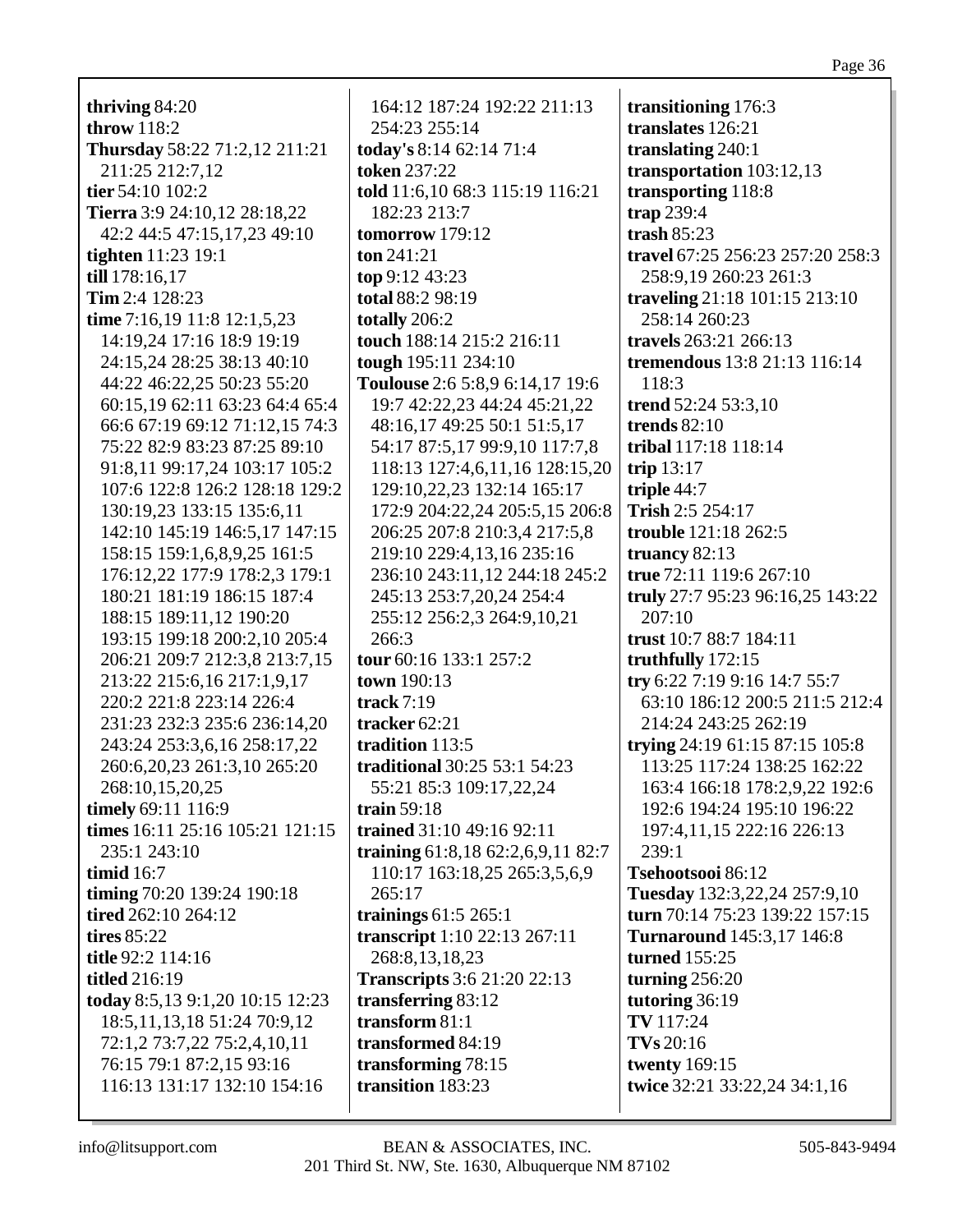**thriving** 84:20
**throw** 118:2
**Thursday** 58:22 71:2,12 211:21 211:25 212:7,12
**tier** 54:10 102:2
**Tierra** 3:9 24:10,12 28:18,22 42:2 44:5 47:15,17,23 49:10
**tighten** 11:23 19:1
**till** 178:16,17
**Tim** 2:4 128:23
**time** 7:16,19 11:8 12:1,5,23 14:19,24 17:16 18:9 19:19 24:15,24 28:25 38:13 40:10 44:22 46:22,25 50:23 55:20 60:15,19 62:11 63:23 64:4 65:4 66:6 67:19 69:12 71:12,15 74:3 75:22 82:9 83:23 87:25 89:10 91:8,11 99:17,24 103:17 105:2 107:6 122:8 126:2 128:18 129:2 130:19,23 133:15 135:6,11 142:10 145:19 146:5,17 147:15 158:15 159:1,6,8,9,25 161:5 176:12,22 177:9 178:2,3 179:1 180:21 181:19 186:15 187:4 188:15 189:11,12 190:20 193:15 199:18 200:2,10 205:4 206:21 209:7 212:3,8 213:7,15 213:22 215:6,16 217:1,9,17 220:2 221:8 223:14 226:4 231:23 232:3 235:6 236:14,20 243:24 253:3,6,16 258:17,22 260:6,20,23 261:3,10 265:20 268:10,15,20,25
**timely** 69:11 116:9
**times** 16:11 25:16 105:21 121:15 235:1 243:10
**timid** 16:7
**timing** 70:20 139:24 190:18
**tired** 262:10 264:12
**tires** 85:22
**title** 92:2 114:16
**titled** 216:19
**today** 8:5,13 9:1,20 10:15 12:23 18:5,11,13,18 51:24 70:9,12 72:1,2 73:7,22 75:2,4,10,11 76:15 79:1 87:2,15 93:16 116:13 131:17 132:10 154:16 164:12 187:24 192:22 211:13 254:23 255:14
**today's** 8:14 62:14 71:4
**token** 237:22
**told** 11:6,10 68:3 115:19 116:21 182:23 213:7
**tomorrow** 179:12
**ton** 241:21
**top** 9:12 43:23
**total** 88:2 98:19
**totally** 206:2
**touch** 188:14 215:2 216:11
**tough** 195:11 234:10
**Toulouse** 2:6 5:8,9 6:14,17 19:6 19:7 42:22,23 44:24 45:21,22 48:16,17 49:25 50:1 51:5,17 54:17 87:5,17 99:9,10 117:7,8 118:13 127:4,6,11,16 128:15,20 129:10,22,23 132:14 165:17 172:9 204:22,24 205:5,15 206:8 206:25 207:8 210:3,4 217:5,8 219:10 229:4,13,16 235:16 236:10 243:11,12 244:18 245:2 245:13 253:7,20,24 254:4 255:12 256:2,3 264:9,10,21 266:3
**tour** 60:16 133:1 257:2
**town** 190:13
**track** 7:19
**tracker** 62:21
**tradition** 113:5
**traditional** 30:25 53:1 54:23 55:21 85:3 109:17,22,24
**train** 59:18
**trained** 31:10 49:16 92:11
**training** 61:8,18 62:2,6,9,11 82:7 110:17 163:18,25 265:3,5,6,9 265:17
**trainings** 61:5 265:1
**transcript** 1:10 22:13 267:11 268:8,13,18,23
**Transcripts** 3:6 21:20 22:13
**transferring** 83:12
**transform** 81:1
**transformed** 84:19
**transforming** 78:15
**transition** 183:23
**transitioning** 176:3
**translates** 126:21
**translating** 240:1
**transportation** 103:12,13
**transporting** 118:8
**trap** 239:4
**trash** 85:23
**travel** 67:25 256:23 257:20 258:3 258:9,19 260:23 261:3
**traveling** 21:18 101:15 213:10 258:14 260:23
**travels** 263:21 266:13
**tremendous** 13:8 21:13 116:14 118:3
**trend** 52:24 53:3,10
**trends** 82:10
**tribal** 117:18 118:14
**trip** 13:17
**triple** 44:7
**Trish** 2:5 254:17
**trouble** 121:18 262:5
**truancy** 82:13
**true** 72:11 119:6 267:10
**truly** 27:7 95:23 96:16,25 143:22 207:10
**trust** 10:7 88:7 184:11
**truthfully** 172:15
**try** 6:22 7:19 9:16 14:7 55:7 63:10 186:12 200:5 211:5 212:4 214:24 243:25 262:19
**trying** 24:19 61:15 87:15 105:8 113:25 117:24 138:25 162:22 163:4 166:18 178:2,9,22 192:6 192:6 194:24 195:10 196:22 197:4,11,15 222:16 226:13 239:1
**Tsehootsooi** 86:12
**Tuesday** 132:3,22,24 257:9,10
**turn** 70:14 75:23 139:22 157:15
**Turnaround** 145:3,17 146:8
**turned** 155:25
**turning** 256:20
**tutoring** 36:19
**TV** 117:24
**TVs** 20:16
**twenty** 169:15
**twice** 32:21 33:22,24 34:1,16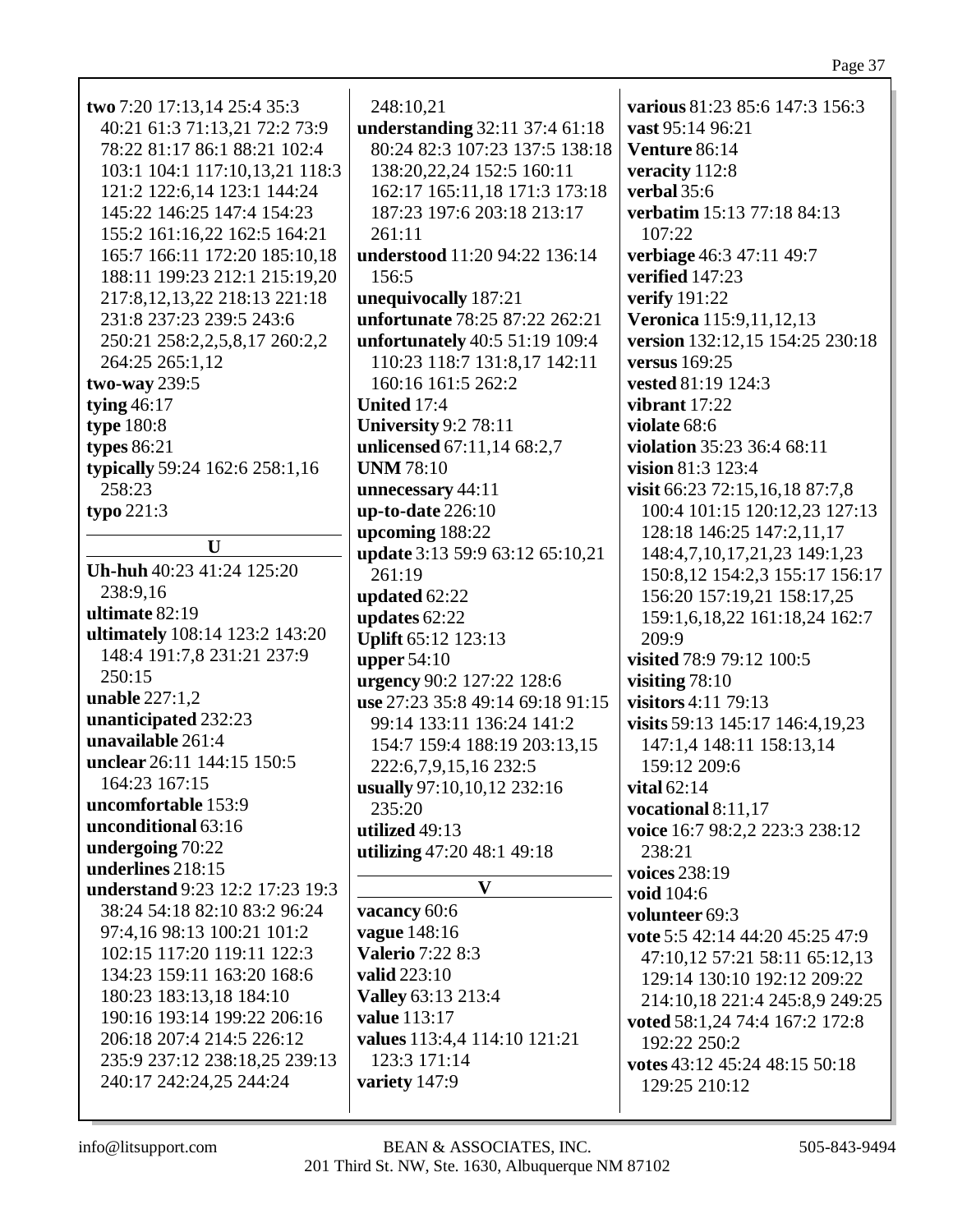**two** 7:20 17:13,14 25:4 35:3 40:21 61:3 71:13,21 72:2 73:9 78:22 81:17 86:1 88:21 102:4 103:1 104:1 117:10,13,21 118:3 121:2 122:6,14 123:1 144:24 145:22 146:25 147:4 154:23 155:2 161:16,22 162:5 164:21 165:7 166:11 172:20 185:10,18 188:11 199:23 212:1 215:19,20 217:8,12,13,22 218:13 221:18 231:8 237:23 239:5 243:6 250:21 258:2,2,5,8,17 260:2,2 264:25 265:1,12
**two-way** 239:5
**tying** 46:17
**type** 180:8
**types** 86:21
**typically** 59:24 162:6 258:1,16 258:23
**typo** 221:3

## U

**Uh-huh** 40:23 41:24 125:20 238:9,16
**ultimate** 82:19
**ultimately** 108:14 123:2 143:20 148:4 191:7,8 231:21 237:9 250:15
**unable** 227:1,2
**unanticipated** 232:23
**unavailable** 261:4
**unclear** 26:11 144:15 150:5 164:23 167:15
**uncomfortable** 153:9
**unconditional** 63:16
**undergoing** 70:22
**underlines** 218:15
**understand** 9:23 12:2 17:23 19:3 38:24 54:18 82:10 83:2 96:24 97:4,16 98:13 100:21 101:2 102:15 117:20 119:11 122:3 134:23 159:11 163:20 168:6 180:23 183:13,18 184:10 190:16 193:14 199:22 206:16 206:18 207:4 214:5 226:12 235:9 237:12 238:18,25 239:13 240:17 242:24,25 244:24 248:10,21
**understanding** 32:11 37:4 61:18 80:24 82:3 107:23 137:5 138:18 138:20,22,24 152:5 160:11 162:17 165:11,18 171:3 173:18 187:23 197:6 203:18 213:17 261:11
**understood** 11:20 94:22 136:14 156:5
**unequivocally** 187:21
**unfortunate** 78:25 87:22 262:21
**unfortunately** 40:5 51:19 109:4 110:23 118:7 131:8,17 142:11 160:16 161:5 262:2
**United** 17:4
**University** 9:2 78:11
**unlicensed** 67:11,14 68:2,7
**UNM** 78:10
**unnecessary** 44:11
**up-to-date** 226:10
**upcoming** 188:22
**update** 3:13 59:9 63:12 65:10,21 261:19
**updated** 62:22
**updates** 62:22
**Uplift** 65:12 123:13
**upper** 54:10
**urgency** 90:2 127:22 128:6
**use** 27:23 35:8 49:14 69:18 91:15 99:14 133:11 136:24 141:2 154:7 159:4 188:19 203:13,15 222:6,7,9,15,16 232:5
**usually** 97:10,10,12 232:16 235:20
**utilized** 49:13
**utilizing** 47:20 48:1 49:18

## V

**vacancy** 60:6
**vague** 148:16
**Valerio** 7:22 8:3
**valid** 223:10
**Valley** 63:13 213:4
**value** 113:17
**values** 113:4,4 114:10 121:21 123:3 171:14
**variety** 147:9
**various** 81:23 85:6 147:3 156:3
**vast** 95:14 96:21
**Venture** 86:14
**veracity** 112:8
**verbal** 35:6
**verbatim** 15:13 77:18 84:13 107:22
**verbiage** 46:3 47:11 49:7
**verified** 147:23
**verify** 191:22
**Veronica** 115:9,11,12,13
**version** 132:12,15 154:25 230:18
**versus** 169:25
**vested** 81:19 124:3
**vibrant** 17:22
**violate** 68:6
**violation** 35:23 36:4 68:11
**vision** 81:3 123:4
**visit** 66:23 72:15,16,18 87:7,8 100:4 101:15 120:12,23 127:13 128:18 146:25 147:2,11,17 148:4,7,10,17,21,23 149:1,23 150:8,12 154:2,3 155:17 156:17 156:20 157:19,21 158:17,25 159:1,6,18,22 161:18,24 162:7 209:9
**visited** 78:9 79:12 100:5
**visiting** 78:10
**visitors** 4:11 79:13
**visits** 59:13 145:17 146:4,19,23 147:1,4 148:11 158:13,14 159:12 209:6
**vital** 62:14
**vocational** 8:11,17
**voice** 16:7 98:2,2 223:3 238:12 238:21
**voices** 238:19
**void** 104:6
**volunteer** 69:3
**vote** 5:5 42:14 44:20 45:25 47:9 47:10,12 57:21 58:11 65:12,13 129:14 130:10 192:12 209:22 214:10,18 221:4 245:8,9 249:25
**voted** 58:1,24 74:4 167:2 172:8 192:22 250:2
**votes** 43:12 45:24 48:15 50:18 129:25 210:12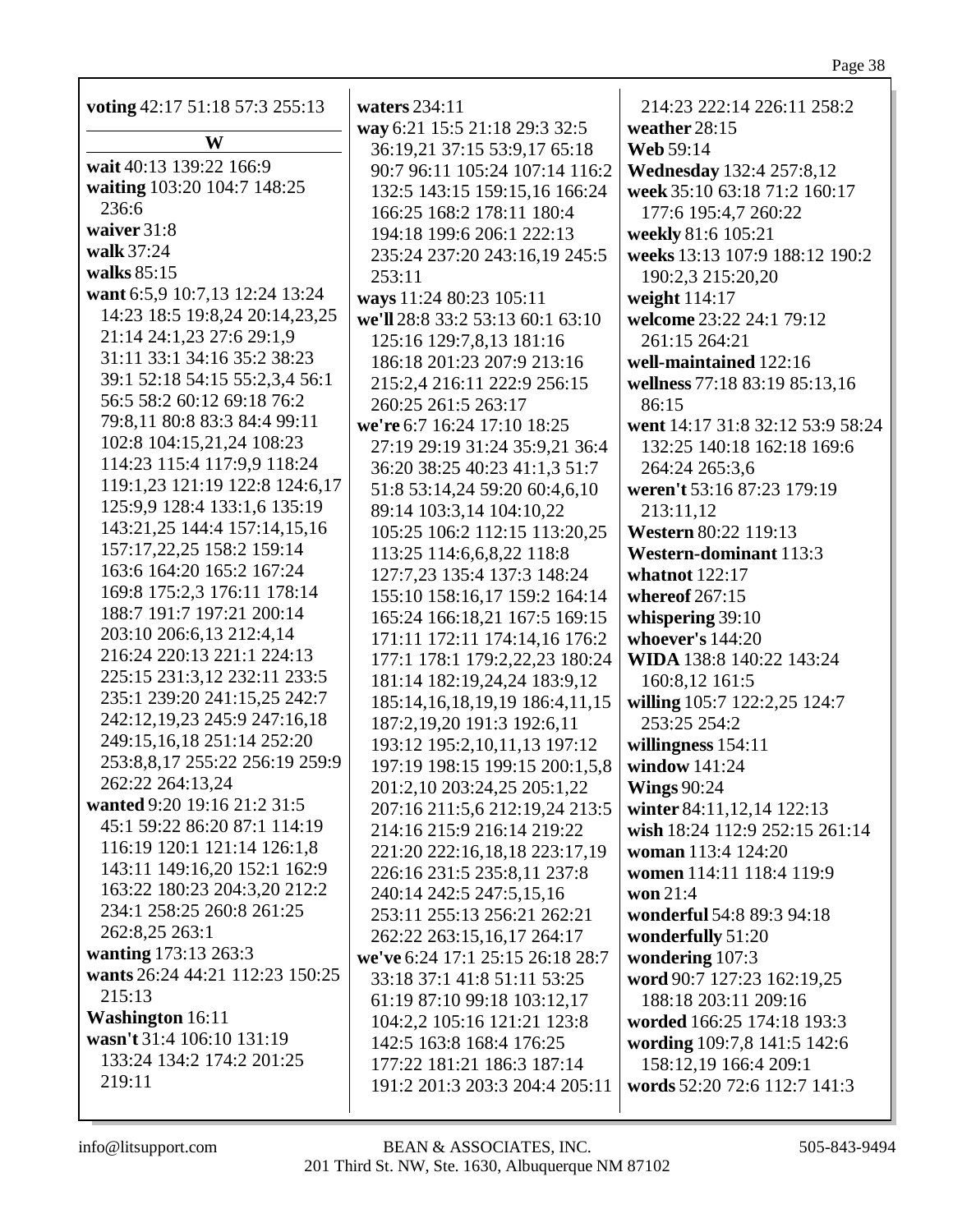**voting** 42:17 51:18 57:3 255:13

**W**

**wait** 40:13 139:22 166:9
**waiting** 103:20 104:7 148:25 236:6
**waiver** 31:8
**walk** 37:24
**walks** 85:15
**want** 6:5,9 10:7,13 12:24 13:24 14:23 18:5 19:8,24 20:14,23,25 21:14 24:1,23 27:6 29:1,9 31:11 33:1 34:16 35:2 38:23 39:1 52:18 54:15 55:2,3,4 56:1 56:5 58:2 60:12 69:18 76:2 79:8,11 80:8 83:3 84:4 99:11 102:8 104:15,21,24 108:23 114:23 115:4 117:9,9 118:24 119:1,23 121:19 122:8 124:6,17 125:9,9 128:4 133:1,6 135:19 143:21,25 144:4 157:14,15,16 157:17,22,25 158:2 159:14 163:6 164:20 165:2 167:24 169:8 175:2,3 176:11 178:14 188:7 191:7 197:21 200:14 203:10 206:6,13 212:4,14 216:24 220:13 221:1 224:13 225:15 231:3,12 232:11 233:5 235:1 239:20 241:15,25 242:7 242:12,19,23 245:9 247:16,18 249:15,16,18 251:14 252:20 253:8,8,17 255:22 256:19 259:9 262:22 264:13,24
**wanted** 9:20 19:16 21:2 31:5 45:1 59:22 86:20 87:1 114:19 116:19 120:1 121:14 126:1,8 143:11 149:16,20 152:1 162:9 163:22 180:23 204:3,20 212:2 234:1 258:25 260:8 261:25 262:8,25 263:1
**wanting** 173:13 263:3
**wants** 26:24 44:21 112:23 150:25 215:13
**Washington** 16:11
**wasn't** 31:4 106:10 131:19 133:24 134:2 174:2 201:25 219:11
**waters** 234:11
**way** 6:21 15:5 21:18 29:3 32:5 36:19,21 37:15 53:9,17 65:18 90:7 96:11 105:24 107:14 116:2 132:5 143:15 159:15,16 166:24 166:25 168:2 178:11 180:4 194:18 199:6 206:1 222:13 235:24 237:20 243:16,19 245:5 253:11
**ways** 11:24 80:23 105:11
**we'll** 28:8 33:2 53:13 60:1 63:10 125:16 129:7,8,13 181:16 186:18 201:23 207:9 213:16 215:2,4 216:11 222:9 256:15 260:25 261:5 263:17
**we're** 6:7 16:24 17:10 18:25 27:19 29:19 31:24 35:9,21 36:4 36:20 38:25 40:23 41:1,3 51:7 51:8 53:14,24 59:20 60:4,6,10 89:14 103:3,14 104:10,22 105:25 106:2 112:15 113:20,25 113:25 114:6,6,8,22 118:8 127:7,23 135:4 137:3 148:24 155:10 158:16,17 159:2 164:14 165:24 166:18,21 167:5 169:15 171:11 172:11 174:14,16 176:2 177:1 178:1 179:2,22,23 180:24 181:14 182:19,24,24 183:9,12 185:14,16,18,19,19 186:4,11,15 187:2,19,20 191:3 192:6,11 193:12 195:2,10,11,13 197:12 197:19 198:15 199:15 200:1,5,8 201:2,10 203:24,25 205:1,22 207:16 211:5,6 212:19,24 213:5 214:16 215:9 216:14 219:22 221:20 222:16,18,18 223:17,19 226:16 231:5 235:8,11 237:8 240:14 242:5 247:5,15,16 253:11 255:13 256:21 262:21 262:22 263:15,16,17 264:17
**we've** 6:24 17:1 25:15 26:18 28:7 33:18 37:1 41:8 51:11 53:25 61:19 87:10 99:18 103:12,17 104:2,2 105:16 121:21 123:8 142:5 163:8 168:4 176:25 177:22 181:21 186:3 187:14 191:2 201:3 203:3 204:4 205:11 214:23 222:14 226:11 258:2
**weather** 28:15
**Web** 59:14
**Wednesday** 132:4 257:8,12
**week** 35:10 63:18 71:2 160:17 177:6 195:4,7 260:22
**weekly** 81:6 105:21
**weeks** 13:13 107:9 188:12 190:2 190:2,3 215:20,20
**weight** 114:17
**welcome** 23:22 24:1 79:12 261:15 264:21
**well-maintained** 122:16
**wellness** 77:18 83:19 85:13,16 86:15
**went** 14:17 31:8 32:12 53:9 58:24 132:25 140:18 162:18 169:6 264:24 265:3,6
**weren't** 53:16 87:23 179:19 213:11,12
**Western** 80:22 119:13
**Western-dominant** 113:3
**whatnot** 122:17
**whereof** 267:15
**whispering** 39:10
**whoever's** 144:20
**WIDA** 138:8 140:22 143:24 160:8,12 161:5
**willing** 105:7 122:2,25 124:7 253:25 254:2
**willingness** 154:11
**window** 141:24
**Wings** 90:24
**winter** 84:11,12,14 122:13
**wish** 18:24 112:9 252:15 261:14
**woman** 113:4 124:20
**women** 114:11 118:4 119:9
**won** 21:4
**wonderful** 54:8 89:3 94:18
**wonderfully** 51:20
**wondering** 107:3
**word** 90:7 127:23 162:19,25 188:18 203:11 209:16
**worded** 166:25 174:18 193:3
**wording** 109:7,8 141:5 142:6 158:12,19 166:4 209:1
**words** 52:20 72:6 112:7 141:3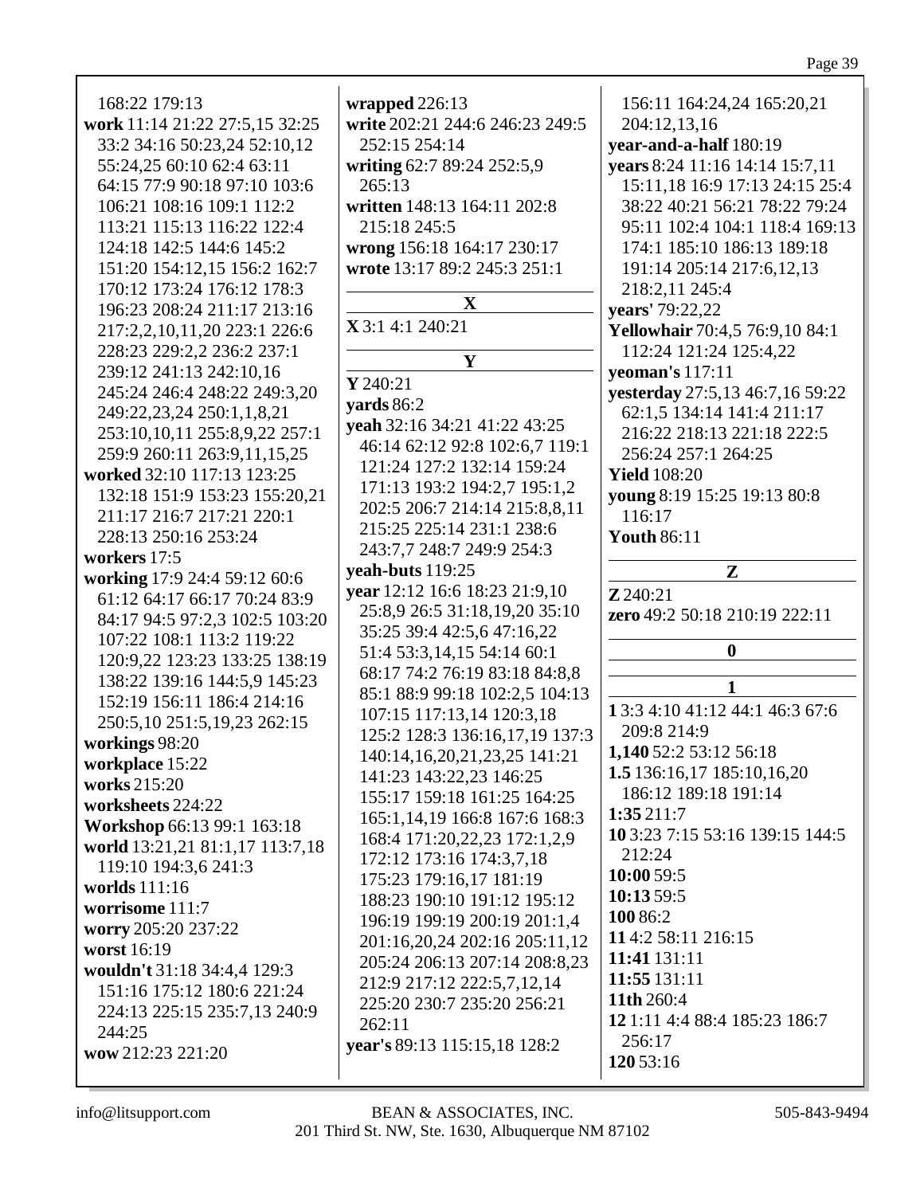168:22 179:13
**work** 11:14 21:22 27:5,15 32:25 33:2 34:16 50:23,24 52:10,12 55:24,25 60:10 62:4 63:11 64:15 77:9 90:18 97:10 103:6 106:21 108:16 109:1 112:2 113:21 115:13 116:22 122:4 124:18 142:5 144:6 145:2 151:20 154:12,15 156:2 162:7 170:12 173:24 176:12 178:3 196:23 208:24 211:17 213:16 217:2,2,10,11,20 223:1 226:6 228:23 229:2,2 236:2 237:1 239:12 241:13 242:10,16 245:24 246:4 248:22 249:3,20 249:22,23,24 250:1,1,8,21 253:10,10,11 255:8,9,22 257:1 259:9 260:11 263:9,11,15,25
**worked** 32:10 117:13 123:25 132:18 151:9 153:23 155:20,21 211:17 216:7 217:21 220:1 228:13 250:16 253:24
**workers** 17:5
**working** 17:9 24:4 59:12 60:6 61:12 64:17 66:17 70:24 83:9 84:17 94:5 97:2,3 102:5 103:20 107:22 108:1 113:2 119:22 120:9,22 123:23 133:25 138:19 138:22 139:16 144:5,9 145:23 152:19 156:11 186:4 214:16 250:5,10 251:5,19,23 262:15
**workings** 98:20
**workplace** 15:22
**works** 215:20
**worksheets** 224:22
**Workshop** 66:13 99:1 163:18
**world** 13:21,21 81:1,17 113:7,18 119:10 194:3,6 241:3
**worlds** 111:16
**worrisome** 111:7
**worry** 205:20 237:22
**worst** 16:19
**wouldn't** 31:18 34:4,4 129:3 151:16 175:12 180:6 221:24 224:13 225:15 235:7,13 240:9 244:25
**wow** 212:23 221:20
**wrapped** 226:13
**write** 202:21 244:6 246:23 249:5 252:15 254:14
**writing** 62:7 89:24 252:5,9 265:13
**written** 148:13 164:11 202:8 215:18 245:5
**wrong** 156:18 164:17 230:17
**wrote** 13:17 89:2 245:3 251:1

## X

**X** 3:1 4:1 240:21

## Y

**Y** 240:21
**yards** 86:2
**yeah** 32:16 34:21 41:22 43:25 46:14 62:12 92:8 102:6,7 119:1 121:24 127:2 132:14 159:24 171:13 193:2 194:2,7 195:1,2 202:5 206:7 214:14 215:8,8,11 215:25 225:14 231:1 238:6 243:7,7 248:7 249:9 254:3
**yeah-buts** 119:25
**year** 12:12 16:6 18:23 21:9,10 25:8,9 26:5 31:18,19,20 35:10 35:25 39:4 42:5,6 47:16,22 51:4 53:3,14,15 54:14 60:1 68:17 74:2 76:19 83:18 84:8,8 85:1 88:9 99:18 102:2,5 104:13 107:15 117:13,14 120:3,18 125:2 128:3 136:16,17,19 137:3 140:14,16,20,21,23,25 141:21 141:23 143:22,23 146:25 155:17 159:18 161:25 164:25 165:1,14,19 166:8 167:6 168:3 168:4 171:20,22,23 172:1,2,9 172:12 173:16 174:3,7,18 175:23 179:16,17 181:19 188:23 190:10 191:12 195:12 196:19 199:19 200:19 201:1,4 201:16,20,24 202:16 205:11,12 205:24 206:13 207:14 208:8,23 212:9 217:12 222:5,7,12,14 225:20 230:7 235:20 256:21 262:11
**year's** 89:13 115:15,18 128:2 156:11 164:24,24 165:20,21 204:12,13,16
**year-and-a-half** 180:19
**years** 8:24 11:16 14:14 15:7,11 15:11,18 16:9 17:13 24:15 25:4 38:22 40:21 56:21 78:22 79:24 95:11 102:4 104:1 118:4 169:13 174:1 185:10 186:13 189:18 191:14 205:14 217:6,12,13 218:2,11 245:4
**years'** 79:22,22
**Yellowhair** 70:4,5 76:9,10 84:1 112:24 121:24 125:4,22
**yeoman's** 117:11
**yesterday** 27:5,13 46:7,16 59:22 62:1,5 134:14 141:4 211:17 216:22 218:13 221:18 222:5 256:24 257:1 264:25
**Yield** 108:20
**young** 8:19 15:25 19:13 80:8 116:17
**Youth** 86:11

## Z

**Z** 240:21
**zero** 49:2 50:18 210:19 222:11

## 0

## 1

**1** 3:3 4:10 41:12 44:1 46:3 67:6 209:8 214:9
**1,140** 52:2 53:12 56:18
**1.5** 136:16,17 185:10,16,20 186:12 189:18 191:14
**1:35** 211:7
**10** 3:23 7:15 53:16 139:15 144:5 212:24
**10:00** 59:5
**10:13** 59:5
**100** 86:2
**11** 4:2 58:11 216:15
**11:41** 131:11
**11:55** 131:11
**11th** 260:4
**12** 1:11 4:4 88:4 185:23 186:7 256:17
**120** 53:16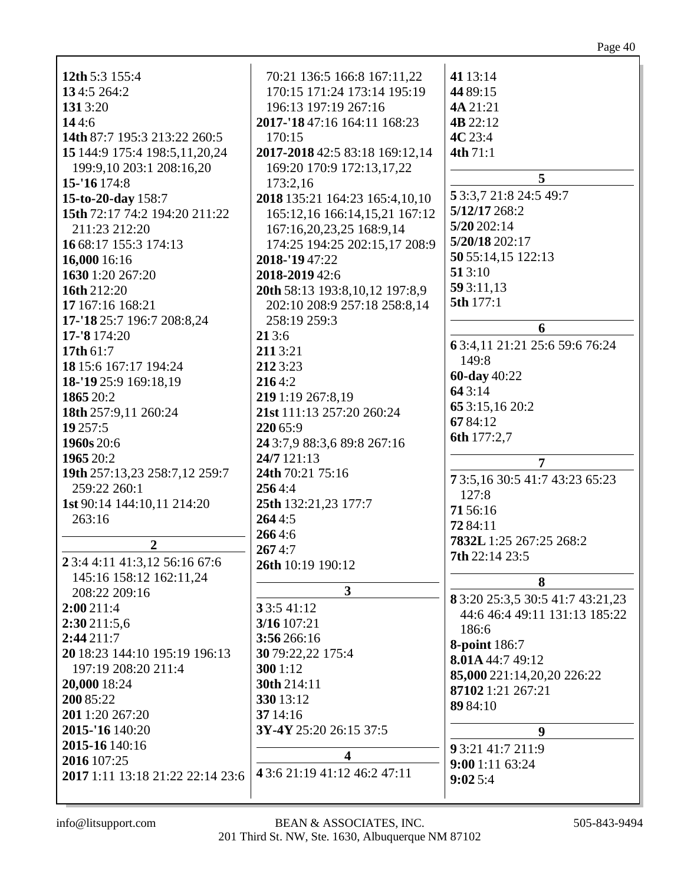**12th** 5:3 155:4
**13** 4:5 264:2
**131** 3:20
**14** 4:6
**14th** 87:7 195:3 213:22 260:5
**15** 144:9 175:4 198:5,11,20,24 199:9,10 203:1 208:16,20
**15-'16** 174:8
**15-to-20-day** 158:7
**15th** 72:17 74:2 194:20 211:22 211:23 212:20
**16** 68:17 155:3 174:13
**16,000** 16:16
**1630** 1:20 267:20
**16th** 212:20
**17** 167:16 168:21
**17-'18** 25:7 196:7 208:8,24
**17-'8** 174:20
**17th** 61:7
**18** 15:6 167:17 194:24
**18-'19** 25:9 169:18,19
**1865** 20:2
**18th** 257:9,11 260:24
**19** 257:5
**1960s** 20:6
**1965** 20:2
**19th** 257:13,23 258:7,12 259:7 259:22 260:1
**1st** 90:14 144:10,11 214:20 263:16

**2**

**2** 3:4 4:11 41:3,12 56:16 67:6 145:16 158:12 162:11,24 208:22 209:16
**2:00** 211:4
**2:30** 211:5,6
**2:44** 211:7
**20** 18:23 144:10 195:19 196:13 197:19 208:20 211:4
**20,000** 18:24
**200** 85:22
**201** 1:20 267:20
**2015-'16** 140:20
**2015-16** 140:16
**2016** 107:25
**2017** 1:11 13:18 21:22 22:14 23:6 70:21 136:5 166:8 167:11,22 170:15 171:24 173:14 195:19 196:13 197:19 267:16
**2017-'18** 47:16 164:11 168:23 170:15
**2017-2018** 42:5 83:18 169:12,14 169:20 170:9 172:13,17,22 173:2,16
**2018** 135:21 164:23 165:4,10,10 165:12,16 166:14,15,21 167:12 167:16,20,23,25 168:9,14 174:25 194:25 202:15,17 208:9
**2018-'19** 47:22
**2018-2019** 42:6
**20th** 58:13 193:8,10,12 197:8,9 202:10 208:9 257:18 258:8,14 258:19 259:3
**21** 3:6
**211** 3:21
**212** 3:23
**216** 4:2
**219** 1:19 267:8,19
**21st** 111:13 257:20 260:24
**220** 65:9
**24** 3:7,9 88:3,6 89:8 267:16
**24/7** 121:13
**24th** 70:21 75:16
**256** 4:4
**25th** 132:21,23 177:7
**264** 4:5
**266** 4:6
**267** 4:7
**26th** 10:19 190:12

**3**

**3** 3:5 41:12
**3/16** 107:21
**3:56** 266:16
**30** 79:22,22 175:4
**300** 1:12
**30th** 214:11
**330** 13:12
**37** 14:16
**3Y-4Y** 25:20 26:15 37:5

**4**

**4** 3:6 21:19 41:12 46:2 47:11
**41** 13:14
**44** 89:15
**4A** 21:21
**4B** 22:12
**4C** 23:4
**4th** 71:1

**5**

**5** 3:3,7 21:8 24:5 49:7
**5/12/17** 268:2
**5/20** 202:14
**5/20/18** 202:17
**50** 55:14,15 122:13
**51** 3:10
**59** 3:11,13
**5th** 177:1

**6**

**6** 3:4,11 21:21 25:6 59:6 76:24 149:8
**60-day** 40:22
**64** 3:14
**65** 3:15,16 20:2
**67** 84:12
**6th** 177:2,7

**7**

**7** 3:5,16 30:5 41:7 43:23 65:23 127:8
**71** 56:16
**72** 84:11
**7832L** 1:25 267:25 268:2
**7th** 22:14 23:5

**8**

**8** 3:20 25:3,5 30:5 41:7 43:21,23 44:6 46:4 49:11 131:13 185:22 186:6
**8-point** 186:7
**8.01A** 44:7 49:12
**85,000** 221:14,20,20 226:22
**87102** 1:21 267:21
**89** 84:10

**9**

**9** 3:21 41:7 211:9
**9:00** 1:11 63:24
**9:02** 5:4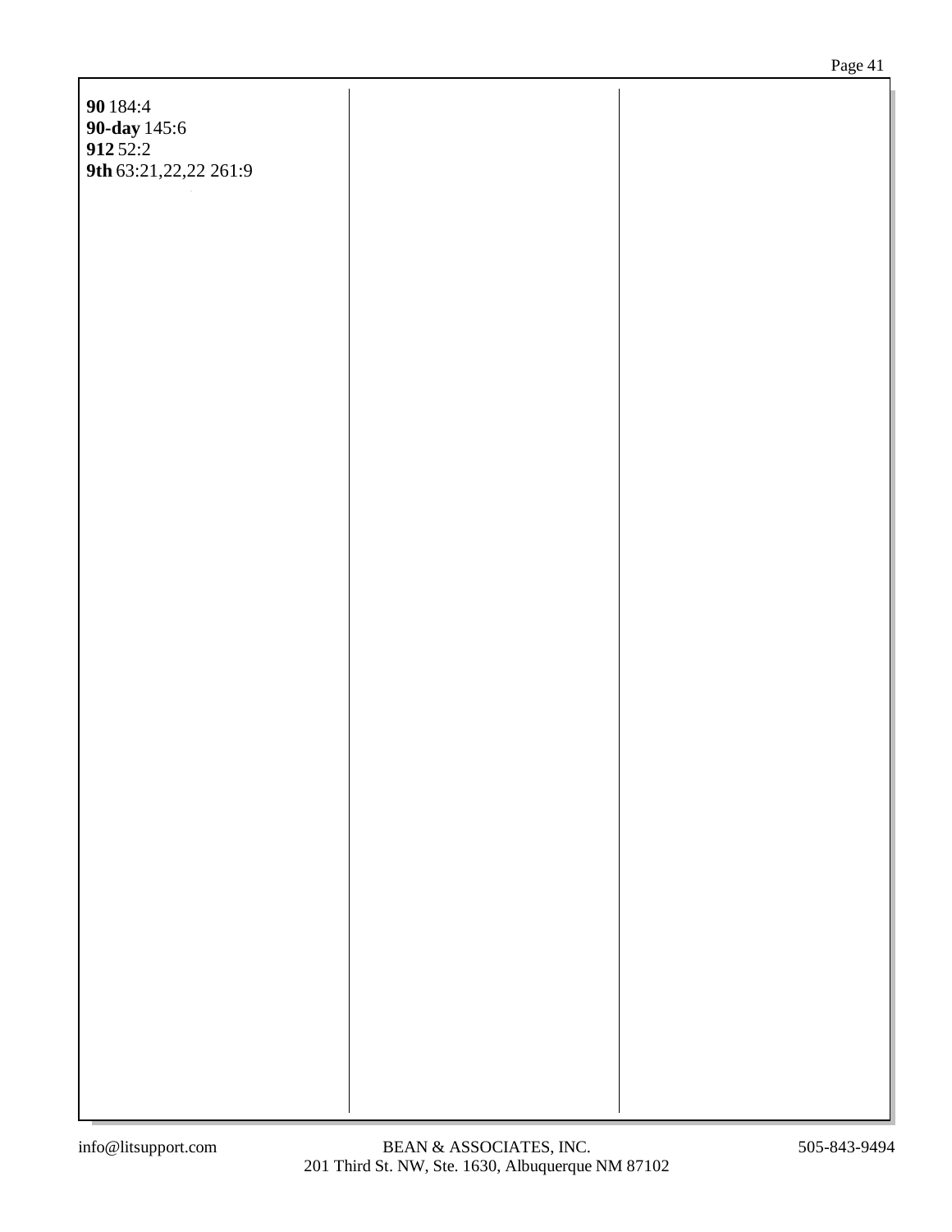**90** 184:4
**90-day** 145:6
**912** 52:2
**9th** 63:21,22,22 261:9